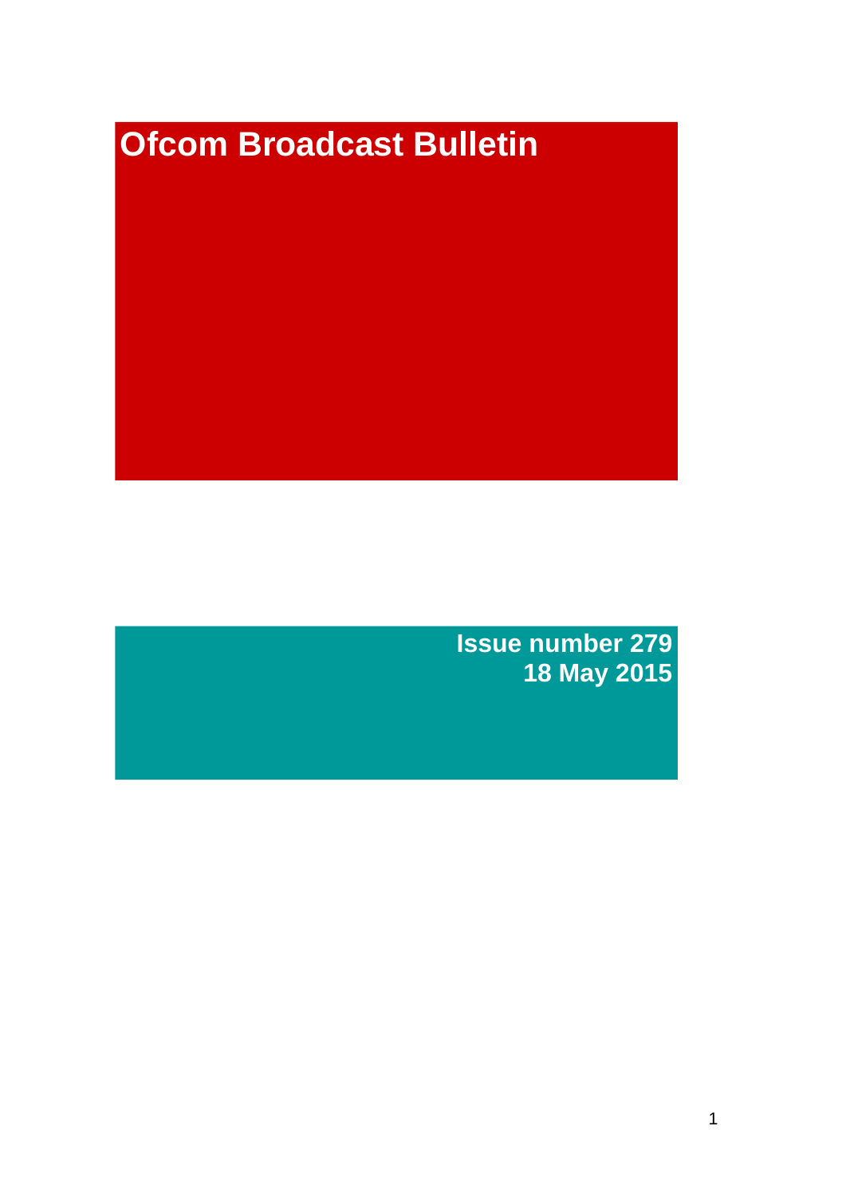# Ofcom Broadcast Bulletin

**Issue number 279**
**18 May 2015**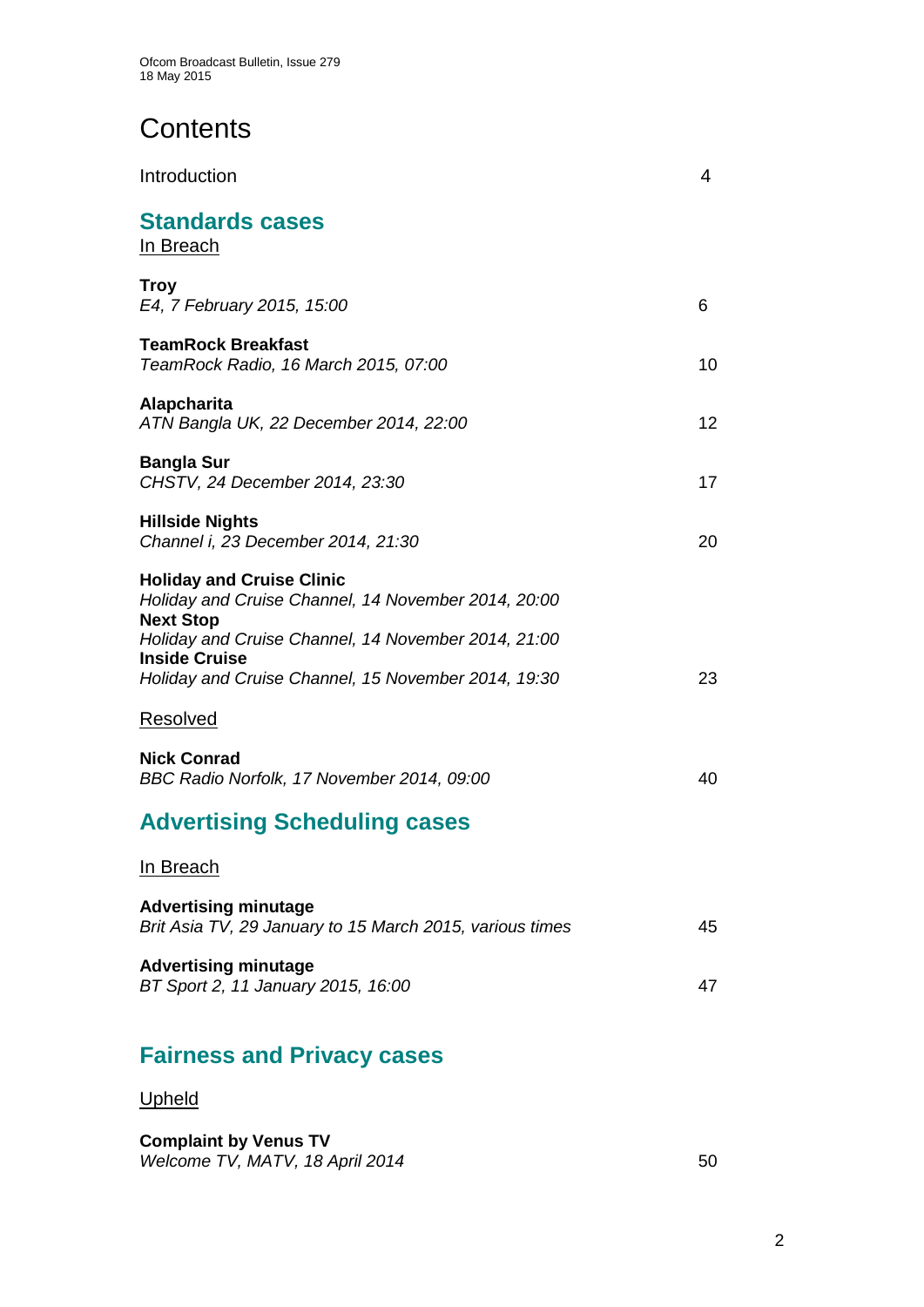# Contents

Introduction 4

## Standards cases

In Breach

**Troy**
*E4, 7 February 2015, 15:00* 6

**TeamRock Breakfast**
*TeamRock Radio, 16 March 2015, 07:00* 10

**Alapcharita**
*ATN Bangla UK, 22 December 2014, 22:00* 12

**Bangla Sur**
*CHSTV, 24 December 2014, 23:30* 17

**Hillside Nights**
*Channel i, 23 December 2014, 21:30* 20

**Holiday and Cruise Clinic**
*Holiday and Cruise Channel, 14 November 2014, 20:00*
**Next Stop**
*Holiday and Cruise Channel, 14 November 2014, 21:00*
**Inside Cruise**
*Holiday and Cruise Channel, 15 November 2014, 19:30* 23

Resolved

**Nick Conrad**
*BBC Radio Norfolk, 17 November 2014, 09:00* 40

## Advertising Scheduling cases

In Breach

**Advertising minutage**
*Brit Asia TV, 29 January to 15 March 2015, various times* 45

**Advertising minutage**
*BT Sport 2, 11 January 2015, 16:00* 47

## Fairness and Privacy cases

Upheld

**Complaint by Venus TV**
*Welcome TV, MATV, 18 April 2014* 50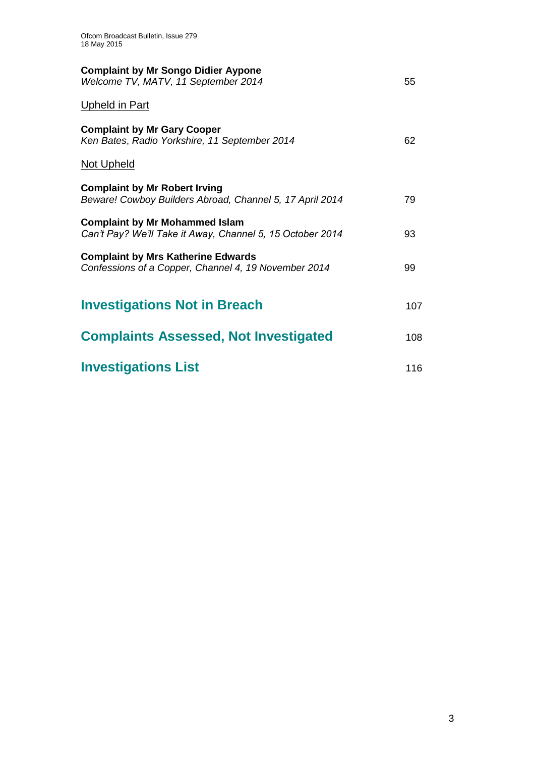**Complaint by Mr Songo Didier Aypone**
*Welcome TV, MATV, 11 September 2014* 55

Upheld in Part

**Complaint by Mr Gary Cooper**
*Ken Bates, Radio Yorkshire, 11 September 2014* 62

Not Upheld

**Complaint by Mr Robert Irving**
*Beware! Cowboy Builders Abroad, Channel 5, 17 April 2014* 79

**Complaint by Mr Mohammed Islam**
*Can't Pay? We'll Take it Away, Channel 5, 15 October 2014* 93

**Complaint by Mrs Katherine Edwards**
*Confessions of a Copper, Channel 4, 19 November 2014* 99

## Investigations Not in Breach 107

## Complaints Assessed, Not Investigated 108

## Investigations List 116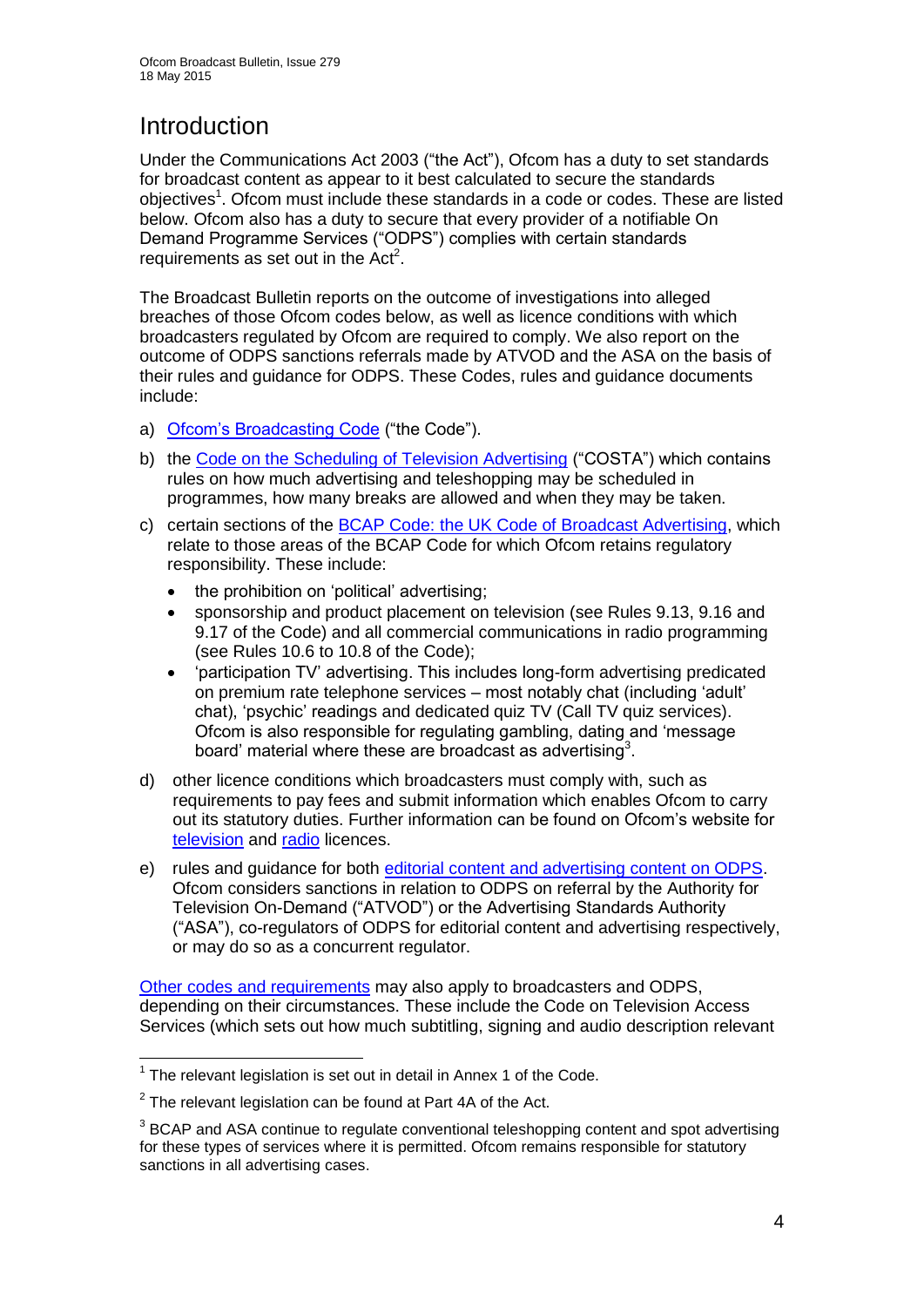# Introduction

Under the Communications Act 2003 ("the Act"), Ofcom has a duty to set standards for broadcast content as appear to it best calculated to secure the standards objectives[1]. Ofcom must include these standards in a code or codes. These are listed below. Ofcom also has a duty to secure that every provider of a notifiable On Demand Programme Services ("ODPS") complies with certain standards requirements as set out in the Act[2].

The Broadcast Bulletin reports on the outcome of investigations into alleged breaches of those Ofcom codes below, as well as licence conditions with which broadcasters regulated by Ofcom are required to comply. We also report on the outcome of ODPS sanctions referrals made by ATVOD and the ASA on the basis of their rules and guidance for ODPS. These Codes, rules and guidance documents include:

a) Ofcom's Broadcasting Code ("the Code").

b) the Code on the Scheduling of Television Advertising ("COSTA") which contains rules on how much advertising and teleshopping may be scheduled in programmes, how many breaks are allowed and when they may be taken.

c) certain sections of the BCAP Code: the UK Code of Broadcast Advertising, which relate to those areas of the BCAP Code for which Ofcom retains regulatory responsibility. These include:
   - the prohibition on 'political' advertising;
   - sponsorship and product placement on television (see Rules 9.13, 9.16 and 9.17 of the Code) and all commercial communications in radio programming (see Rules 10.6 to 10.8 of the Code);
   - 'participation TV' advertising. This includes long-form advertising predicated on premium rate telephone services – most notably chat (including 'adult' chat), 'psychic' readings and dedicated quiz TV (Call TV quiz services). Ofcom is also responsible for regulating gambling, dating and 'message board' material where these are broadcast as advertising[3].

d) other licence conditions which broadcasters must comply with, such as requirements to pay fees and submit information which enables Ofcom to carry out its statutory duties. Further information can be found on Ofcom's website for television and radio licences.

e) rules and guidance for both editorial content and advertising content on ODPS. Ofcom considers sanctions in relation to ODPS on referral by the Authority for Television On-Demand ("ATVOD") or the Advertising Standards Authority ("ASA"), co-regulators of ODPS for editorial content and advertising respectively, or may do so as a concurrent regulator.

Other codes and requirements may also apply to broadcasters and ODPS, depending on their circumstances. These include the Code on Television Access Services (which sets out how much subtitling, signing and audio description relevant

---

[1] The relevant legislation is set out in detail in Annex 1 of the Code.

[2] The relevant legislation can be found at Part 4A of the Act.

[3] BCAP and ASA continue to regulate conventional teleshopping content and spot advertising for these types of services where it is permitted. Ofcom remains responsible for statutory sanctions in all advertising cases.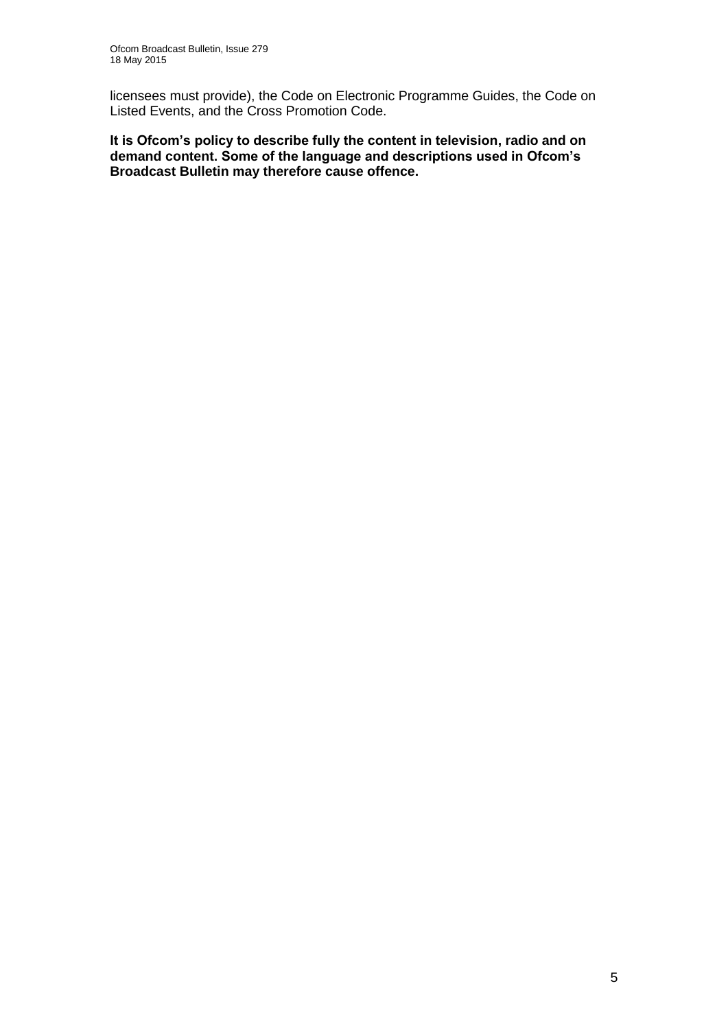licensees must provide), the Code on Electronic Programme Guides, the Code on Listed Events, and the Cross Promotion Code.

**It is Ofcom's policy to describe fully the content in television, radio and on demand content. Some of the language and descriptions used in Ofcom's Broadcast Bulletin may therefore cause offence.**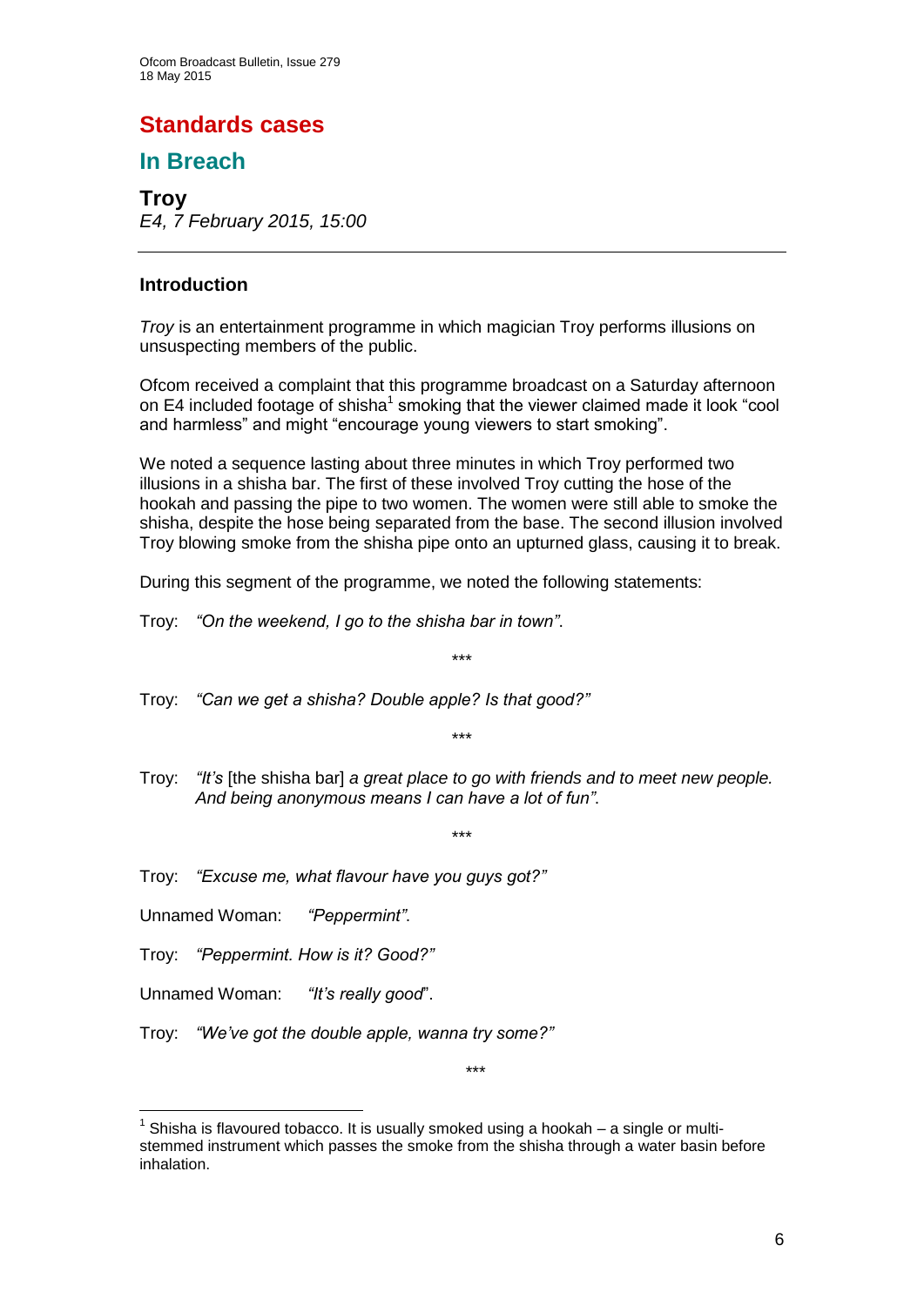# Standards cases

## In Breach

### Troy

*E4, 7 February 2015, 15:00*

---

#### Introduction

*Troy* is an entertainment programme in which magician Troy performs illusions on unsuspecting members of the public.

Ofcom received a complaint that this programme broadcast on a Saturday afternoon on E4 included footage of shisha[1] smoking that the viewer claimed made it look "cool and harmless" and might "encourage young viewers to start smoking".

We noted a sequence lasting about three minutes in which Troy performed two illusions in a shisha bar. The first of these involved Troy cutting the hose of the hookah and passing the pipe to two women. The women were still able to smoke the shisha, despite the hose being separated from the base. The second illusion involved Troy blowing smoke from the shisha pipe onto an upturned glass, causing it to break.

During this segment of the programme, we noted the following statements:

Troy: *"On the weekend, I go to the shisha bar in town"*.

\*\*\*

Troy: *"Can we get a shisha? Double apple? Is that good?"*

\*\*\*

Troy: *"It's* [the shisha bar] *a great place to go with friends and to meet new people. And being anonymous means I can have a lot of fun"*.

\*\*\*

Troy: *"Excuse me, what flavour have you guys got?"*

Unnamed Woman: *"Peppermint"*.

Troy: *"Peppermint. How is it? Good?"*

Unnamed Woman: *"It's really good*".

Troy: *"We've got the double apple, wanna try some?"*

\*\*\*

---

[1] Shisha is flavoured tobacco. It is usually smoked using a hookah – a single or multi-stemmed instrument which passes the smoke from the shisha through a water basin before inhalation.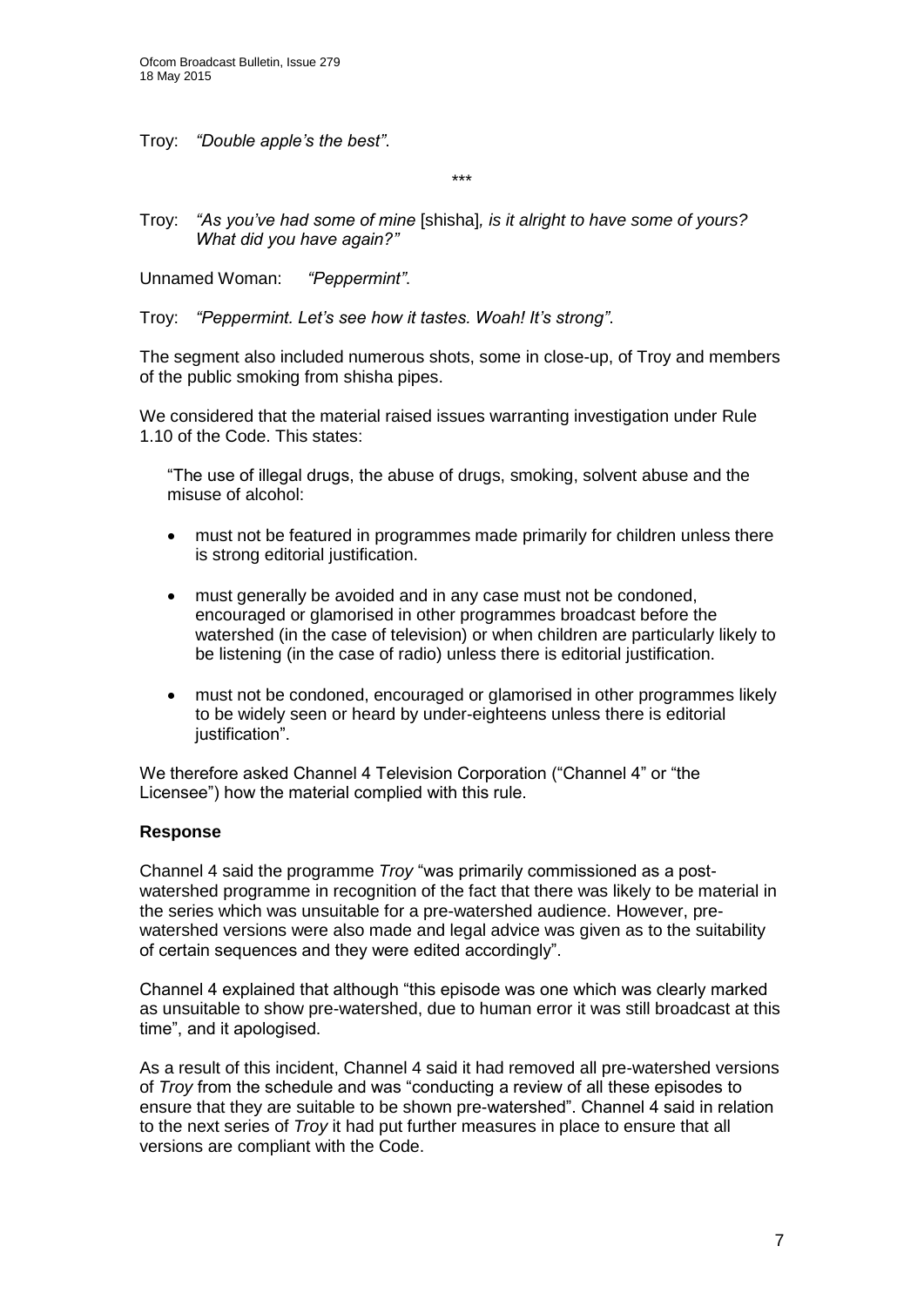Troy: *"Double apple's the best"*.

\*\*\*

Troy: *"As you've had some of mine* [shisha]*, is it alright to have some of yours? What did you have again?"*

Unnamed Woman: *"Peppermint"*.

Troy: *"Peppermint. Let's see how it tastes. Woah! It's strong"*.

The segment also included numerous shots, some in close-up, of Troy and members of the public smoking from shisha pipes.

We considered that the material raised issues warranting investigation under Rule 1.10 of the Code. This states:

> "The use of illegal drugs, the abuse of drugs, smoking, solvent abuse and the misuse of alcohol:
>
> - must not be featured in programmes made primarily for children unless there is strong editorial justification.
> - must generally be avoided and in any case must not be condoned, encouraged or glamorised in other programmes broadcast before the watershed (in the case of television) or when children are particularly likely to be listening (in the case of radio) unless there is editorial justification.
> - must not be condoned, encouraged or glamorised in other programmes likely to be widely seen or heard by under-eighteens unless there is editorial justification".

We therefore asked Channel 4 Television Corporation ("Channel 4" or "the Licensee") how the material complied with this rule.

### Response

Channel 4 said the programme *Troy* "was primarily commissioned as a post-watershed programme in recognition of the fact that there was likely to be material in the series which was unsuitable for a pre-watershed audience. However, pre-watershed versions were also made and legal advice was given as to the suitability of certain sequences and they were edited accordingly".

Channel 4 explained that although "this episode was one which was clearly marked as unsuitable to show pre-watershed, due to human error it was still broadcast at this time", and it apologised.

As a result of this incident, Channel 4 said it had removed all pre-watershed versions of *Troy* from the schedule and was "conducting a review of all these episodes to ensure that they are suitable to be shown pre-watershed". Channel 4 said in relation to the next series of *Troy* it had put further measures in place to ensure that all versions are compliant with the Code.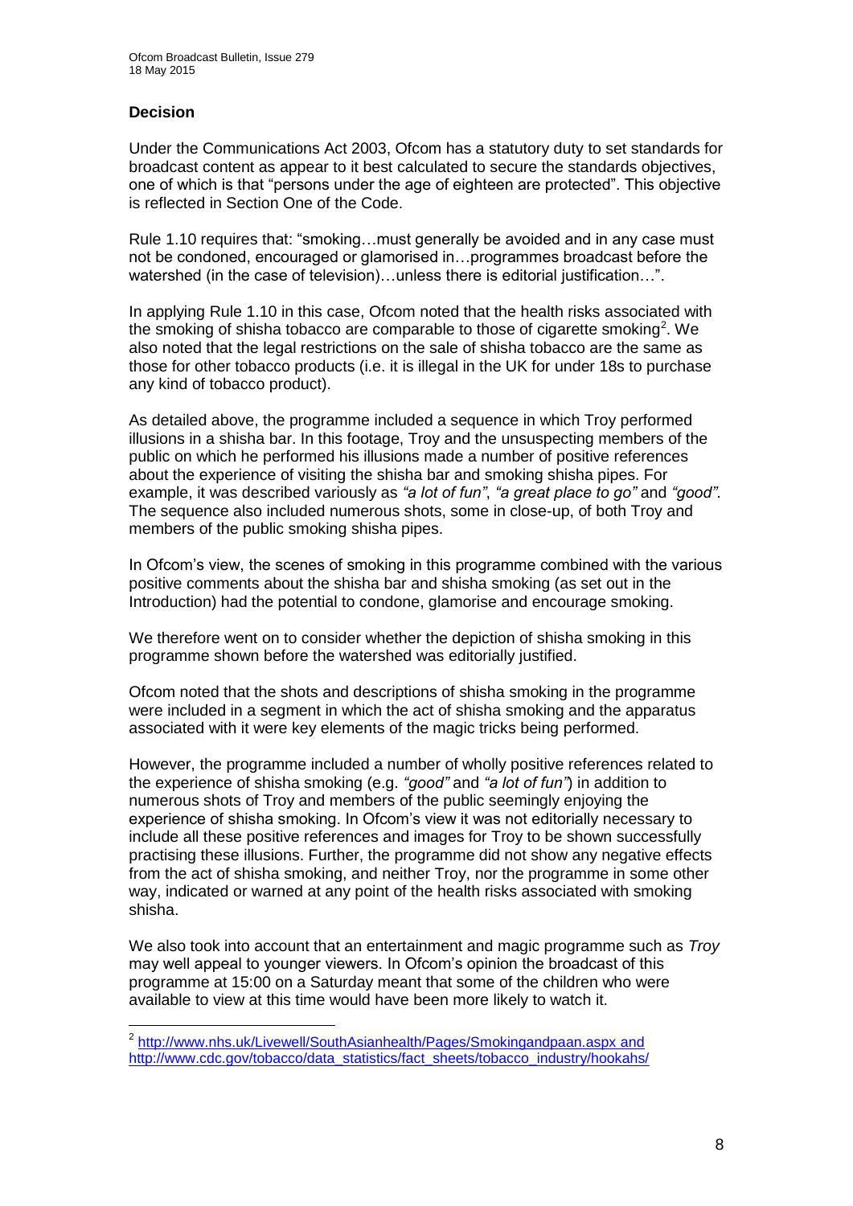## Decision

Under the Communications Act 2003, Ofcom has a statutory duty to set standards for broadcast content as appear to it best calculated to secure the standards objectives, one of which is that "persons under the age of eighteen are protected". This objective is reflected in Section One of the Code.

Rule 1.10 requires that: "smoking…must generally be avoided and in any case must not be condoned, encouraged or glamorised in…programmes broadcast before the watershed (in the case of television)…unless there is editorial justification…".

In applying Rule 1.10 in this case, Ofcom noted that the health risks associated with the smoking of shisha tobacco are comparable to those of cigarette smoking[2]. We also noted that the legal restrictions on the sale of shisha tobacco are the same as those for other tobacco products (i.e. it is illegal in the UK for under 18s to purchase any kind of tobacco product).

As detailed above, the programme included a sequence in which Troy performed illusions in a shisha bar. In this footage, Troy and the unsuspecting members of the public on which he performed his illusions made a number of positive references about the experience of visiting the shisha bar and smoking shisha pipes. For example, it was described variously as *"a lot of fun"*, *"a great place to go"* and *"good"*. The sequence also included numerous shots, some in close-up, of both Troy and members of the public smoking shisha pipes.

In Ofcom's view, the scenes of smoking in this programme combined with the various positive comments about the shisha bar and shisha smoking (as set out in the Introduction) had the potential to condone, glamorise and encourage smoking.

We therefore went on to consider whether the depiction of shisha smoking in this programme shown before the watershed was editorially justified.

Ofcom noted that the shots and descriptions of shisha smoking in the programme were included in a segment in which the act of shisha smoking and the apparatus associated with it were key elements of the magic tricks being performed.

However, the programme included a number of wholly positive references related to the experience of shisha smoking (e.g. *"good"* and *"a lot of fun"*) in addition to numerous shots of Troy and members of the public seemingly enjoying the experience of shisha smoking. In Ofcom's view it was not editorially necessary to include all these positive references and images for Troy to be shown successfully practising these illusions. Further, the programme did not show any negative effects from the act of shisha smoking, and neither Troy, nor the programme in some other way, indicated or warned at any point of the health risks associated with smoking shisha.

We also took into account that an entertainment and magic programme such as *Troy* may well appeal to younger viewers. In Ofcom's opinion the broadcast of this programme at 15:00 on a Saturday meant that some of the children who were available to view at this time would have been more likely to watch it.

---

[2] http://www.nhs.uk/Livewell/SouthAsianhealth/Pages/Smokingandpaan.aspx and http://www.cdc.gov/tobacco/data_statistics/fact_sheets/tobacco_industry/hookahs/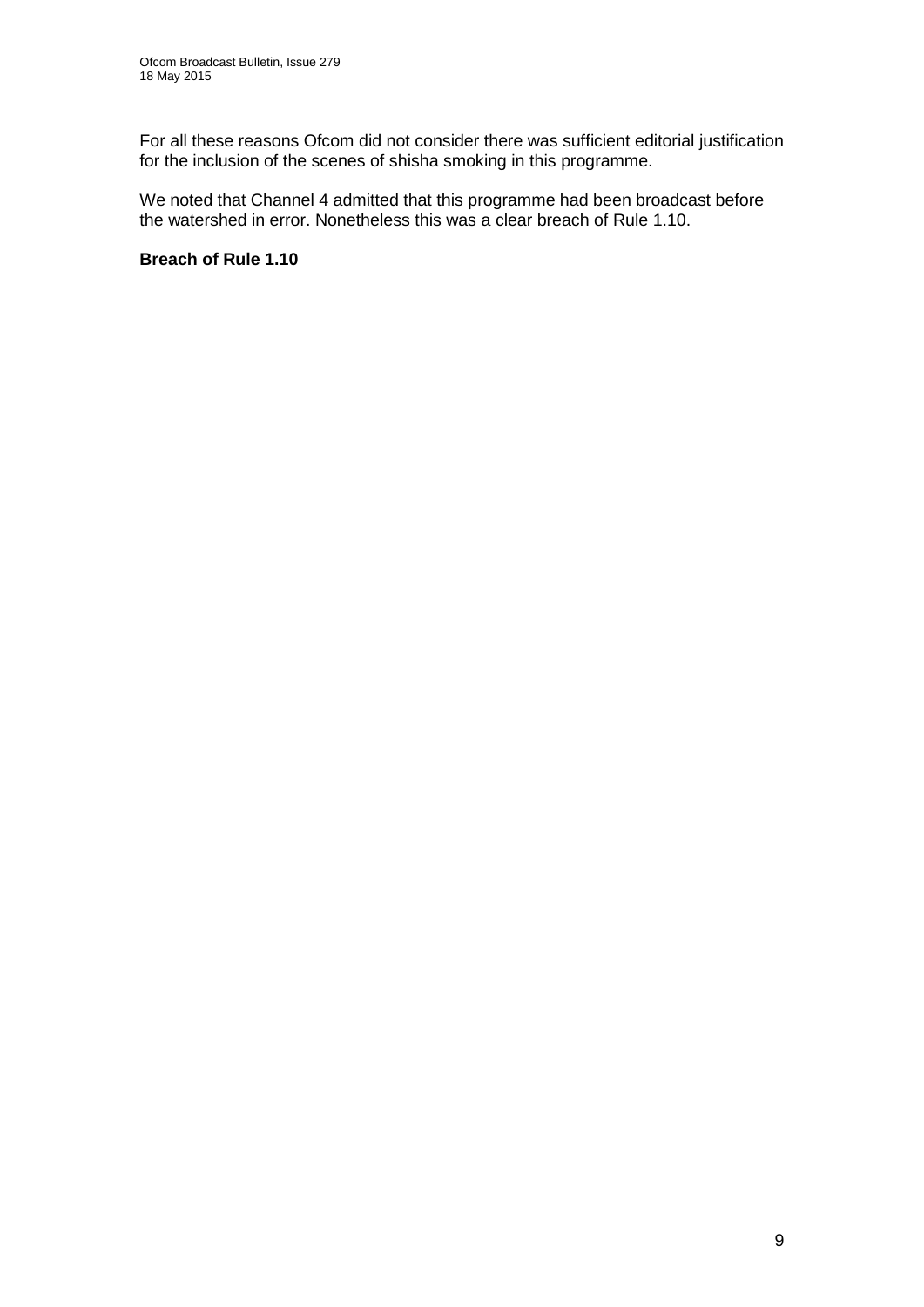For all these reasons Ofcom did not consider there was sufficient editorial justification for the inclusion of the scenes of shisha smoking in this programme.

We noted that Channel 4 admitted that this programme had been broadcast before the watershed in error. Nonetheless this was a clear breach of Rule 1.10.

**Breach of Rule 1.10**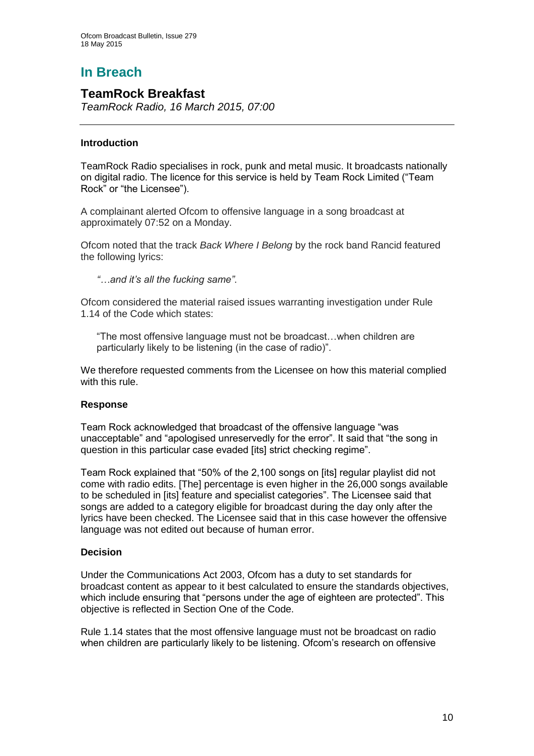# In Breach

## TeamRock Breakfast

*TeamRock Radio, 16 March 2015, 07:00*

### Introduction

TeamRock Radio specialises in rock, punk and metal music. It broadcasts nationally on digital radio. The licence for this service is held by Team Rock Limited ("Team Rock" or "the Licensee").

A complainant alerted Ofcom to offensive language in a song broadcast at approximately 07:52 on a Monday.

Ofcom noted that the track *Back Where I Belong* by the rock band Rancid featured the following lyrics:

> *"…and it's all the fucking same"*.

Ofcom considered the material raised issues warranting investigation under Rule 1.14 of the Code which states:

> "The most offensive language must not be broadcast…when children are particularly likely to be listening (in the case of radio)".

We therefore requested comments from the Licensee on how this material complied with this rule.

### Response

Team Rock acknowledged that broadcast of the offensive language "was unacceptable" and "apologised unreservedly for the error". It said that "the song in question in this particular case evaded [its] strict checking regime".

Team Rock explained that "50% of the 2,100 songs on [its] regular playlist did not come with radio edits. [The] percentage is even higher in the 26,000 songs available to be scheduled in [its] feature and specialist categories". The Licensee said that songs are added to a category eligible for broadcast during the day only after the lyrics have been checked. The Licensee said that in this case however the offensive language was not edited out because of human error.

### Decision

Under the Communications Act 2003, Ofcom has a duty to set standards for broadcast content as appear to it best calculated to ensure the standards objectives, which include ensuring that "persons under the age of eighteen are protected". This objective is reflected in Section One of the Code.

Rule 1.14 states that the most offensive language must not be broadcast on radio when children are particularly likely to be listening. Ofcom's research on offensive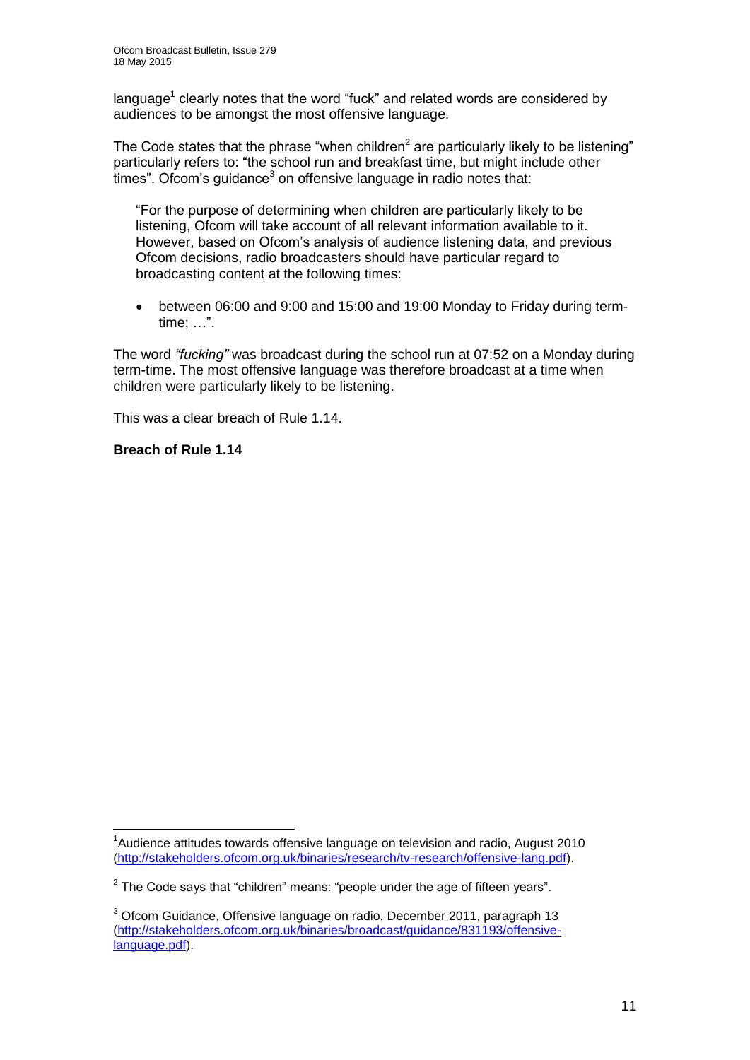language[1] clearly notes that the word "fuck" and related words are considered by audiences to be amongst the most offensive language.

The Code states that the phrase "when children[2] are particularly likely to be listening" particularly refers to: "the school run and breakfast time, but might include other times". Ofcom's guidance[3] on offensive language in radio notes that:

> "For the purpose of determining when children are particularly likely to be listening, Ofcom will take account of all relevant information available to it. However, based on Ofcom's analysis of audience listening data, and previous Ofcom decisions, radio broadcasters should have particular regard to broadcasting content at the following times:
>
> - between 06:00 and 9:00 and 15:00 and 19:00 Monday to Friday during term-time; …".

The word *"fucking"* was broadcast during the school run at 07:52 on a Monday during term-time. The most offensive language was therefore broadcast at a time when children were particularly likely to be listening.

This was a clear breach of Rule 1.14.

**Breach of Rule 1.14**

---

[1] Audience attitudes towards offensive language on television and radio, August 2010 (http://stakeholders.ofcom.org.uk/binaries/research/tv-research/offensive-lang.pdf).

[2] The Code says that "children" means: "people under the age of fifteen years".

[3] Ofcom Guidance, Offensive language on radio, December 2011, paragraph 13 (http://stakeholders.ofcom.org.uk/binaries/broadcast/guidance/831193/offensive-language.pdf).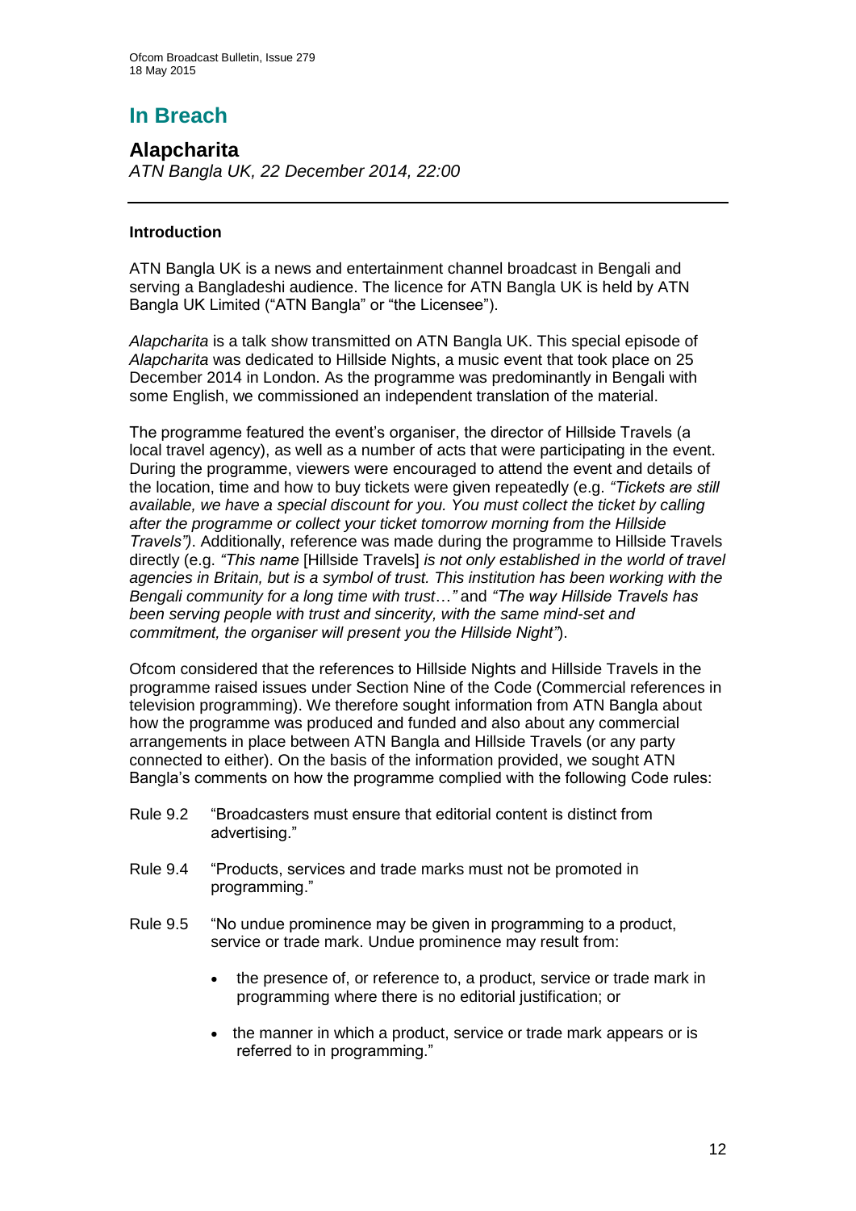# In Breach

## Alapcharita

*ATN Bangla UK, 22 December 2014, 22:00*

### Introduction

ATN Bangla UK is a news and entertainment channel broadcast in Bengali and serving a Bangladeshi audience. The licence for ATN Bangla UK is held by ATN Bangla UK Limited ("ATN Bangla" or "the Licensee").

*Alapcharita* is a talk show transmitted on ATN Bangla UK. This special episode of *Alapcharita* was dedicated to Hillside Nights, a music event that took place on 25 December 2014 in London. As the programme was predominantly in Bengali with some English, we commissioned an independent translation of the material.

The programme featured the event's organiser, the director of Hillside Travels (a local travel agency), as well as a number of acts that were participating in the event. During the programme, viewers were encouraged to attend the event and details of the location, time and how to buy tickets were given repeatedly (e.g. *"Tickets are still available, we have a special discount for you. You must collect the ticket by calling after the programme or collect your ticket tomorrow morning from the Hillside Travels")*. Additionally, reference was made during the programme to Hillside Travels directly (e.g. *"This name* [Hillside Travels] *is not only established in the world of travel agencies in Britain, but is a symbol of trust. This institution has been working with the Bengali community for a long time with trust…"* and *"The way Hillside Travels has been serving people with trust and sincerity, with the same mind-set and commitment, the organiser will present you the Hillside Night"*).

Ofcom considered that the references to Hillside Nights and Hillside Travels in the programme raised issues under Section Nine of the Code (Commercial references in television programming). We therefore sought information from ATN Bangla about how the programme was produced and funded and also about any commercial arrangements in place between ATN Bangla and Hillside Travels (or any party connected to either). On the basis of the information provided, we sought ATN Bangla's comments on how the programme complied with the following Code rules:

Rule 9.2 "Broadcasters must ensure that editorial content is distinct from advertising."

Rule 9.4 "Products, services and trade marks must not be promoted in programming."

Rule 9.5 "No undue prominence may be given in programming to a product, service or trade mark. Undue prominence may result from:

- the presence of, or reference to, a product, service or trade mark in programming where there is no editorial justification; or
- the manner in which a product, service or trade mark appears or is referred to in programming."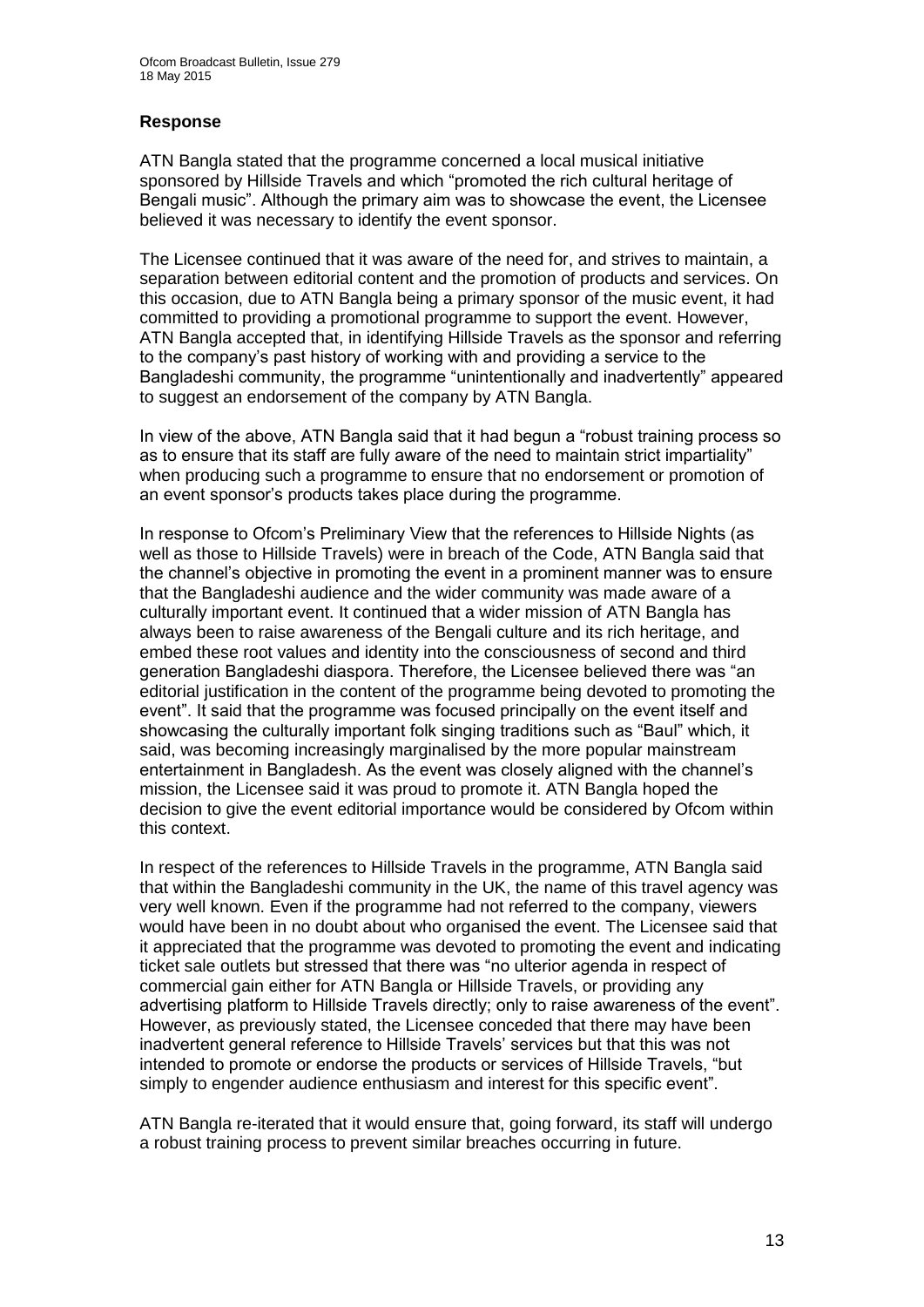### Response

ATN Bangla stated that the programme concerned a local musical initiative sponsored by Hillside Travels and which "promoted the rich cultural heritage of Bengali music". Although the primary aim was to showcase the event, the Licensee believed it was necessary to identify the event sponsor.

The Licensee continued that it was aware of the need for, and strives to maintain, a separation between editorial content and the promotion of products and services. On this occasion, due to ATN Bangla being a primary sponsor of the music event, it had committed to providing a promotional programme to support the event. However, ATN Bangla accepted that, in identifying Hillside Travels as the sponsor and referring to the company's past history of working with and providing a service to the Bangladeshi community, the programme "unintentionally and inadvertently" appeared to suggest an endorsement of the company by ATN Bangla.

In view of the above, ATN Bangla said that it had begun a "robust training process so as to ensure that its staff are fully aware of the need to maintain strict impartiality" when producing such a programme to ensure that no endorsement or promotion of an event sponsor's products takes place during the programme.

In response to Ofcom's Preliminary View that the references to Hillside Nights (as well as those to Hillside Travels) were in breach of the Code, ATN Bangla said that the channel's objective in promoting the event in a prominent manner was to ensure that the Bangladeshi audience and the wider community was made aware of a culturally important event. It continued that a wider mission of ATN Bangla has always been to raise awareness of the Bengali culture and its rich heritage, and embed these root values and identity into the consciousness of second and third generation Bangladeshi diaspora. Therefore, the Licensee believed there was "an editorial justification in the content of the programme being devoted to promoting the event". It said that the programme was focused principally on the event itself and showcasing the culturally important folk singing traditions such as "Baul" which, it said, was becoming increasingly marginalised by the more popular mainstream entertainment in Bangladesh. As the event was closely aligned with the channel's mission, the Licensee said it was proud to promote it. ATN Bangla hoped the decision to give the event editorial importance would be considered by Ofcom within this context.

In respect of the references to Hillside Travels in the programme, ATN Bangla said that within the Bangladeshi community in the UK, the name of this travel agency was very well known. Even if the programme had not referred to the company, viewers would have been in no doubt about who organised the event. The Licensee said that it appreciated that the programme was devoted to promoting the event and indicating ticket sale outlets but stressed that there was "no ulterior agenda in respect of commercial gain either for ATN Bangla or Hillside Travels, or providing any advertising platform to Hillside Travels directly; only to raise awareness of the event". However, as previously stated, the Licensee conceded that there may have been inadvertent general reference to Hillside Travels' services but that this was not intended to promote or endorse the products or services of Hillside Travels, "but simply to engender audience enthusiasm and interest for this specific event".

ATN Bangla re-iterated that it would ensure that, going forward, its staff will undergo a robust training process to prevent similar breaches occurring in future.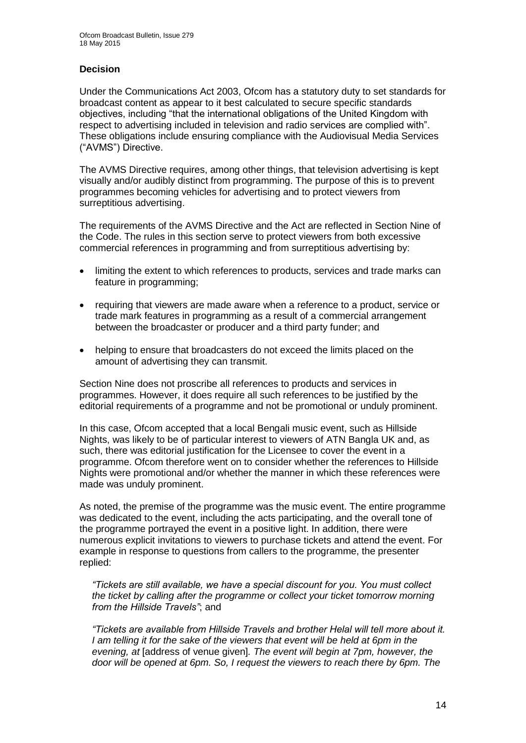### Decision

Under the Communications Act 2003, Ofcom has a statutory duty to set standards for broadcast content as appear to it best calculated to secure specific standards objectives, including "that the international obligations of the United Kingdom with respect to advertising included in television and radio services are complied with". These obligations include ensuring compliance with the Audiovisual Media Services ("AVMS") Directive.

The AVMS Directive requires, among other things, that television advertising is kept visually and/or audibly distinct from programming. The purpose of this is to prevent programmes becoming vehicles for advertising and to protect viewers from surreptitious advertising.

The requirements of the AVMS Directive and the Act are reflected in Section Nine of the Code. The rules in this section serve to protect viewers from both excessive commercial references in programming and from surreptitious advertising by:

- limiting the extent to which references to products, services and trade marks can feature in programming;
- requiring that viewers are made aware when a reference to a product, service or trade mark features in programming as a result of a commercial arrangement between the broadcaster or producer and a third party funder; and
- helping to ensure that broadcasters do not exceed the limits placed on the amount of advertising they can transmit.

Section Nine does not proscribe all references to products and services in programmes. However, it does require all such references to be justified by the editorial requirements of a programme and not be promotional or unduly prominent.

In this case, Ofcom accepted that a local Bengali music event, such as Hillside Nights, was likely to be of particular interest to viewers of ATN Bangla UK and, as such, there was editorial justification for the Licensee to cover the event in a programme. Ofcom therefore went on to consider whether the references to Hillside Nights were promotional and/or whether the manner in which these references were made was unduly prominent.

As noted, the premise of the programme was the music event. The entire programme was dedicated to the event, including the acts participating, and the overall tone of the programme portrayed the event in a positive light. In addition, there were numerous explicit invitations to viewers to purchase tickets and attend the event. For example in response to questions from callers to the programme, the presenter replied:

> *"Tickets are still available, we have a special discount for you. You must collect the ticket by calling after the programme or collect your ticket tomorrow morning from the Hillside Travels"*; and
>
> *"Tickets are available from Hillside Travels and brother Helal will tell more about it. I am telling it for the sake of the viewers that event will be held at 6pm in the evening, at* [address of venue given]*. The event will begin at 7pm, however, the door will be opened at 6pm. So, I request the viewers to reach there by 6pm. The*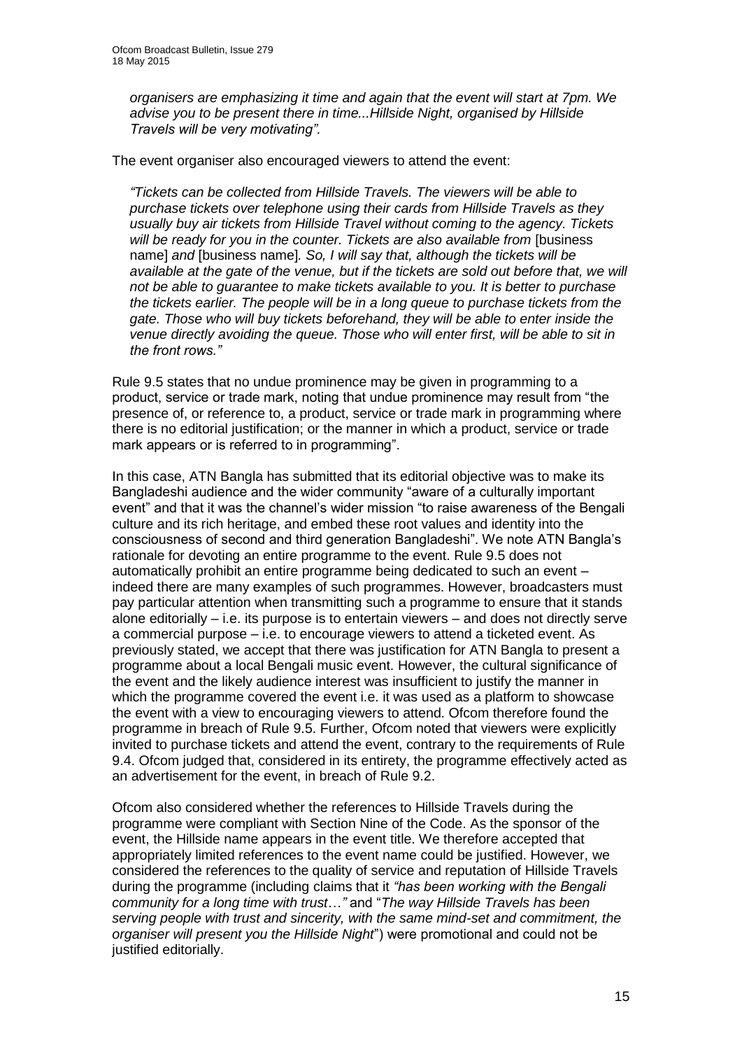*organisers are emphasizing it time and again that the event will start at 7pm. We advise you to be present there in time...Hillside Night, organised by Hillside Travels will be very motivating".*

The event organiser also encouraged viewers to attend the event:

*"Tickets can be collected from Hillside Travels. The viewers will be able to purchase tickets over telephone using their cards from Hillside Travels as they usually buy air tickets from Hillside Travel without coming to the agency. Tickets will be ready for you in the counter. Tickets are also available from* [business name] *and* [business name]*. So, I will say that, although the tickets will be available at the gate of the venue, but if the tickets are sold out before that, we will not be able to guarantee to make tickets available to you. It is better to purchase the tickets earlier. The people will be in a long queue to purchase tickets from the gate. Those who will buy tickets beforehand, they will be able to enter inside the venue directly avoiding the queue. Those who will enter first, will be able to sit in the front rows."*

Rule 9.5 states that no undue prominence may be given in programming to a product, service or trade mark, noting that undue prominence may result from "the presence of, or reference to, a product, service or trade mark in programming where there is no editorial justification; or the manner in which a product, service or trade mark appears or is referred to in programming".

In this case, ATN Bangla has submitted that its editorial objective was to make its Bangladeshi audience and the wider community "aware of a culturally important event" and that it was the channel's wider mission "to raise awareness of the Bengali culture and its rich heritage, and embed these root values and identity into the consciousness of second and third generation Bangladeshi". We note ATN Bangla's rationale for devoting an entire programme to the event. Rule 9.5 does not automatically prohibit an entire programme being dedicated to such an event – indeed there are many examples of such programmes. However, broadcasters must pay particular attention when transmitting such a programme to ensure that it stands alone editorially – i.e. its purpose is to entertain viewers – and does not directly serve a commercial purpose – i.e. to encourage viewers to attend a ticketed event. As previously stated, we accept that there was justification for ATN Bangla to present a programme about a local Bengali music event. However, the cultural significance of the event and the likely audience interest was insufficient to justify the manner in which the programme covered the event i.e. it was used as a platform to showcase the event with a view to encouraging viewers to attend. Ofcom therefore found the programme in breach of Rule 9.5. Further, Ofcom noted that viewers were explicitly invited to purchase tickets and attend the event, contrary to the requirements of Rule 9.4. Ofcom judged that, considered in its entirety, the programme effectively acted as an advertisement for the event, in breach of Rule 9.2.

Ofcom also considered whether the references to Hillside Travels during the programme were compliant with Section Nine of the Code. As the sponsor of the event, the Hillside name appears in the event title. We therefore accepted that appropriately limited references to the event name could be justified. However, we considered the references to the quality of service and reputation of Hillside Travels during the programme (including claims that it *"has been working with the Bengali community for a long time with trust…"* and "*The way Hillside Travels has been serving people with trust and sincerity, with the same mind-set and commitment, the organiser will present you the Hillside Night*") were promotional and could not be justified editorially.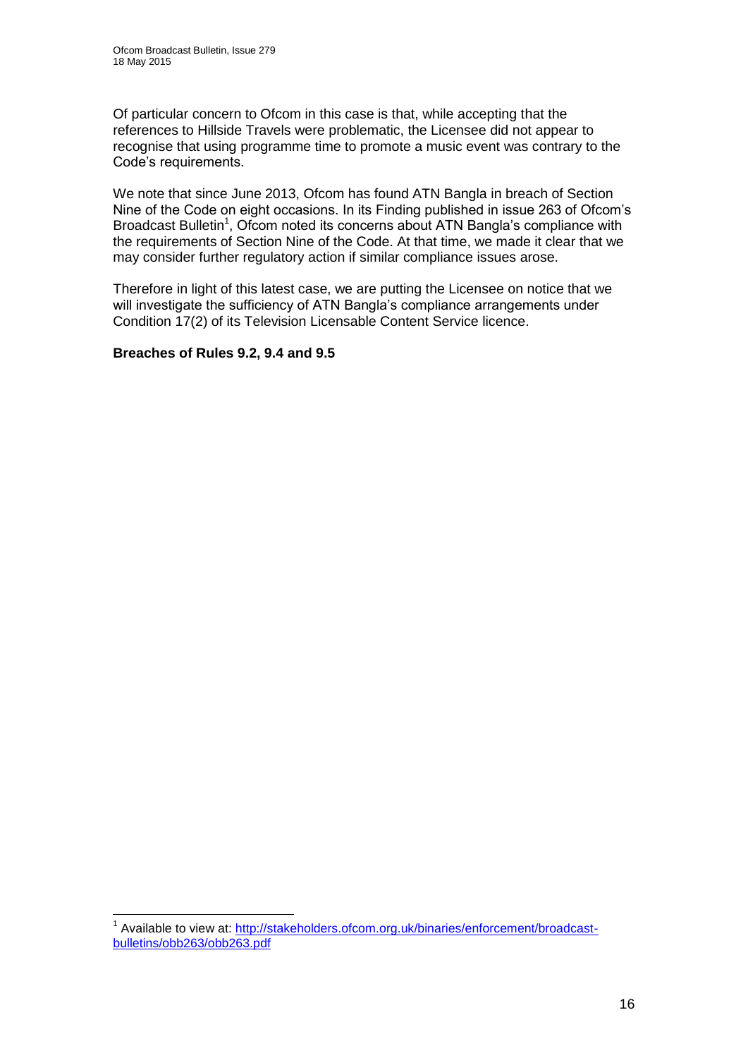Of particular concern to Ofcom in this case is that, while accepting that the references to Hillside Travels were problematic, the Licensee did not appear to recognise that using programme time to promote a music event was contrary to the Code's requirements.

We note that since June 2013, Ofcom has found ATN Bangla in breach of Section Nine of the Code on eight occasions. In its Finding published in issue 263 of Ofcom's Broadcast Bulletin[1], Ofcom noted its concerns about ATN Bangla's compliance with the requirements of Section Nine of the Code. At that time, we made it clear that we may consider further regulatory action if similar compliance issues arose.

Therefore in light of this latest case, we are putting the Licensee on notice that we will investigate the sufficiency of ATN Bangla's compliance arrangements under Condition 17(2) of its Television Licensable Content Service licence.

**Breaches of Rules 9.2, 9.4 and 9.5**

[1] Available to view at: http://stakeholders.ofcom.org.uk/binaries/enforcement/broadcast-bulletins/obb263/obb263.pdf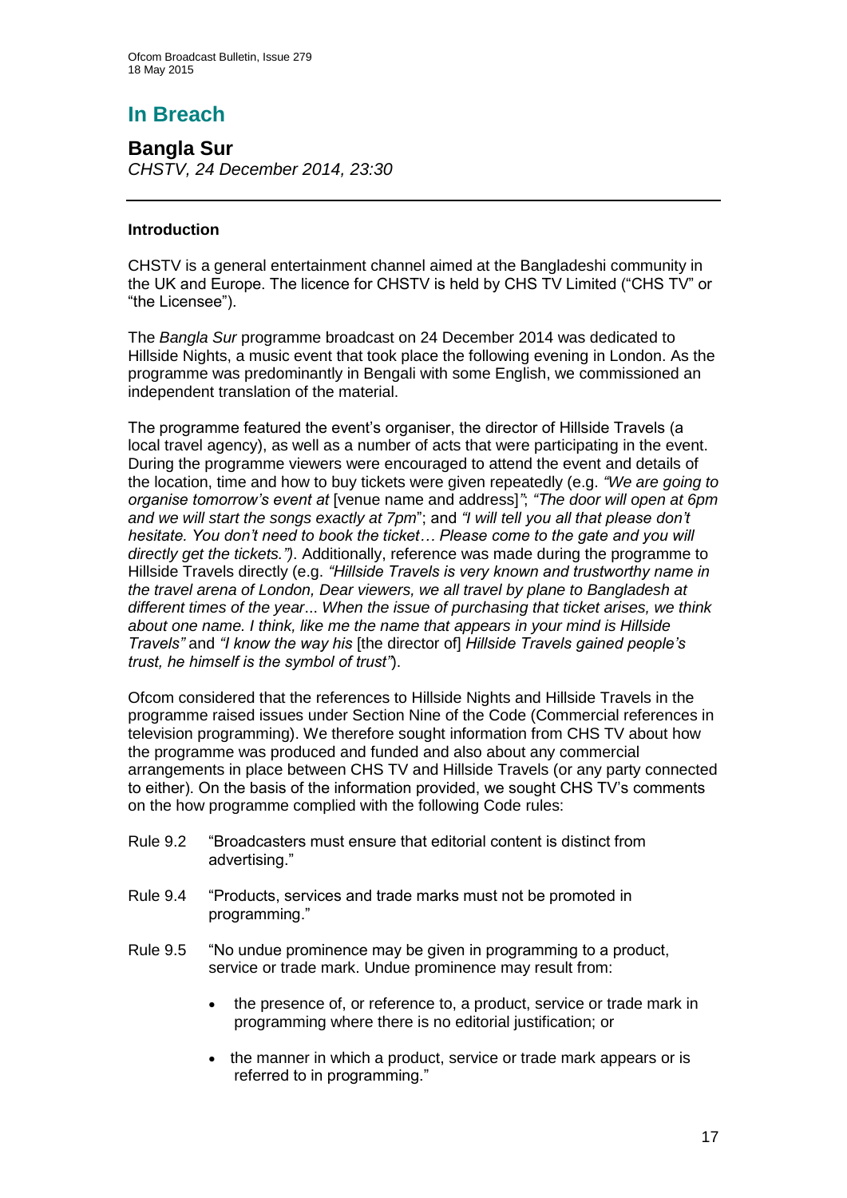# In Breach

## Bangla Sur

*CHSTV, 24 December 2014, 23:30*

---

### Introduction

CHSTV is a general entertainment channel aimed at the Bangladeshi community in the UK and Europe. The licence for CHSTV is held by CHS TV Limited ("CHS TV" or "the Licensee").

The *Bangla Sur* programme broadcast on 24 December 2014 was dedicated to Hillside Nights, a music event that took place the following evening in London. As the programme was predominantly in Bengali with some English, we commissioned an independent translation of the material.

The programme featured the event's organiser, the director of Hillside Travels (a local travel agency), as well as a number of acts that were participating in the event. During the programme viewers were encouraged to attend the event and details of the location, time and how to buy tickets were given repeatedly (e.g. *"We are going to organise tomorrow's event at* [venue name and address]*"*; *"The door will open at 6pm and we will start the songs exactly at 7pm*"; and *"I will tell you all that please don't hesitate. You don't need to book the ticket… Please come to the gate and you will directly get the tickets.")*. Additionally, reference was made during the programme to Hillside Travels directly (e.g. *"Hillside Travels is very known and trustworthy name in the travel arena of London, Dear viewers, we all travel by plane to Bangladesh at different times of the year... When the issue of purchasing that ticket arises, we think about one name. I think, like me the name that appears in your mind is Hillside Travels"* and *"I know the way his* [the director of] *Hillside Travels gained people's trust, he himself is the symbol of trust"*).

Ofcom considered that the references to Hillside Nights and Hillside Travels in the programme raised issues under Section Nine of the Code (Commercial references in television programming). We therefore sought information from CHS TV about how the programme was produced and funded and also about any commercial arrangements in place between CHS TV and Hillside Travels (or any party connected to either). On the basis of the information provided, we sought CHS TV's comments on the how programme complied with the following Code rules:

Rule 9.2 "Broadcasters must ensure that editorial content is distinct from advertising."

Rule 9.4 "Products, services and trade marks must not be promoted in programming."

Rule 9.5 "No undue prominence may be given in programming to a product, service or trade mark. Undue prominence may result from:

- the presence of, or reference to, a product, service or trade mark in programming where there is no editorial justification; or
- the manner in which a product, service or trade mark appears or is referred to in programming."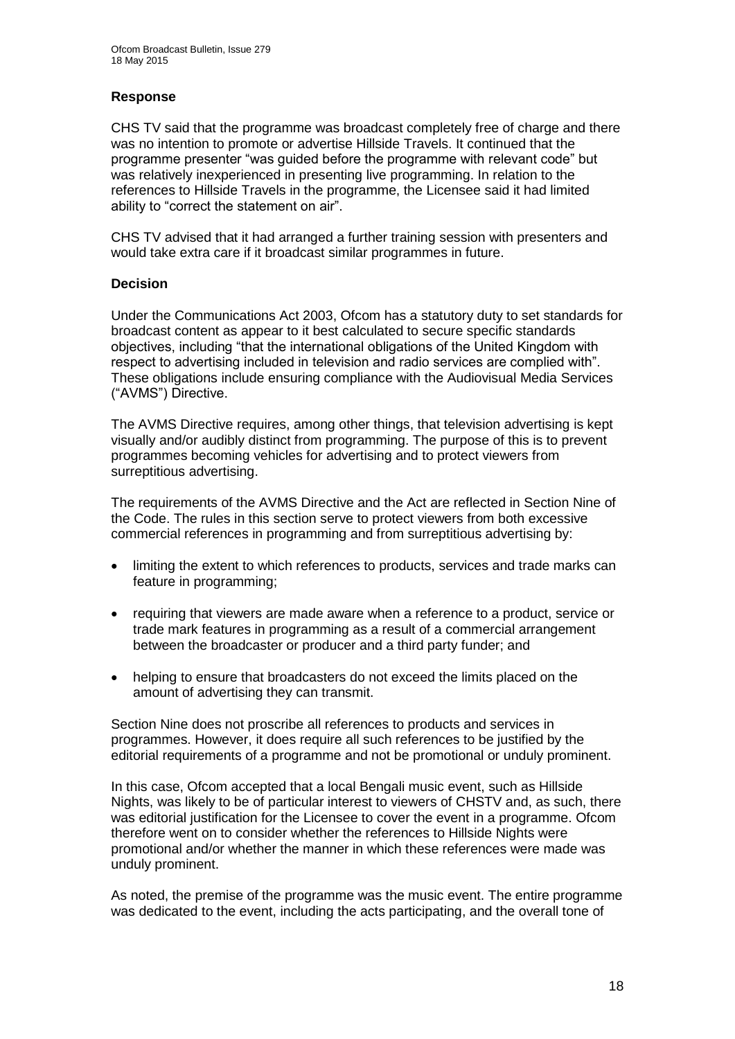### Response

CHS TV said that the programme was broadcast completely free of charge and there was no intention to promote or advertise Hillside Travels. It continued that the programme presenter "was guided before the programme with relevant code" but was relatively inexperienced in presenting live programming. In relation to the references to Hillside Travels in the programme, the Licensee said it had limited ability to "correct the statement on air".

CHS TV advised that it had arranged a further training session with presenters and would take extra care if it broadcast similar programmes in future.

### Decision

Under the Communications Act 2003, Ofcom has a statutory duty to set standards for broadcast content as appear to it best calculated to secure specific standards objectives, including "that the international obligations of the United Kingdom with respect to advertising included in television and radio services are complied with". These obligations include ensuring compliance with the Audiovisual Media Services ("AVMS") Directive.

The AVMS Directive requires, among other things, that television advertising is kept visually and/or audibly distinct from programming. The purpose of this is to prevent programmes becoming vehicles for advertising and to protect viewers from surreptitious advertising.

The requirements of the AVMS Directive and the Act are reflected in Section Nine of the Code. The rules in this section serve to protect viewers from both excessive commercial references in programming and from surreptitious advertising by:

- limiting the extent to which references to products, services and trade marks can feature in programming;
- requiring that viewers are made aware when a reference to a product, service or trade mark features in programming as a result of a commercial arrangement between the broadcaster or producer and a third party funder; and
- helping to ensure that broadcasters do not exceed the limits placed on the amount of advertising they can transmit.

Section Nine does not proscribe all references to products and services in programmes. However, it does require all such references to be justified by the editorial requirements of a programme and not be promotional or unduly prominent.

In this case, Ofcom accepted that a local Bengali music event, such as Hillside Nights, was likely to be of particular interest to viewers of CHSTV and, as such, there was editorial justification for the Licensee to cover the event in a programme. Ofcom therefore went on to consider whether the references to Hillside Nights were promotional and/or whether the manner in which these references were made was unduly prominent.

As noted, the premise of the programme was the music event. The entire programme was dedicated to the event, including the acts participating, and the overall tone of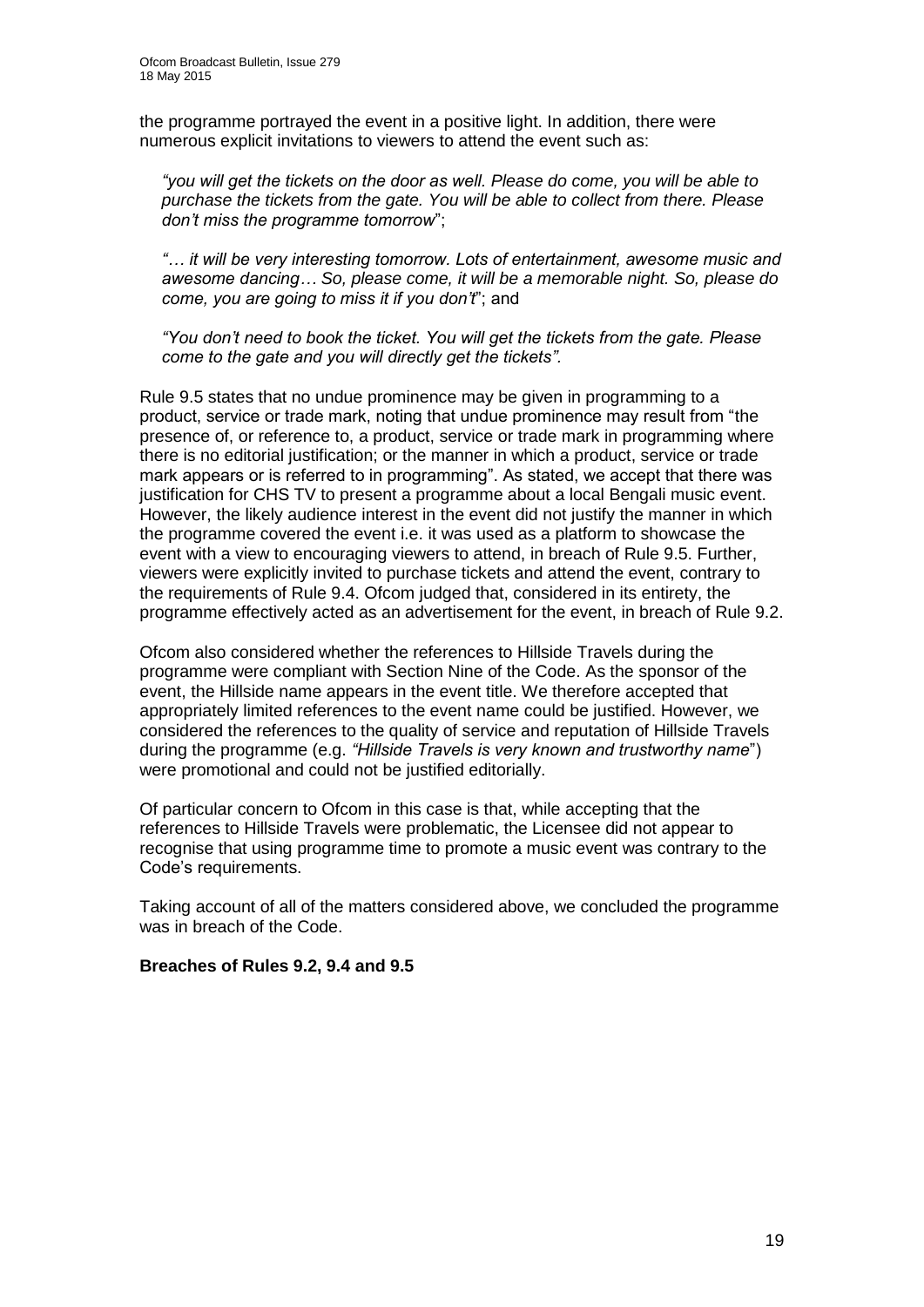the programme portrayed the event in a positive light. In addition, there were numerous explicit invitations to viewers to attend the event such as:

> *"you will get the tickets on the door as well. Please do come, you will be able to purchase the tickets from the gate. You will be able to collect from there. Please don't miss the programme tomorrow*";
>
> *"… it will be very interesting tomorrow. Lots of entertainment, awesome music and awesome dancing… So, please come, it will be a memorable night. So, please do come, you are going to miss it if you don't*"; and
>
> *"You don't need to book the ticket. You will get the tickets from the gate. Please come to the gate and you will directly get the tickets".*

Rule 9.5 states that no undue prominence may be given in programming to a product, service or trade mark, noting that undue prominence may result from "the presence of, or reference to, a product, service or trade mark in programming where there is no editorial justification; or the manner in which a product, service or trade mark appears or is referred to in programming". As stated, we accept that there was justification for CHS TV to present a programme about a local Bengali music event. However, the likely audience interest in the event did not justify the manner in which the programme covered the event i.e. it was used as a platform to showcase the event with a view to encouraging viewers to attend, in breach of Rule 9.5. Further, viewers were explicitly invited to purchase tickets and attend the event, contrary to the requirements of Rule 9.4. Ofcom judged that, considered in its entirety, the programme effectively acted as an advertisement for the event, in breach of Rule 9.2.

Ofcom also considered whether the references to Hillside Travels during the programme were compliant with Section Nine of the Code. As the sponsor of the event, the Hillside name appears in the event title. We therefore accepted that appropriately limited references to the event name could be justified. However, we considered the references to the quality of service and reputation of Hillside Travels during the programme (e.g. *"Hillside Travels is very known and trustworthy name*") were promotional and could not be justified editorially.

Of particular concern to Ofcom in this case is that, while accepting that the references to Hillside Travels were problematic, the Licensee did not appear to recognise that using programme time to promote a music event was contrary to the Code's requirements.

Taking account of all of the matters considered above, we concluded the programme was in breach of the Code.

**Breaches of Rules 9.2, 9.4 and 9.5**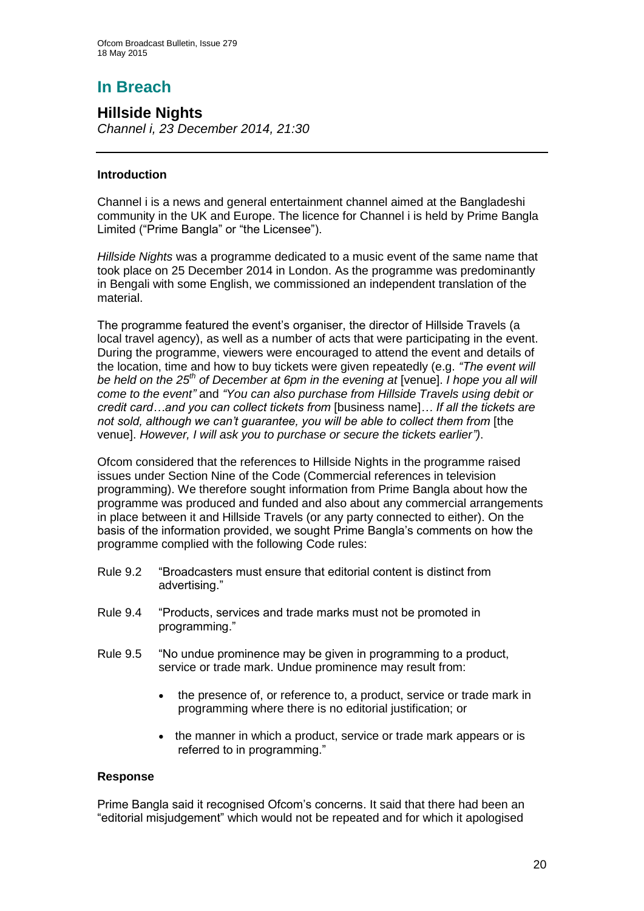## In Breach

### Hillside Nights

*Channel i, 23 December 2014, 21:30*

---

**Introduction**

Channel i is a news and general entertainment channel aimed at the Bangladeshi community in the UK and Europe. The licence for Channel i is held by Prime Bangla Limited ("Prime Bangla" or "the Licensee").

*Hillside Nights* was a programme dedicated to a music event of the same name that took place on 25 December 2014 in London. As the programme was predominantly in Bengali with some English, we commissioned an independent translation of the material.

The programme featured the event's organiser, the director of Hillside Travels (a local travel agency), as well as a number of acts that were participating in the event. During the programme, viewers were encouraged to attend the event and details of the location, time and how to buy tickets were given repeatedly (e.g. *"The event will be held on the 25th of December at 6pm in the evening at* [venue]. *I hope you all will come to the event"* and *"You can also purchase from Hillside Travels using debit or credit card…and you can collect tickets from* [business name]*… If all the tickets are not sold, although we can't guarantee, you will be able to collect them from* [the venue]. *However, I will ask you to purchase or secure the tickets earlier"*).

Ofcom considered that the references to Hillside Nights in the programme raised issues under Section Nine of the Code (Commercial references in television programming). We therefore sought information from Prime Bangla about how the programme was produced and funded and also about any commercial arrangements in place between it and Hillside Travels (or any party connected to either). On the basis of the information provided, we sought Prime Bangla's comments on how the programme complied with the following Code rules:

Rule 9.2 "Broadcasters must ensure that editorial content is distinct from advertising."

Rule 9.4 "Products, services and trade marks must not be promoted in programming."

Rule 9.5 "No undue prominence may be given in programming to a product, service or trade mark. Undue prominence may result from:

- the presence of, or reference to, a product, service or trade mark in programming where there is no editorial justification; or
- the manner in which a product, service or trade mark appears or is referred to in programming."

**Response**

Prime Bangla said it recognised Ofcom's concerns. It said that there had been an "editorial misjudgement" which would not be repeated and for which it apologised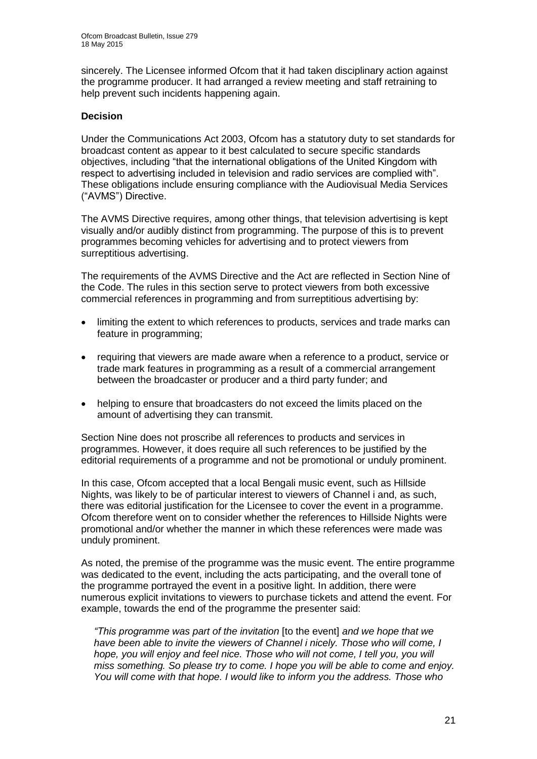sincerely. The Licensee informed Ofcom that it had taken disciplinary action against the programme producer. It had arranged a review meeting and staff retraining to help prevent such incidents happening again.

**Decision**

Under the Communications Act 2003, Ofcom has a statutory duty to set standards for broadcast content as appear to it best calculated to secure specific standards objectives, including "that the international obligations of the United Kingdom with respect to advertising included in television and radio services are complied with". These obligations include ensuring compliance with the Audiovisual Media Services ("AVMS") Directive.

The AVMS Directive requires, among other things, that television advertising is kept visually and/or audibly distinct from programming. The purpose of this is to prevent programmes becoming vehicles for advertising and to protect viewers from surreptitious advertising.

The requirements of the AVMS Directive and the Act are reflected in Section Nine of the Code. The rules in this section serve to protect viewers from both excessive commercial references in programming and from surreptitious advertising by:

- limiting the extent to which references to products, services and trade marks can feature in programming;
- requiring that viewers are made aware when a reference to a product, service or trade mark features in programming as a result of a commercial arrangement between the broadcaster or producer and a third party funder; and
- helping to ensure that broadcasters do not exceed the limits placed on the amount of advertising they can transmit.

Section Nine does not proscribe all references to products and services in programmes. However, it does require all such references to be justified by the editorial requirements of a programme and not be promotional or unduly prominent.

In this case, Ofcom accepted that a local Bengali music event, such as Hillside Nights, was likely to be of particular interest to viewers of Channel i and, as such, there was editorial justification for the Licensee to cover the event in a programme. Ofcom therefore went on to consider whether the references to Hillside Nights were promotional and/or whether the manner in which these references were made was unduly prominent.

As noted, the premise of the programme was the music event. The entire programme was dedicated to the event, including the acts participating, and the overall tone of the programme portrayed the event in a positive light. In addition, there were numerous explicit invitations to viewers to purchase tickets and attend the event. For example, towards the end of the programme the presenter said:

> *"This programme was part of the invitation* [to the event] *and we hope that we have been able to invite the viewers of Channel i nicely. Those who will come, I hope, you will enjoy and feel nice. Those who will not come, I tell you, you will miss something. So please try to come. I hope you will be able to come and enjoy. You will come with that hope. I would like to inform you the address. Those who*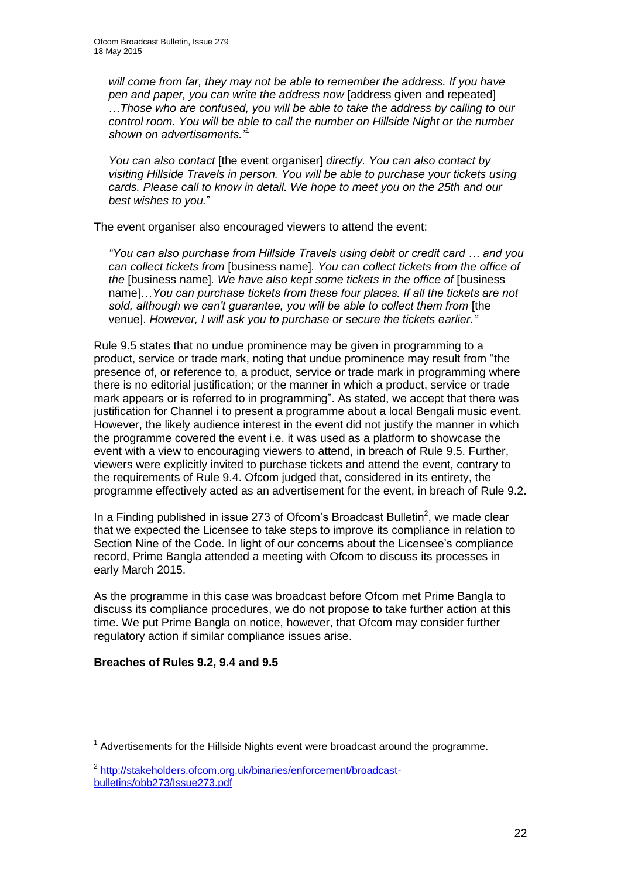*will come from far, they may not be able to remember the address. If you have pen and paper, you can write the address now* [address given and repeated] …*Those who are confused, you will be able to take the address by calling to our control room. You will be able to call the number on Hillside Night or the number shown on advertisements."*[1]

*You can also contact* [the event organiser] *directly. You can also contact by visiting Hillside Travels in person. You will be able to purchase your tickets using cards. Please call to know in detail. We hope to meet you on the 25th and our best wishes to you.*"

The event organiser also encouraged viewers to attend the event:

*"You can also purchase from Hillside Travels using debit or credit card … and you can collect tickets from* [business name]*. You can collect tickets from the office of the* [business name]*. We have also kept some tickets in the office of* [business name]*…You can purchase tickets from these four places. If all the tickets are not sold, although we can't guarantee, you will be able to collect them from* [the venue]*. However, I will ask you to purchase or secure the tickets earlier."*

Rule 9.5 states that no undue prominence may be given in programming to a product, service or trade mark, noting that undue prominence may result from "the presence of, or reference to, a product, service or trade mark in programming where there is no editorial justification; or the manner in which a product, service or trade mark appears or is referred to in programming". As stated, we accept that there was justification for Channel i to present a programme about a local Bengali music event. However, the likely audience interest in the event did not justify the manner in which the programme covered the event i.e. it was used as a platform to showcase the event with a view to encouraging viewers to attend, in breach of Rule 9.5. Further, viewers were explicitly invited to purchase tickets and attend the event, contrary to the requirements of Rule 9.4. Ofcom judged that, considered in its entirety, the programme effectively acted as an advertisement for the event, in breach of Rule 9.2.

In a Finding published in issue 273 of Ofcom's Broadcast Bulletin[2], we made clear that we expected the Licensee to take steps to improve its compliance in relation to Section Nine of the Code. In light of our concerns about the Licensee's compliance record, Prime Bangla attended a meeting with Ofcom to discuss its processes in early March 2015.

As the programme in this case was broadcast before Ofcom met Prime Bangla to discuss its compliance procedures, we do not propose to take further action at this time. We put Prime Bangla on notice, however, that Ofcom may consider further regulatory action if similar compliance issues arise.

**Breaches of Rules 9.2, 9.4 and 9.5**

---

[1] Advertisements for the Hillside Nights event were broadcast around the programme.

[2] http://stakeholders.ofcom.org.uk/binaries/enforcement/broadcast-bulletins/obb273/Issue273.pdf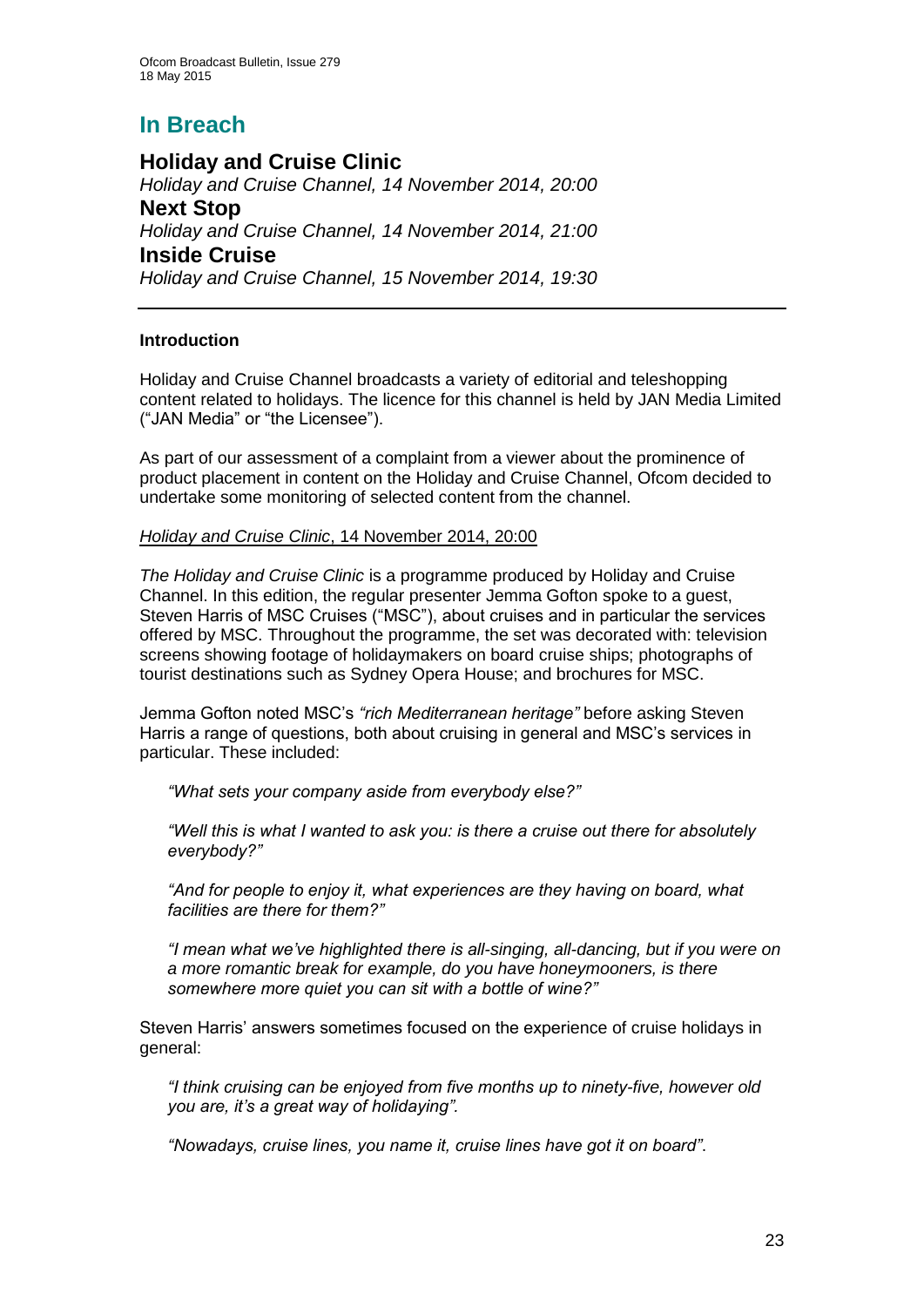# In Breach

## Holiday and Cruise Clinic

*Holiday and Cruise Channel, 14 November 2014, 20:00*

## Next Stop

*Holiday and Cruise Channel, 14 November 2014, 21:00*

## Inside Cruise

*Holiday and Cruise Channel, 15 November 2014, 19:30*

---

### Introduction

Holiday and Cruise Channel broadcasts a variety of editorial and teleshopping content related to holidays. The licence for this channel is held by JAN Media Limited ("JAN Media" or "the Licensee").

As part of our assessment of a complaint from a viewer about the prominence of product placement in content on the Holiday and Cruise Channel, Ofcom decided to undertake some monitoring of selected content from the channel.

*Holiday and Cruise Clinic*, 14 November 2014, 20:00

*The Holiday and Cruise Clinic* is a programme produced by Holiday and Cruise Channel. In this edition, the regular presenter Jemma Gofton spoke to a guest, Steven Harris of MSC Cruises ("MSC"), about cruises and in particular the services offered by MSC. Throughout the programme, the set was decorated with: television screens showing footage of holidaymakers on board cruise ships; photographs of tourist destinations such as Sydney Opera House; and brochures for MSC.

Jemma Gofton noted MSC's *"rich Mediterranean heritage"* before asking Steven Harris a range of questions, both about cruising in general and MSC's services in particular. These included:

> *"What sets your company aside from everybody else?"*
>
> *"Well this is what I wanted to ask you: is there a cruise out there for absolutely everybody?"*
>
> *"And for people to enjoy it, what experiences are they having on board, what facilities are there for them?"*
>
> *"I mean what we've highlighted there is all-singing, all-dancing, but if you were on a more romantic break for example, do you have honeymooners, is there somewhere more quiet you can sit with a bottle of wine?"*

Steven Harris' answers sometimes focused on the experience of cruise holidays in general:

> *"I think cruising can be enjoyed from five months up to ninety-five, however old you are, it's a great way of holidaying".*
>
> *"Nowadays, cruise lines, you name it, cruise lines have got it on board"*.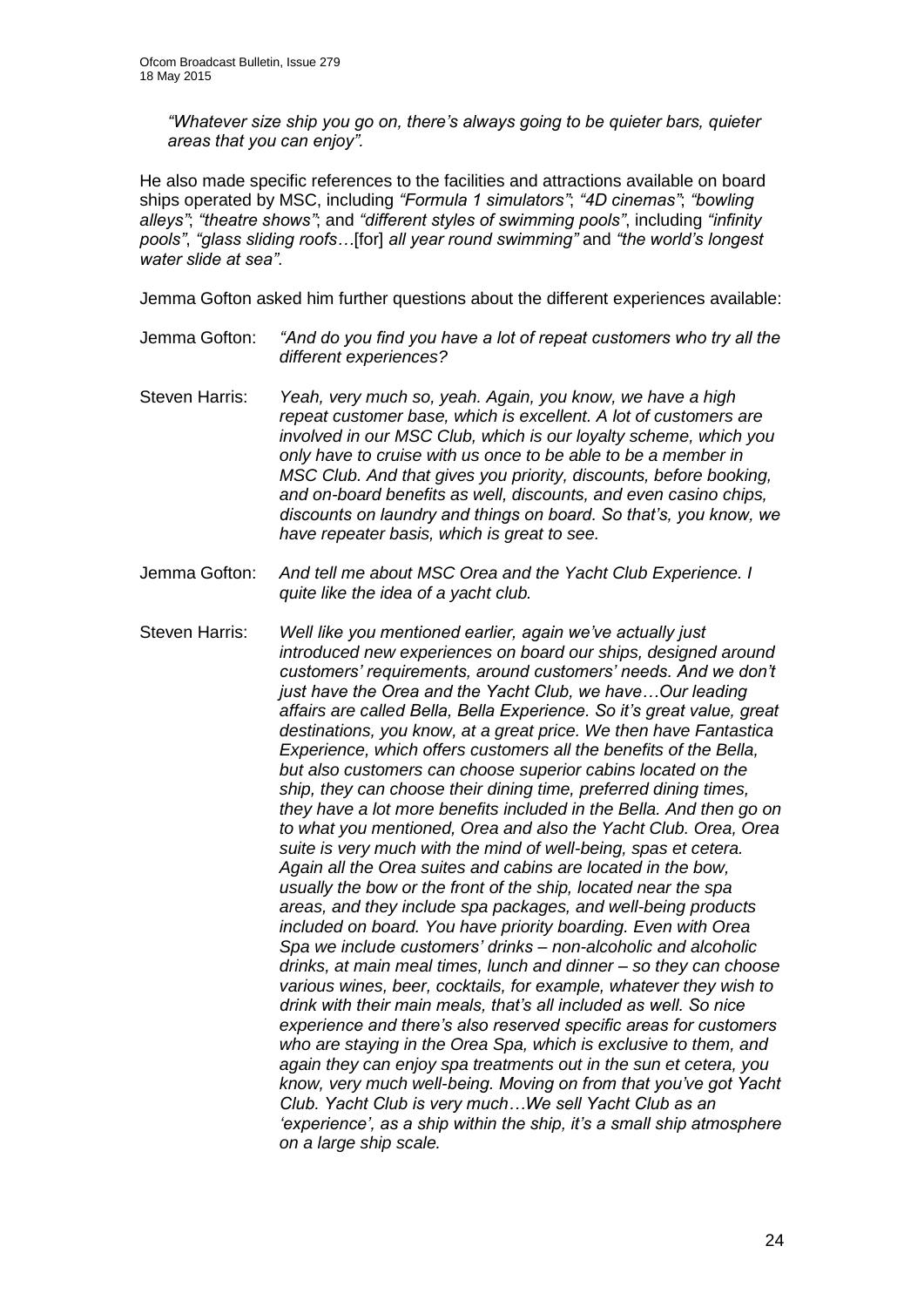*"Whatever size ship you go on, there's always going to be quieter bars, quieter areas that you can enjoy".*

He also made specific references to the facilities and attractions available on board ships operated by MSC, including *"Formula 1 simulators"*; *"4D cinemas"*; *"bowling alleys"*; *"theatre shows"*; and *"different styles of swimming pools"*, including *"infinity pools"*, *"glass sliding roofs…*[for] *all year round swimming"* and *"the world's longest water slide at sea"*.

Jemma Gofton asked him further questions about the different experiences available:

Jemma Gofton: *"And do you find you have a lot of repeat customers who try all the different experiences?*

Steven Harris: *Yeah, very much so, yeah. Again, you know, we have a high repeat customer base, which is excellent. A lot of customers are involved in our MSC Club, which is our loyalty scheme, which you only have to cruise with us once to be able to be a member in MSC Club. And that gives you priority, discounts, before booking, and on-board benefits as well, discounts, and even casino chips, discounts on laundry and things on board. So that's, you know, we have repeater basis, which is great to see.*

Jemma Gofton: *And tell me about MSC Orea and the Yacht Club Experience. I quite like the idea of a yacht club.*

Steven Harris: *Well like you mentioned earlier, again we've actually just introduced new experiences on board our ships, designed around customers' requirements, around customers' needs. And we don't just have the Orea and the Yacht Club, we have…Our leading affairs are called Bella, Bella Experience. So it's great value, great destinations, you know, at a great price. We then have Fantastica Experience, which offers customers all the benefits of the Bella, but also customers can choose superior cabins located on the ship, they can choose their dining time, preferred dining times, they have a lot more benefits included in the Bella. And then go on to what you mentioned, Orea and also the Yacht Club. Orea, Orea suite is very much with the mind of well-being, spas et cetera. Again all the Orea suites and cabins are located in the bow, usually the bow or the front of the ship, located near the spa areas, and they include spa packages, and well-being products included on board. You have priority boarding. Even with Orea Spa we include customers' drinks – non-alcoholic and alcoholic drinks, at main meal times, lunch and dinner – so they can choose various wines, beer, cocktails, for example, whatever they wish to drink with their main meals, that's all included as well. So nice experience and there's also reserved specific areas for customers who are staying in the Orea Spa, which is exclusive to them, and again they can enjoy spa treatments out in the sun et cetera, you know, very much well-being. Moving on from that you've got Yacht Club. Yacht Club is very much…We sell Yacht Club as an 'experience', as a ship within the ship, it's a small ship atmosphere on a large ship scale.*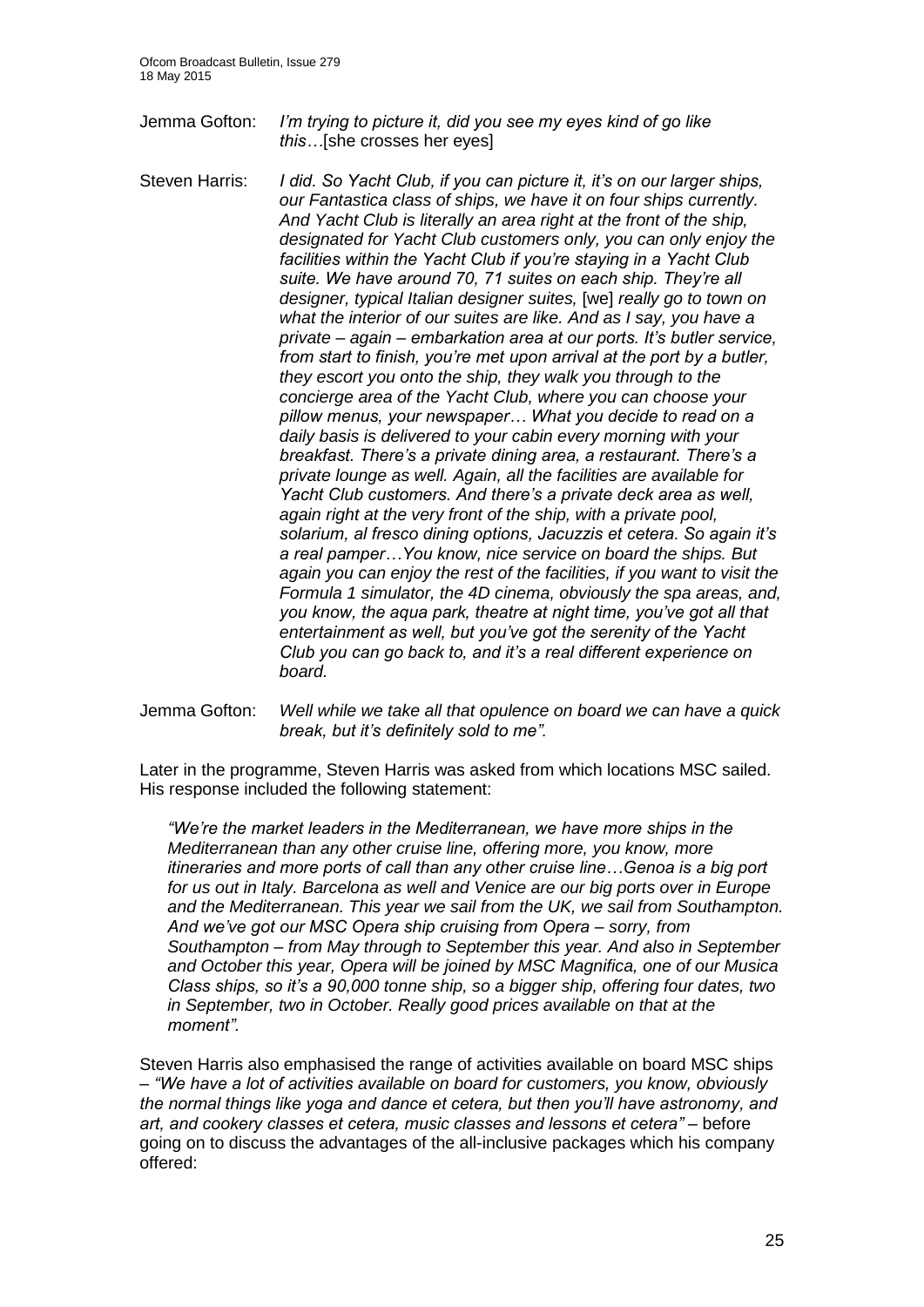Jemma Gofton: *I'm trying to picture it, did you see my eyes kind of go like this…*[she crosses her eyes]

Steven Harris: *I did. So Yacht Club, if you can picture it, it's on our larger ships, our Fantastica class of ships, we have it on four ships currently. And Yacht Club is literally an area right at the front of the ship, designated for Yacht Club customers only, you can only enjoy the facilities within the Yacht Club if you're staying in a Yacht Club suite. We have around 70, 71 suites on each ship. They're all designer, typical Italian designer suites,* [we] *really go to town on what the interior of our suites are like. And as I say, you have a private – again – embarkation area at our ports. It's butler service, from start to finish, you're met upon arrival at the port by a butler, they escort you onto the ship, they walk you through to the concierge area of the Yacht Club, where you can choose your pillow menus, your newspaper… What you decide to read on a daily basis is delivered to your cabin every morning with your breakfast. There's a private dining area, a restaurant. There's a private lounge as well. Again, all the facilities are available for Yacht Club customers. And there's a private deck area as well, again right at the very front of the ship, with a private pool, solarium, al fresco dining options, Jacuzzis et cetera. So again it's a real pamper…You know, nice service on board the ships. But again you can enjoy the rest of the facilities, if you want to visit the Formula 1 simulator, the 4D cinema, obviously the spa areas, and, you know, the aqua park, theatre at night time, you've got all that entertainment as well, but you've got the serenity of the Yacht Club you can go back to, and it's a real different experience on board.*

Jemma Gofton: *Well while we take all that opulence on board we can have a quick break, but it's definitely sold to me".*

Later in the programme, Steven Harris was asked from which locations MSC sailed. His response included the following statement:

> *"We're the market leaders in the Mediterranean, we have more ships in the Mediterranean than any other cruise line, offering more, you know, more itineraries and more ports of call than any other cruise line…Genoa is a big port for us out in Italy. Barcelona as well and Venice are our big ports over in Europe and the Mediterranean. This year we sail from the UK, we sail from Southampton. And we've got our MSC Opera ship cruising from Opera – sorry, from Southampton – from May through to September this year. And also in September and October this year, Opera will be joined by MSC Magnifica, one of our Musica Class ships, so it's a 90,000 tonne ship, so a bigger ship, offering four dates, two in September, two in October. Really good prices available on that at the moment".*

Steven Harris also emphasised the range of activities available on board MSC ships – *"We have a lot of activities available on board for customers, you know, obviously the normal things like yoga and dance et cetera, but then you'll have astronomy, and art, and cookery classes et cetera, music classes and lessons et cetera"* – before going on to discuss the advantages of the all-inclusive packages which his company offered: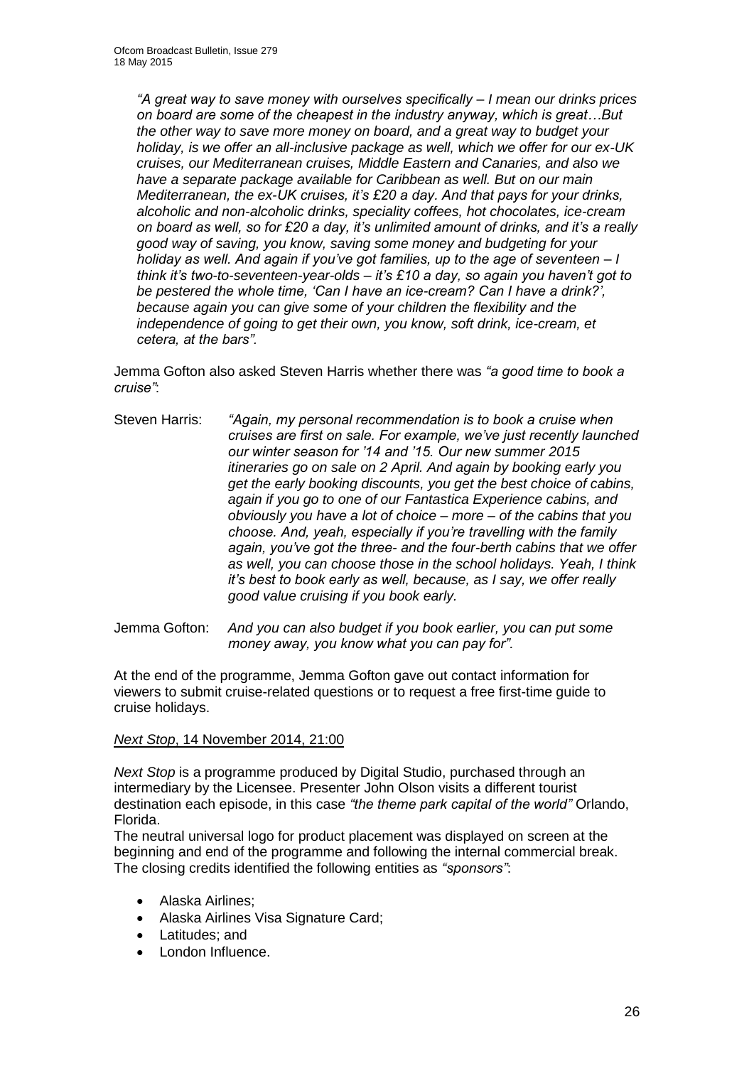*"A great way to save money with ourselves specifically – I mean our drinks prices on board are some of the cheapest in the industry anyway, which is great…But the other way to save more money on board, and a great way to budget your holiday, is we offer an all-inclusive package as well, which we offer for our ex-UK cruises, our Mediterranean cruises, Middle Eastern and Canaries, and also we have a separate package available for Caribbean as well. But on our main Mediterranean, the ex-UK cruises, it's £20 a day. And that pays for your drinks, alcoholic and non-alcoholic drinks, speciality coffees, hot chocolates, ice-cream on board as well, so for £20 a day, it's unlimited amount of drinks, and it's a really good way of saving, you know, saving some money and budgeting for your holiday as well. And again if you've got families, up to the age of seventeen – I think it's two-to-seventeen-year-olds – it's £10 a day, so again you haven't got to be pestered the whole time, 'Can I have an ice-cream? Can I have a drink?', because again you can give some of your children the flexibility and the independence of going to get their own, you know, soft drink, ice-cream, et cetera, at the bars".*

Jemma Gofton also asked Steven Harris whether there was *"a good time to book a cruise"*:

Steven Harris: *"Again, my personal recommendation is to book a cruise when cruises are first on sale. For example, we've just recently launched our winter season for '14 and '15. Our new summer 2015 itineraries go on sale on 2 April. And again by booking early you get the early booking discounts, you get the best choice of cabins, again if you go to one of our Fantastica Experience cabins, and obviously you have a lot of choice – more – of the cabins that you choose. And, yeah, especially if you're travelling with the family again, you've got the three- and the four-berth cabins that we offer as well, you can choose those in the school holidays. Yeah, I think it's best to book early as well, because, as I say, we offer really good value cruising if you book early.*

Jemma Gofton: *And you can also budget if you book earlier, you can put some money away, you know what you can pay for".*

At the end of the programme, Jemma Gofton gave out contact information for viewers to submit cruise-related questions or to request a free first-time guide to cruise holidays.

*Next Stop*, 14 November 2014, 21:00

*Next Stop* is a programme produced by Digital Studio, purchased through an intermediary by the Licensee. Presenter John Olson visits a different tourist destination each episode, in this case *"the theme park capital of the world"* Orlando, Florida.

The neutral universal logo for product placement was displayed on screen at the beginning and end of the programme and following the internal commercial break. The closing credits identified the following entities as *"sponsors"*:

- Alaska Airlines;
- Alaska Airlines Visa Signature Card;
- Latitudes; and
- London Influence.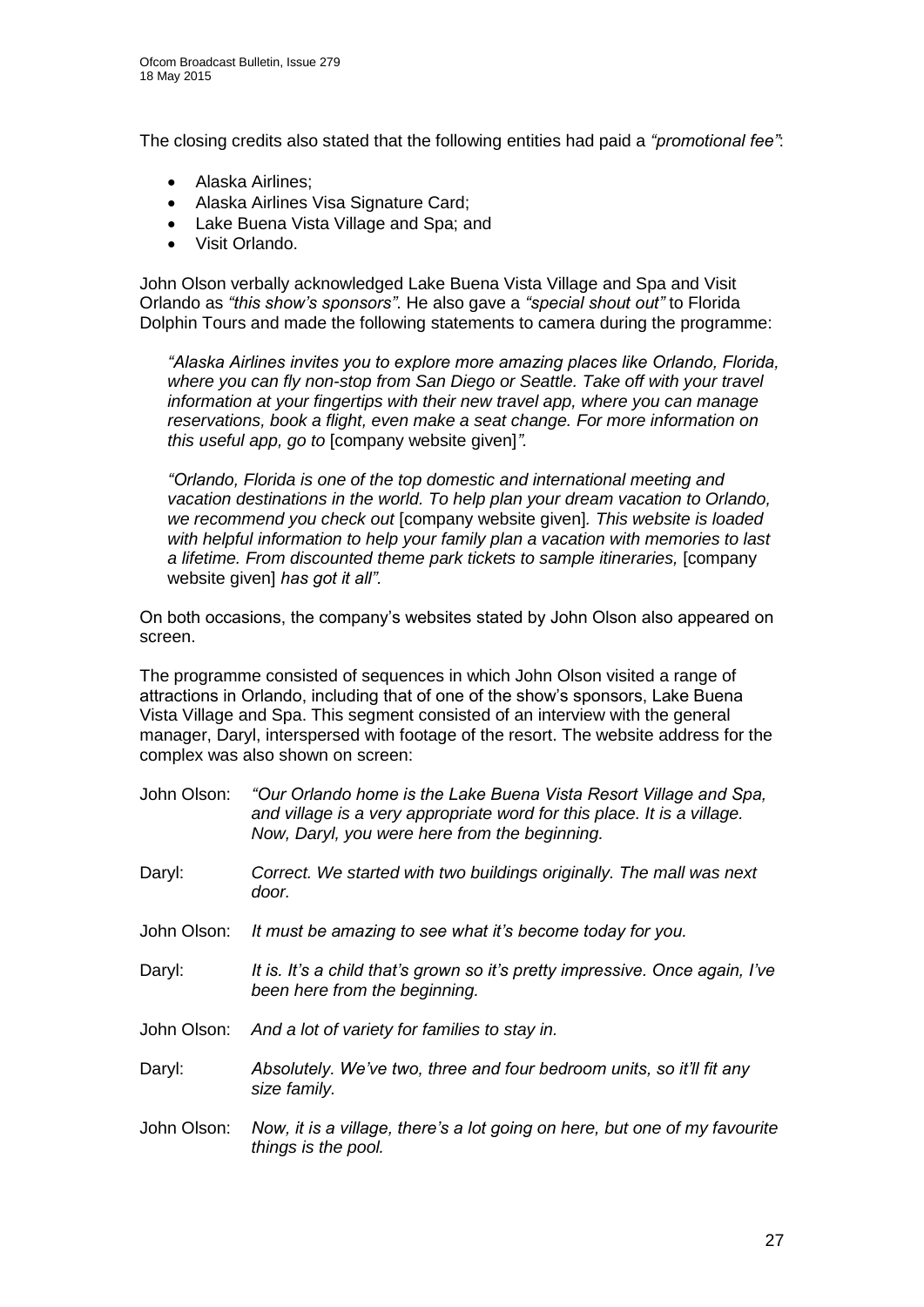The closing credits also stated that the following entities had paid a *"promotional fee"*:

- Alaska Airlines;
- Alaska Airlines Visa Signature Card;
- Lake Buena Vista Village and Spa; and
- Visit Orlando.

John Olson verbally acknowledged Lake Buena Vista Village and Spa and Visit Orlando as *"this show's sponsors"*. He also gave a *"special shout out"* to Florida Dolphin Tours and made the following statements to camera during the programme:

> *"Alaska Airlines invites you to explore more amazing places like Orlando, Florida, where you can fly non-stop from San Diego or Seattle. Take off with your travel information at your fingertips with their new travel app, where you can manage reservations, book a flight, even make a seat change. For more information on this useful app, go to* [company website given]*".*

> *"Orlando, Florida is one of the top domestic and international meeting and vacation destinations in the world. To help plan your dream vacation to Orlando, we recommend you check out* [company website given]*. This website is loaded with helpful information to help your family plan a vacation with memories to last a lifetime. From discounted theme park tickets to sample itineraries,* [company website given] *has got it all".*

On both occasions, the company's websites stated by John Olson also appeared on screen.

The programme consisted of sequences in which John Olson visited a range of attractions in Orlando, including that of one of the show's sponsors, Lake Buena Vista Village and Spa. This segment consisted of an interview with the general manager, Daryl, interspersed with footage of the resort. The website address for the complex was also shown on screen:

John Olson: *"Our Orlando home is the Lake Buena Vista Resort Village and Spa, and village is a very appropriate word for this place. It is a village. Now, Daryl, you were here from the beginning.*

Daryl: *Correct. We started with two buildings originally. The mall was next door.*

John Olson: *It must be amazing to see what it's become today for you.*

Daryl: *It is. It's a child that's grown so it's pretty impressive. Once again, I've been here from the beginning.*

John Olson: *And a lot of variety for families to stay in.*

Daryl: *Absolutely. We've two, three and four bedroom units, so it'll fit any size family.*

John Olson: *Now, it is a village, there's a lot going on here, but one of my favourite things is the pool.*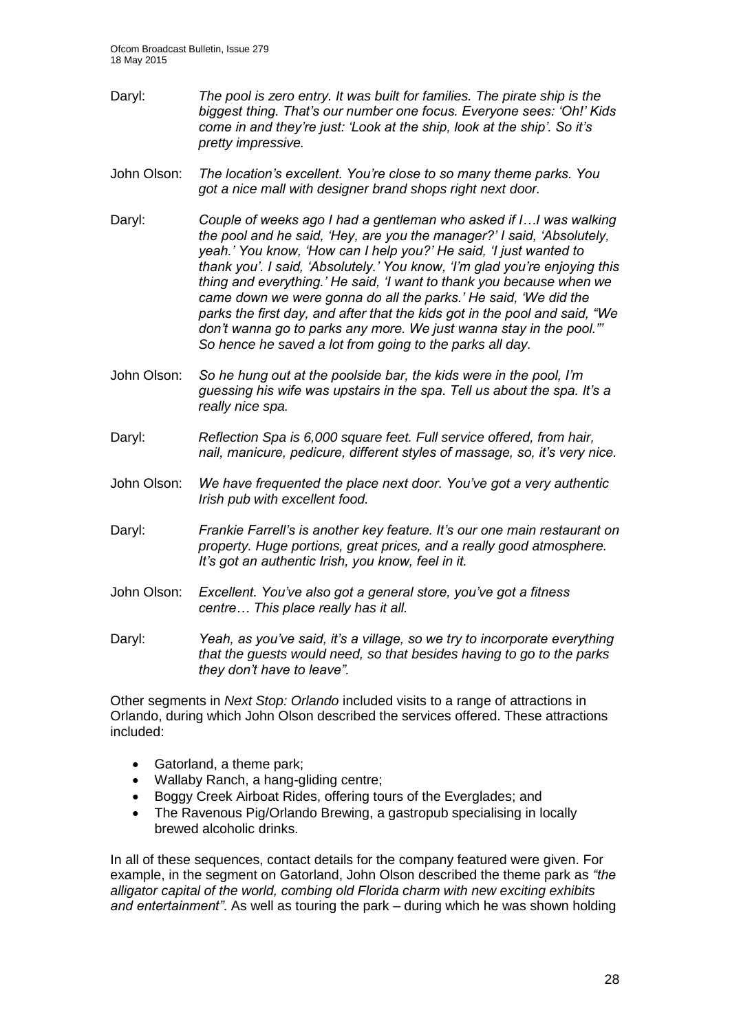Daryl: *The pool is zero entry. It was built for families. The pirate ship is the biggest thing. That's our number one focus. Everyone sees: 'Oh!' Kids come in and they're just: 'Look at the ship, look at the ship'. So it's pretty impressive.*

John Olson: *The location's excellent. You're close to so many theme parks. You got a nice mall with designer brand shops right next door.*

Daryl: *Couple of weeks ago I had a gentleman who asked if I…I was walking the pool and he said, 'Hey, are you the manager?' I said, 'Absolutely, yeah.' You know, 'How can I help you?' He said, 'I just wanted to thank you'. I said, 'Absolutely.' You know, 'I'm glad you're enjoying this thing and everything.' He said, 'I want to thank you because when we came down we were gonna do all the parks.' He said, 'We did the parks the first day, and after that the kids got in the pool and said, "We don't wanna go to parks any more. We just wanna stay in the pool."' So hence he saved a lot from going to the parks all day.*

John Olson: *So he hung out at the poolside bar, the kids were in the pool, I'm guessing his wife was upstairs in the spa. Tell us about the spa. It's a really nice spa.*

Daryl: *Reflection Spa is 6,000 square feet. Full service offered, from hair, nail, manicure, pedicure, different styles of massage, so, it's very nice.*

John Olson: *We have frequented the place next door. You've got a very authentic Irish pub with excellent food.*

Daryl: *Frankie Farrell's is another key feature. It's our one main restaurant on property. Huge portions, great prices, and a really good atmosphere. It's got an authentic Irish, you know, feel in it.*

John Olson: *Excellent. You've also got a general store, you've got a fitness centre… This place really has it all.*

Daryl: *Yeah, as you've said, it's a village, so we try to incorporate everything that the guests would need, so that besides having to go to the parks they don't have to leave".*

Other segments in *Next Stop: Orlando* included visits to a range of attractions in Orlando, during which John Olson described the services offered. These attractions included:

- Gatorland, a theme park;
- Wallaby Ranch, a hang-gliding centre;
- Boggy Creek Airboat Rides, offering tours of the Everglades; and
- The Ravenous Pig/Orlando Brewing, a gastropub specialising in locally brewed alcoholic drinks.

In all of these sequences, contact details for the company featured were given. For example, in the segment on Gatorland, John Olson described the theme park as *"the alligator capital of the world, combing old Florida charm with new exciting exhibits and entertainment"*. As well as touring the park – during which he was shown holding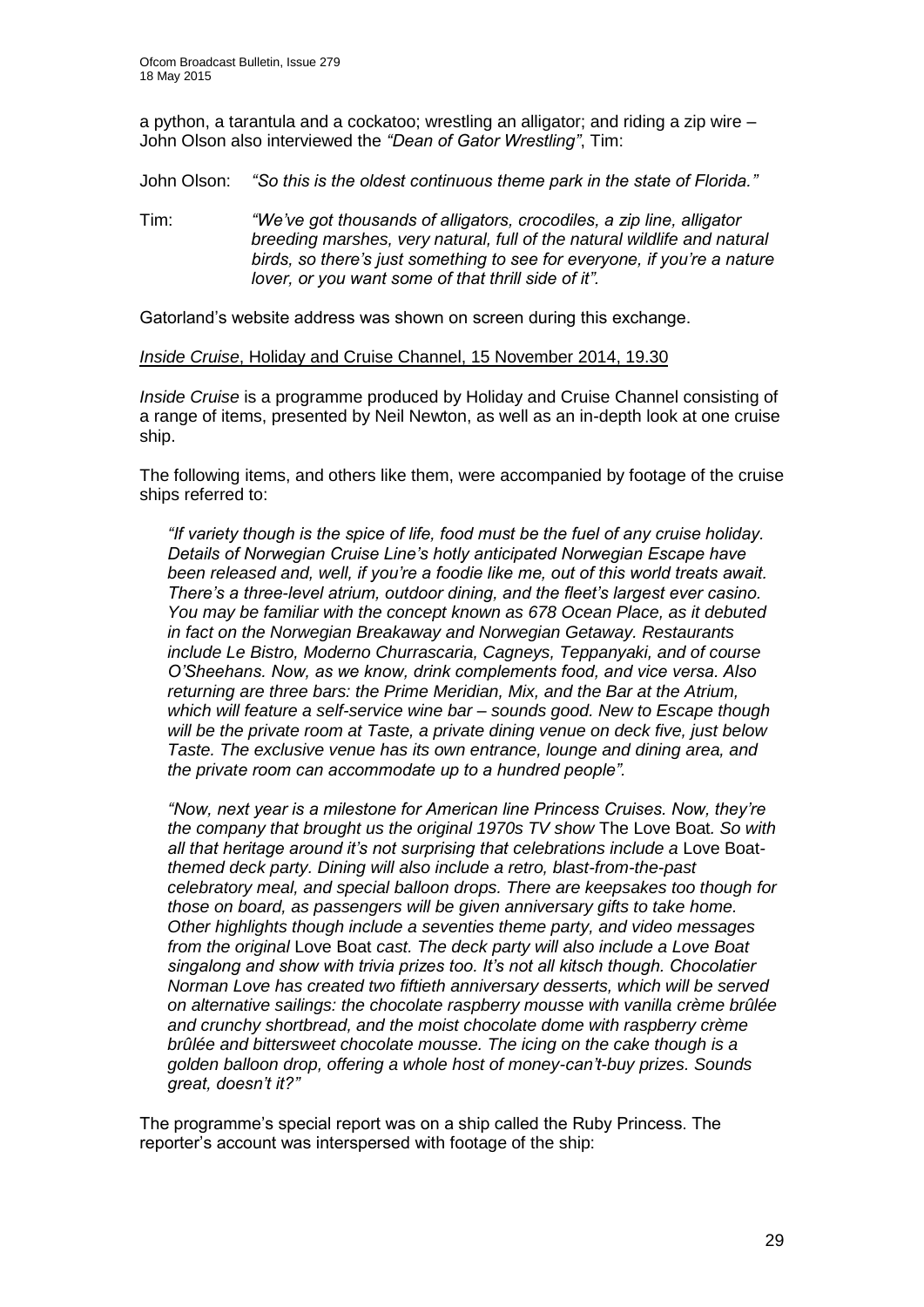a python, a tarantula and a cockatoo; wrestling an alligator; and riding a zip wire – John Olson also interviewed the *"Dean of Gator Wrestling"*, Tim:

John Olson: *"So this is the oldest continuous theme park in the state of Florida."*

Tim: *"We've got thousands of alligators, crocodiles, a zip line, alligator breeding marshes, very natural, full of the natural wildlife and natural birds, so there's just something to see for everyone, if you're a nature lover, or you want some of that thrill side of it".*

Gatorland's website address was shown on screen during this exchange.

*Inside Cruise*, Holiday and Cruise Channel, 15 November 2014, 19.30

*Inside Cruise* is a programme produced by Holiday and Cruise Channel consisting of a range of items, presented by Neil Newton, as well as an in-depth look at one cruise ship.

The following items, and others like them, were accompanied by footage of the cruise ships referred to:

> *"If variety though is the spice of life, food must be the fuel of any cruise holiday. Details of Norwegian Cruise Line's hotly anticipated Norwegian Escape have been released and, well, if you're a foodie like me, out of this world treats await. There's a three-level atrium, outdoor dining, and the fleet's largest ever casino. You may be familiar with the concept known as 678 Ocean Place, as it debuted in fact on the Norwegian Breakaway and Norwegian Getaway. Restaurants include Le Bistro, Moderno Churrascaria, Cagneys, Teppanyaki, and of course O'Sheehans. Now, as we know, drink complements food, and vice versa. Also returning are three bars: the Prime Meridian, Mix, and the Bar at the Atrium, which will feature a self-service wine bar – sounds good. New to Escape though will be the private room at Taste, a private dining venue on deck five, just below Taste. The exclusive venue has its own entrance, lounge and dining area, and the private room can accommodate up to a hundred people".*

> *"Now, next year is a milestone for American line Princess Cruises. Now, they're the company that brought us the original 1970s TV show* The Love Boat*. So with all that heritage around it's not surprising that celebrations include a* Love Boat*-themed deck party. Dining will also include a retro, blast-from-the-past celebratory meal, and special balloon drops. There are keepsakes too though for those on board, as passengers will be given anniversary gifts to take home. Other highlights though include a seventies theme party, and video messages from the original* Love Boat *cast. The deck party will also include a Love Boat singalong and show with trivia prizes too. It's not all kitsch though. Chocolatier Norman Love has created two fiftieth anniversary desserts, which will be served on alternative sailings: the chocolate raspberry mousse with vanilla crème brûlée and crunchy shortbread, and the moist chocolate dome with raspberry crème brûlée and bittersweet chocolate mousse. The icing on the cake though is a golden balloon drop, offering a whole host of money-can't-buy prizes. Sounds great, doesn't it?"*

The programme's special report was on a ship called the Ruby Princess. The reporter's account was interspersed with footage of the ship: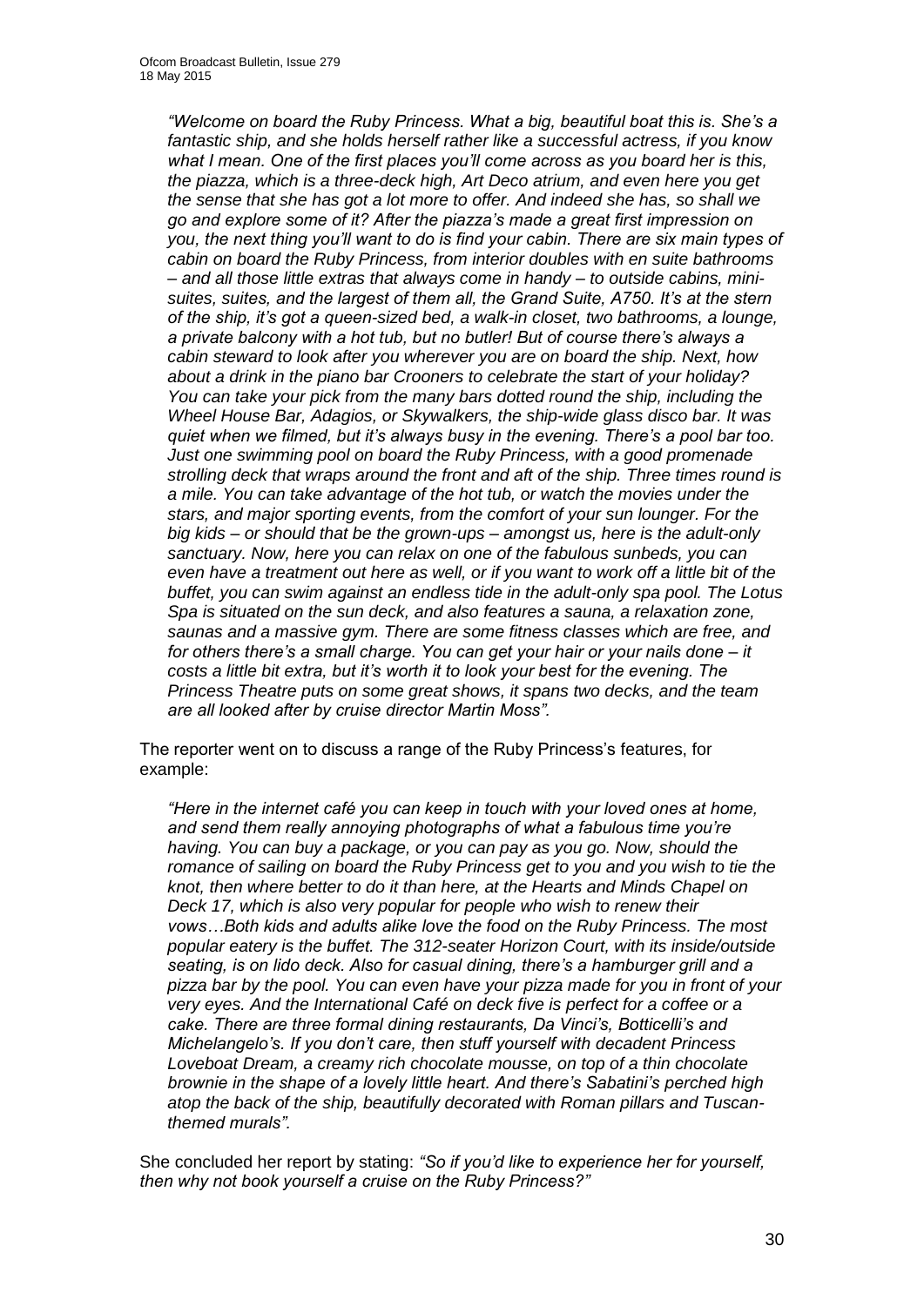*"Welcome on board the Ruby Princess. What a big, beautiful boat this is. She's a fantastic ship, and she holds herself rather like a successful actress, if you know what I mean. One of the first places you'll come across as you board her is this, the piazza, which is a three-deck high, Art Deco atrium, and even here you get the sense that she has got a lot more to offer. And indeed she has, so shall we go and explore some of it? After the piazza's made a great first impression on you, the next thing you'll want to do is find your cabin. There are six main types of cabin on board the Ruby Princess, from interior doubles with en suite bathrooms – and all those little extras that always come in handy – to outside cabins, mini-suites, suites, and the largest of them all, the Grand Suite, A750. It's at the stern of the ship, it's got a queen-sized bed, a walk-in closet, two bathrooms, a lounge, a private balcony with a hot tub, but no butler! But of course there's always a cabin steward to look after you wherever you are on board the ship. Next, how about a drink in the piano bar Crooners to celebrate the start of your holiday? You can take your pick from the many bars dotted round the ship, including the Wheel House Bar, Adagios, or Skywalkers, the ship-wide glass disco bar. It was quiet when we filmed, but it's always busy in the evening. There's a pool bar too. Just one swimming pool on board the Ruby Princess, with a good promenade strolling deck that wraps around the front and aft of the ship. Three times round is a mile. You can take advantage of the hot tub, or watch the movies under the stars, and major sporting events, from the comfort of your sun lounger. For the big kids – or should that be the grown-ups – amongst us, here is the adult-only sanctuary. Now, here you can relax on one of the fabulous sunbeds, you can even have a treatment out here as well, or if you want to work off a little bit of the buffet, you can swim against an endless tide in the adult-only spa pool. The Lotus Spa is situated on the sun deck, and also features a sauna, a relaxation zone, saunas and a massive gym. There are some fitness classes which are free, and for others there's a small charge. You can get your hair or your nails done – it costs a little bit extra, but it's worth it to look your best for the evening. The Princess Theatre puts on some great shows, it spans two decks, and the team are all looked after by cruise director Martin Moss".*

The reporter went on to discuss a range of the Ruby Princess's features, for example:

*"Here in the internet café you can keep in touch with your loved ones at home, and send them really annoying photographs of what a fabulous time you're having. You can buy a package, or you can pay as you go. Now, should the romance of sailing on board the Ruby Princess get to you and you wish to tie the knot, then where better to do it than here, at the Hearts and Minds Chapel on Deck 17, which is also very popular for people who wish to renew their vows…Both kids and adults alike love the food on the Ruby Princess. The most popular eatery is the buffet. The 312-seater Horizon Court, with its inside/outside seating, is on lido deck. Also for casual dining, there's a hamburger grill and a pizza bar by the pool. You can even have your pizza made for you in front of your very eyes. And the International Café on deck five is perfect for a coffee or a cake. There are three formal dining restaurants, Da Vinci's, Botticelli's and Michelangelo's. If you don't care, then stuff yourself with decadent Princess Loveboat Dream, a creamy rich chocolate mousse, on top of a thin chocolate brownie in the shape of a lovely little heart. And there's Sabatini's perched high atop the back of the ship, beautifully decorated with Roman pillars and Tuscan-themed murals".*

She concluded her report by stating: *"So if you'd like to experience her for yourself, then why not book yourself a cruise on the Ruby Princess?"*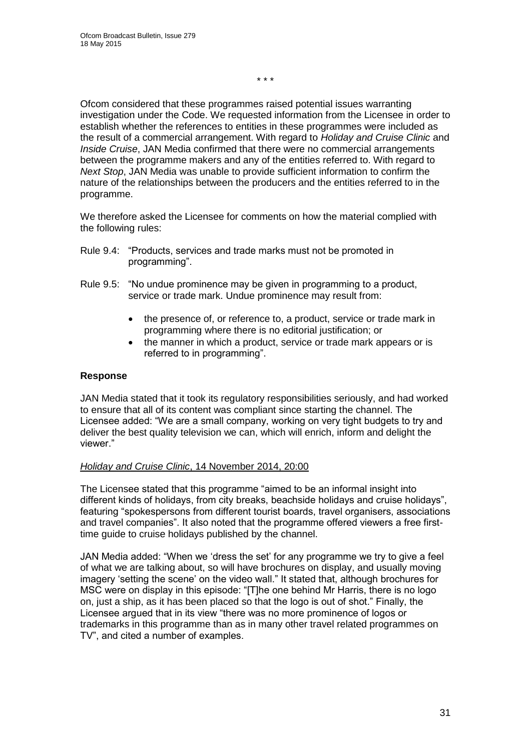\* \* \*

Ofcom considered that these programmes raised potential issues warranting investigation under the Code. We requested information from the Licensee in order to establish whether the references to entities in these programmes were included as the result of a commercial arrangement. With regard to *Holiday and Cruise Clinic* and *Inside Cruise*, JAN Media confirmed that there were no commercial arrangements between the programme makers and any of the entities referred to. With regard to *Next Stop*, JAN Media was unable to provide sufficient information to confirm the nature of the relationships between the producers and the entities referred to in the programme.

We therefore asked the Licensee for comments on how the material complied with the following rules:

Rule 9.4: "Products, services and trade marks must not be promoted in programming".

Rule 9.5: "No undue prominence may be given in programming to a product, service or trade mark. Undue prominence may result from:

- the presence of, or reference to, a product, service or trade mark in programming where there is no editorial justification; or
- the manner in which a product, service or trade mark appears or is referred to in programming".

### Response

JAN Media stated that it took its regulatory responsibilities seriously, and had worked to ensure that all of its content was compliant since starting the channel. The Licensee added: "We are a small company, working on very tight budgets to try and deliver the best quality television we can, which will enrich, inform and delight the viewer."

*Holiday and Cruise Clinic*, 14 November 2014, 20:00

The Licensee stated that this programme "aimed to be an informal insight into different kinds of holidays, from city breaks, beachside holidays and cruise holidays", featuring "spokespersons from different tourist boards, travel organisers, associations and travel companies". It also noted that the programme offered viewers a free first-time guide to cruise holidays published by the channel.

JAN Media added: "When we 'dress the set' for any programme we try to give a feel of what we are talking about, so will have brochures on display, and usually moving imagery 'setting the scene' on the video wall." It stated that, although brochures for MSC were on display in this episode: "[T]he one behind Mr Harris, there is no logo on, just a ship, as it has been placed so that the logo is out of shot." Finally, the Licensee argued that in its view "there was no more prominence of logos or trademarks in this programme than as in many other travel related programmes on TV", and cited a number of examples.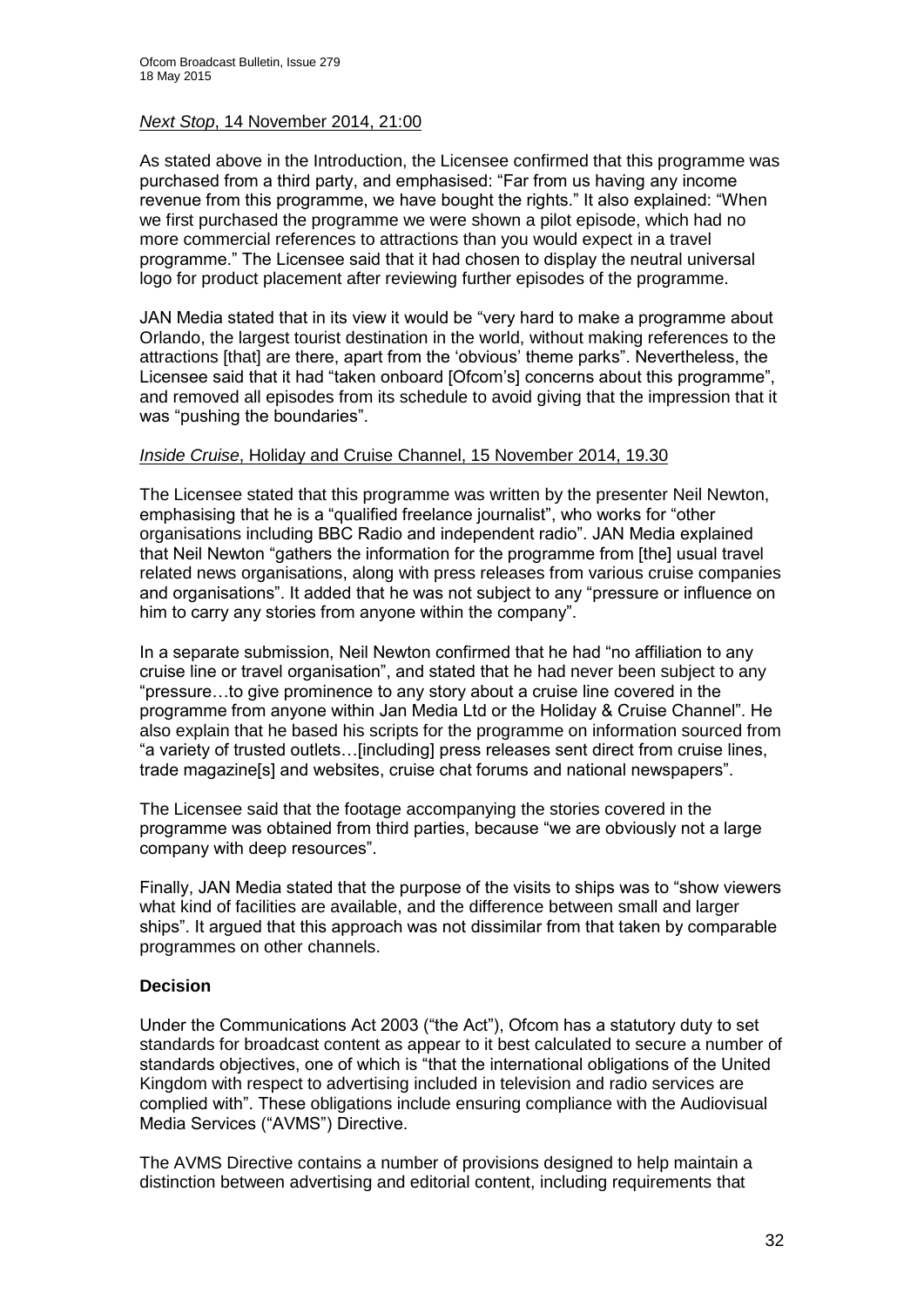*Next Stop*, 14 November 2014, 21:00

As stated above in the Introduction, the Licensee confirmed that this programme was purchased from a third party, and emphasised: "Far from us having any income revenue from this programme, we have bought the rights." It also explained: "When we first purchased the programme we were shown a pilot episode, which had no more commercial references to attractions than you would expect in a travel programme." The Licensee said that it had chosen to display the neutral universal logo for product placement after reviewing further episodes of the programme.

JAN Media stated that in its view it would be "very hard to make a programme about Orlando, the largest tourist destination in the world, without making references to the attractions [that] are there, apart from the 'obvious' theme parks". Nevertheless, the Licensee said that it had "taken onboard [Ofcom's] concerns about this programme", and removed all episodes from its schedule to avoid giving that the impression that it was "pushing the boundaries".

*Inside Cruise*, Holiday and Cruise Channel, 15 November 2014, 19.30

The Licensee stated that this programme was written by the presenter Neil Newton, emphasising that he is a "qualified freelance journalist", who works for "other organisations including BBC Radio and independent radio". JAN Media explained that Neil Newton "gathers the information for the programme from [the] usual travel related news organisations, along with press releases from various cruise companies and organisations". It added that he was not subject to any "pressure or influence on him to carry any stories from anyone within the company".

In a separate submission, Neil Newton confirmed that he had "no affiliation to any cruise line or travel organisation", and stated that he had never been subject to any "pressure…to give prominence to any story about a cruise line covered in the programme from anyone within Jan Media Ltd or the Holiday & Cruise Channel". He also explain that he based his scripts for the programme on information sourced from "a variety of trusted outlets…[including] press releases sent direct from cruise lines, trade magazine[s] and websites, cruise chat forums and national newspapers".

The Licensee said that the footage accompanying the stories covered in the programme was obtained from third parties, because "we are obviously not a large company with deep resources".

Finally, JAN Media stated that the purpose of the visits to ships was to "show viewers what kind of facilities are available, and the difference between small and larger ships". It argued that this approach was not dissimilar from that taken by comparable programmes on other channels.

**Decision**

Under the Communications Act 2003 ("the Act"), Ofcom has a statutory duty to set standards for broadcast content as appear to it best calculated to secure a number of standards objectives, one of which is "that the international obligations of the United Kingdom with respect to advertising included in television and radio services are complied with". These obligations include ensuring compliance with the Audiovisual Media Services ("AVMS") Directive.

The AVMS Directive contains a number of provisions designed to help maintain a distinction between advertising and editorial content, including requirements that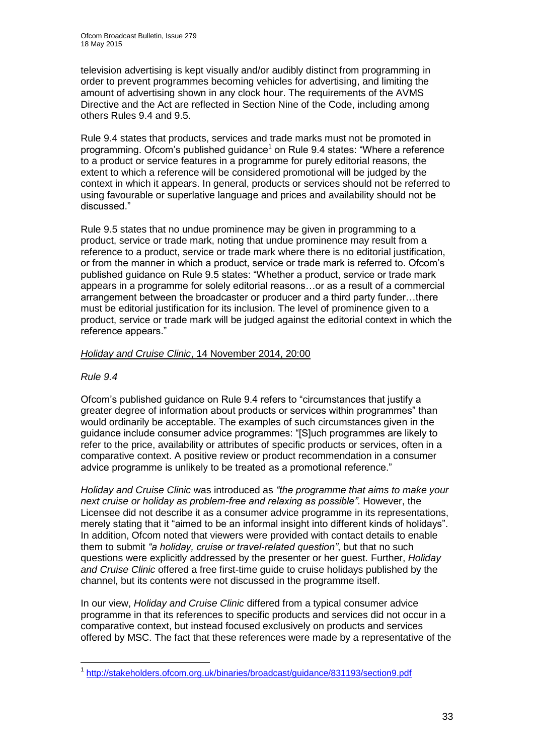television advertising is kept visually and/or audibly distinct from programming in order to prevent programmes becoming vehicles for advertising, and limiting the amount of advertising shown in any clock hour. The requirements of the AVMS Directive and the Act are reflected in Section Nine of the Code, including among others Rules 9.4 and 9.5.

Rule 9.4 states that products, services and trade marks must not be promoted in programming. Ofcom's published guidance[1] on Rule 9.4 states: "Where a reference to a product or service features in a programme for purely editorial reasons, the extent to which a reference will be considered promotional will be judged by the context in which it appears. In general, products or services should not be referred to using favourable or superlative language and prices and availability should not be discussed."

Rule 9.5 states that no undue prominence may be given in programming to a product, service or trade mark, noting that undue prominence may result from a reference to a product, service or trade mark where there is no editorial justification, or from the manner in which a product, service or trade mark is referred to. Ofcom's published guidance on Rule 9.5 states: "Whether a product, service or trade mark appears in a programme for solely editorial reasons…or as a result of a commercial arrangement between the broadcaster or producer and a third party funder…there must be editorial justification for its inclusion. The level of prominence given to a product, service or trade mark will be judged against the editorial context in which the reference appears."

*Holiday and Cruise Clinic*, 14 November 2014, 20:00

*Rule 9.4*

Ofcom's published guidance on Rule 9.4 refers to "circumstances that justify a greater degree of information about products or services within programmes" than would ordinarily be acceptable. The examples of such circumstances given in the guidance include consumer advice programmes: "[S]uch programmes are likely to refer to the price, availability or attributes of specific products or services, often in a comparative context. A positive review or product recommendation in a consumer advice programme is unlikely to be treated as a promotional reference."

*Holiday and Cruise Clinic* was introduced as *"the programme that aims to make your next cruise or holiday as problem-free and relaxing as possible"*. However, the Licensee did not describe it as a consumer advice programme in its representations, merely stating that it "aimed to be an informal insight into different kinds of holidays". In addition, Ofcom noted that viewers were provided with contact details to enable them to submit *"a holiday, cruise or travel-related question"*, but that no such questions were explicitly addressed by the presenter or her guest. Further, *Holiday and Cruise Clinic* offered a free first-time guide to cruise holidays published by the channel, but its contents were not discussed in the programme itself.

In our view, *Holiday and Cruise Clinic* differed from a typical consumer advice programme in that its references to specific products and services did not occur in a comparative context, but instead focused exclusively on products and services offered by MSC. The fact that these references were made by a representative of the

[1] http://stakeholders.ofcom.org.uk/binaries/broadcast/guidance/831193/section9.pdf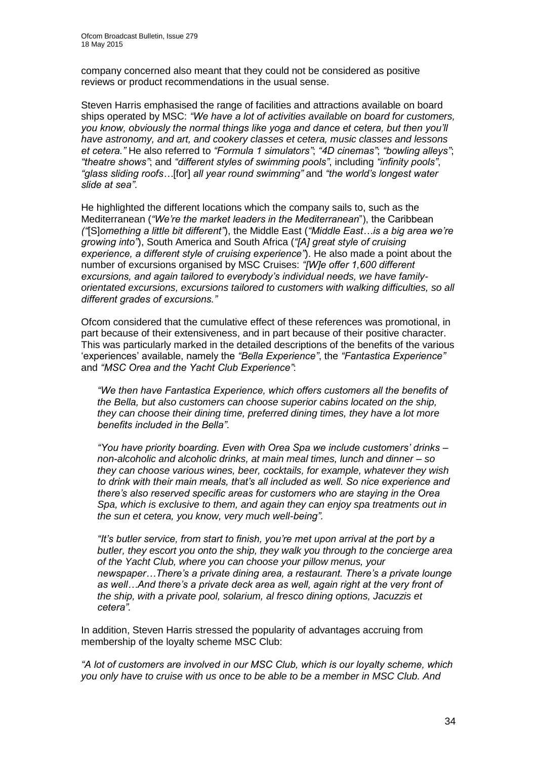company concerned also meant that they could not be considered as positive reviews or product recommendations in the usual sense.

Steven Harris emphasised the range of facilities and attractions available on board ships operated by MSC: *"We have a lot of activities available on board for customers, you know, obviously the normal things like yoga and dance et cetera, but then you'll have astronomy, and art, and cookery classes et cetera, music classes and lessons et cetera."* He also referred to *"Formula 1 simulators"*; *"4D cinemas"*; *"bowling alleys"*; *"theatre shows"*; and *"different styles of swimming pools"*, including *"infinity pools"*, *"glass sliding roofs*…[for] *all year round swimming"* and *"the world's longest water slide at sea"*.

He highlighted the different locations which the company sails to, such as the Mediterranean (*"We're the market leaders in the Mediterranean*"), the Caribbean (*"*[S]*omething a little bit different"*), the Middle East (*"Middle East…is a big area we're growing into"*), South America and South Africa (*"[A] great style of cruising experience, a different style of cruising experience"*). He also made a point about the number of excursions organised by MSC Cruises: *"[W]e offer 1,600 different excursions, and again tailored to everybody's individual needs, we have family-orientated excursions, excursions tailored to customers with walking difficulties, so all different grades of excursions."*

Ofcom considered that the cumulative effect of these references was promotional, in part because of their extensiveness, and in part because of their positive character. This was particularly marked in the detailed descriptions of the benefits of the various 'experiences' available, namely the *"Bella Experience"*, the *"Fantastica Experience"* and *"MSC Orea and the Yacht Club Experience"*:

> *"We then have Fantastica Experience, which offers customers all the benefits of the Bella, but also customers can choose superior cabins located on the ship, they can choose their dining time, preferred dining times, they have a lot more benefits included in the Bella"*.
>
> *"You have priority boarding. Even with Orea Spa we include customers' drinks – non-alcoholic and alcoholic drinks, at main meal times, lunch and dinner – so they can choose various wines, beer, cocktails, for example, whatever they wish to drink with their main meals, that's all included as well. So nice experience and there's also reserved specific areas for customers who are staying in the Orea Spa, which is exclusive to them, and again they can enjoy spa treatments out in the sun et cetera, you know, very much well-being".*
>
> *"It's butler service, from start to finish, you're met upon arrival at the port by a butler, they escort you onto the ship, they walk you through to the concierge area of the Yacht Club, where you can choose your pillow menus, your newspaper…There's a private dining area, a restaurant. There's a private lounge as well…And there's a private deck area as well, again right at the very front of the ship, with a private pool, solarium, al fresco dining options, Jacuzzis et cetera".*

In addition, Steven Harris stressed the popularity of advantages accruing from membership of the loyalty scheme MSC Club:

*"A lot of customers are involved in our MSC Club, which is our loyalty scheme, which you only have to cruise with us once to be able to be a member in MSC Club. And*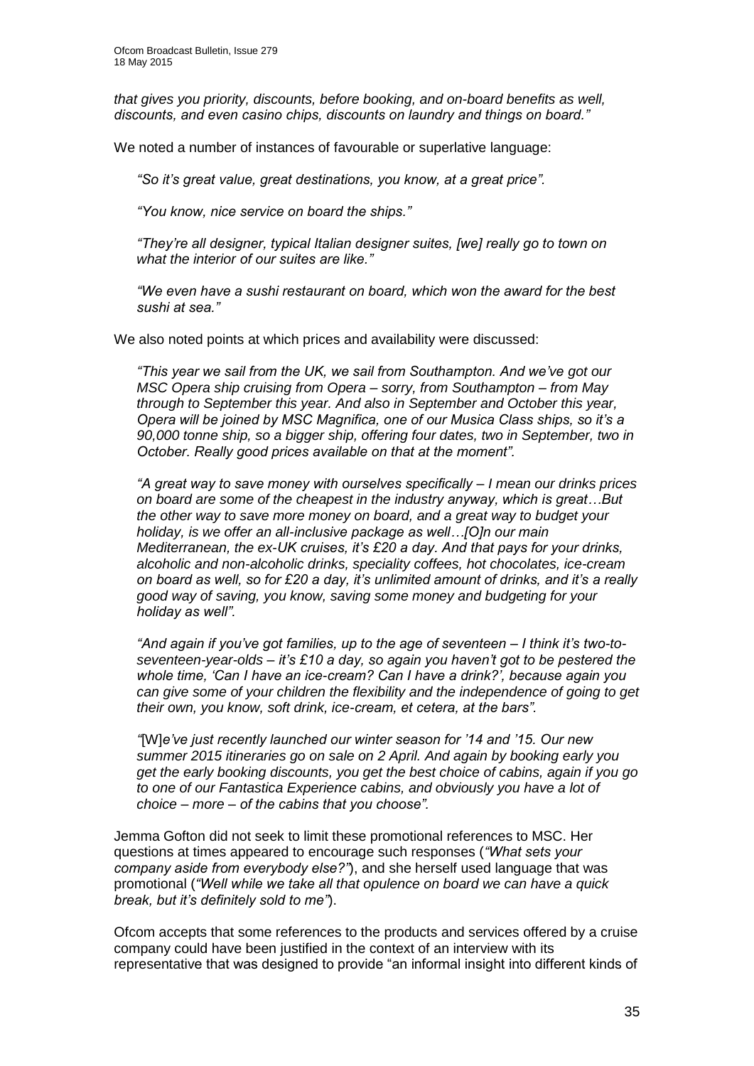*that gives you priority, discounts, before booking, and on-board benefits as well, discounts, and even casino chips, discounts on laundry and things on board."*

We noted a number of instances of favourable or superlative language:

> *"So it's great value, great destinations, you know, at a great price".*
>
> *"You know, nice service on board the ships."*
>
> *"They're all designer, typical Italian designer suites, [we] really go to town on what the interior of our suites are like."*
>
> *"We even have a sushi restaurant on board, which won the award for the best sushi at sea."*

We also noted points at which prices and availability were discussed:

> *"This year we sail from the UK, we sail from Southampton. And we've got our MSC Opera ship cruising from Opera – sorry, from Southampton – from May through to September this year. And also in September and October this year, Opera will be joined by MSC Magnifica, one of our Musica Class ships, so it's a 90,000 tonne ship, so a bigger ship, offering four dates, two in September, two in October. Really good prices available on that at the moment".*
>
> *"A great way to save money with ourselves specifically – I mean our drinks prices on board are some of the cheapest in the industry anyway, which is great…But the other way to save more money on board, and a great way to budget your holiday, is we offer an all-inclusive package as well…[O]n our main Mediterranean, the ex-UK cruises, it's £20 a day. And that pays for your drinks, alcoholic and non-alcoholic drinks, speciality coffees, hot chocolates, ice-cream on board as well, so for £20 a day, it's unlimited amount of drinks, and it's a really good way of saving, you know, saving some money and budgeting for your holiday as well".*
>
> *"And again if you've got families, up to the age of seventeen – I think it's two-to-seventeen-year-olds – it's £10 a day, so again you haven't got to be pestered the whole time, 'Can I have an ice-cream? Can I have a drink?', because again you can give some of your children the flexibility and the independence of going to get their own, you know, soft drink, ice-cream, et cetera, at the bars".*
>
> *"*[W]*e've just recently launched our winter season for '14 and '15. Our new summer 2015 itineraries go on sale on 2 April. And again by booking early you get the early booking discounts, you get the best choice of cabins, again if you go to one of our Fantastica Experience cabins, and obviously you have a lot of choice – more – of the cabins that you choose".*

Jemma Gofton did not seek to limit these promotional references to MSC. Her questions at times appeared to encourage such responses (*"What sets your company aside from everybody else?"*), and she herself used language that was promotional (*"Well while we take all that opulence on board we can have a quick break, but it's definitely sold to me"*).

Ofcom accepts that some references to the products and services offered by a cruise company could have been justified in the context of an interview with its representative that was designed to provide "an informal insight into different kinds of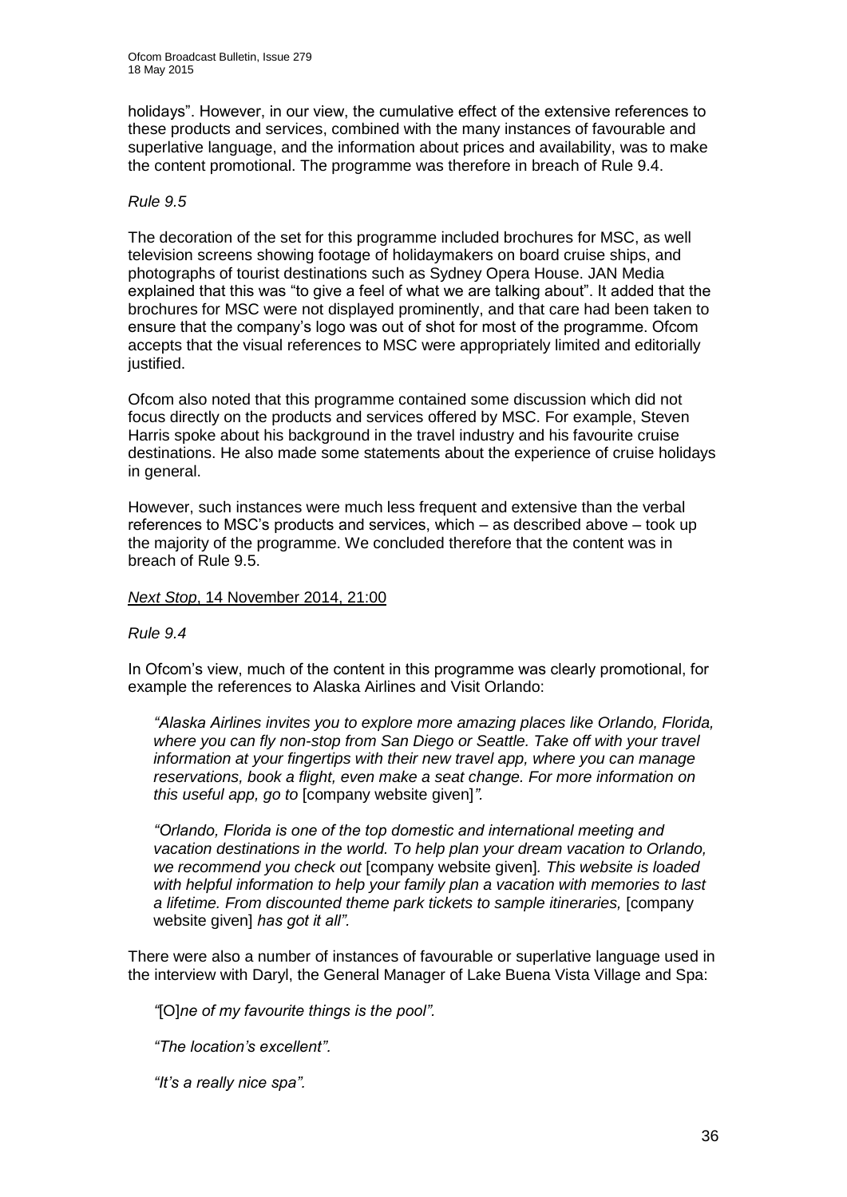holidays". However, in our view, the cumulative effect of the extensive references to these products and services, combined with the many instances of favourable and superlative language, and the information about prices and availability, was to make the content promotional. The programme was therefore in breach of Rule 9.4.

*Rule 9.5*

The decoration of the set for this programme included brochures for MSC, as well television screens showing footage of holidaymakers on board cruise ships, and photographs of tourist destinations such as Sydney Opera House. JAN Media explained that this was "to give a feel of what we are talking about". It added that the brochures for MSC were not displayed prominently, and that care had been taken to ensure that the company's logo was out of shot for most of the programme. Ofcom accepts that the visual references to MSC were appropriately limited and editorially justified.

Ofcom also noted that this programme contained some discussion which did not focus directly on the products and services offered by MSC. For example, Steven Harris spoke about his background in the travel industry and his favourite cruise destinations. He also made some statements about the experience of cruise holidays in general.

However, such instances were much less frequent and extensive than the verbal references to MSC's products and services, which – as described above – took up the majority of the programme. We concluded therefore that the content was in breach of Rule 9.5.

*Next Stop*, 14 November 2014, 21:00

*Rule 9.4*

In Ofcom's view, much of the content in this programme was clearly promotional, for example the references to Alaska Airlines and Visit Orlando:

> *"Alaska Airlines invites you to explore more amazing places like Orlando, Florida, where you can fly non-stop from San Diego or Seattle. Take off with your travel information at your fingertips with their new travel app, where you can manage reservations, book a flight, even make a seat change. For more information on this useful app, go to* [company website given]*".*

> *"Orlando, Florida is one of the top domestic and international meeting and vacation destinations in the world. To help plan your dream vacation to Orlando, we recommend you check out* [company website given]*. This website is loaded with helpful information to help your family plan a vacation with memories to last a lifetime. From discounted theme park tickets to sample itineraries,* [company website given] *has got it all".*

There were also a number of instances of favourable or superlative language used in the interview with Daryl, the General Manager of Lake Buena Vista Village and Spa:

> *"*[O]*ne of my favourite things is the pool".*

> *"The location's excellent".*

> *"It's a really nice spa".*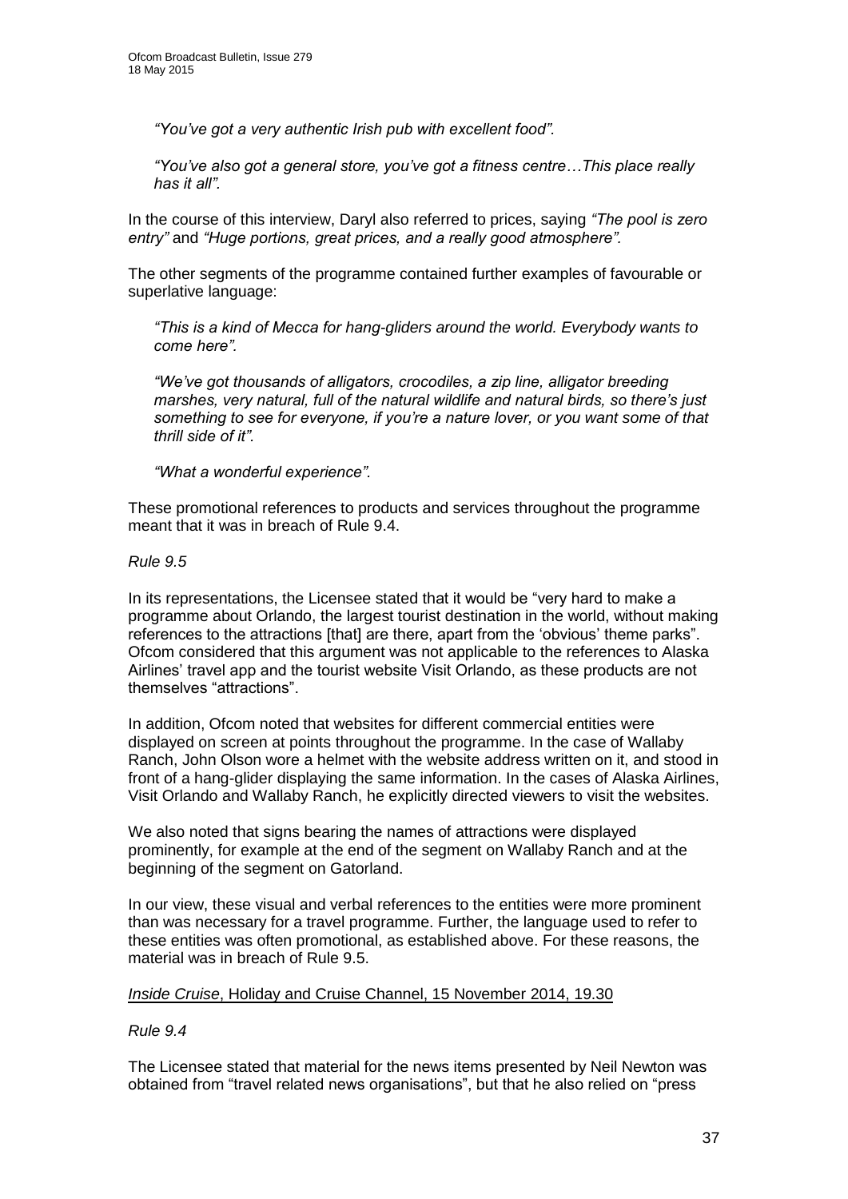*"You've got a very authentic Irish pub with excellent food".*

*"You've also got a general store, you've got a fitness centre…This place really has it all".*

In the course of this interview, Daryl also referred to prices, saying *"The pool is zero entry"* and *"Huge portions, great prices, and a really good atmosphere".*

The other segments of the programme contained further examples of favourable or superlative language:

*"This is a kind of Mecca for hang-gliders around the world. Everybody wants to come here".*

*"We've got thousands of alligators, crocodiles, a zip line, alligator breeding marshes, very natural, full of the natural wildlife and natural birds, so there's just something to see for everyone, if you're a nature lover, or you want some of that thrill side of it".*

*"What a wonderful experience".*

These promotional references to products and services throughout the programme meant that it was in breach of Rule 9.4.

*Rule 9.5*

In its representations, the Licensee stated that it would be "very hard to make a programme about Orlando, the largest tourist destination in the world, without making references to the attractions [that] are there, apart from the 'obvious' theme parks". Ofcom considered that this argument was not applicable to the references to Alaska Airlines' travel app and the tourist website Visit Orlando, as these products are not themselves "attractions".

In addition, Ofcom noted that websites for different commercial entities were displayed on screen at points throughout the programme. In the case of Wallaby Ranch, John Olson wore a helmet with the website address written on it, and stood in front of a hang-glider displaying the same information. In the cases of Alaska Airlines, Visit Orlando and Wallaby Ranch, he explicitly directed viewers to visit the websites.

We also noted that signs bearing the names of attractions were displayed prominently, for example at the end of the segment on Wallaby Ranch and at the beginning of the segment on Gatorland.

In our view, these visual and verbal references to the entities were more prominent than was necessary for a travel programme. Further, the language used to refer to these entities was often promotional, as established above. For these reasons, the material was in breach of Rule 9.5.

*Inside Cruise*, Holiday and Cruise Channel, 15 November 2014, 19.30

*Rule 9.4*

The Licensee stated that material for the news items presented by Neil Newton was obtained from "travel related news organisations", but that he also relied on "press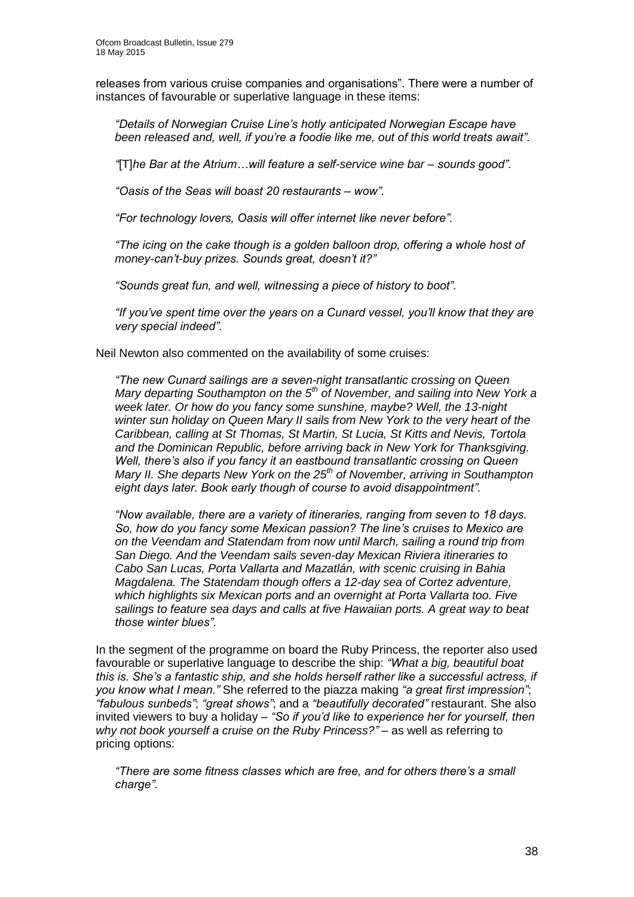releases from various cruise companies and organisations". There were a number of instances of favourable or superlative language in these items:

> *"Details of Norwegian Cruise Line's hotly anticipated Norwegian Escape have been released and, well, if you're a foodie like me, out of this world treats await".*
>
> *"*[T]*he Bar at the Atrium…will feature a self-service wine bar – sounds good".*
>
> *"Oasis of the Seas will boast 20 restaurants – wow".*
>
> *"For technology lovers, Oasis will offer internet like never before".*
>
> *"The icing on the cake though is a golden balloon drop, offering a whole host of money-can't-buy prizes. Sounds great, doesn't it?"*
>
> *"Sounds great fun, and well, witnessing a piece of history to boot".*
>
> *"If you've spent time over the years on a Cunard vessel, you'll know that they are very special indeed".*

Neil Newton also commented on the availability of some cruises:

> *"The new Cunard sailings are a seven-night transatlantic crossing on Queen Mary departing Southampton on the 5th of November, and sailing into New York a week later. Or how do you fancy some sunshine, maybe? Well, the 13-night winter sun holiday on Queen Mary II sails from New York to the very heart of the Caribbean, calling at St Thomas, St Martin, St Lucia, St Kitts and Nevis, Tortola and the Dominican Republic, before arriving back in New York for Thanksgiving. Well, there's also if you fancy it an eastbound transatlantic crossing on Queen Mary II. She departs New York on the 25th of November, arriving in Southampton eight days later. Book early though of course to avoid disappointment".*
>
> *"Now available, there are a variety of itineraries, ranging from seven to 18 days. So, how do you fancy some Mexican passion? The line's cruises to Mexico are on the Veendam and Statendam from now until March, sailing a round trip from San Diego. And the Veendam sails seven-day Mexican Riviera itineraries to Cabo San Lucas, Porta Vallarta and Mazatlán, with scenic cruising in Bahia Magdalena. The Statendam though offers a 12-day sea of Cortez adventure, which highlights six Mexican ports and an overnight at Porta Vallarta too. Five sailings to feature sea days and calls at five Hawaiian ports. A great way to beat those winter blues".*

In the segment of the programme on board the Ruby Princess, the reporter also used favourable or superlative language to describe the ship: *"What a big, beautiful boat this is. She's a fantastic ship, and she holds herself rather like a successful actress, if you know what I mean."* She referred to the piazza making *"a great first impression"*; *"fabulous sunbeds"*; *"great shows"*; and a *"beautifully decorated"* restaurant. She also invited viewers to buy a holiday – *"So if you'd like to experience her for yourself, then why not book yourself a cruise on the Ruby Princess?"* – as well as referring to pricing options:

> *"There are some fitness classes which are free, and for others there's a small charge".*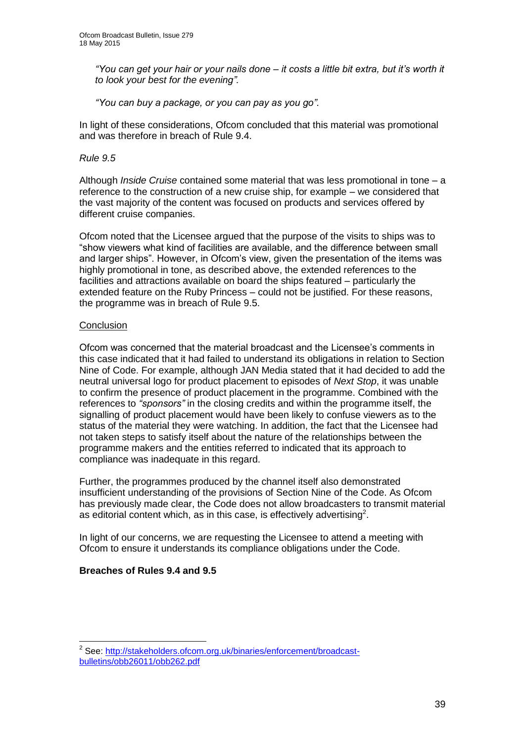*"You can get your hair or your nails done – it costs a little bit extra, but it's worth it to look your best for the evening".*

*"You can buy a package, or you can pay as you go".*

In light of these considerations, Ofcom concluded that this material was promotional and was therefore in breach of Rule 9.4.

*Rule 9.5*

Although *Inside Cruise* contained some material that was less promotional in tone – a reference to the construction of a new cruise ship, for example – we considered that the vast majority of the content was focused on products and services offered by different cruise companies.

Ofcom noted that the Licensee argued that the purpose of the visits to ships was to "show viewers what kind of facilities are available, and the difference between small and larger ships". However, in Ofcom's view, given the presentation of the items was highly promotional in tone, as described above, the extended references to the facilities and attractions available on board the ships featured – particularly the extended feature on the Ruby Princess – could not be justified. For these reasons, the programme was in breach of Rule 9.5.

Conclusion

Ofcom was concerned that the material broadcast and the Licensee's comments in this case indicated that it had failed to understand its obligations in relation to Section Nine of Code. For example, although JAN Media stated that it had decided to add the neutral universal logo for product placement to episodes of *Next Stop*, it was unable to confirm the presence of product placement in the programme. Combined with the references to *"sponsors"* in the closing credits and within the programme itself, the signalling of product placement would have been likely to confuse viewers as to the status of the material they were watching. In addition, the fact that the Licensee had not taken steps to satisfy itself about the nature of the relationships between the programme makers and the entities referred to indicated that its approach to compliance was inadequate in this regard.

Further, the programmes produced by the channel itself also demonstrated insufficient understanding of the provisions of Section Nine of the Code. As Ofcom has previously made clear, the Code does not allow broadcasters to transmit material as editorial content which, as in this case, is effectively advertising[2].

In light of our concerns, we are requesting the Licensee to attend a meeting with Ofcom to ensure it understands its compliance obligations under the Code.

**Breaches of Rules 9.4 and 9.5**

---

[2] See: http://stakeholders.ofcom.org.uk/binaries/enforcement/broadcast-bulletins/obb26011/obb262.pdf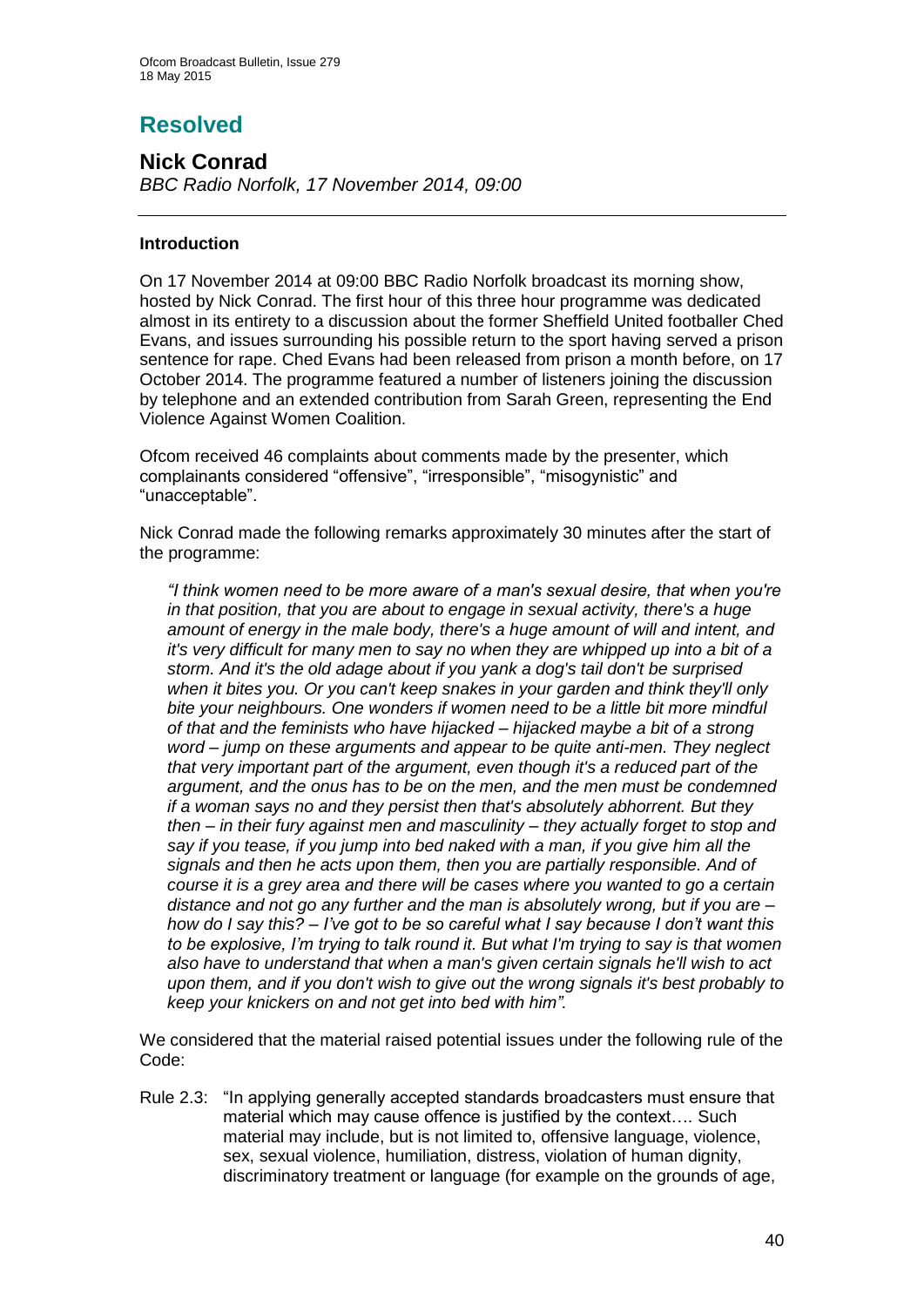# Resolved

## Nick Conrad

*BBC Radio Norfolk, 17 November 2014, 09:00*

---

### Introduction

On 17 November 2014 at 09:00 BBC Radio Norfolk broadcast its morning show, hosted by Nick Conrad. The first hour of this three hour programme was dedicated almost in its entirety to a discussion about the former Sheffield United footballer Ched Evans, and issues surrounding his possible return to the sport having served a prison sentence for rape. Ched Evans had been released from prison a month before, on 17 October 2014. The programme featured a number of listeners joining the discussion by telephone and an extended contribution from Sarah Green, representing the End Violence Against Women Coalition.

Ofcom received 46 complaints about comments made by the presenter, which complainants considered "offensive", "irresponsible", "misogynistic" and "unacceptable".

Nick Conrad made the following remarks approximately 30 minutes after the start of the programme:

> *"I think women need to be more aware of a man's sexual desire, that when you're in that position, that you are about to engage in sexual activity, there's a huge amount of energy in the male body, there's a huge amount of will and intent, and it's very difficult for many men to say no when they are whipped up into a bit of a storm. And it's the old adage about if you yank a dog's tail don't be surprised when it bites you. Or you can't keep snakes in your garden and think they'll only bite your neighbours. One wonders if women need to be a little bit more mindful of that and the feminists who have hijacked – hijacked maybe a bit of a strong word – jump on these arguments and appear to be quite anti-men. They neglect that very important part of the argument, even though it's a reduced part of the argument, and the onus has to be on the men, and the men must be condemned if a woman says no and they persist then that's absolutely abhorrent. But they then – in their fury against men and masculinity – they actually forget to stop and say if you tease, if you jump into bed naked with a man, if you give him all the signals and then he acts upon them, then you are partially responsible. And of course it is a grey area and there will be cases where you wanted to go a certain distance and not go any further and the man is absolutely wrong, but if you are – how do I say this? – I've got to be so careful what I say because I don't want this to be explosive, I'm trying to talk round it. But what I'm trying to say is that women also have to understand that when a man's given certain signals he'll wish to act upon them, and if you don't wish to give out the wrong signals it's best probably to keep your knickers on and not get into bed with him".*

We considered that the material raised potential issues under the following rule of the Code:

Rule 2.3: "In applying generally accepted standards broadcasters must ensure that material which may cause offence is justified by the context…. Such material may include, but is not limited to, offensive language, violence, sex, sexual violence, humiliation, distress, violation of human dignity, discriminatory treatment or language (for example on the grounds of age,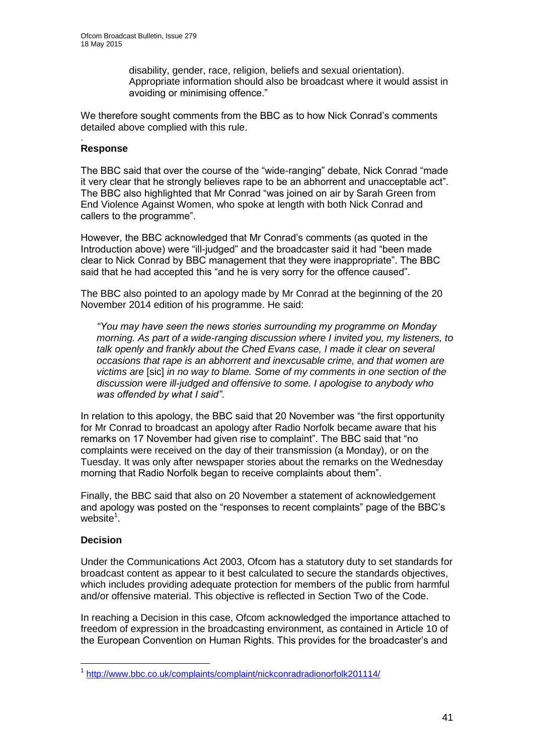disability, gender, race, religion, beliefs and sexual orientation). Appropriate information should also be broadcast where it would assist in avoiding or minimising offence."

We therefore sought comments from the BBC as to how Nick Conrad's comments detailed above complied with this rule.

**Response**

The BBC said that over the course of the "wide-ranging" debate, Nick Conrad "made it very clear that he strongly believes rape to be an abhorrent and unacceptable act". The BBC also highlighted that Mr Conrad "was joined on air by Sarah Green from End Violence Against Women, who spoke at length with both Nick Conrad and callers to the programme".

However, the BBC acknowledged that Mr Conrad's comments (as quoted in the Introduction above) were "ill-judged" and the broadcaster said it had "been made clear to Nick Conrad by BBC management that they were inappropriate". The BBC said that he had accepted this "and he is very sorry for the offence caused".

The BBC also pointed to an apology made by Mr Conrad at the beginning of the 20 November 2014 edition of his programme. He said:

> *"You may have seen the news stories surrounding my programme on Monday morning. As part of a wide-ranging discussion where I invited you, my listeners, to talk openly and frankly about the Ched Evans case, I made it clear on several occasions that rape is an abhorrent and inexcusable crime, and that women are victims are* [sic] *in no way to blame. Some of my comments in one section of the discussion were ill-judged and offensive to some. I apologise to anybody who was offended by what I said".*

In relation to this apology, the BBC said that 20 November was "the first opportunity for Mr Conrad to broadcast an apology after Radio Norfolk became aware that his remarks on 17 November had given rise to complaint". The BBC said that "no complaints were received on the day of their transmission (a Monday), or on the Tuesday. It was only after newspaper stories about the remarks on the Wednesday morning that Radio Norfolk began to receive complaints about them".

Finally, the BBC said that also on 20 November a statement of acknowledgement and apology was posted on the "responses to recent complaints" page of the BBC's website[1].

**Decision**

Under the Communications Act 2003, Ofcom has a statutory duty to set standards for broadcast content as appear to it best calculated to secure the standards objectives, which includes providing adequate protection for members of the public from harmful and/or offensive material. This objective is reflected in Section Two of the Code.

In reaching a Decision in this case, Ofcom acknowledged the importance attached to freedom of expression in the broadcasting environment, as contained in Article 10 of the European Convention on Human Rights. This provides for the broadcaster's and

[1] http://www.bbc.co.uk/complaints/complaint/nickconradradionorfolk201114/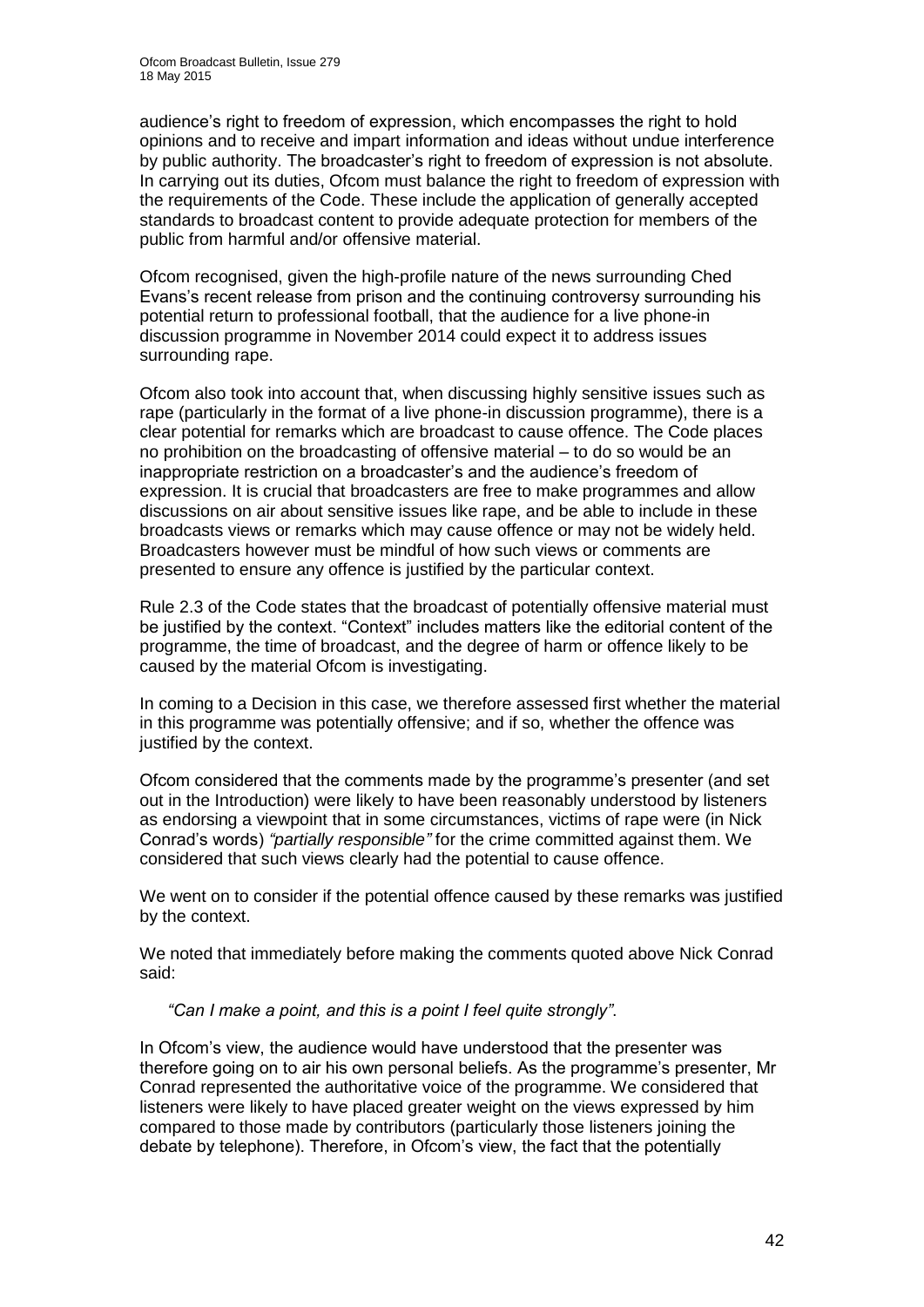audience's right to freedom of expression, which encompasses the right to hold opinions and to receive and impart information and ideas without undue interference by public authority. The broadcaster's right to freedom of expression is not absolute. In carrying out its duties, Ofcom must balance the right to freedom of expression with the requirements of the Code. These include the application of generally accepted standards to broadcast content to provide adequate protection for members of the public from harmful and/or offensive material.

Ofcom recognised, given the high-profile nature of the news surrounding Ched Evans's recent release from prison and the continuing controversy surrounding his potential return to professional football, that the audience for a live phone-in discussion programme in November 2014 could expect it to address issues surrounding rape.

Ofcom also took into account that, when discussing highly sensitive issues such as rape (particularly in the format of a live phone-in discussion programme), there is a clear potential for remarks which are broadcast to cause offence. The Code places no prohibition on the broadcasting of offensive material – to do so would be an inappropriate restriction on a broadcaster's and the audience's freedom of expression. It is crucial that broadcasters are free to make programmes and allow discussions on air about sensitive issues like rape, and be able to include in these broadcasts views or remarks which may cause offence or may not be widely held. Broadcasters however must be mindful of how such views or comments are presented to ensure any offence is justified by the particular context.

Rule 2.3 of the Code states that the broadcast of potentially offensive material must be justified by the context. "Context" includes matters like the editorial content of the programme, the time of broadcast, and the degree of harm or offence likely to be caused by the material Ofcom is investigating.

In coming to a Decision in this case, we therefore assessed first whether the material in this programme was potentially offensive; and if so, whether the offence was justified by the context.

Ofcom considered that the comments made by the programme's presenter (and set out in the Introduction) were likely to have been reasonably understood by listeners as endorsing a viewpoint that in some circumstances, victims of rape were (in Nick Conrad's words) *"partially responsible"* for the crime committed against them. We considered that such views clearly had the potential to cause offence.

We went on to consider if the potential offence caused by these remarks was justified by the context.

We noted that immediately before making the comments quoted above Nick Conrad said:

> *"Can I make a point, and this is a point I feel quite strongly"*.

In Ofcom's view, the audience would have understood that the presenter was therefore going on to air his own personal beliefs. As the programme's presenter, Mr Conrad represented the authoritative voice of the programme. We considered that listeners were likely to have placed greater weight on the views expressed by him compared to those made by contributors (particularly those listeners joining the debate by telephone). Therefore, in Ofcom's view, the fact that the potentially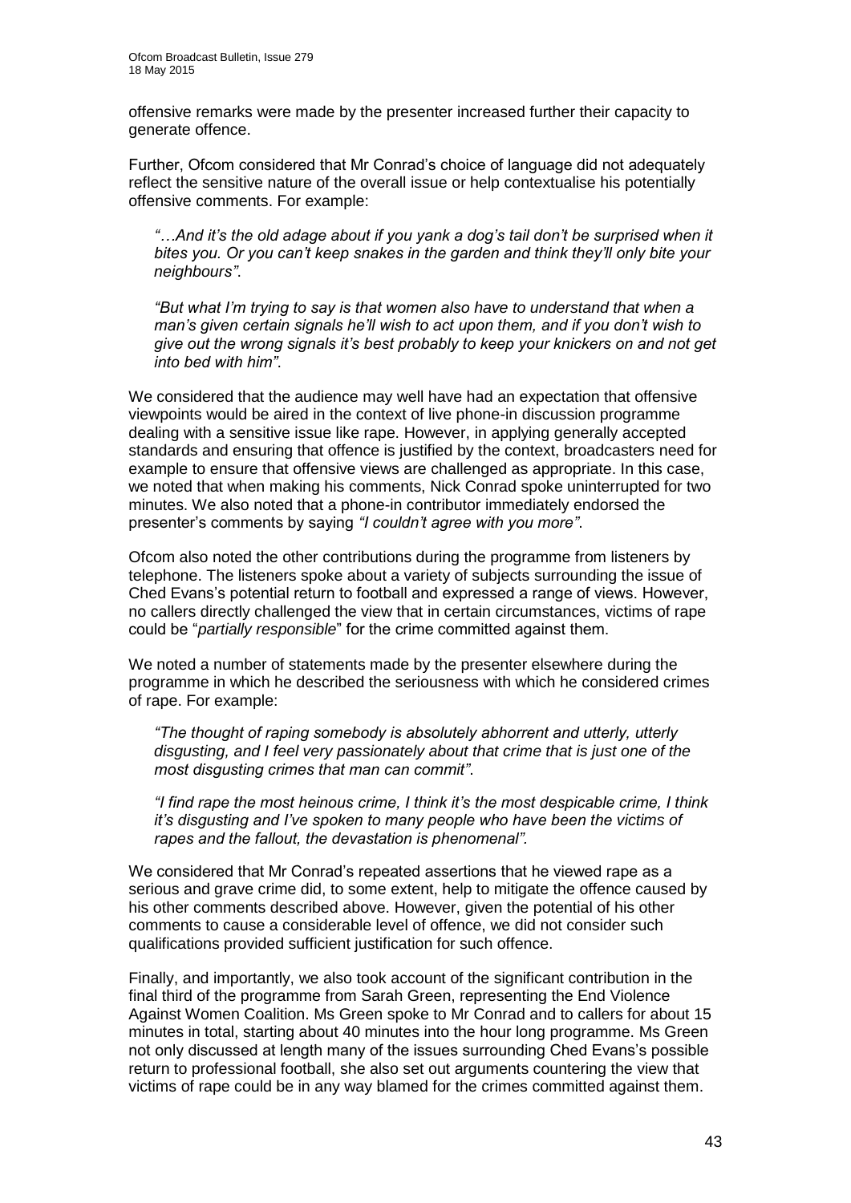offensive remarks were made by the presenter increased further their capacity to generate offence.

Further, Ofcom considered that Mr Conrad's choice of language did not adequately reflect the sensitive nature of the overall issue or help contextualise his potentially offensive comments. For example:

> *"…And it's the old adage about if you yank a dog's tail don't be surprised when it bites you. Or you can't keep snakes in the garden and think they'll only bite your neighbours"*.

> *"But what I'm trying to say is that women also have to understand that when a man's given certain signals he'll wish to act upon them, and if you don't wish to give out the wrong signals it's best probably to keep your knickers on and not get into bed with him"*.

We considered that the audience may well have had an expectation that offensive viewpoints would be aired in the context of live phone-in discussion programme dealing with a sensitive issue like rape. However, in applying generally accepted standards and ensuring that offence is justified by the context, broadcasters need for example to ensure that offensive views are challenged as appropriate. In this case, we noted that when making his comments, Nick Conrad spoke uninterrupted for two minutes. We also noted that a phone-in contributor immediately endorsed the presenter's comments by saying *"I couldn't agree with you more"*.

Ofcom also noted the other contributions during the programme from listeners by telephone. The listeners spoke about a variety of subjects surrounding the issue of Ched Evans's potential return to football and expressed a range of views. However, no callers directly challenged the view that in certain circumstances, victims of rape could be "*partially responsible*" for the crime committed against them.

We noted a number of statements made by the presenter elsewhere during the programme in which he described the seriousness with which he considered crimes of rape. For example:

> *"The thought of raping somebody is absolutely abhorrent and utterly, utterly disgusting, and I feel very passionately about that crime that is just one of the most disgusting crimes that man can commit"*.

> *"I find rape the most heinous crime, I think it's the most despicable crime, I think it's disgusting and I've spoken to many people who have been the victims of rapes and the fallout, the devastation is phenomenal".*

We considered that Mr Conrad's repeated assertions that he viewed rape as a serious and grave crime did, to some extent, help to mitigate the offence caused by his other comments described above. However, given the potential of his other comments to cause a considerable level of offence, we did not consider such qualifications provided sufficient justification for such offence.

Finally, and importantly, we also took account of the significant contribution in the final third of the programme from Sarah Green, representing the End Violence Against Women Coalition. Ms Green spoke to Mr Conrad and to callers for about 15 minutes in total, starting about 40 minutes into the hour long programme. Ms Green not only discussed at length many of the issues surrounding Ched Evans's possible return to professional football, she also set out arguments countering the view that victims of rape could be in any way blamed for the crimes committed against them.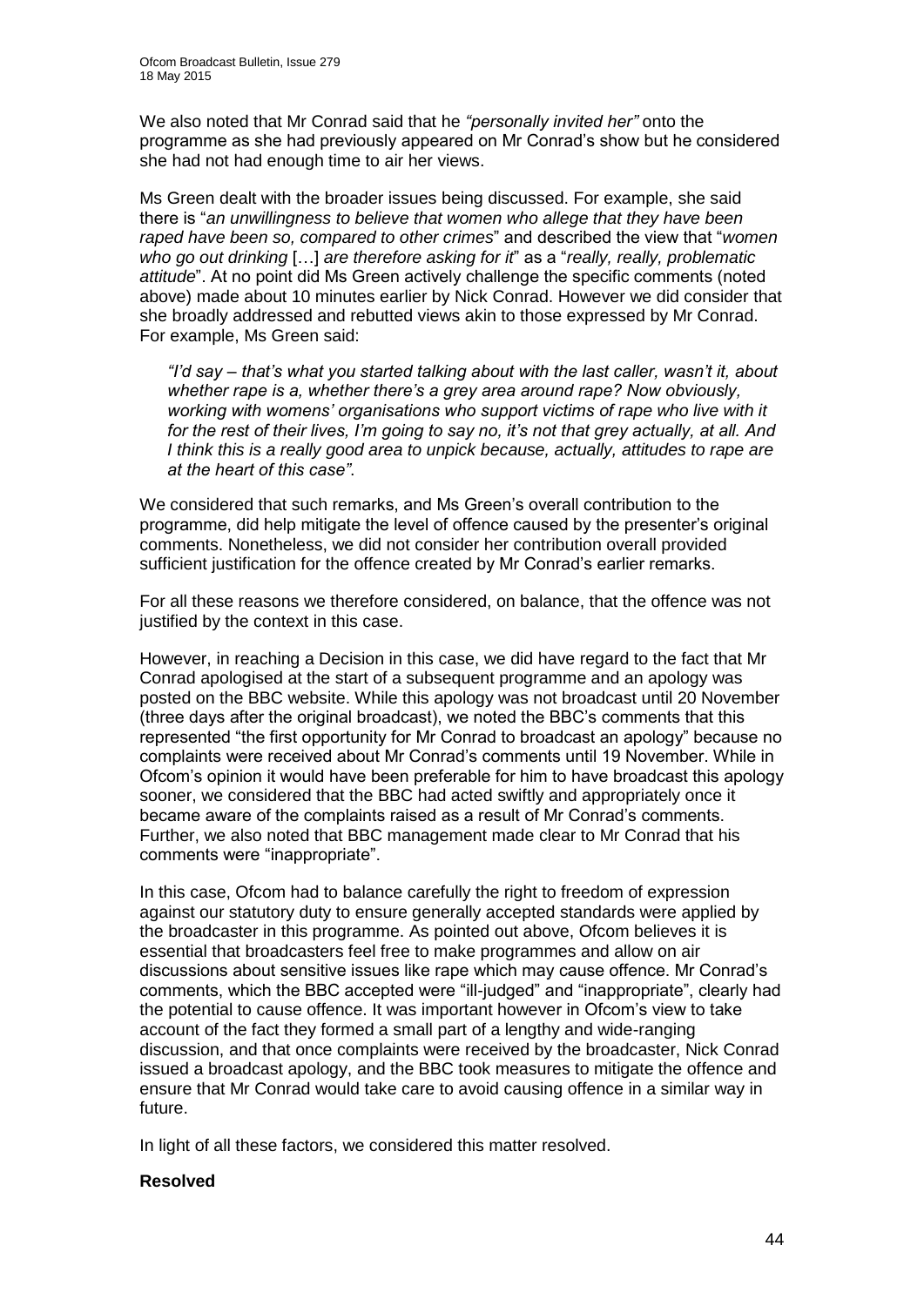We also noted that Mr Conrad said that he *"personally invited her"* onto the programme as she had previously appeared on Mr Conrad's show but he considered she had not had enough time to air her views.

Ms Green dealt with the broader issues being discussed. For example, she said there is "*an unwillingness to believe that women who allege that they have been raped have been so, compared to other crimes*" and described the view that "*women who go out drinking* […] *are therefore asking for it*" as a "*really, really, problematic attitude*". At no point did Ms Green actively challenge the specific comments (noted above) made about 10 minutes earlier by Nick Conrad. However we did consider that she broadly addressed and rebutted views akin to those expressed by Mr Conrad. For example, Ms Green said:

> *"I'd say – that's what you started talking about with the last caller, wasn't it, about whether rape is a, whether there's a grey area around rape? Now obviously, working with womens' organisations who support victims of rape who live with it for the rest of their lives, I'm going to say no, it's not that grey actually, at all. And I think this is a really good area to unpick because, actually, attitudes to rape are at the heart of this case"*.

We considered that such remarks, and Ms Green's overall contribution to the programme, did help mitigate the level of offence caused by the presenter's original comments. Nonetheless, we did not consider her contribution overall provided sufficient justification for the offence created by Mr Conrad's earlier remarks.

For all these reasons we therefore considered, on balance, that the offence was not justified by the context in this case.

However, in reaching a Decision in this case, we did have regard to the fact that Mr Conrad apologised at the start of a subsequent programme and an apology was posted on the BBC website. While this apology was not broadcast until 20 November (three days after the original broadcast), we noted the BBC's comments that this represented "the first opportunity for Mr Conrad to broadcast an apology" because no complaints were received about Mr Conrad's comments until 19 November. While in Ofcom's opinion it would have been preferable for him to have broadcast this apology sooner, we considered that the BBC had acted swiftly and appropriately once it became aware of the complaints raised as a result of Mr Conrad's comments. Further, we also noted that BBC management made clear to Mr Conrad that his comments were "inappropriate".

In this case, Ofcom had to balance carefully the right to freedom of expression against our statutory duty to ensure generally accepted standards were applied by the broadcaster in this programme. As pointed out above, Ofcom believes it is essential that broadcasters feel free to make programmes and allow on air discussions about sensitive issues like rape which may cause offence. Mr Conrad's comments, which the BBC accepted were "ill-judged" and "inappropriate", clearly had the potential to cause offence. It was important however in Ofcom's view to take account of the fact they formed a small part of a lengthy and wide-ranging discussion, and that once complaints were received by the broadcaster, Nick Conrad issued a broadcast apology, and the BBC took measures to mitigate the offence and ensure that Mr Conrad would take care to avoid causing offence in a similar way in future.

In light of all these factors, we considered this matter resolved.

**Resolved**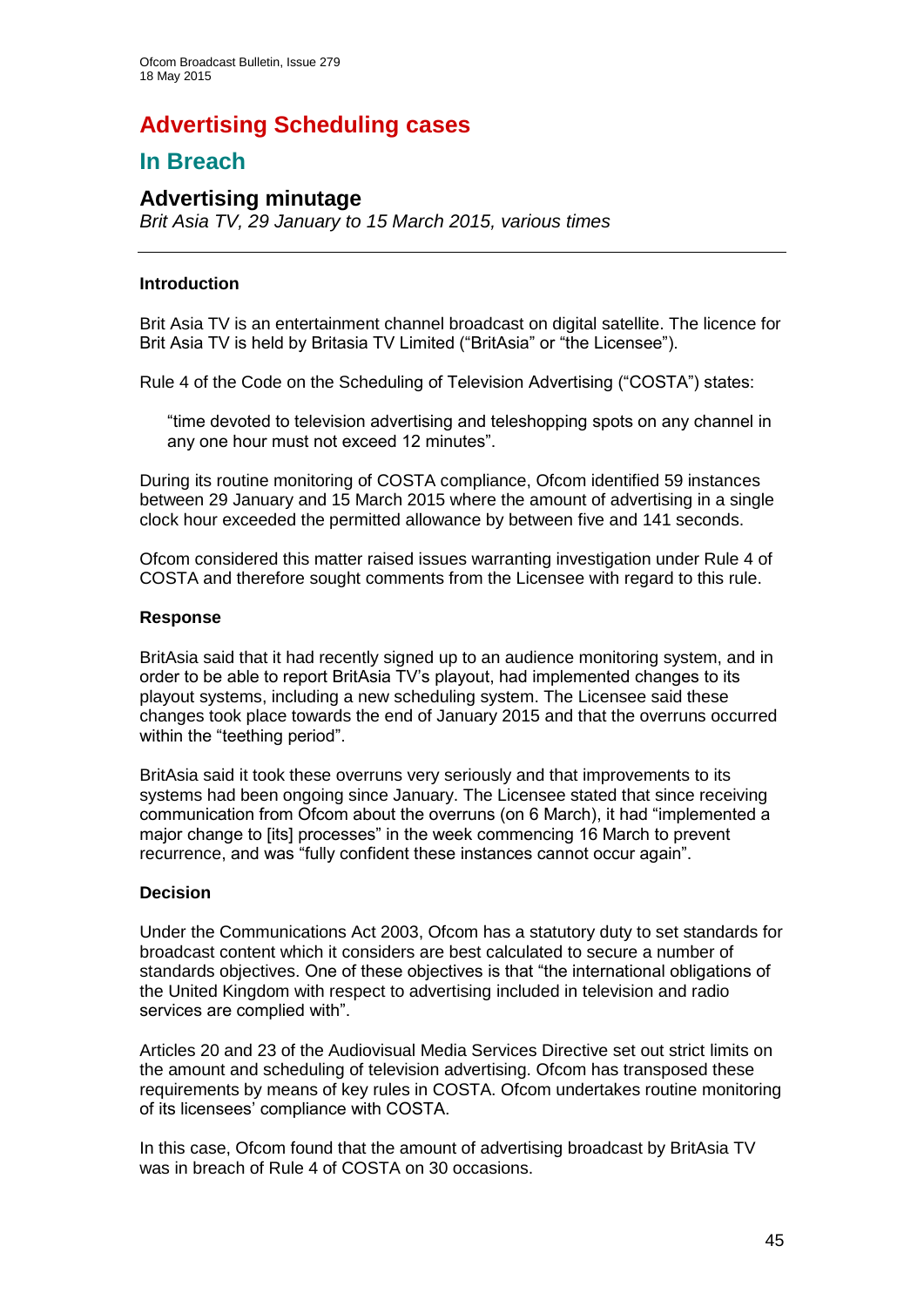# Advertising Scheduling cases

## In Breach

### Advertising minutage

*Brit Asia TV, 29 January to 15 March 2015, various times*

---

**Introduction**

Brit Asia TV is an entertainment channel broadcast on digital satellite. The licence for Brit Asia TV is held by Britasia TV Limited ("BritAsia" or "the Licensee").

Rule 4 of the Code on the Scheduling of Television Advertising ("COSTA") states:

> "time devoted to television advertising and teleshopping spots on any channel in any one hour must not exceed 12 minutes".

During its routine monitoring of COSTA compliance, Ofcom identified 59 instances between 29 January and 15 March 2015 where the amount of advertising in a single clock hour exceeded the permitted allowance by between five and 141 seconds.

Ofcom considered this matter raised issues warranting investigation under Rule 4 of COSTA and therefore sought comments from the Licensee with regard to this rule.

**Response**

BritAsia said that it had recently signed up to an audience monitoring system, and in order to be able to report BritAsia TV's playout, had implemented changes to its playout systems, including a new scheduling system. The Licensee said these changes took place towards the end of January 2015 and that the overruns occurred within the "teething period".

BritAsia said it took these overruns very seriously and that improvements to its systems had been ongoing since January. The Licensee stated that since receiving communication from Ofcom about the overruns (on 6 March), it had "implemented a major change to [its] processes" in the week commencing 16 March to prevent recurrence, and was "fully confident these instances cannot occur again".

**Decision**

Under the Communications Act 2003, Ofcom has a statutory duty to set standards for broadcast content which it considers are best calculated to secure a number of standards objectives. One of these objectives is that "the international obligations of the United Kingdom with respect to advertising included in television and radio services are complied with".

Articles 20 and 23 of the Audiovisual Media Services Directive set out strict limits on the amount and scheduling of television advertising. Ofcom has transposed these requirements by means of key rules in COSTA. Ofcom undertakes routine monitoring of its licensees' compliance with COSTA.

In this case, Ofcom found that the amount of advertising broadcast by BritAsia TV was in breach of Rule 4 of COSTA on 30 occasions.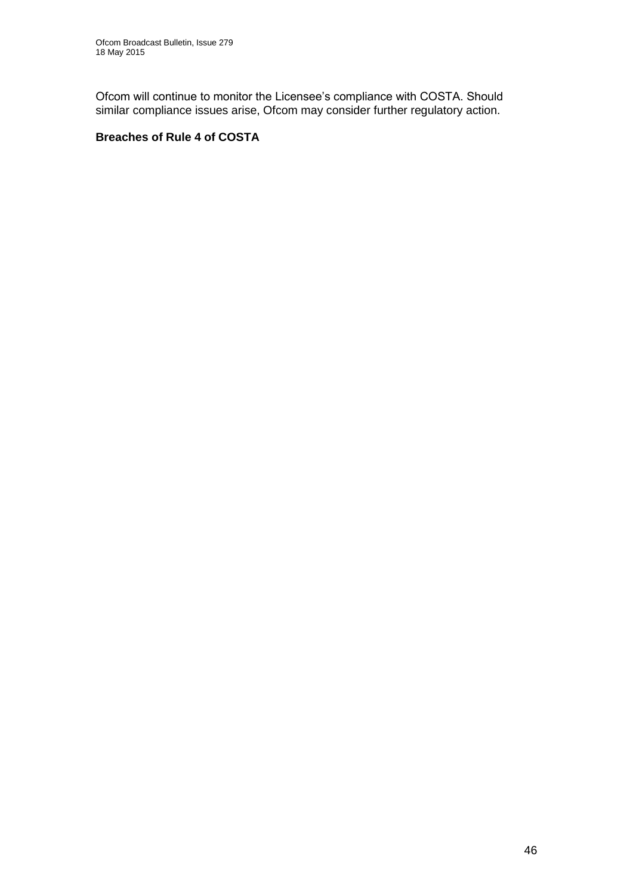Ofcom will continue to monitor the Licensee's compliance with COSTA. Should similar compliance issues arise, Ofcom may consider further regulatory action.

**Breaches of Rule 4 of COSTA**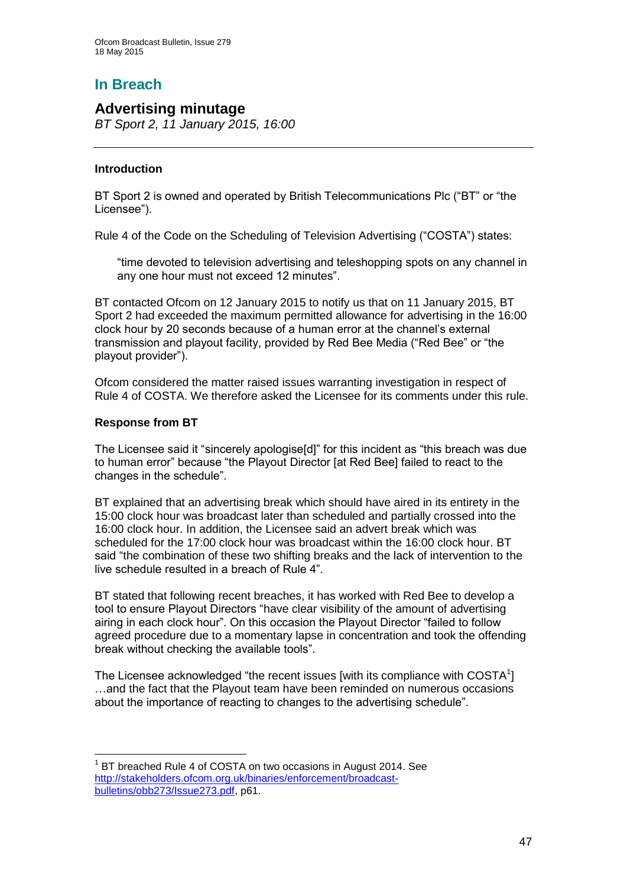# In Breach

## Advertising minutage

*BT Sport 2, 11 January 2015, 16:00*

---

### Introduction

BT Sport 2 is owned and operated by British Telecommunications Plc ("BT" or "the Licensee").

Rule 4 of the Code on the Scheduling of Television Advertising ("COSTA") states:

> "time devoted to television advertising and teleshopping spots on any channel in any one hour must not exceed 12 minutes".

BT contacted Ofcom on 12 January 2015 to notify us that on 11 January 2015, BT Sport 2 had exceeded the maximum permitted allowance for advertising in the 16:00 clock hour by 20 seconds because of a human error at the channel's external transmission and playout facility, provided by Red Bee Media ("Red Bee" or "the playout provider").

Ofcom considered the matter raised issues warranting investigation in respect of Rule 4 of COSTA. We therefore asked the Licensee for its comments under this rule.

### Response from BT

The Licensee said it "sincerely apologise[d]" for this incident as "this breach was due to human error" because "the Playout Director [at Red Bee] failed to react to the changes in the schedule".

BT explained that an advertising break which should have aired in its entirety in the 15:00 clock hour was broadcast later than scheduled and partially crossed into the 16:00 clock hour. In addition, the Licensee said an advert break which was scheduled for the 17:00 clock hour was broadcast within the 16:00 clock hour. BT said "the combination of these two shifting breaks and the lack of intervention to the live schedule resulted in a breach of Rule 4".

BT stated that following recent breaches, it has worked with Red Bee to develop a tool to ensure Playout Directors "have clear visibility of the amount of advertising airing in each clock hour". On this occasion the Playout Director "failed to follow agreed procedure due to a momentary lapse in concentration and took the offending break without checking the available tools".

The Licensee acknowledged "the recent issues [with its compliance with COSTA[1]] …and the fact that the Playout team have been reminded on numerous occasions about the importance of reacting to changes to the advertising schedule".

---

[1] BT breached Rule 4 of COSTA on two occasions in August 2014. See http://stakeholders.ofcom.org.uk/binaries/enforcement/broadcast-bulletins/obb273/Issue273.pdf, p61.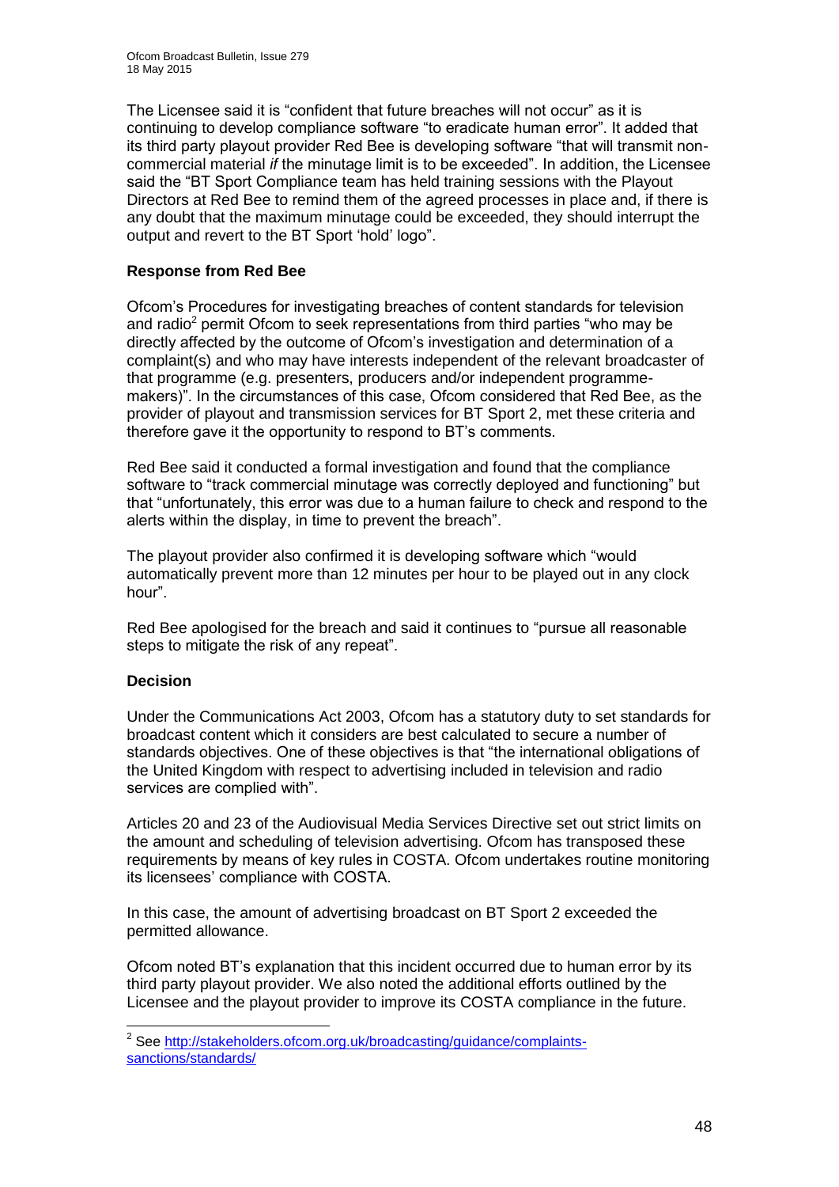The Licensee said it is "confident that future breaches will not occur" as it is continuing to develop compliance software "to eradicate human error". It added that its third party playout provider Red Bee is developing software "that will transmit non-commercial material *if* the minutage limit is to be exceeded". In addition, the Licensee said the "BT Sport Compliance team has held training sessions with the Playout Directors at Red Bee to remind them of the agreed processes in place and, if there is any doubt that the maximum minutage could be exceeded, they should interrupt the output and revert to the BT Sport 'hold' logo".

**Response from Red Bee**

Ofcom's Procedures for investigating breaches of content standards for television and radio[2] permit Ofcom to seek representations from third parties "who may be directly affected by the outcome of Ofcom's investigation and determination of a complaint(s) and who may have interests independent of the relevant broadcaster of that programme (e.g. presenters, producers and/or independent programme-makers)". In the circumstances of this case, Ofcom considered that Red Bee, as the provider of playout and transmission services for BT Sport 2, met these criteria and therefore gave it the opportunity to respond to BT's comments.

Red Bee said it conducted a formal investigation and found that the compliance software to "track commercial minutage was correctly deployed and functioning" but that "unfortunately, this error was due to a human failure to check and respond to the alerts within the display, in time to prevent the breach".

The playout provider also confirmed it is developing software which "would automatically prevent more than 12 minutes per hour to be played out in any clock hour".

Red Bee apologised for the breach and said it continues to "pursue all reasonable steps to mitigate the risk of any repeat".

**Decision**

Under the Communications Act 2003, Ofcom has a statutory duty to set standards for broadcast content which it considers are best calculated to secure a number of standards objectives. One of these objectives is that "the international obligations of the United Kingdom with respect to advertising included in television and radio services are complied with".

Articles 20 and 23 of the Audiovisual Media Services Directive set out strict limits on the amount and scheduling of television advertising. Ofcom has transposed these requirements by means of key rules in COSTA. Ofcom undertakes routine monitoring its licensees' compliance with COSTA.

In this case, the amount of advertising broadcast on BT Sport 2 exceeded the permitted allowance.

Ofcom noted BT's explanation that this incident occurred due to human error by its third party playout provider. We also noted the additional efforts outlined by the Licensee and the playout provider to improve its COSTA compliance in the future.

---

[2] See http://stakeholders.ofcom.org.uk/broadcasting/guidance/complaints-sanctions/standards/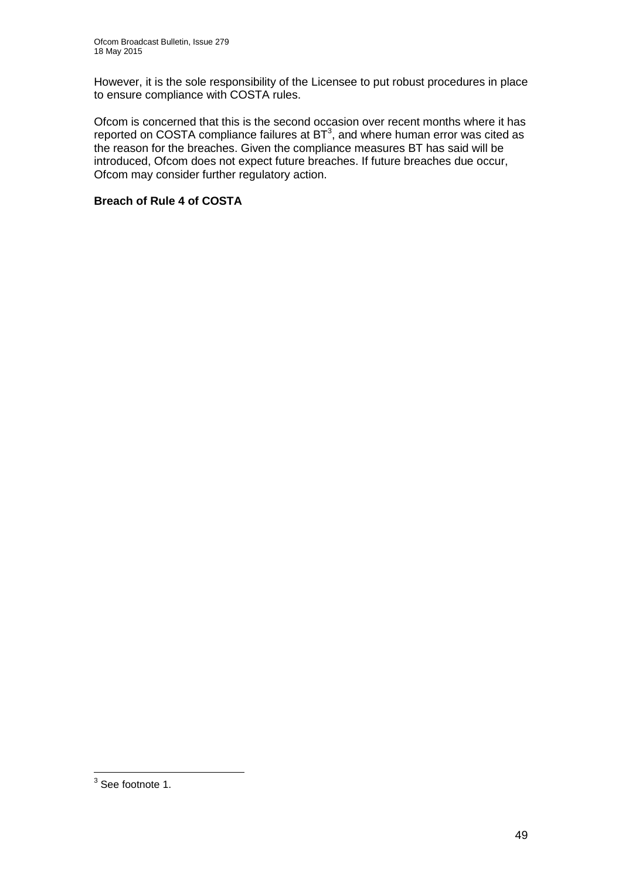However, it is the sole responsibility of the Licensee to put robust procedures in place to ensure compliance with COSTA rules.

Ofcom is concerned that this is the second occasion over recent months where it has reported on COSTA compliance failures at BT[3], and where human error was cited as the reason for the breaches. Given the compliance measures BT has said will be introduced, Ofcom does not expect future breaches. If future breaches due occur, Ofcom may consider further regulatory action.

**Breach of Rule 4 of COSTA**

[3] See footnote 1.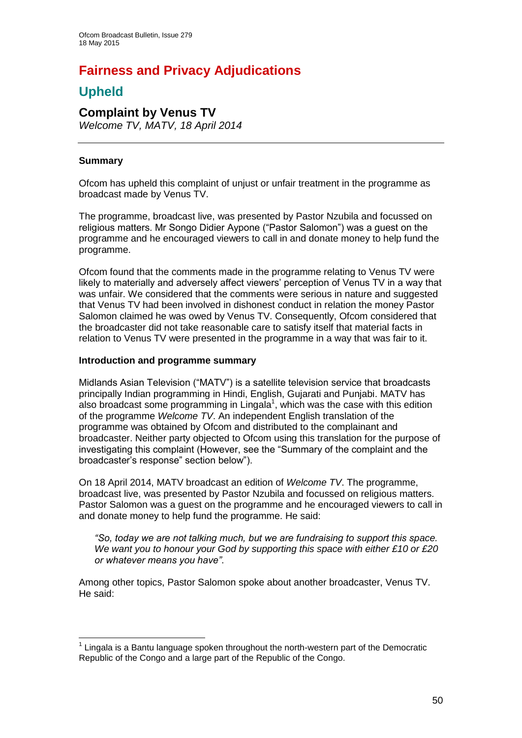# Fairness and Privacy Adjudications

## Upheld

### Complaint by Venus TV

*Welcome TV, MATV, 18 April 2014*

---

**Summary**

Ofcom has upheld this complaint of unjust or unfair treatment in the programme as broadcast made by Venus TV.

The programme, broadcast live, was presented by Pastor Nzubila and focussed on religious matters. Mr Songo Didier Aypone ("Pastor Salomon") was a guest on the programme and he encouraged viewers to call in and donate money to help fund the programme.

Ofcom found that the comments made in the programme relating to Venus TV were likely to materially and adversely affect viewers' perception of Venus TV in a way that was unfair. We considered that the comments were serious in nature and suggested that Venus TV had been involved in dishonest conduct in relation the money Pastor Salomon claimed he was owed by Venus TV. Consequently, Ofcom considered that the broadcaster did not take reasonable care to satisfy itself that material facts in relation to Venus TV were presented in the programme in a way that was fair to it.

**Introduction and programme summary**

Midlands Asian Television ("MATV") is a satellite television service that broadcasts principally Indian programming in Hindi, English, Gujarati and Punjabi. MATV has also broadcast some programming in Lingala[1], which was the case with this edition of the programme *Welcome TV*. An independent English translation of the programme was obtained by Ofcom and distributed to the complainant and broadcaster. Neither party objected to Ofcom using this translation for the purpose of investigating this complaint (However, see the "Summary of the complaint and the broadcaster's response" section below").

On 18 April 2014, MATV broadcast an edition of *Welcome TV*. The programme, broadcast live, was presented by Pastor Nzubila and focussed on religious matters. Pastor Salomon was a guest on the programme and he encouraged viewers to call in and donate money to help fund the programme. He said:

> *"So, today we are not talking much, but we are fundraising to support this space. We want you to honour your God by supporting this space with either £10 or £20 or whatever means you have".*

Among other topics, Pastor Salomon spoke about another broadcaster, Venus TV. He said:

---

[1] Lingala is a Bantu language spoken throughout the north-western part of the Democratic Republic of the Congo and a large part of the Republic of the Congo.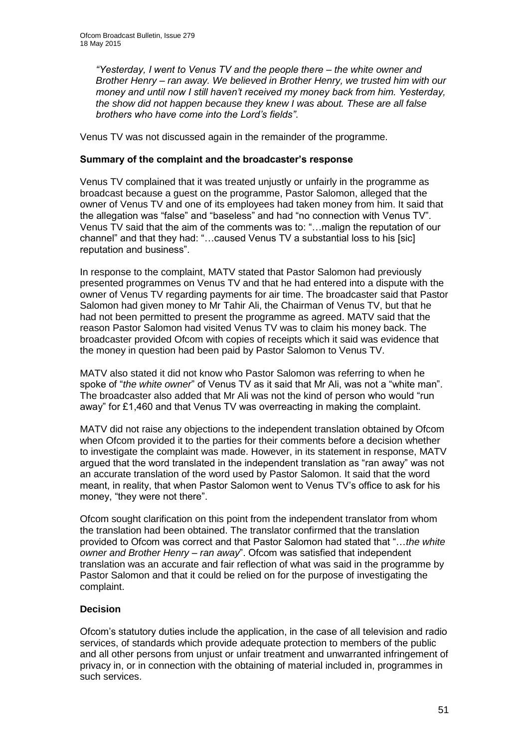*"Yesterday, I went to Venus TV and the people there – the white owner and Brother Henry – ran away. We believed in Brother Henry, we trusted him with our money and until now I still haven't received my money back from him. Yesterday, the show did not happen because they knew I was about. These are all false brothers who have come into the Lord's fields"*.

Venus TV was not discussed again in the remainder of the programme.

**Summary of the complaint and the broadcaster's response**

Venus TV complained that it was treated unjustly or unfairly in the programme as broadcast because a guest on the programme, Pastor Salomon, alleged that the owner of Venus TV and one of its employees had taken money from him. It said that the allegation was "false" and "baseless" and had "no connection with Venus TV". Venus TV said that the aim of the comments was to: "…malign the reputation of our channel" and that they had: "…caused Venus TV a substantial loss to his [sic] reputation and business".

In response to the complaint, MATV stated that Pastor Salomon had previously presented programmes on Venus TV and that he had entered into a dispute with the owner of Venus TV regarding payments for air time. The broadcaster said that Pastor Salomon had given money to Mr Tahir Ali, the Chairman of Venus TV, but that he had not been permitted to present the programme as agreed. MATV said that the reason Pastor Salomon had visited Venus TV was to claim his money back. The broadcaster provided Ofcom with copies of receipts which it said was evidence that the money in question had been paid by Pastor Salomon to Venus TV.

MATV also stated it did not know who Pastor Salomon was referring to when he spoke of "*the white owner*" of Venus TV as it said that Mr Ali, was not a "white man". The broadcaster also added that Mr Ali was not the kind of person who would "run away" for £1,460 and that Venus TV was overreacting in making the complaint.

MATV did not raise any objections to the independent translation obtained by Ofcom when Ofcom provided it to the parties for their comments before a decision whether to investigate the complaint was made. However, in its statement in response, MATV argued that the word translated in the independent translation as "ran away" was not an accurate translation of the word used by Pastor Salomon. It said that the word meant, in reality, that when Pastor Salomon went to Venus TV's office to ask for his money, "they were not there".

Ofcom sought clarification on this point from the independent translator from whom the translation had been obtained. The translator confirmed that the translation provided to Ofcom was correct and that Pastor Salomon had stated that "…*the white owner and Brother Henry – ran away*". Ofcom was satisfied that independent translation was an accurate and fair reflection of what was said in the programme by Pastor Salomon and that it could be relied on for the purpose of investigating the complaint.

**Decision**

Ofcom's statutory duties include the application, in the case of all television and radio services, of standards which provide adequate protection to members of the public and all other persons from unjust or unfair treatment and unwarranted infringement of privacy in, or in connection with the obtaining of material included in, programmes in such services.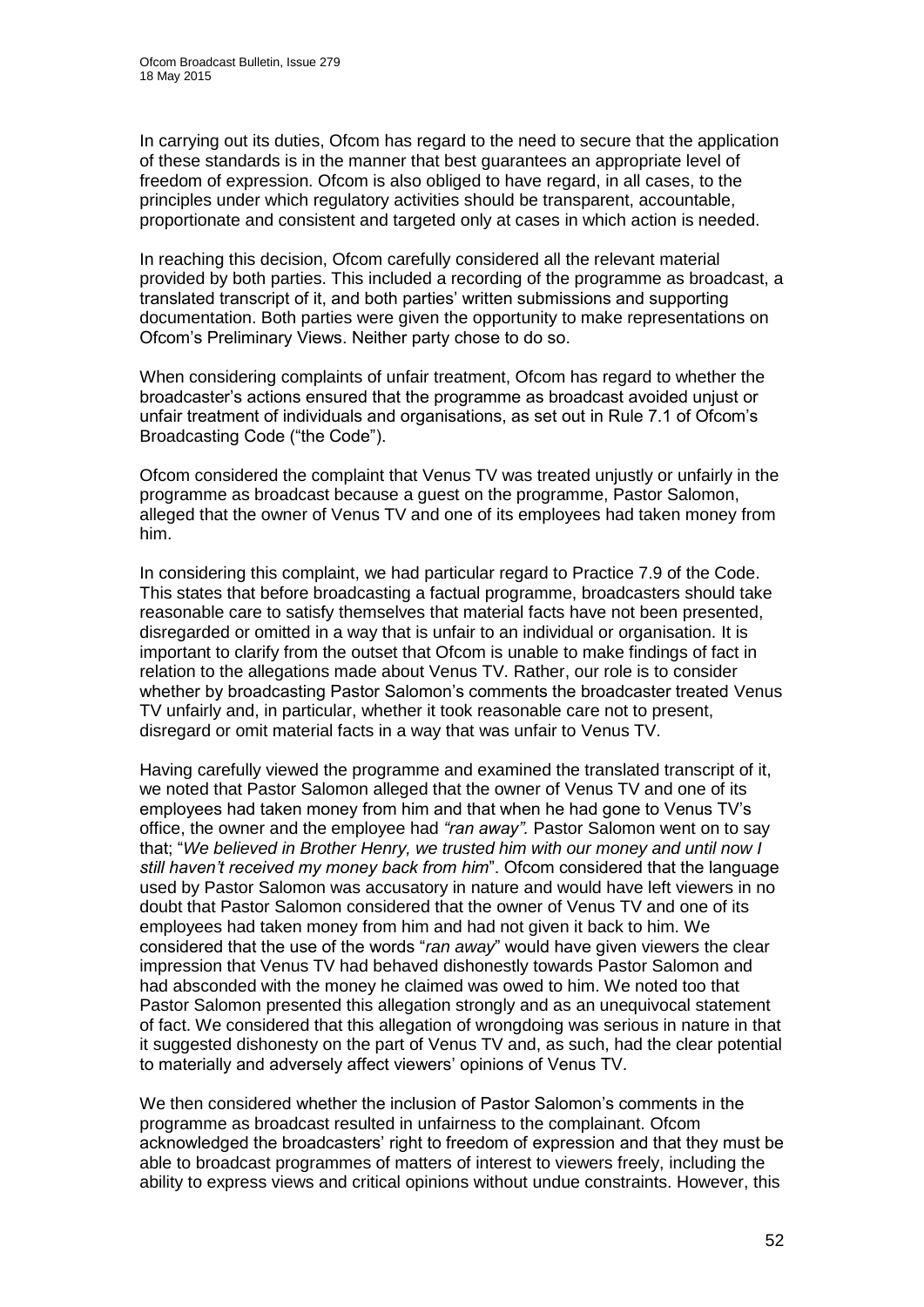In carrying out its duties, Ofcom has regard to the need to secure that the application of these standards is in the manner that best guarantees an appropriate level of freedom of expression. Ofcom is also obliged to have regard, in all cases, to the principles under which regulatory activities should be transparent, accountable, proportionate and consistent and targeted only at cases in which action is needed.

In reaching this decision, Ofcom carefully considered all the relevant material provided by both parties. This included a recording of the programme as broadcast, a translated transcript of it, and both parties' written submissions and supporting documentation. Both parties were given the opportunity to make representations on Ofcom's Preliminary Views. Neither party chose to do so.

When considering complaints of unfair treatment, Ofcom has regard to whether the broadcaster's actions ensured that the programme as broadcast avoided unjust or unfair treatment of individuals and organisations, as set out in Rule 7.1 of Ofcom's Broadcasting Code ("the Code").

Ofcom considered the complaint that Venus TV was treated unjustly or unfairly in the programme as broadcast because a guest on the programme, Pastor Salomon, alleged that the owner of Venus TV and one of its employees had taken money from him.

In considering this complaint, we had particular regard to Practice 7.9 of the Code. This states that before broadcasting a factual programme, broadcasters should take reasonable care to satisfy themselves that material facts have not been presented, disregarded or omitted in a way that is unfair to an individual or organisation. It is important to clarify from the outset that Ofcom is unable to make findings of fact in relation to the allegations made about Venus TV. Rather, our role is to consider whether by broadcasting Pastor Salomon's comments the broadcaster treated Venus TV unfairly and, in particular, whether it took reasonable care not to present, disregard or omit material facts in a way that was unfair to Venus TV.

Having carefully viewed the programme and examined the translated transcript of it, we noted that Pastor Salomon alleged that the owner of Venus TV and one of its employees had taken money from him and that when he had gone to Venus TV's office, the owner and the employee had *"ran away".* Pastor Salomon went on to say that; "*We believed in Brother Henry, we trusted him with our money and until now I still haven't received my money back from him*". Ofcom considered that the language used by Pastor Salomon was accusatory in nature and would have left viewers in no doubt that Pastor Salomon considered that the owner of Venus TV and one of its employees had taken money from him and had not given it back to him. We considered that the use of the words "*ran away*" would have given viewers the clear impression that Venus TV had behaved dishonestly towards Pastor Salomon and had absconded with the money he claimed was owed to him. We noted too that Pastor Salomon presented this allegation strongly and as an unequivocal statement of fact. We considered that this allegation of wrongdoing was serious in nature in that it suggested dishonesty on the part of Venus TV and, as such, had the clear potential to materially and adversely affect viewers' opinions of Venus TV.

We then considered whether the inclusion of Pastor Salomon's comments in the programme as broadcast resulted in unfairness to the complainant. Ofcom acknowledged the broadcasters' right to freedom of expression and that they must be able to broadcast programmes of matters of interest to viewers freely, including the ability to express views and critical opinions without undue constraints. However, this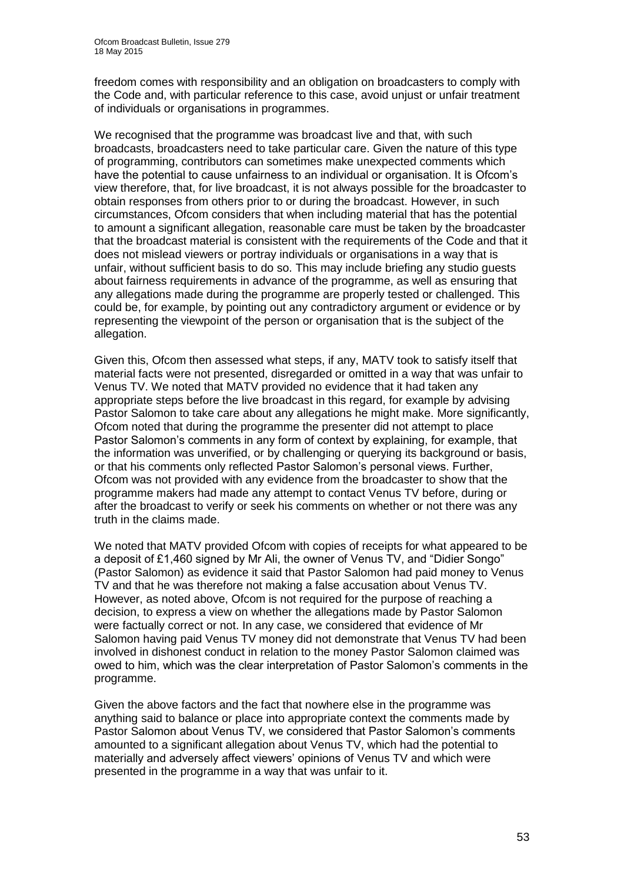freedom comes with responsibility and an obligation on broadcasters to comply with the Code and, with particular reference to this case, avoid unjust or unfair treatment of individuals or organisations in programmes.

We recognised that the programme was broadcast live and that, with such broadcasts, broadcasters need to take particular care. Given the nature of this type of programming, contributors can sometimes make unexpected comments which have the potential to cause unfairness to an individual or organisation. It is Ofcom's view therefore, that, for live broadcast, it is not always possible for the broadcaster to obtain responses from others prior to or during the broadcast. However, in such circumstances, Ofcom considers that when including material that has the potential to amount a significant allegation, reasonable care must be taken by the broadcaster that the broadcast material is consistent with the requirements of the Code and that it does not mislead viewers or portray individuals or organisations in a way that is unfair, without sufficient basis to do so. This may include briefing any studio guests about fairness requirements in advance of the programme, as well as ensuring that any allegations made during the programme are properly tested or challenged. This could be, for example, by pointing out any contradictory argument or evidence or by representing the viewpoint of the person or organisation that is the subject of the allegation.

Given this, Ofcom then assessed what steps, if any, MATV took to satisfy itself that material facts were not presented, disregarded or omitted in a way that was unfair to Venus TV. We noted that MATV provided no evidence that it had taken any appropriate steps before the live broadcast in this regard, for example by advising Pastor Salomon to take care about any allegations he might make. More significantly, Ofcom noted that during the programme the presenter did not attempt to place Pastor Salomon's comments in any form of context by explaining, for example, that the information was unverified, or by challenging or querying its background or basis, or that his comments only reflected Pastor Salomon's personal views. Further, Ofcom was not provided with any evidence from the broadcaster to show that the programme makers had made any attempt to contact Venus TV before, during or after the broadcast to verify or seek his comments on whether or not there was any truth in the claims made.

We noted that MATV provided Ofcom with copies of receipts for what appeared to be a deposit of £1,460 signed by Mr Ali, the owner of Venus TV, and "Didier Songo" (Pastor Salomon) as evidence it said that Pastor Salomon had paid money to Venus TV and that he was therefore not making a false accusation about Venus TV. However, as noted above, Ofcom is not required for the purpose of reaching a decision, to express a view on whether the allegations made by Pastor Salomon were factually correct or not. In any case, we considered that evidence of Mr Salomon having paid Venus TV money did not demonstrate that Venus TV had been involved in dishonest conduct in relation to the money Pastor Salomon claimed was owed to him, which was the clear interpretation of Pastor Salomon's comments in the programme.

Given the above factors and the fact that nowhere else in the programme was anything said to balance or place into appropriate context the comments made by Pastor Salomon about Venus TV, we considered that Pastor Salomon's comments amounted to a significant allegation about Venus TV, which had the potential to materially and adversely affect viewers' opinions of Venus TV and which were presented in the programme in a way that was unfair to it.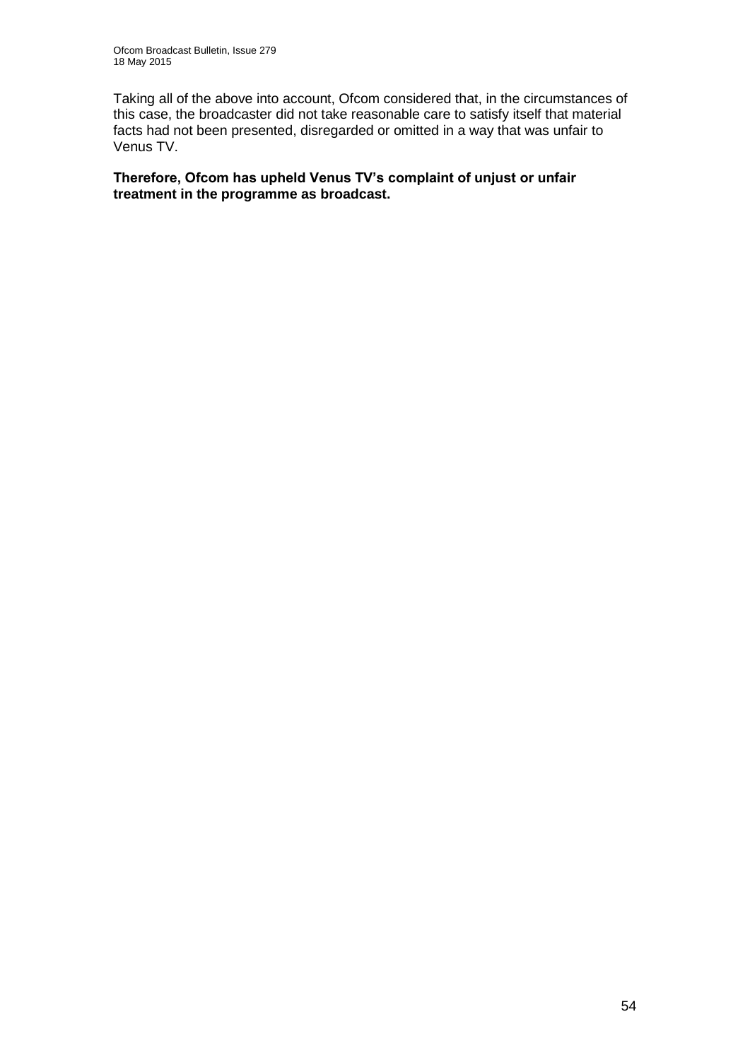Taking all of the above into account, Ofcom considered that, in the circumstances of this case, the broadcaster did not take reasonable care to satisfy itself that material facts had not been presented, disregarded or omitted in a way that was unfair to Venus TV.

**Therefore, Ofcom has upheld Venus TV's complaint of unjust or unfair treatment in the programme as broadcast.**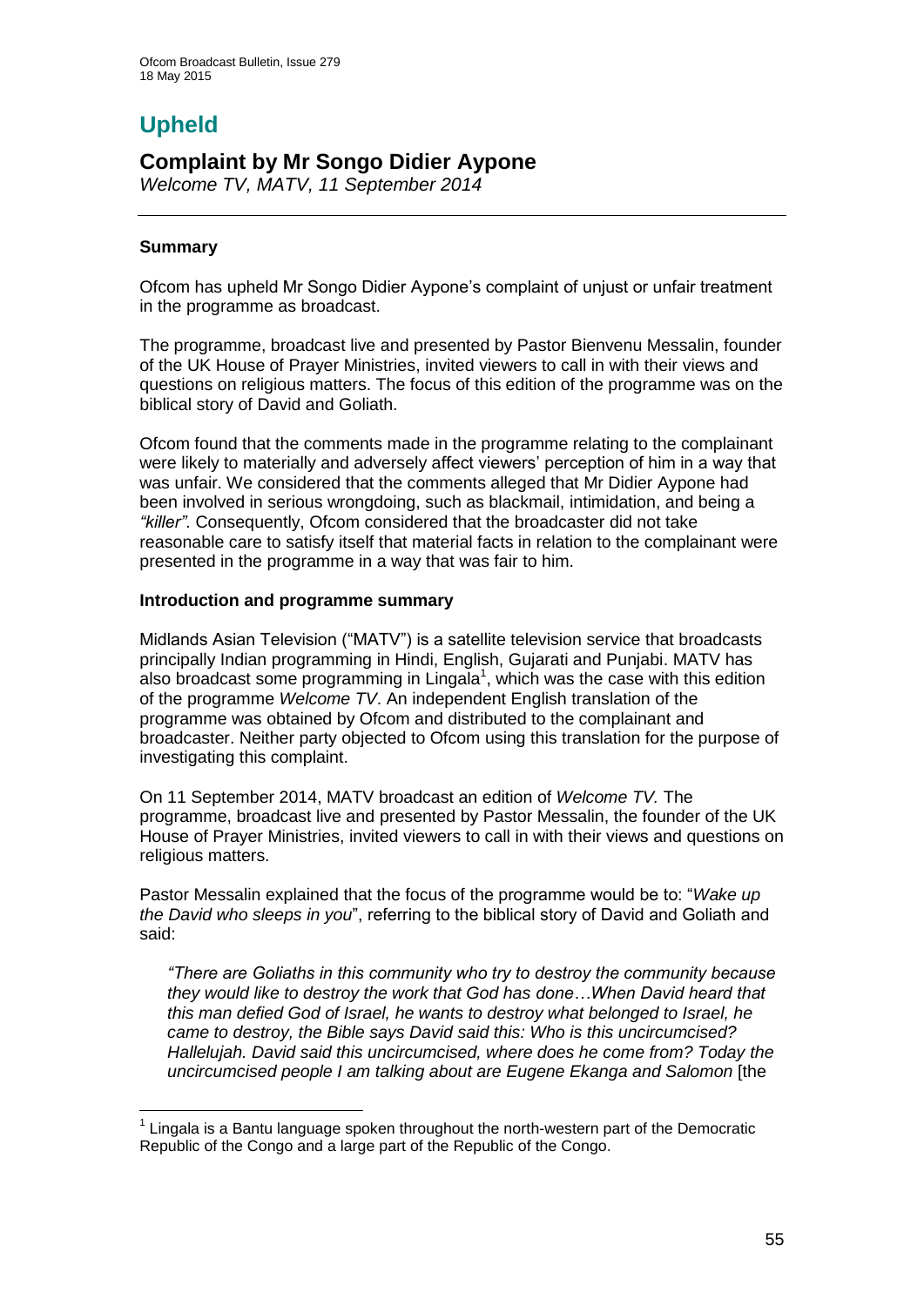# Upheld

## Complaint by Mr Songo Didier Aypone

*Welcome TV, MATV, 11 September 2014*

### Summary

Ofcom has upheld Mr Songo Didier Aypone's complaint of unjust or unfair treatment in the programme as broadcast.

The programme, broadcast live and presented by Pastor Bienvenu Messalin, founder of the UK House of Prayer Ministries, invited viewers to call in with their views and questions on religious matters. The focus of this edition of the programme was on the biblical story of David and Goliath.

Ofcom found that the comments made in the programme relating to the complainant were likely to materially and adversely affect viewers' perception of him in a way that was unfair. We considered that the comments alleged that Mr Didier Aypone had been involved in serious wrongdoing, such as blackmail, intimidation, and being a *"killer"*. Consequently, Ofcom considered that the broadcaster did not take reasonable care to satisfy itself that material facts in relation to the complainant were presented in the programme in a way that was fair to him.

### Introduction and programme summary

Midlands Asian Television ("MATV") is a satellite television service that broadcasts principally Indian programming in Hindi, English, Gujarati and Punjabi. MATV has also broadcast some programming in Lingala[1], which was the case with this edition of the programme *Welcome TV*. An independent English translation of the programme was obtained by Ofcom and distributed to the complainant and broadcaster. Neither party objected to Ofcom using this translation for the purpose of investigating this complaint.

On 11 September 2014, MATV broadcast an edition of *Welcome TV.* The programme, broadcast live and presented by Pastor Messalin, the founder of the UK House of Prayer Ministries, invited viewers to call in with their views and questions on religious matters.

Pastor Messalin explained that the focus of the programme would be to: "*Wake up the David who sleeps in you*", referring to the biblical story of David and Goliath and said:

> *"There are Goliaths in this community who try to destroy the community because they would like to destroy the work that God has done…When David heard that this man defied God of Israel, he wants to destroy what belonged to Israel, he came to destroy, the Bible says David said this: Who is this uncircumcised? Hallelujah. David said this uncircumcised, where does he come from? Today the uncircumcised people I am talking about are Eugene Ekanga and Salomon* [the

[1] Lingala is a Bantu language spoken throughout the north-western part of the Democratic Republic of the Congo and a large part of the Republic of the Congo.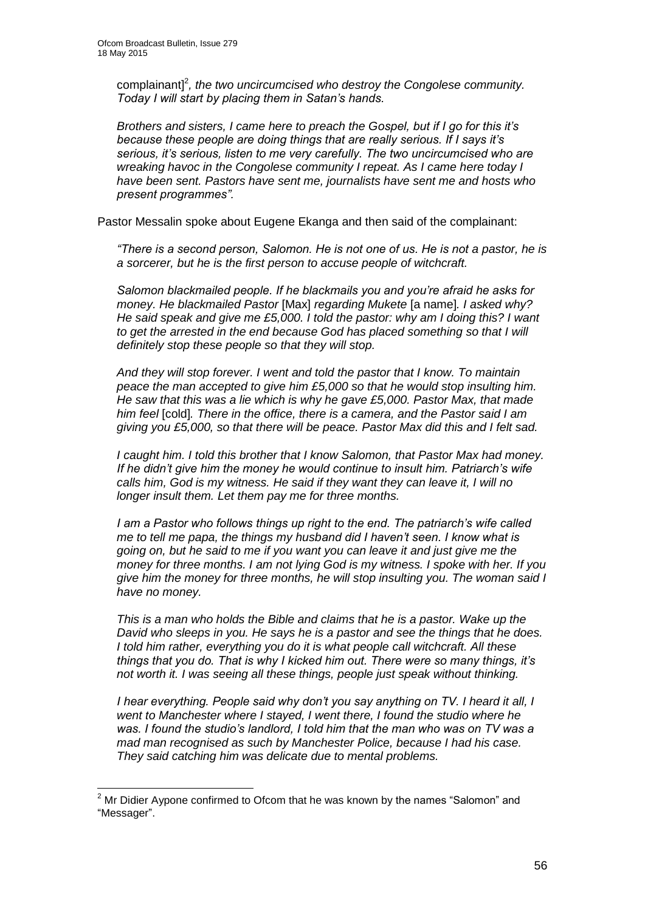complainant][2]*, the two uncircumcised who destroy the Congolese community. Today I will start by placing them in Satan's hands.*

*Brothers and sisters, I came here to preach the Gospel, but if I go for this it's because these people are doing things that are really serious. If I says it's serious, it's serious, listen to me very carefully. The two uncircumcised who are wreaking havoc in the Congolese community I repeat. As I came here today I have been sent. Pastors have sent me, journalists have sent me and hosts who present programmes".*

Pastor Messalin spoke about Eugene Ekanga and then said of the complainant:

*"There is a second person, Salomon. He is not one of us. He is not a pastor, he is a sorcerer, but he is the first person to accuse people of witchcraft.*

*Salomon blackmailed people. If he blackmails you and you're afraid he asks for money. He blackmailed Pastor* [Max] *regarding Mukete* [a name]*. I asked why? He said speak and give me £5,000. I told the pastor: why am I doing this? I want to get the arrested in the end because God has placed something so that I will definitely stop these people so that they will stop.*

*And they will stop forever. I went and told the pastor that I know. To maintain peace the man accepted to give him £5,000 so that he would stop insulting him. He saw that this was a lie which is why he gave £5,000. Pastor Max, that made him feel* [cold]*. There in the office, there is a camera, and the Pastor said I am giving you £5,000, so that there will be peace. Pastor Max did this and I felt sad.*

*I caught him. I told this brother that I know Salomon, that Pastor Max had money. If he didn't give him the money he would continue to insult him. Patriarch's wife calls him, God is my witness. He said if they want they can leave it, I will no longer insult them. Let them pay me for three months.*

*I am a Pastor who follows things up right to the end. The patriarch's wife called me to tell me papa, the things my husband did I haven't seen. I know what is going on, but he said to me if you want you can leave it and just give me the money for three months. I am not lying God is my witness. I spoke with her. If you give him the money for three months, he will stop insulting you. The woman said I have no money.*

*This is a man who holds the Bible and claims that he is a pastor. Wake up the David who sleeps in you. He says he is a pastor and see the things that he does. I told him rather, everything you do it is what people call witchcraft. All these things that you do. That is why I kicked him out. There were so many things, it's not worth it. I was seeing all these things, people just speak without thinking.*

*I hear everything. People said why don't you say anything on TV. I heard it all, I went to Manchester where I stayed, I went there, I found the studio where he was. I found the studio's landlord, I told him that the man who was on TV was a mad man recognised as such by Manchester Police, because I had his case. They said catching him was delicate due to mental problems.*

---

[2] Mr Didier Aypone confirmed to Ofcom that he was known by the names "Salomon" and "Messager".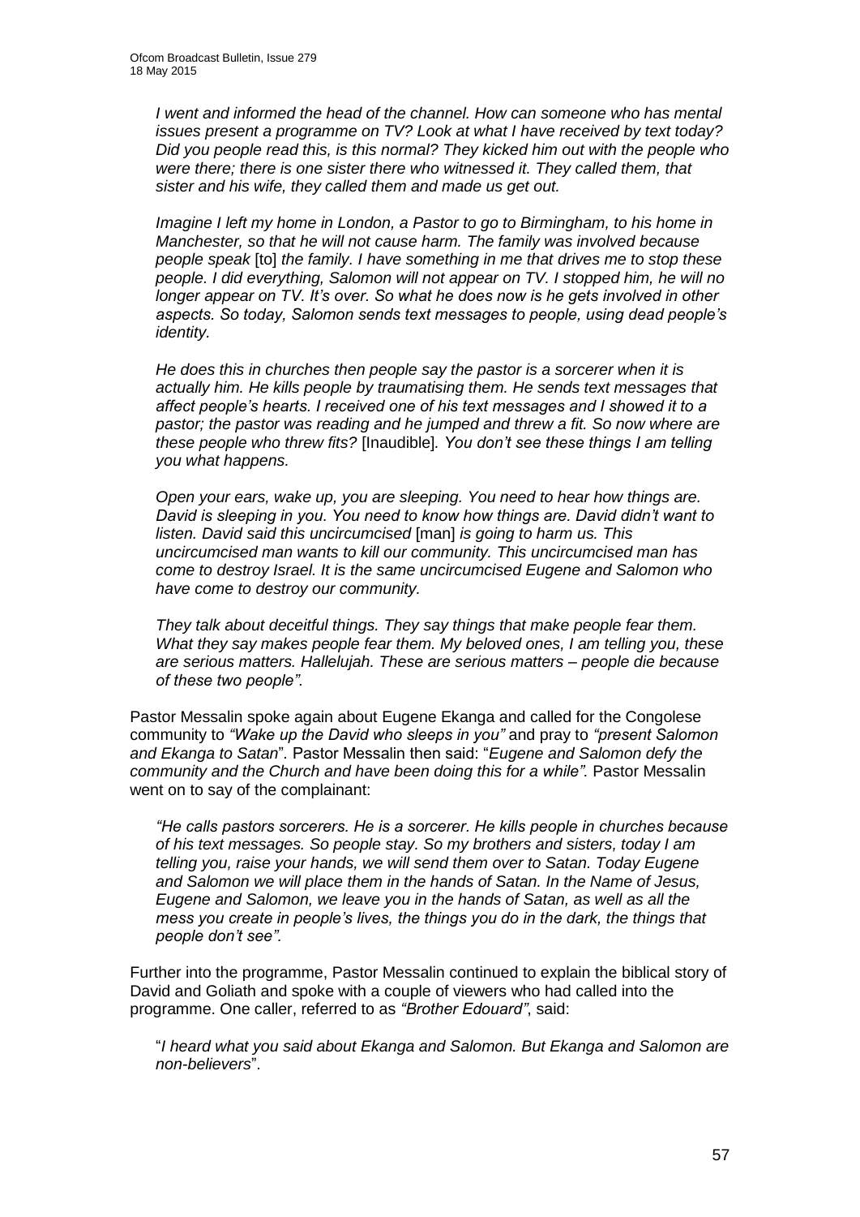*I went and informed the head of the channel. How can someone who has mental issues present a programme on TV? Look at what I have received by text today? Did you people read this, is this normal? They kicked him out with the people who were there; there is one sister there who witnessed it. They called them, that sister and his wife, they called them and made us get out.*

*Imagine I left my home in London, a Pastor to go to Birmingham, to his home in Manchester, so that he will not cause harm. The family was involved because people speak* [to] *the family. I have something in me that drives me to stop these people. I did everything, Salomon will not appear on TV. I stopped him, he will no longer appear on TV. It's over. So what he does now is he gets involved in other aspects. So today, Salomon sends text messages to people, using dead people's identity.*

*He does this in churches then people say the pastor is a sorcerer when it is actually him. He kills people by traumatising them. He sends text messages that affect people's hearts. I received one of his text messages and I showed it to a pastor; the pastor was reading and he jumped and threw a fit. So now where are these people who threw fits?* [Inaudible]*. You don't see these things I am telling you what happens.*

*Open your ears, wake up, you are sleeping. You need to hear how things are. David is sleeping in you. You need to know how things are. David didn't want to listen. David said this uncircumcised* [man] *is going to harm us. This uncircumcised man wants to kill our community. This uncircumcised man has come to destroy Israel. It is the same uncircumcised Eugene and Salomon who have come to destroy our community.*

*They talk about deceitful things. They say things that make people fear them. What they say makes people fear them. My beloved ones, I am telling you, these are serious matters. Hallelujah. These are serious matters – people die because of these two people".*

Pastor Messalin spoke again about Eugene Ekanga and called for the Congolese community to *"Wake up the David who sleeps in you"* and pray to *"present Salomon and Ekanga to Satan*"*.* Pastor Messalin then said: "*Eugene and Salomon defy the community and the Church and have been doing this for a while".* Pastor Messalin went on to say of the complainant:

*"He calls pastors sorcerers. He is a sorcerer. He kills people in churches because of his text messages. So people stay. So my brothers and sisters, today I am telling you, raise your hands, we will send them over to Satan. Today Eugene and Salomon we will place them in the hands of Satan. In the Name of Jesus, Eugene and Salomon, we leave you in the hands of Satan, as well as all the mess you create in people's lives, the things you do in the dark, the things that people don't see".*

Further into the programme, Pastor Messalin continued to explain the biblical story of David and Goliath and spoke with a couple of viewers who had called into the programme. One caller, referred to as *"Brother Edouard"*, said:

"*I heard what you said about Ekanga and Salomon. But Ekanga and Salomon are non-believers*".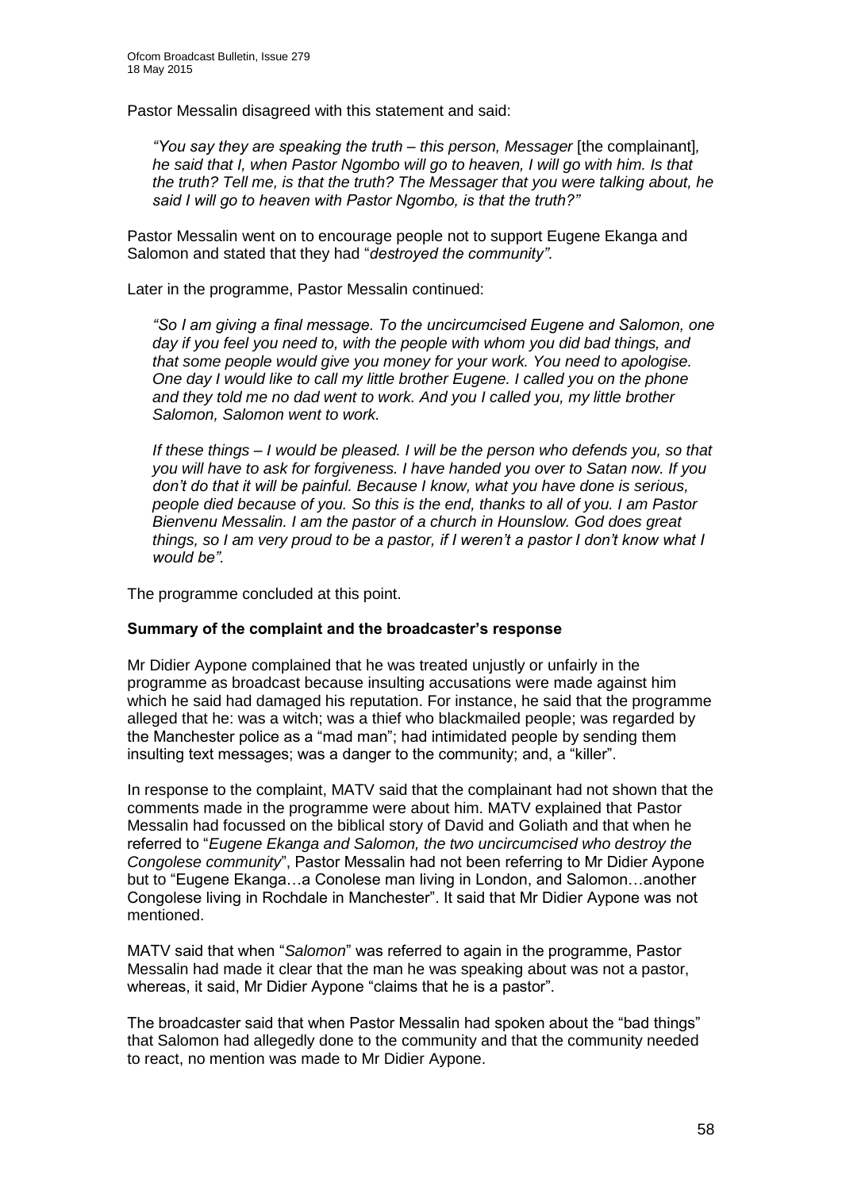Pastor Messalin disagreed with this statement and said:

> *"You say they are speaking the truth – this person, Messager* [the complainant]*, he said that I, when Pastor Ngombo will go to heaven, I will go with him. Is that the truth? Tell me, is that the truth? The Messager that you were talking about, he said I will go to heaven with Pastor Ngombo, is that the truth?"*

Pastor Messalin went on to encourage people not to support Eugene Ekanga and Salomon and stated that they had "*destroyed the community"*.

Later in the programme, Pastor Messalin continued:

> *"So I am giving a final message. To the uncircumcised Eugene and Salomon, one day if you feel you need to, with the people with whom you did bad things, and that some people would give you money for your work. You need to apologise. One day I would like to call my little brother Eugene. I called you on the phone and they told me no dad went to work. And you I called you, my little brother Salomon, Salomon went to work.*
>
> *If these things – I would be pleased. I will be the person who defends you, so that you will have to ask for forgiveness. I have handed you over to Satan now. If you don't do that it will be painful. Because I know, what you have done is serious, people died because of you. So this is the end, thanks to all of you. I am Pastor Bienvenu Messalin. I am the pastor of a church in Hounslow. God does great things, so I am very proud to be a pastor, if I weren't a pastor I don't know what I would be".*

The programme concluded at this point.

**Summary of the complaint and the broadcaster's response**

Mr Didier Aypone complained that he was treated unjustly or unfairly in the programme as broadcast because insulting accusations were made against him which he said had damaged his reputation. For instance, he said that the programme alleged that he: was a witch; was a thief who blackmailed people; was regarded by the Manchester police as a "mad man"; had intimidated people by sending them insulting text messages; was a danger to the community; and, a "killer".

In response to the complaint, MATV said that the complainant had not shown that the comments made in the programme were about him. MATV explained that Pastor Messalin had focussed on the biblical story of David and Goliath and that when he referred to "*Eugene Ekanga and Salomon, the two uncircumcised who destroy the Congolese community*", Pastor Messalin had not been referring to Mr Didier Aypone but to "Eugene Ekanga…a Conolese man living in London, and Salomon…another Congolese living in Rochdale in Manchester". It said that Mr Didier Aypone was not mentioned.

MATV said that when "*Salomon*" was referred to again in the programme, Pastor Messalin had made it clear that the man he was speaking about was not a pastor, whereas, it said, Mr Didier Aypone "claims that he is a pastor".

The broadcaster said that when Pastor Messalin had spoken about the "bad things" that Salomon had allegedly done to the community and that the community needed to react, no mention was made to Mr Didier Aypone.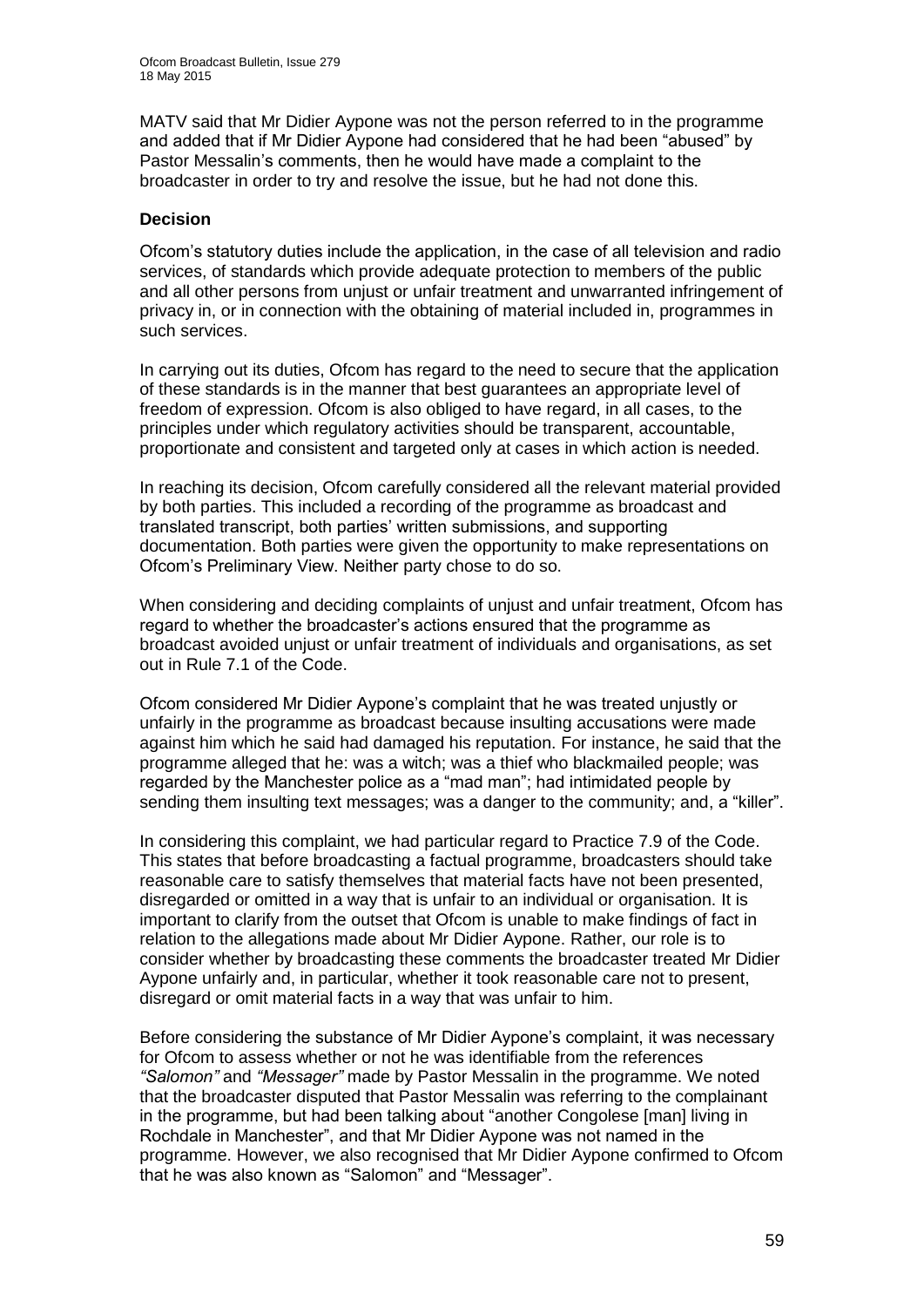MATV said that Mr Didier Aypone was not the person referred to in the programme and added that if Mr Didier Aypone had considered that he had been "abused" by Pastor Messalin's comments, then he would have made a complaint to the broadcaster in order to try and resolve the issue, but he had not done this.

### Decision

Ofcom's statutory duties include the application, in the case of all television and radio services, of standards which provide adequate protection to members of the public and all other persons from unjust or unfair treatment and unwarranted infringement of privacy in, or in connection with the obtaining of material included in, programmes in such services.

In carrying out its duties, Ofcom has regard to the need to secure that the application of these standards is in the manner that best guarantees an appropriate level of freedom of expression. Ofcom is also obliged to have regard, in all cases, to the principles under which regulatory activities should be transparent, accountable, proportionate and consistent and targeted only at cases in which action is needed.

In reaching its decision, Ofcom carefully considered all the relevant material provided by both parties. This included a recording of the programme as broadcast and translated transcript, both parties' written submissions, and supporting documentation. Both parties were given the opportunity to make representations on Ofcom's Preliminary View. Neither party chose to do so.

When considering and deciding complaints of unjust and unfair treatment, Ofcom has regard to whether the broadcaster's actions ensured that the programme as broadcast avoided unjust or unfair treatment of individuals and organisations, as set out in Rule 7.1 of the Code.

Ofcom considered Mr Didier Aypone's complaint that he was treated unjustly or unfairly in the programme as broadcast because insulting accusations were made against him which he said had damaged his reputation. For instance, he said that the programme alleged that he: was a witch; was a thief who blackmailed people; was regarded by the Manchester police as a "mad man"; had intimidated people by sending them insulting text messages; was a danger to the community; and, a "killer".

In considering this complaint, we had particular regard to Practice 7.9 of the Code. This states that before broadcasting a factual programme, broadcasters should take reasonable care to satisfy themselves that material facts have not been presented, disregarded or omitted in a way that is unfair to an individual or organisation. It is important to clarify from the outset that Ofcom is unable to make findings of fact in relation to the allegations made about Mr Didier Aypone. Rather, our role is to consider whether by broadcasting these comments the broadcaster treated Mr Didier Aypone unfairly and, in particular, whether it took reasonable care not to present, disregard or omit material facts in a way that was unfair to him.

Before considering the substance of Mr Didier Aypone's complaint, it was necessary for Ofcom to assess whether or not he was identifiable from the references *"Salomon"* and *"Messager"* made by Pastor Messalin in the programme. We noted that the broadcaster disputed that Pastor Messalin was referring to the complainant in the programme, but had been talking about "another Congolese [man] living in Rochdale in Manchester", and that Mr Didier Aypone was not named in the programme. However, we also recognised that Mr Didier Aypone confirmed to Ofcom that he was also known as "Salomon" and "Messager".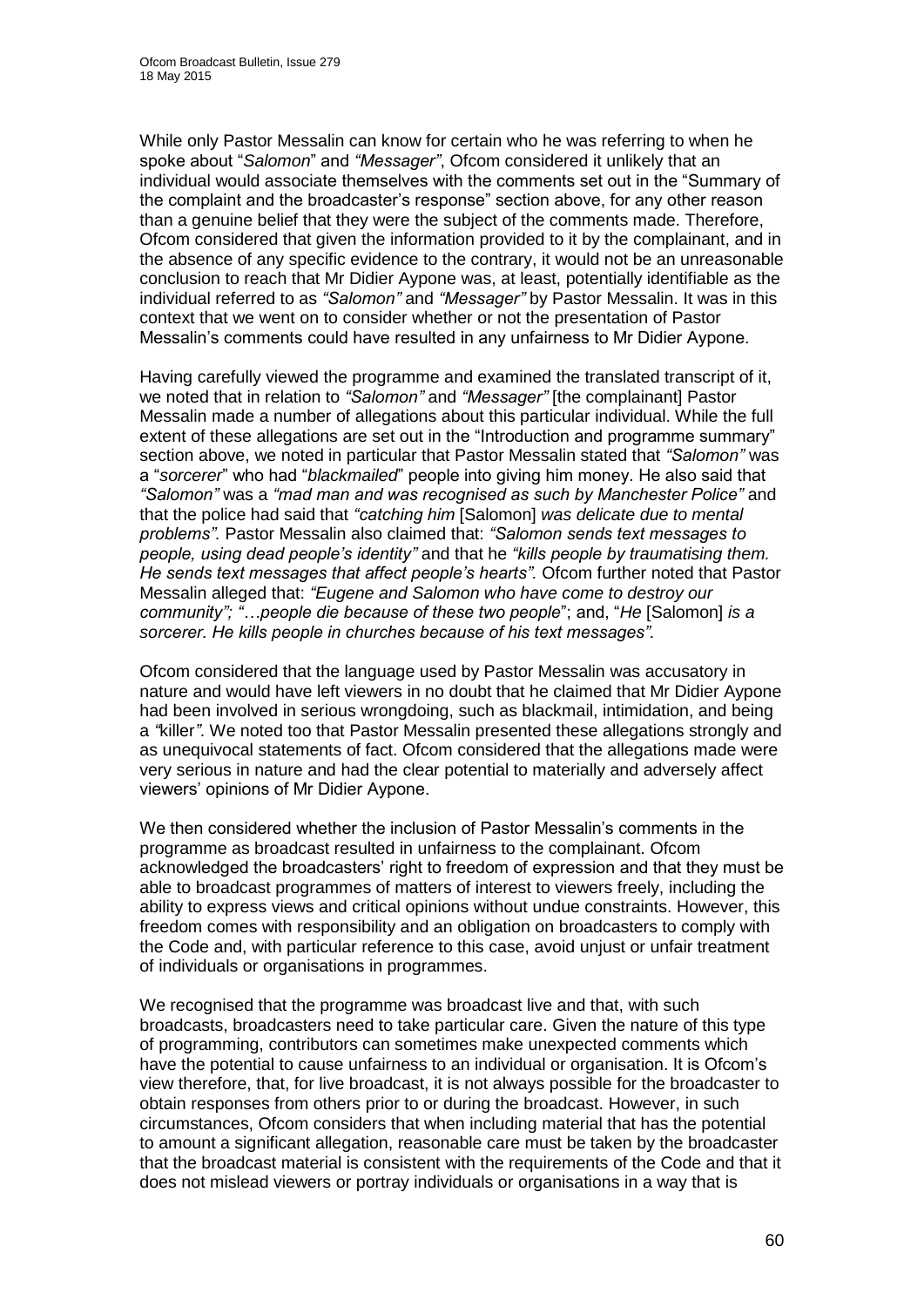While only Pastor Messalin can know for certain who he was referring to when he spoke about "*Salomon*" and *"Messager"*, Ofcom considered it unlikely that an individual would associate themselves with the comments set out in the "Summary of the complaint and the broadcaster's response" section above, for any other reason than a genuine belief that they were the subject of the comments made. Therefore, Ofcom considered that given the information provided to it by the complainant, and in the absence of any specific evidence to the contrary, it would not be an unreasonable conclusion to reach that Mr Didier Aypone was, at least, potentially identifiable as the individual referred to as *"Salomon"* and *"Messager"* by Pastor Messalin. It was in this context that we went on to consider whether or not the presentation of Pastor Messalin's comments could have resulted in any unfairness to Mr Didier Aypone.

Having carefully viewed the programme and examined the translated transcript of it, we noted that in relation to *"Salomon"* and *"Messager"* [the complainant] Pastor Messalin made a number of allegations about this particular individual. While the full extent of these allegations are set out in the "Introduction and programme summary" section above, we noted in particular that Pastor Messalin stated that *"Salomon"* was a "*sorcerer*" who had "*blackmailed*" people into giving him money. He also said that *"Salomon"* was a *"mad man and was recognised as such by Manchester Police"* and that the police had said that *"catching him* [Salomon] *was delicate due to mental problems"*. Pastor Messalin also claimed that: *"Salomon sends text messages to people, using dead people's identity"* and that he *"kills people by traumatising them. He sends text messages that affect people's hearts".* Ofcom further noted that Pastor Messalin alleged that: *"Eugene and Salomon who have come to destroy our community"; "…people die because of these two people*"; and, "*He* [Salomon] *is a sorcerer. He kills people in churches because of his text messages".*

Ofcom considered that the language used by Pastor Messalin was accusatory in nature and would have left viewers in no doubt that he claimed that Mr Didier Aypone had been involved in serious wrongdoing, such as blackmail, intimidation, and being a *"*killer*"*. We noted too that Pastor Messalin presented these allegations strongly and as unequivocal statements of fact. Ofcom considered that the allegations made were very serious in nature and had the clear potential to materially and adversely affect viewers' opinions of Mr Didier Aypone.

We then considered whether the inclusion of Pastor Messalin's comments in the programme as broadcast resulted in unfairness to the complainant. Ofcom acknowledged the broadcasters' right to freedom of expression and that they must be able to broadcast programmes of matters of interest to viewers freely, including the ability to express views and critical opinions without undue constraints. However, this freedom comes with responsibility and an obligation on broadcasters to comply with the Code and, with particular reference to this case, avoid unjust or unfair treatment of individuals or organisations in programmes.

We recognised that the programme was broadcast live and that, with such broadcasts, broadcasters need to take particular care. Given the nature of this type of programming, contributors can sometimes make unexpected comments which have the potential to cause unfairness to an individual or organisation. It is Ofcom's view therefore, that, for live broadcast, it is not always possible for the broadcaster to obtain responses from others prior to or during the broadcast. However, in such circumstances, Ofcom considers that when including material that has the potential to amount a significant allegation, reasonable care must be taken by the broadcaster that the broadcast material is consistent with the requirements of the Code and that it does not mislead viewers or portray individuals or organisations in a way that is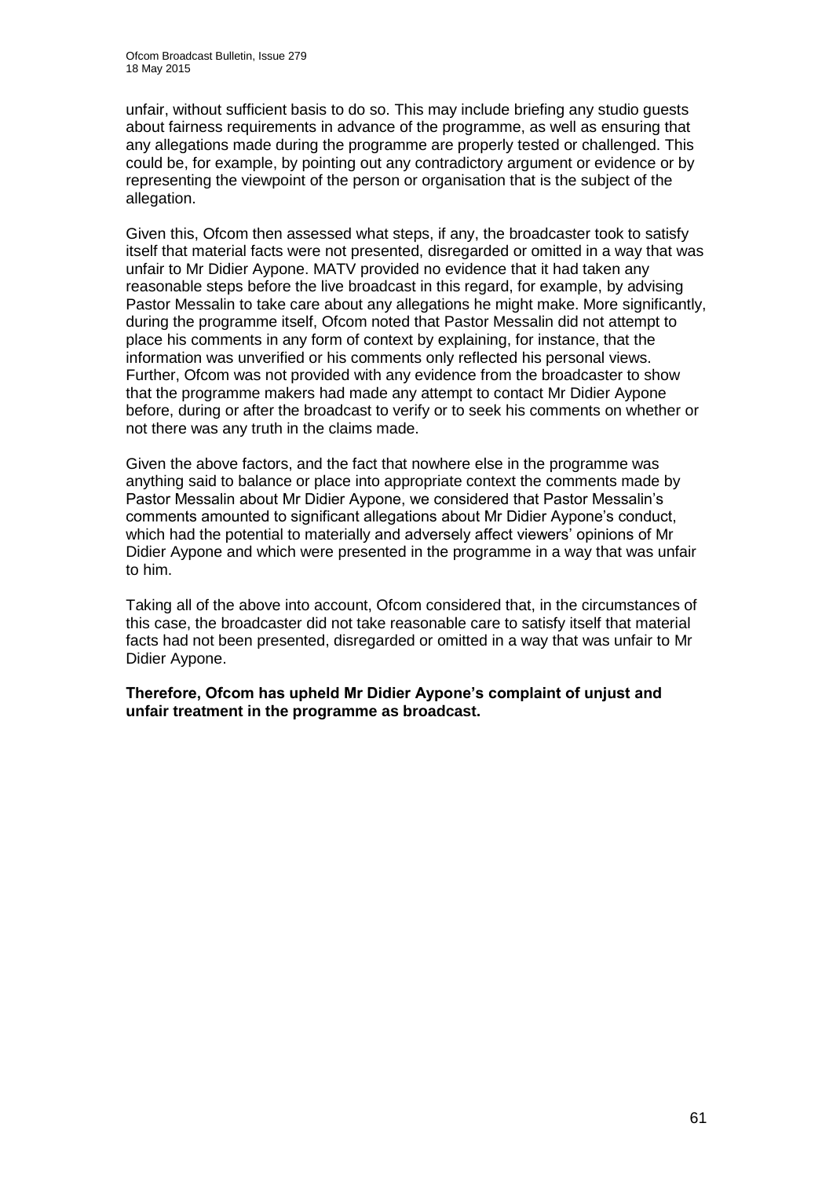unfair, without sufficient basis to do so. This may include briefing any studio guests about fairness requirements in advance of the programme, as well as ensuring that any allegations made during the programme are properly tested or challenged. This could be, for example, by pointing out any contradictory argument or evidence or by representing the viewpoint of the person or organisation that is the subject of the allegation.

Given this, Ofcom then assessed what steps, if any, the broadcaster took to satisfy itself that material facts were not presented, disregarded or omitted in a way that was unfair to Mr Didier Aypone. MATV provided no evidence that it had taken any reasonable steps before the live broadcast in this regard, for example, by advising Pastor Messalin to take care about any allegations he might make. More significantly, during the programme itself, Ofcom noted that Pastor Messalin did not attempt to place his comments in any form of context by explaining, for instance, that the information was unverified or his comments only reflected his personal views. Further, Ofcom was not provided with any evidence from the broadcaster to show that the programme makers had made any attempt to contact Mr Didier Aypone before, during or after the broadcast to verify or to seek his comments on whether or not there was any truth in the claims made.

Given the above factors, and the fact that nowhere else in the programme was anything said to balance or place into appropriate context the comments made by Pastor Messalin about Mr Didier Aypone, we considered that Pastor Messalin's comments amounted to significant allegations about Mr Didier Aypone's conduct, which had the potential to materially and adversely affect viewers' opinions of Mr Didier Aypone and which were presented in the programme in a way that was unfair to him.

Taking all of the above into account, Ofcom considered that, in the circumstances of this case, the broadcaster did not take reasonable care to satisfy itself that material facts had not been presented, disregarded or omitted in a way that was unfair to Mr Didier Aypone.

**Therefore, Ofcom has upheld Mr Didier Aypone's complaint of unjust and unfair treatment in the programme as broadcast.**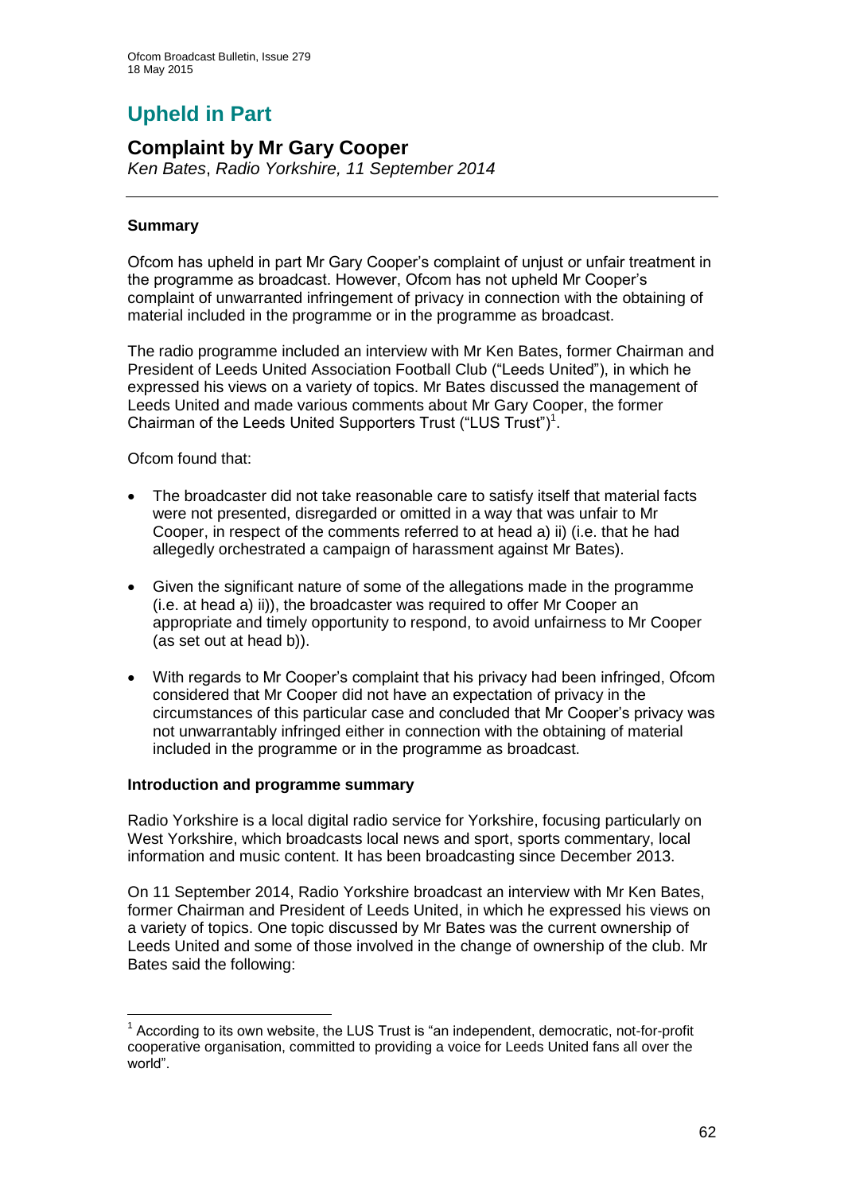# Upheld in Part

## Complaint by Mr Gary Cooper

*Ken Bates*, *Radio Yorkshire, 11 September 2014*

---

### Summary

Ofcom has upheld in part Mr Gary Cooper's complaint of unjust or unfair treatment in the programme as broadcast. However, Ofcom has not upheld Mr Cooper's complaint of unwarranted infringement of privacy in connection with the obtaining of material included in the programme or in the programme as broadcast.

The radio programme included an interview with Mr Ken Bates, former Chairman and President of Leeds United Association Football Club ("Leeds United"), in which he expressed his views on a variety of topics. Mr Bates discussed the management of Leeds United and made various comments about Mr Gary Cooper, the former Chairman of the Leeds United Supporters Trust ("LUS Trust")[1].

Ofcom found that:

- The broadcaster did not take reasonable care to satisfy itself that material facts were not presented, disregarded or omitted in a way that was unfair to Mr Cooper, in respect of the comments referred to at head a) ii) (i.e. that he had allegedly orchestrated a campaign of harassment against Mr Bates).
- Given the significant nature of some of the allegations made in the programme (i.e. at head a) ii)), the broadcaster was required to offer Mr Cooper an appropriate and timely opportunity to respond, to avoid unfairness to Mr Cooper (as set out at head b)).
- With regards to Mr Cooper's complaint that his privacy had been infringed, Ofcom considered that Mr Cooper did not have an expectation of privacy in the circumstances of this particular case and concluded that Mr Cooper's privacy was not unwarrantably infringed either in connection with the obtaining of material included in the programme or in the programme as broadcast.

### Introduction and programme summary

Radio Yorkshire is a local digital radio service for Yorkshire, focusing particularly on West Yorkshire, which broadcasts local news and sport, sports commentary, local information and music content. It has been broadcasting since December 2013.

On 11 September 2014, Radio Yorkshire broadcast an interview with Mr Ken Bates, former Chairman and President of Leeds United, in which he expressed his views on a variety of topics. One topic discussed by Mr Bates was the current ownership of Leeds United and some of those involved in the change of ownership of the club. Mr Bates said the following:

---

[1] According to its own website, the LUS Trust is "an independent, democratic, not-for-profit cooperative organisation, committed to providing a voice for Leeds United fans all over the world".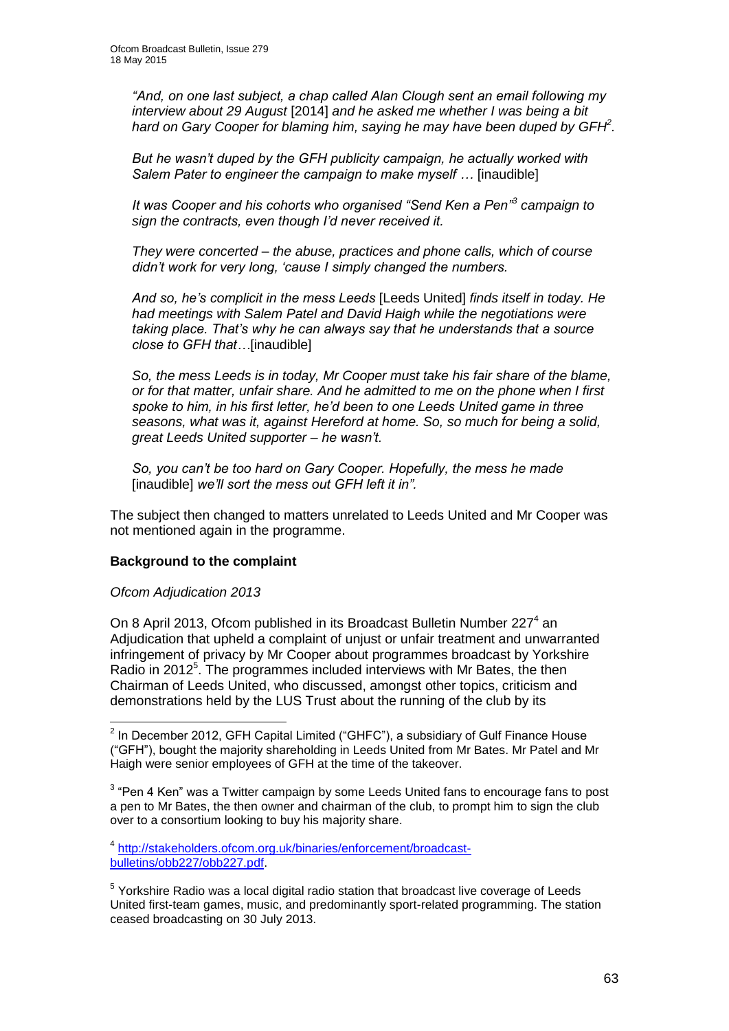*"And, on one last subject, a chap called Alan Clough sent an email following my interview about 29 August* [2014] *and he asked me whether I was being a bit hard on Gary Cooper for blaming him, saying he may have been duped by GFH*[2]*.*

*But he wasn't duped by the GFH publicity campaign, he actually worked with Salem Pater to engineer the campaign to make myself …* [inaudible]

*It was Cooper and his cohorts who organised "Send Ken a Pen"*[3] *campaign to sign the contracts, even though I'd never received it.*

*They were concerted – the abuse, practices and phone calls, which of course didn't work for very long, 'cause I simply changed the numbers.*

*And so, he's complicit in the mess Leeds* [Leeds United] *finds itself in today. He had meetings with Salem Patel and David Haigh while the negotiations were taking place. That's why he can always say that he understands that a source close to GFH that…*[inaudible]

*So, the mess Leeds is in today, Mr Cooper must take his fair share of the blame, or for that matter, unfair share. And he admitted to me on the phone when I first spoke to him, in his first letter, he'd been to one Leeds United game in three seasons, what was it, against Hereford at home. So, so much for being a solid, great Leeds United supporter – he wasn't.*

*So, you can't be too hard on Gary Cooper. Hopefully, the mess he made* [inaudible] *we'll sort the mess out GFH left it in".*

The subject then changed to matters unrelated to Leeds United and Mr Cooper was not mentioned again in the programme.

**Background to the complaint**

*Ofcom Adjudication 2013*

On 8 April 2013, Ofcom published in its Broadcast Bulletin Number 227[4] an Adjudication that upheld a complaint of unjust or unfair treatment and unwarranted infringement of privacy by Mr Cooper about programmes broadcast by Yorkshire Radio in 2012[5]. The programmes included interviews with Mr Bates, the then Chairman of Leeds United, who discussed, amongst other topics, criticism and demonstrations held by the LUS Trust about the running of the club by its

---

[2] In December 2012, GFH Capital Limited ("GHFC"), a subsidiary of Gulf Finance House ("GFH"), bought the majority shareholding in Leeds United from Mr Bates. Mr Patel and Mr Haigh were senior employees of GFH at the time of the takeover.

[3] "Pen 4 Ken" was a Twitter campaign by some Leeds United fans to encourage fans to post a pen to Mr Bates, the then owner and chairman of the club, to prompt him to sign the club over to a consortium looking to buy his majority share.

[4] http://stakeholders.ofcom.org.uk/binaries/enforcement/broadcast-bulletins/obb227/obb227.pdf.

[5] Yorkshire Radio was a local digital radio station that broadcast live coverage of Leeds United first-team games, music, and predominantly sport-related programming. The station ceased broadcasting on 30 July 2013.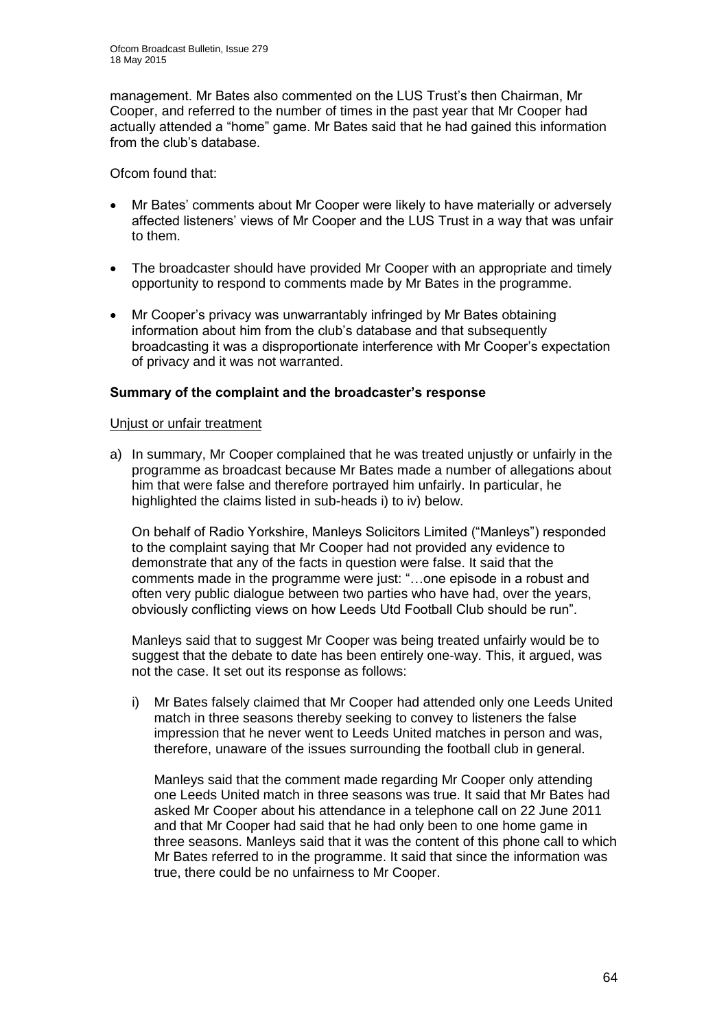management. Mr Bates also commented on the LUS Trust's then Chairman, Mr Cooper, and referred to the number of times in the past year that Mr Cooper had actually attended a "home" game. Mr Bates said that he had gained this information from the club's database.

Ofcom found that:

- Mr Bates' comments about Mr Cooper were likely to have materially or adversely affected listeners' views of Mr Cooper and the LUS Trust in a way that was unfair to them.
- The broadcaster should have provided Mr Cooper with an appropriate and timely opportunity to respond to comments made by Mr Bates in the programme.
- Mr Cooper's privacy was unwarrantably infringed by Mr Bates obtaining information about him from the club's database and that subsequently broadcasting it was a disproportionate interference with Mr Cooper's expectation of privacy and it was not warranted.

**Summary of the complaint and the broadcaster's response**

Unjust or unfair treatment

a) In summary, Mr Cooper complained that he was treated unjustly or unfairly in the programme as broadcast because Mr Bates made a number of allegations about him that were false and therefore portrayed him unfairly. In particular, he highlighted the claims listed in sub-heads i) to iv) below.

   On behalf of Radio Yorkshire, Manleys Solicitors Limited ("Manleys") responded to the complaint saying that Mr Cooper had not provided any evidence to demonstrate that any of the facts in question were false. It said that the comments made in the programme were just: "…one episode in a robust and often very public dialogue between two parties who have had, over the years, obviously conflicting views on how Leeds Utd Football Club should be run".

   Manleys said that to suggest Mr Cooper was being treated unfairly would be to suggest that the debate to date has been entirely one-way. This, it argued, was not the case. It set out its response as follows:

   i) Mr Bates falsely claimed that Mr Cooper had attended only one Leeds United match in three seasons thereby seeking to convey to listeners the false impression that he never went to Leeds United matches in person and was, therefore, unaware of the issues surrounding the football club in general.

      Manleys said that the comment made regarding Mr Cooper only attending one Leeds United match in three seasons was true. It said that Mr Bates had asked Mr Cooper about his attendance in a telephone call on 22 June 2011 and that Mr Cooper had said that he had only been to one home game in three seasons. Manleys said that it was the content of this phone call to which Mr Bates referred to in the programme. It said that since the information was true, there could be no unfairness to Mr Cooper.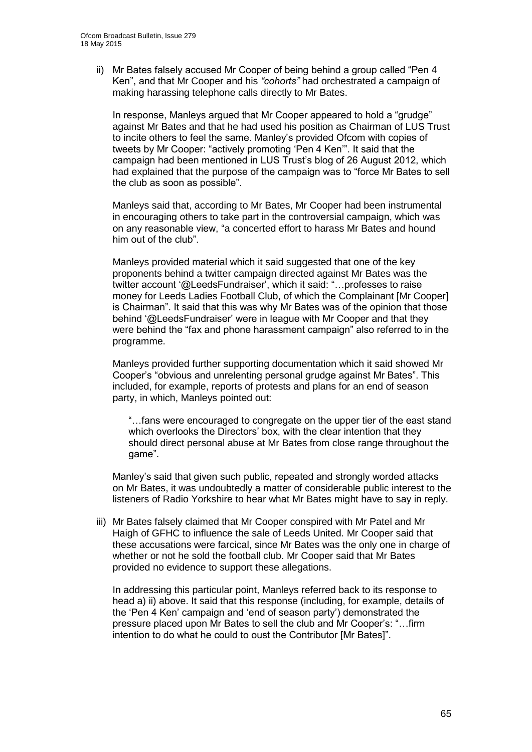ii) Mr Bates falsely accused Mr Cooper of being behind a group called "Pen 4 Ken", and that Mr Cooper and his *"cohorts"* had orchestrated a campaign of making harassing telephone calls directly to Mr Bates.

    In response, Manleys argued that Mr Cooper appeared to hold a "grudge" against Mr Bates and that he had used his position as Chairman of LUS Trust to incite others to feel the same. Manley's provided Ofcom with copies of tweets by Mr Cooper: "actively promoting 'Pen 4 Ken'". It said that the campaign had been mentioned in LUS Trust's blog of 26 August 2012, which had explained that the purpose of the campaign was to "force Mr Bates to sell the club as soon as possible".

    Manleys said that, according to Mr Bates, Mr Cooper had been instrumental in encouraging others to take part in the controversial campaign, which was on any reasonable view, "a concerted effort to harass Mr Bates and hound him out of the club".

    Manleys provided material which it said suggested that one of the key proponents behind a twitter campaign directed against Mr Bates was the twitter account '@LeedsFundraiser', which it said: "…professes to raise money for Leeds Ladies Football Club, of which the Complainant [Mr Cooper] is Chairman". It said that this was why Mr Bates was of the opinion that those behind '@LeedsFundraiser' were in league with Mr Cooper and that they were behind the "fax and phone harassment campaign" also referred to in the programme.

    Manleys provided further supporting documentation which it said showed Mr Cooper's "obvious and unrelenting personal grudge against Mr Bates". This included, for example, reports of protests and plans for an end of season party, in which, Manleys pointed out:

    > "…fans were encouraged to congregate on the upper tier of the east stand which overlooks the Directors' box, with the clear intention that they should direct personal abuse at Mr Bates from close range throughout the game".

    Manley's said that given such public, repeated and strongly worded attacks on Mr Bates, it was undoubtedly a matter of considerable public interest to the listeners of Radio Yorkshire to hear what Mr Bates might have to say in reply.

iii) Mr Bates falsely claimed that Mr Cooper conspired with Mr Patel and Mr Haigh of GFHC to influence the sale of Leeds United. Mr Cooper said that these accusations were farcical, since Mr Bates was the only one in charge of whether or not he sold the football club. Mr Cooper said that Mr Bates provided no evidence to support these allegations.

    In addressing this particular point, Manleys referred back to its response to head a) ii) above. It said that this response (including, for example, details of the 'Pen 4 Ken' campaign and 'end of season party') demonstrated the pressure placed upon Mr Bates to sell the club and Mr Cooper's: "…firm intention to do what he could to oust the Contributor [Mr Bates]".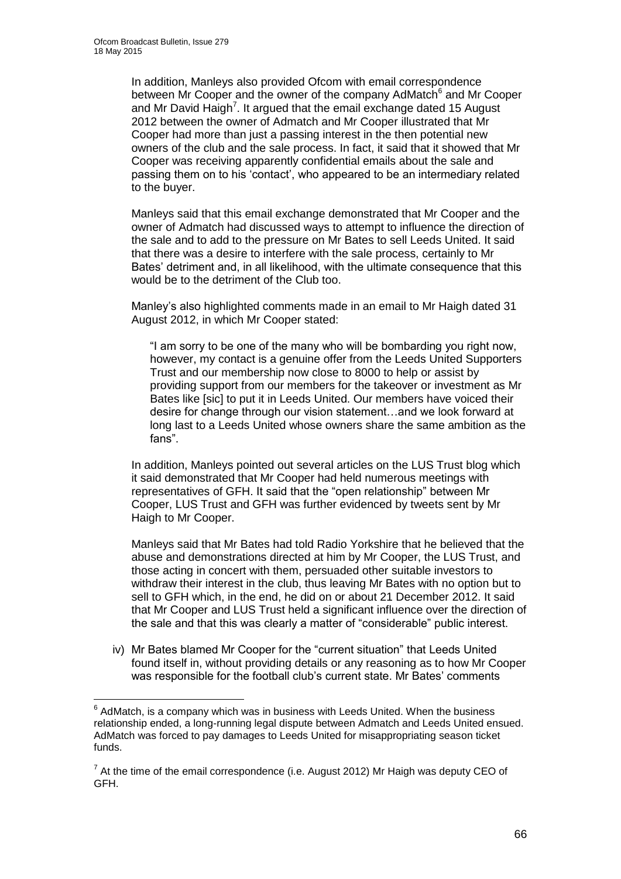In addition, Manleys also provided Ofcom with email correspondence between Mr Cooper and the owner of the company AdMatch[6] and Mr Cooper and Mr David Haigh[7]. It argued that the email exchange dated 15 August 2012 between the owner of Admatch and Mr Cooper illustrated that Mr Cooper had more than just a passing interest in the then potential new owners of the club and the sale process. In fact, it said that it showed that Mr Cooper was receiving apparently confidential emails about the sale and passing them on to his 'contact', who appeared to be an intermediary related to the buyer.

Manleys said that this email exchange demonstrated that Mr Cooper and the owner of Admatch had discussed ways to attempt to influence the direction of the sale and to add to the pressure on Mr Bates to sell Leeds United. It said that there was a desire to interfere with the sale process, certainly to Mr Bates' detriment and, in all likelihood, with the ultimate consequence that this would be to the detriment of the Club too.

Manley's also highlighted comments made in an email to Mr Haigh dated 31 August 2012, in which Mr Cooper stated:

> "I am sorry to be one of the many who will be bombarding you right now, however, my contact is a genuine offer from the Leeds United Supporters Trust and our membership now close to 8000 to help or assist by providing support from our members for the takeover or investment as Mr Bates like [sic] to put it in Leeds United. Our members have voiced their desire for change through our vision statement…and we look forward at long last to a Leeds United whose owners share the same ambition as the fans".

In addition, Manleys pointed out several articles on the LUS Trust blog which it said demonstrated that Mr Cooper had held numerous meetings with representatives of GFH. It said that the "open relationship" between Mr Cooper, LUS Trust and GFH was further evidenced by tweets sent by Mr Haigh to Mr Cooper.

Manleys said that Mr Bates had told Radio Yorkshire that he believed that the abuse and demonstrations directed at him by Mr Cooper, the LUS Trust, and those acting in concert with them, persuaded other suitable investors to withdraw their interest in the club, thus leaving Mr Bates with no option but to sell to GFH which, in the end, he did on or about 21 December 2012. It said that Mr Cooper and LUS Trust held a significant influence over the direction of the sale and that this was clearly a matter of "considerable" public interest.

iv) Mr Bates blamed Mr Cooper for the "current situation" that Leeds United found itself in, without providing details or any reasoning as to how Mr Cooper was responsible for the football club's current state. Mr Bates' comments

---

[6] AdMatch, is a company which was in business with Leeds United. When the business relationship ended, a long-running legal dispute between Admatch and Leeds United ensued. AdMatch was forced to pay damages to Leeds United for misappropriating season ticket funds.

[7] At the time of the email correspondence (i.e. August 2012) Mr Haigh was deputy CEO of GFH.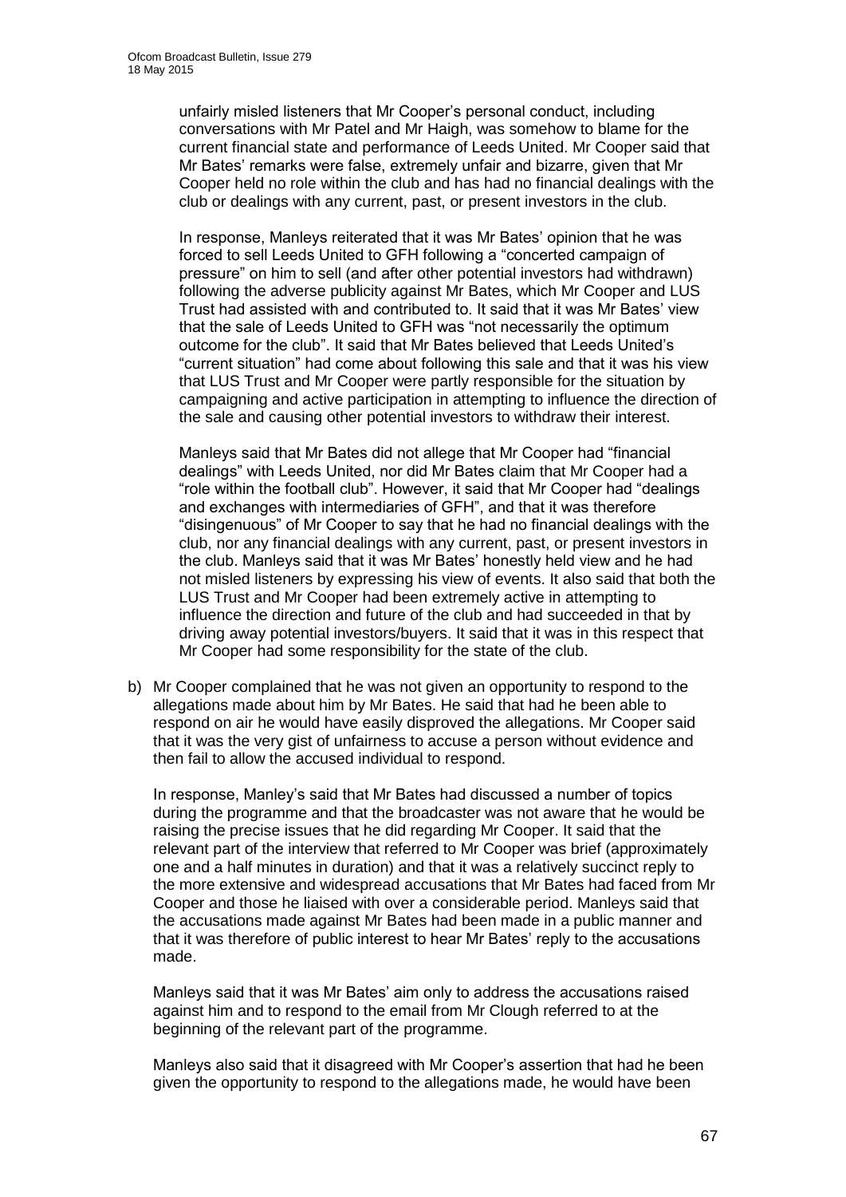unfairly misled listeners that Mr Cooper's personal conduct, including conversations with Mr Patel and Mr Haigh, was somehow to blame for the current financial state and performance of Leeds United. Mr Cooper said that Mr Bates' remarks were false, extremely unfair and bizarre, given that Mr Cooper held no role within the club and has had no financial dealings with the club or dealings with any current, past, or present investors in the club.

In response, Manleys reiterated that it was Mr Bates' opinion that he was forced to sell Leeds United to GFH following a "concerted campaign of pressure" on him to sell (and after other potential investors had withdrawn) following the adverse publicity against Mr Bates, which Mr Cooper and LUS Trust had assisted with and contributed to. It said that it was Mr Bates' view that the sale of Leeds United to GFH was "not necessarily the optimum outcome for the club". It said that Mr Bates believed that Leeds United's "current situation" had come about following this sale and that it was his view that LUS Trust and Mr Cooper were partly responsible for the situation by campaigning and active participation in attempting to influence the direction of the sale and causing other potential investors to withdraw their interest.

Manleys said that Mr Bates did not allege that Mr Cooper had "financial dealings" with Leeds United, nor did Mr Bates claim that Mr Cooper had a "role within the football club". However, it said that Mr Cooper had "dealings and exchanges with intermediaries of GFH", and that it was therefore "disingenuous" of Mr Cooper to say that he had no financial dealings with the club, nor any financial dealings with any current, past, or present investors in the club. Manleys said that it was Mr Bates' honestly held view and he had not misled listeners by expressing his view of events. It also said that both the LUS Trust and Mr Cooper had been extremely active in attempting to influence the direction and future of the club and had succeeded in that by driving away potential investors/buyers. It said that it was in this respect that Mr Cooper had some responsibility for the state of the club.

b) Mr Cooper complained that he was not given an opportunity to respond to the allegations made about him by Mr Bates. He said that had he been able to respond on air he would have easily disproved the allegations. Mr Cooper said that it was the very gist of unfairness to accuse a person without evidence and then fail to allow the accused individual to respond.

In response, Manley's said that Mr Bates had discussed a number of topics during the programme and that the broadcaster was not aware that he would be raising the precise issues that he did regarding Mr Cooper. It said that the relevant part of the interview that referred to Mr Cooper was brief (approximately one and a half minutes in duration) and that it was a relatively succinct reply to the more extensive and widespread accusations that Mr Bates had faced from Mr Cooper and those he liaised with over a considerable period. Manleys said that the accusations made against Mr Bates had been made in a public manner and that it was therefore of public interest to hear Mr Bates' reply to the accusations made.

Manleys said that it was Mr Bates' aim only to address the accusations raised against him and to respond to the email from Mr Clough referred to at the beginning of the relevant part of the programme.

Manleys also said that it disagreed with Mr Cooper's assertion that had he been given the opportunity to respond to the allegations made, he would have been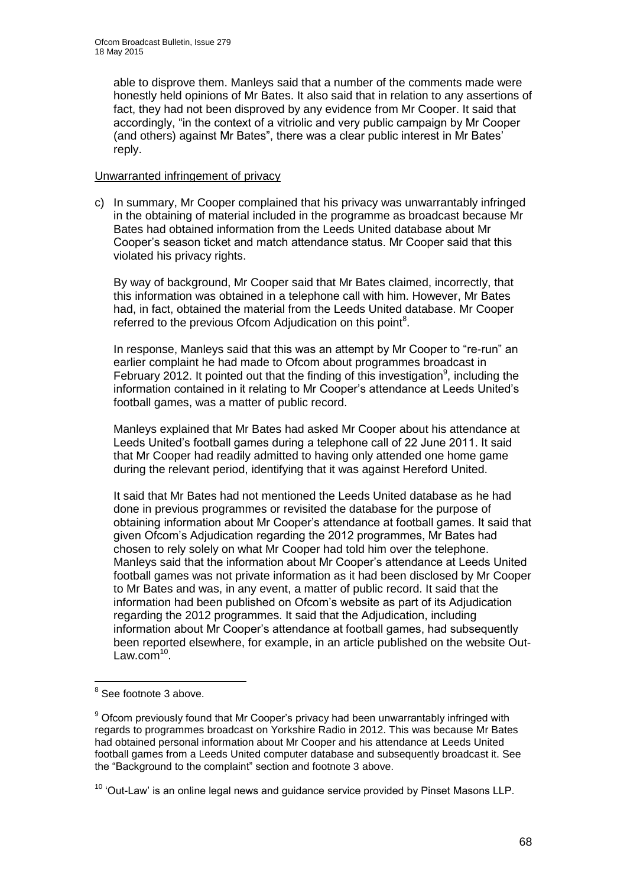able to disprove them. Manleys said that a number of the comments made were honestly held opinions of Mr Bates. It also said that in relation to any assertions of fact, they had not been disproved by any evidence from Mr Cooper. It said that accordingly, "in the context of a vitriolic and very public campaign by Mr Cooper (and others) against Mr Bates", there was a clear public interest in Mr Bates' reply.

Unwarranted infringement of privacy

c) In summary, Mr Cooper complained that his privacy was unwarrantably infringed in the obtaining of material included in the programme as broadcast because Mr Bates had obtained information from the Leeds United database about Mr Cooper's season ticket and match attendance status. Mr Cooper said that this violated his privacy rights.

By way of background, Mr Cooper said that Mr Bates claimed, incorrectly, that this information was obtained in a telephone call with him. However, Mr Bates had, in fact, obtained the material from the Leeds United database. Mr Cooper referred to the previous Ofcom Adjudication on this point[8].

In response, Manleys said that this was an attempt by Mr Cooper to "re-run" an earlier complaint he had made to Ofcom about programmes broadcast in February 2012. It pointed out that the finding of this investigation[9], including the information contained in it relating to Mr Cooper's attendance at Leeds United's football games, was a matter of public record.

Manleys explained that Mr Bates had asked Mr Cooper about his attendance at Leeds United's football games during a telephone call of 22 June 2011. It said that Mr Cooper had readily admitted to having only attended one home game during the relevant period, identifying that it was against Hereford United.

It said that Mr Bates had not mentioned the Leeds United database as he had done in previous programmes or revisited the database for the purpose of obtaining information about Mr Cooper's attendance at football games. It said that given Ofcom's Adjudication regarding the 2012 programmes, Mr Bates had chosen to rely solely on what Mr Cooper had told him over the telephone. Manleys said that the information about Mr Cooper's attendance at Leeds United football games was not private information as it had been disclosed by Mr Cooper to Mr Bates and was, in any event, a matter of public record. It said that the information had been published on Ofcom's website as part of its Adjudication regarding the 2012 programmes. It said that the Adjudication, including information about Mr Cooper's attendance at football games, had subsequently been reported elsewhere, for example, in an article published on the website Out-Law.com[10].

---

[8] See footnote 3 above.

[9] Ofcom previously found that Mr Cooper's privacy had been unwarrantably infringed with regards to programmes broadcast on Yorkshire Radio in 2012. This was because Mr Bates had obtained personal information about Mr Cooper and his attendance at Leeds United football games from a Leeds United computer database and subsequently broadcast it. See the "Background to the complaint" section and footnote 3 above.

[10] 'Out-Law' is an online legal news and guidance service provided by Pinset Masons LLP.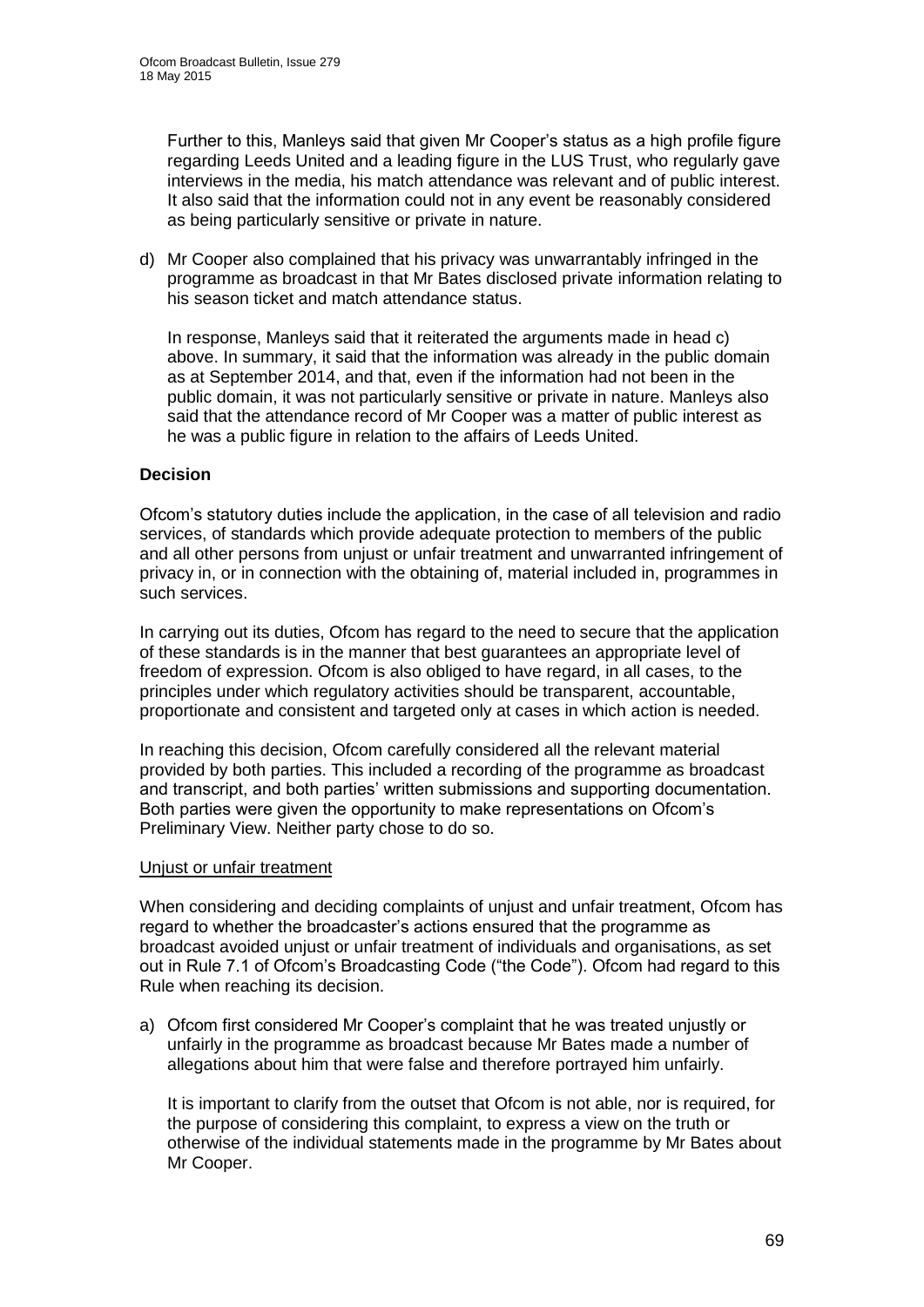Further to this, Manleys said that given Mr Cooper's status as a high profile figure regarding Leeds United and a leading figure in the LUS Trust, who regularly gave interviews in the media, his match attendance was relevant and of public interest. It also said that the information could not in any event be reasonably considered as being particularly sensitive or private in nature.

d) Mr Cooper also complained that his privacy was unwarrantably infringed in the programme as broadcast in that Mr Bates disclosed private information relating to his season ticket and match attendance status.

   In response, Manleys said that it reiterated the arguments made in head c) above. In summary, it said that the information was already in the public domain as at September 2014, and that, even if the information had not been in the public domain, it was not particularly sensitive or private in nature. Manleys also said that the attendance record of Mr Cooper was a matter of public interest as he was a public figure in relation to the affairs of Leeds United.

**Decision**

Ofcom's statutory duties include the application, in the case of all television and radio services, of standards which provide adequate protection to members of the public and all other persons from unjust or unfair treatment and unwarranted infringement of privacy in, or in connection with the obtaining of, material included in, programmes in such services.

In carrying out its duties, Ofcom has regard to the need to secure that the application of these standards is in the manner that best guarantees an appropriate level of freedom of expression. Ofcom is also obliged to have regard, in all cases, to the principles under which regulatory activities should be transparent, accountable, proportionate and consistent and targeted only at cases in which action is needed.

In reaching this decision, Ofcom carefully considered all the relevant material provided by both parties. This included a recording of the programme as broadcast and transcript, and both parties' written submissions and supporting documentation. Both parties were given the opportunity to make representations on Ofcom's Preliminary View. Neither party chose to do so.

Unjust or unfair treatment

When considering and deciding complaints of unjust and unfair treatment, Ofcom has regard to whether the broadcaster's actions ensured that the programme as broadcast avoided unjust or unfair treatment of individuals and organisations, as set out in Rule 7.1 of Ofcom's Broadcasting Code ("the Code"). Ofcom had regard to this Rule when reaching its decision.

a) Ofcom first considered Mr Cooper's complaint that he was treated unjustly or unfairly in the programme as broadcast because Mr Bates made a number of allegations about him that were false and therefore portrayed him unfairly.

   It is important to clarify from the outset that Ofcom is not able, nor is required, for the purpose of considering this complaint, to express a view on the truth or otherwise of the individual statements made in the programme by Mr Bates about Mr Cooper.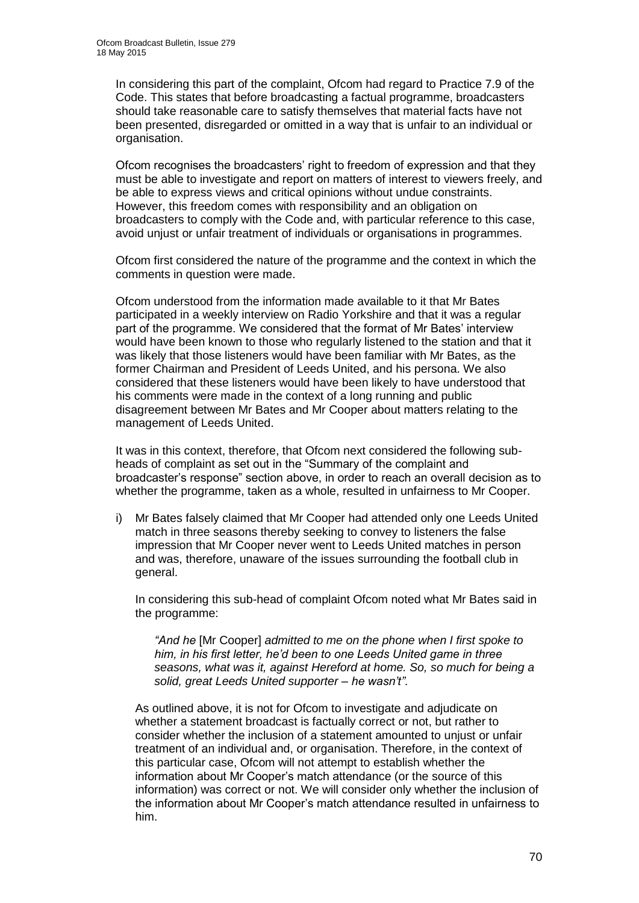In considering this part of the complaint, Ofcom had regard to Practice 7.9 of the Code. This states that before broadcasting a factual programme, broadcasters should take reasonable care to satisfy themselves that material facts have not been presented, disregarded or omitted in a way that is unfair to an individual or organisation.

Ofcom recognises the broadcasters' right to freedom of expression and that they must be able to investigate and report on matters of interest to viewers freely, and be able to express views and critical opinions without undue constraints. However, this freedom comes with responsibility and an obligation on broadcasters to comply with the Code and, with particular reference to this case, avoid unjust or unfair treatment of individuals or organisations in programmes.

Ofcom first considered the nature of the programme and the context in which the comments in question were made.

Ofcom understood from the information made available to it that Mr Bates participated in a weekly interview on Radio Yorkshire and that it was a regular part of the programme. We considered that the format of Mr Bates' interview would have been known to those who regularly listened to the station and that it was likely that those listeners would have been familiar with Mr Bates, as the former Chairman and President of Leeds United, and his persona. We also considered that these listeners would have been likely to have understood that his comments were made in the context of a long running and public disagreement between Mr Bates and Mr Cooper about matters relating to the management of Leeds United.

It was in this context, therefore, that Ofcom next considered the following sub-heads of complaint as set out in the "Summary of the complaint and broadcaster's response" section above, in order to reach an overall decision as to whether the programme, taken as a whole, resulted in unfairness to Mr Cooper.

i) Mr Bates falsely claimed that Mr Cooper had attended only one Leeds United match in three seasons thereby seeking to convey to listeners the false impression that Mr Cooper never went to Leeds United matches in person and was, therefore, unaware of the issues surrounding the football club in general.

   In considering this sub-head of complaint Ofcom noted what Mr Bates said in the programme:

   > *"And he* [Mr Cooper] *admitted to me on the phone when I first spoke to him, in his first letter, he'd been to one Leeds United game in three seasons, what was it, against Hereford at home. So, so much for being a solid, great Leeds United supporter – he wasn't".*

   As outlined above, it is not for Ofcom to investigate and adjudicate on whether a statement broadcast is factually correct or not, but rather to consider whether the inclusion of a statement amounted to unjust or unfair treatment of an individual and, or organisation. Therefore, in the context of this particular case, Ofcom will not attempt to establish whether the information about Mr Cooper's match attendance (or the source of this information) was correct or not. We will consider only whether the inclusion of the information about Mr Cooper's match attendance resulted in unfairness to him.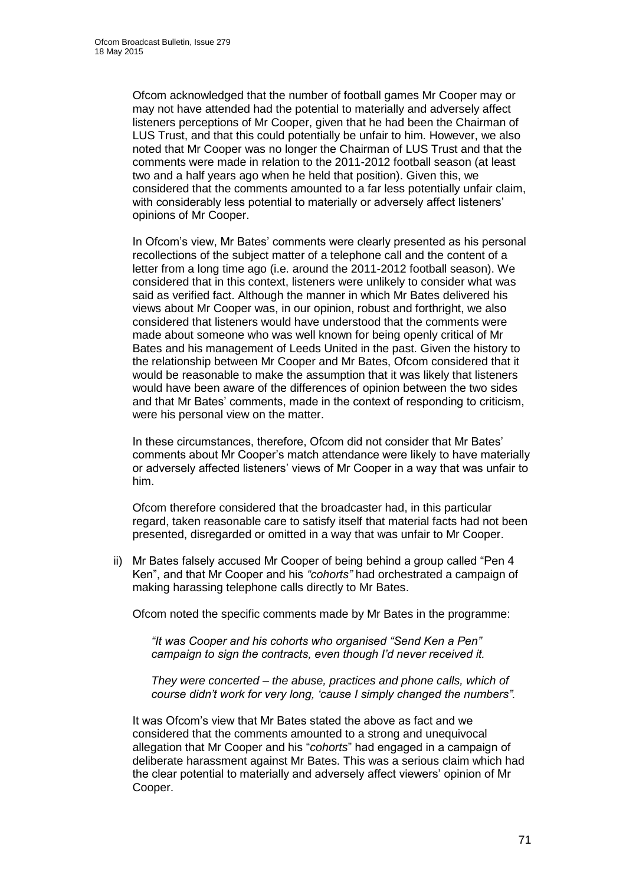Ofcom acknowledged that the number of football games Mr Cooper may or may not have attended had the potential to materially and adversely affect listeners perceptions of Mr Cooper, given that he had been the Chairman of LUS Trust, and that this could potentially be unfair to him. However, we also noted that Mr Cooper was no longer the Chairman of LUS Trust and that the comments were made in relation to the 2011-2012 football season (at least two and a half years ago when he held that position). Given this, we considered that the comments amounted to a far less potentially unfair claim, with considerably less potential to materially or adversely affect listeners' opinions of Mr Cooper.

In Ofcom's view, Mr Bates' comments were clearly presented as his personal recollections of the subject matter of a telephone call and the content of a letter from a long time ago (i.e. around the 2011-2012 football season). We considered that in this context, listeners were unlikely to consider what was said as verified fact. Although the manner in which Mr Bates delivered his views about Mr Cooper was, in our opinion, robust and forthright, we also considered that listeners would have understood that the comments were made about someone who was well known for being openly critical of Mr Bates and his management of Leeds United in the past. Given the history to the relationship between Mr Cooper and Mr Bates, Ofcom considered that it would be reasonable to make the assumption that it was likely that listeners would have been aware of the differences of opinion between the two sides and that Mr Bates' comments, made in the context of responding to criticism, were his personal view on the matter.

In these circumstances, therefore, Ofcom did not consider that Mr Bates' comments about Mr Cooper's match attendance were likely to have materially or adversely affected listeners' views of Mr Cooper in a way that was unfair to him.

Ofcom therefore considered that the broadcaster had, in this particular regard, taken reasonable care to satisfy itself that material facts had not been presented, disregarded or omitted in a way that was unfair to Mr Cooper.

ii) Mr Bates falsely accused Mr Cooper of being behind a group called "Pen 4 Ken", and that Mr Cooper and his *"cohorts"* had orchestrated a campaign of making harassing telephone calls directly to Mr Bates.

Ofcom noted the specific comments made by Mr Bates in the programme:

> *"It was Cooper and his cohorts who organised "Send Ken a Pen" campaign to sign the contracts, even though I'd never received it.*
>
> *They were concerted – the abuse, practices and phone calls, which of course didn't work for very long, 'cause I simply changed the numbers".*

It was Ofcom's view that Mr Bates stated the above as fact and we considered that the comments amounted to a strong and unequivocal allegation that Mr Cooper and his "*cohorts*" had engaged in a campaign of deliberate harassment against Mr Bates. This was a serious claim which had the clear potential to materially and adversely affect viewers' opinion of Mr Cooper.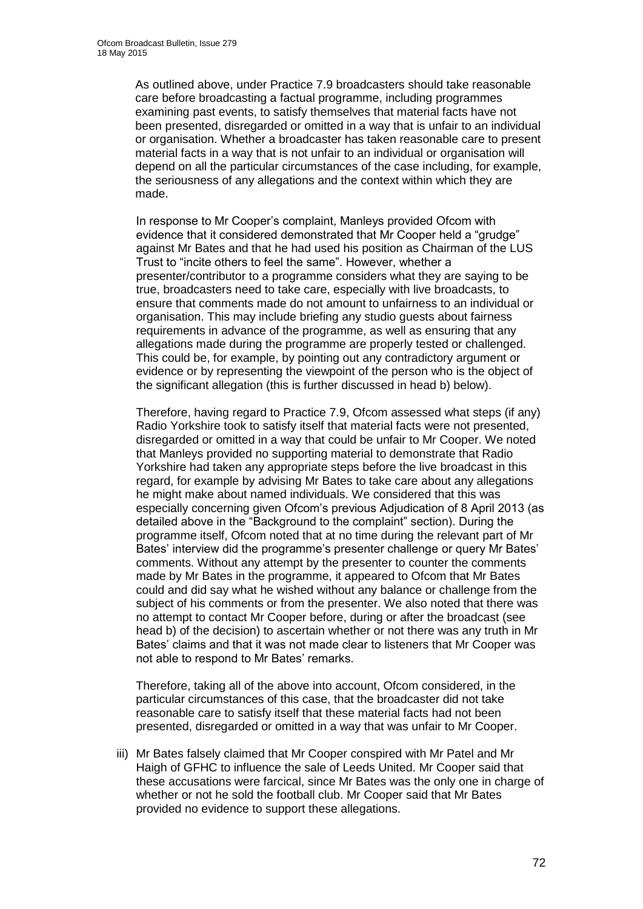As outlined above, under Practice 7.9 broadcasters should take reasonable care before broadcasting a factual programme, including programmes examining past events, to satisfy themselves that material facts have not been presented, disregarded or omitted in a way that is unfair to an individual or organisation. Whether a broadcaster has taken reasonable care to present material facts in a way that is not unfair to an individual or organisation will depend on all the particular circumstances of the case including, for example, the seriousness of any allegations and the context within which they are made.

In response to Mr Cooper's complaint, Manleys provided Ofcom with evidence that it considered demonstrated that Mr Cooper held a "grudge" against Mr Bates and that he had used his position as Chairman of the LUS Trust to "incite others to feel the same". However, whether a presenter/contributor to a programme considers what they are saying to be true, broadcasters need to take care, especially with live broadcasts, to ensure that comments made do not amount to unfairness to an individual or organisation. This may include briefing any studio guests about fairness requirements in advance of the programme, as well as ensuring that any allegations made during the programme are properly tested or challenged. This could be, for example, by pointing out any contradictory argument or evidence or by representing the viewpoint of the person who is the object of the significant allegation (this is further discussed in head b) below).

Therefore, having regard to Practice 7.9, Ofcom assessed what steps (if any) Radio Yorkshire took to satisfy itself that material facts were not presented, disregarded or omitted in a way that could be unfair to Mr Cooper. We noted that Manleys provided no supporting material to demonstrate that Radio Yorkshire had taken any appropriate steps before the live broadcast in this regard, for example by advising Mr Bates to take care about any allegations he might make about named individuals. We considered that this was especially concerning given Ofcom's previous Adjudication of 8 April 2013 (as detailed above in the "Background to the complaint" section). During the programme itself, Ofcom noted that at no time during the relevant part of Mr Bates' interview did the programme's presenter challenge or query Mr Bates' comments. Without any attempt by the presenter to counter the comments made by Mr Bates in the programme, it appeared to Ofcom that Mr Bates could and did say what he wished without any balance or challenge from the subject of his comments or from the presenter. We also noted that there was no attempt to contact Mr Cooper before, during or after the broadcast (see head b) of the decision) to ascertain whether or not there was any truth in Mr Bates' claims and that it was not made clear to listeners that Mr Cooper was not able to respond to Mr Bates' remarks.

Therefore, taking all of the above into account, Ofcom considered, in the particular circumstances of this case, that the broadcaster did not take reasonable care to satisfy itself that these material facts had not been presented, disregarded or omitted in a way that was unfair to Mr Cooper.

iii) Mr Bates falsely claimed that Mr Cooper conspired with Mr Patel and Mr Haigh of GFHC to influence the sale of Leeds United. Mr Cooper said that these accusations were farcical, since Mr Bates was the only one in charge of whether or not he sold the football club. Mr Cooper said that Mr Bates provided no evidence to support these allegations.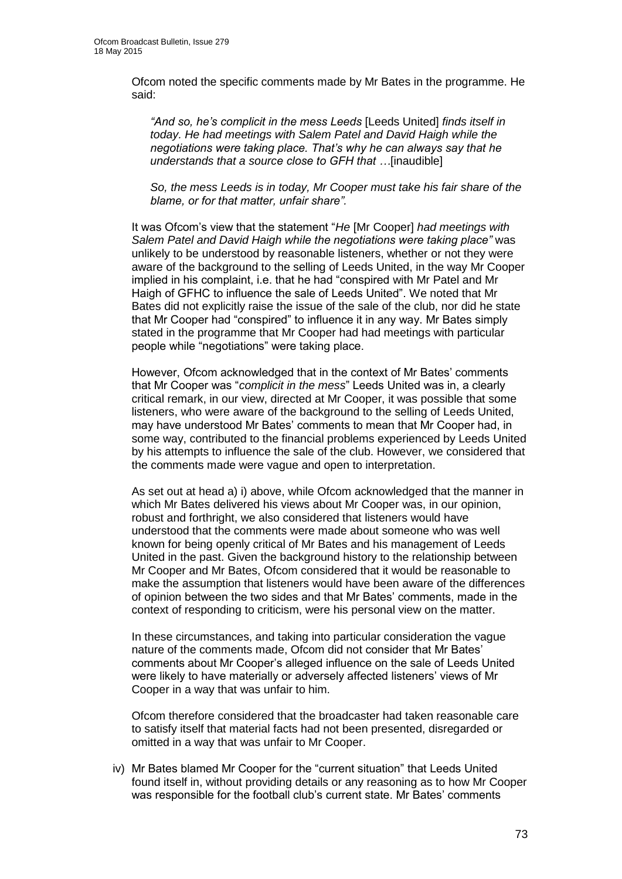Ofcom noted the specific comments made by Mr Bates in the programme. He said:

> *"And so, he's complicit in the mess Leeds* [Leeds United] *finds itself in today. He had meetings with Salem Patel and David Haigh while the negotiations were taking place. That's why he can always say that he understands that a source close to GFH that …*[inaudible]
>
> *So, the mess Leeds is in today, Mr Cooper must take his fair share of the blame, or for that matter, unfair share".*

It was Ofcom's view that the statement "*He* [Mr Cooper] *had meetings with Salem Patel and David Haigh while the negotiations were taking place"* was unlikely to be understood by reasonable listeners, whether or not they were aware of the background to the selling of Leeds United, in the way Mr Cooper implied in his complaint, i.e. that he had "conspired with Mr Patel and Mr Haigh of GFHC to influence the sale of Leeds United". We noted that Mr Bates did not explicitly raise the issue of the sale of the club, nor did he state that Mr Cooper had "conspired" to influence it in any way. Mr Bates simply stated in the programme that Mr Cooper had had meetings with particular people while "negotiations" were taking place.

However, Ofcom acknowledged that in the context of Mr Bates' comments that Mr Cooper was "*complicit in the mess*" Leeds United was in, a clearly critical remark, in our view, directed at Mr Cooper, it was possible that some listeners, who were aware of the background to the selling of Leeds United, may have understood Mr Bates' comments to mean that Mr Cooper had, in some way, contributed to the financial problems experienced by Leeds United by his attempts to influence the sale of the club. However, we considered that the comments made were vague and open to interpretation.

As set out at head a) i) above, while Ofcom acknowledged that the manner in which Mr Bates delivered his views about Mr Cooper was, in our opinion, robust and forthright, we also considered that listeners would have understood that the comments were made about someone who was well known for being openly critical of Mr Bates and his management of Leeds United in the past. Given the background history to the relationship between Mr Cooper and Mr Bates, Ofcom considered that it would be reasonable to make the assumption that listeners would have been aware of the differences of opinion between the two sides and that Mr Bates' comments, made in the context of responding to criticism, were his personal view on the matter.

In these circumstances, and taking into particular consideration the vague nature of the comments made, Ofcom did not consider that Mr Bates' comments about Mr Cooper's alleged influence on the sale of Leeds United were likely to have materially or adversely affected listeners' views of Mr Cooper in a way that was unfair to him.

Ofcom therefore considered that the broadcaster had taken reasonable care to satisfy itself that material facts had not been presented, disregarded or omitted in a way that was unfair to Mr Cooper.

iv) Mr Bates blamed Mr Cooper for the "current situation" that Leeds United found itself in, without providing details or any reasoning as to how Mr Cooper was responsible for the football club's current state. Mr Bates' comments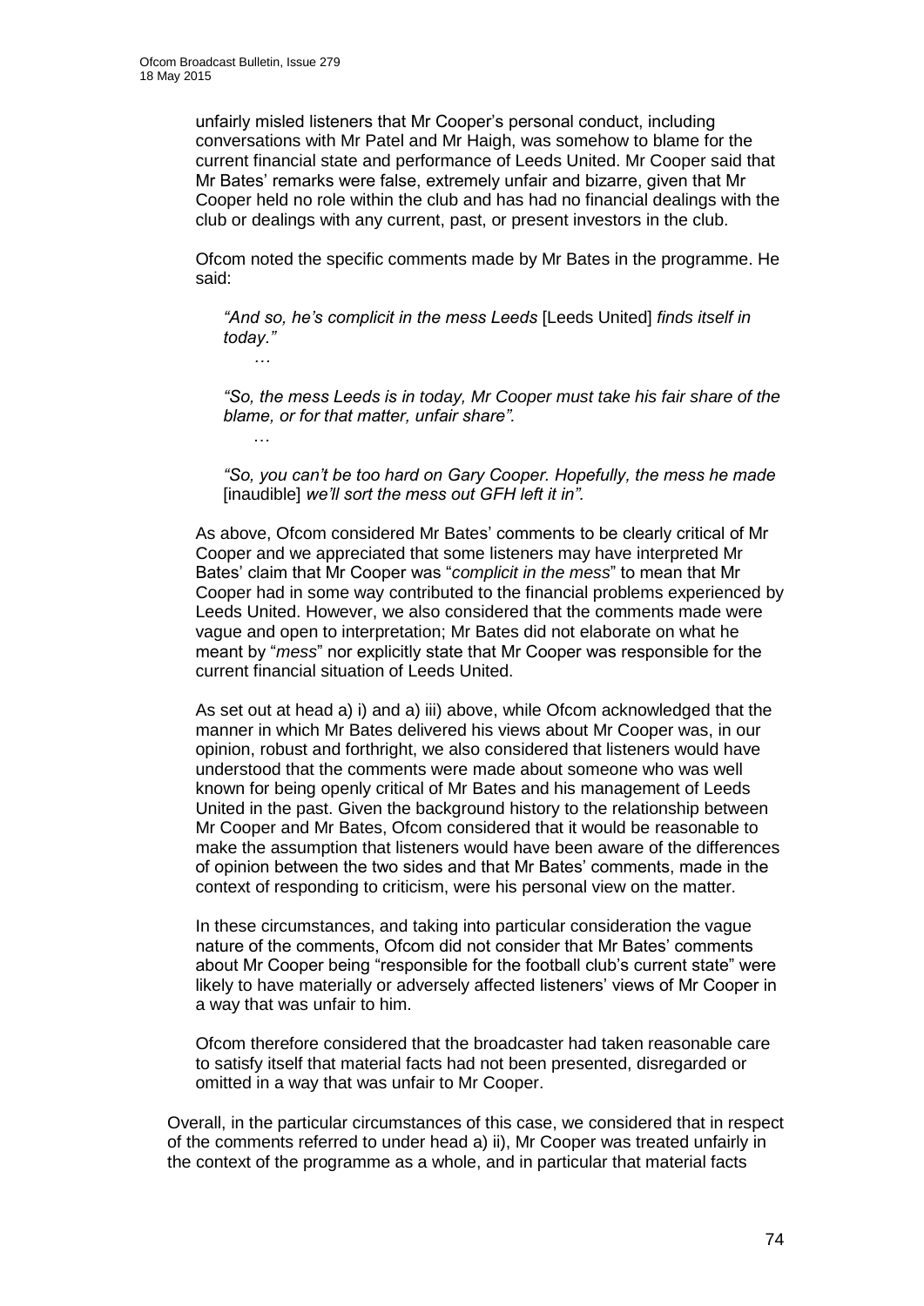unfairly misled listeners that Mr Cooper's personal conduct, including conversations with Mr Patel and Mr Haigh, was somehow to blame for the current financial state and performance of Leeds United. Mr Cooper said that Mr Bates' remarks were false, extremely unfair and bizarre, given that Mr Cooper held no role within the club and has had no financial dealings with the club or dealings with any current, past, or present investors in the club.

Ofcom noted the specific comments made by Mr Bates in the programme. He said:

> *"And so, he's complicit in the mess Leeds* [Leeds United] *finds itself in today."*
>
> *…*
>
> *"So, the mess Leeds is in today, Mr Cooper must take his fair share of the blame, or for that matter, unfair share".*
>
> …
>
> *"So, you can't be too hard on Gary Cooper. Hopefully, the mess he made* [inaudible] *we'll sort the mess out GFH left it in".*

As above, Ofcom considered Mr Bates' comments to be clearly critical of Mr Cooper and we appreciated that some listeners may have interpreted Mr Bates' claim that Mr Cooper was "*complicit in the mess*" to mean that Mr Cooper had in some way contributed to the financial problems experienced by Leeds United. However, we also considered that the comments made were vague and open to interpretation; Mr Bates did not elaborate on what he meant by "*mess*" nor explicitly state that Mr Cooper was responsible for the current financial situation of Leeds United.

As set out at head a) i) and a) iii) above, while Ofcom acknowledged that the manner in which Mr Bates delivered his views about Mr Cooper was, in our opinion, robust and forthright, we also considered that listeners would have understood that the comments were made about someone who was well known for being openly critical of Mr Bates and his management of Leeds United in the past. Given the background history to the relationship between Mr Cooper and Mr Bates, Ofcom considered that it would be reasonable to make the assumption that listeners would have been aware of the differences of opinion between the two sides and that Mr Bates' comments, made in the context of responding to criticism, were his personal view on the matter.

In these circumstances, and taking into particular consideration the vague nature of the comments, Ofcom did not consider that Mr Bates' comments about Mr Cooper being "responsible for the football club's current state" were likely to have materially or adversely affected listeners' views of Mr Cooper in a way that was unfair to him.

Ofcom therefore considered that the broadcaster had taken reasonable care to satisfy itself that material facts had not been presented, disregarded or omitted in a way that was unfair to Mr Cooper.

Overall, in the particular circumstances of this case, we considered that in respect of the comments referred to under head a) ii), Mr Cooper was treated unfairly in the context of the programme as a whole, and in particular that material facts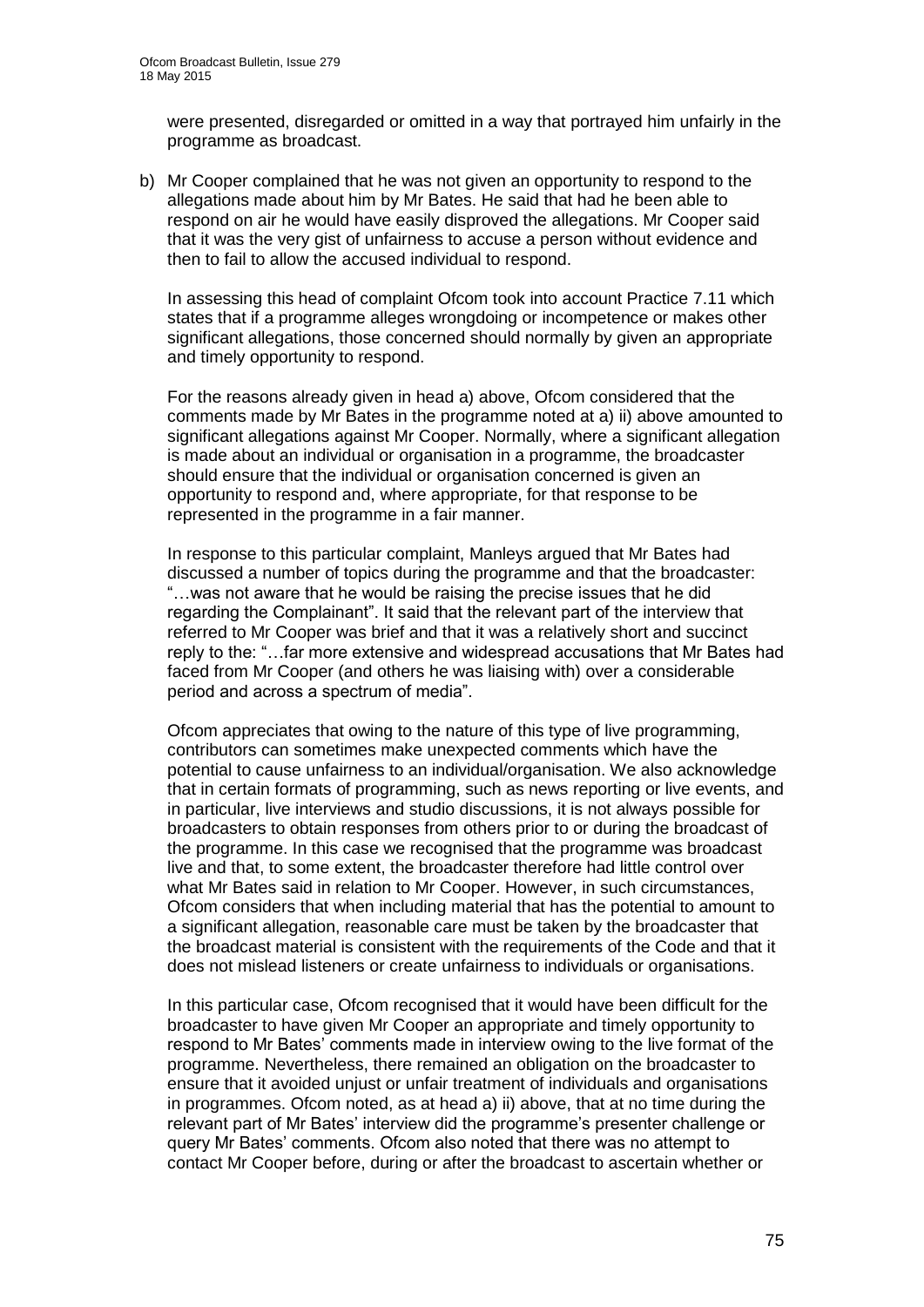were presented, disregarded or omitted in a way that portrayed him unfairly in the programme as broadcast.

b) Mr Cooper complained that he was not given an opportunity to respond to the allegations made about him by Mr Bates. He said that had he been able to respond on air he would have easily disproved the allegations. Mr Cooper said that it was the very gist of unfairness to accuse a person without evidence and then to fail to allow the accused individual to respond.

   In assessing this head of complaint Ofcom took into account Practice 7.11 which states that if a programme alleges wrongdoing or incompetence or makes other significant allegations, those concerned should normally by given an appropriate and timely opportunity to respond.

   For the reasons already given in head a) above, Ofcom considered that the comments made by Mr Bates in the programme noted at a) ii) above amounted to significant allegations against Mr Cooper. Normally, where a significant allegation is made about an individual or organisation in a programme, the broadcaster should ensure that the individual or organisation concerned is given an opportunity to respond and, where appropriate, for that response to be represented in the programme in a fair manner.

   In response to this particular complaint, Manleys argued that Mr Bates had discussed a number of topics during the programme and that the broadcaster: "…was not aware that he would be raising the precise issues that he did regarding the Complainant". It said that the relevant part of the interview that referred to Mr Cooper was brief and that it was a relatively short and succinct reply to the: "…far more extensive and widespread accusations that Mr Bates had faced from Mr Cooper (and others he was liaising with) over a considerable period and across a spectrum of media".

   Ofcom appreciates that owing to the nature of this type of live programming, contributors can sometimes make unexpected comments which have the potential to cause unfairness to an individual/organisation. We also acknowledge that in certain formats of programming, such as news reporting or live events, and in particular, live interviews and studio discussions, it is not always possible for broadcasters to obtain responses from others prior to or during the broadcast of the programme. In this case we recognised that the programme was broadcast live and that, to some extent, the broadcaster therefore had little control over what Mr Bates said in relation to Mr Cooper. However, in such circumstances, Ofcom considers that when including material that has the potential to amount to a significant allegation, reasonable care must be taken by the broadcaster that the broadcast material is consistent with the requirements of the Code and that it does not mislead listeners or create unfairness to individuals or organisations.

   In this particular case, Ofcom recognised that it would have been difficult for the broadcaster to have given Mr Cooper an appropriate and timely opportunity to respond to Mr Bates' comments made in interview owing to the live format of the programme. Nevertheless, there remained an obligation on the broadcaster to ensure that it avoided unjust or unfair treatment of individuals and organisations in programmes. Ofcom noted, as at head a) ii) above, that at no time during the relevant part of Mr Bates' interview did the programme's presenter challenge or query Mr Bates' comments. Ofcom also noted that there was no attempt to contact Mr Cooper before, during or after the broadcast to ascertain whether or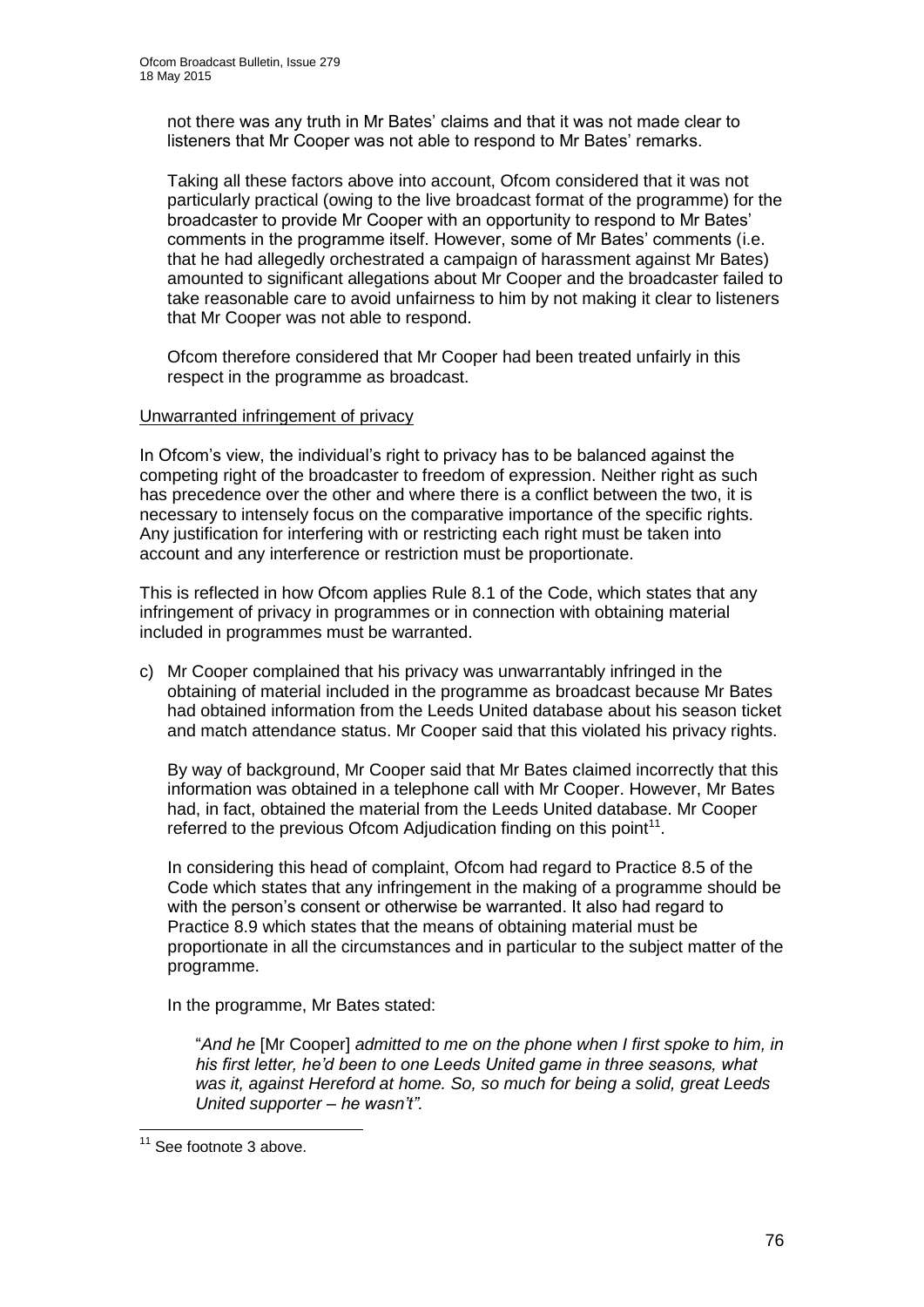not there was any truth in Mr Bates' claims and that it was not made clear to listeners that Mr Cooper was not able to respond to Mr Bates' remarks.

Taking all these factors above into account, Ofcom considered that it was not particularly practical (owing to the live broadcast format of the programme) for the broadcaster to provide Mr Cooper with an opportunity to respond to Mr Bates' comments in the programme itself. However, some of Mr Bates' comments (i.e. that he had allegedly orchestrated a campaign of harassment against Mr Bates) amounted to significant allegations about Mr Cooper and the broadcaster failed to take reasonable care to avoid unfairness to him by not making it clear to listeners that Mr Cooper was not able to respond.

Ofcom therefore considered that Mr Cooper had been treated unfairly in this respect in the programme as broadcast.

Unwarranted infringement of privacy

In Ofcom's view, the individual's right to privacy has to be balanced against the competing right of the broadcaster to freedom of expression. Neither right as such has precedence over the other and where there is a conflict between the two, it is necessary to intensely focus on the comparative importance of the specific rights. Any justification for interfering with or restricting each right must be taken into account and any interference or restriction must be proportionate.

This is reflected in how Ofcom applies Rule 8.1 of the Code, which states that any infringement of privacy in programmes or in connection with obtaining material included in programmes must be warranted.

c) Mr Cooper complained that his privacy was unwarrantably infringed in the obtaining of material included in the programme as broadcast because Mr Bates had obtained information from the Leeds United database about his season ticket and match attendance status. Mr Cooper said that this violated his privacy rights.

   By way of background, Mr Cooper said that Mr Bates claimed incorrectly that this information was obtained in a telephone call with Mr Cooper. However, Mr Bates had, in fact, obtained the material from the Leeds United database. Mr Cooper referred to the previous Ofcom Adjudication finding on this point[11].

   In considering this head of complaint, Ofcom had regard to Practice 8.5 of the Code which states that any infringement in the making of a programme should be with the person's consent or otherwise be warranted. It also had regard to Practice 8.9 which states that the means of obtaining material must be proportionate in all the circumstances and in particular to the subject matter of the programme.

   In the programme, Mr Bates stated:

   "*And he* [Mr Cooper] *admitted to me on the phone when I first spoke to him, in his first letter, he'd been to one Leeds United game in three seasons, what was it, against Hereford at home. So, so much for being a solid, great Leeds United supporter – he wasn't".*

[11] See footnote 3 above.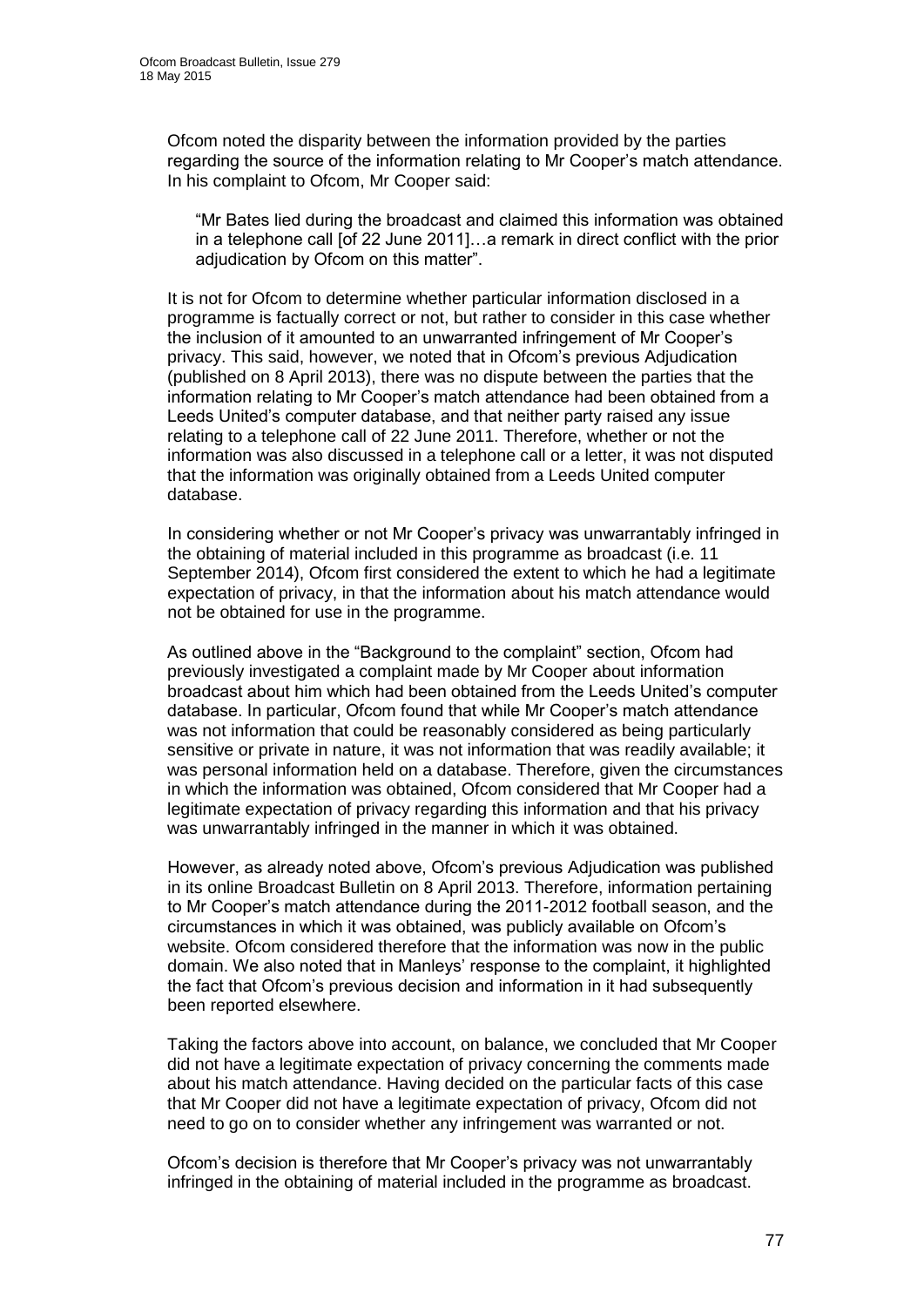Ofcom noted the disparity between the information provided by the parties regarding the source of the information relating to Mr Cooper's match attendance. In his complaint to Ofcom, Mr Cooper said:

> "Mr Bates lied during the broadcast and claimed this information was obtained in a telephone call [of 22 June 2011]…a remark in direct conflict with the prior adjudication by Ofcom on this matter".

It is not for Ofcom to determine whether particular information disclosed in a programme is factually correct or not, but rather to consider in this case whether the inclusion of it amounted to an unwarranted infringement of Mr Cooper's privacy. This said, however, we noted that in Ofcom's previous Adjudication (published on 8 April 2013), there was no dispute between the parties that the information relating to Mr Cooper's match attendance had been obtained from a Leeds United's computer database, and that neither party raised any issue relating to a telephone call of 22 June 2011. Therefore, whether or not the information was also discussed in a telephone call or a letter, it was not disputed that the information was originally obtained from a Leeds United computer database.

In considering whether or not Mr Cooper's privacy was unwarrantably infringed in the obtaining of material included in this programme as broadcast (i.e. 11 September 2014), Ofcom first considered the extent to which he had a legitimate expectation of privacy, in that the information about his match attendance would not be obtained for use in the programme.

As outlined above in the "Background to the complaint" section, Ofcom had previously investigated a complaint made by Mr Cooper about information broadcast about him which had been obtained from the Leeds United's computer database. In particular, Ofcom found that while Mr Cooper's match attendance was not information that could be reasonably considered as being particularly sensitive or private in nature, it was not information that was readily available; it was personal information held on a database. Therefore, given the circumstances in which the information was obtained, Ofcom considered that Mr Cooper had a legitimate expectation of privacy regarding this information and that his privacy was unwarrantably infringed in the manner in which it was obtained.

However, as already noted above, Ofcom's previous Adjudication was published in its online Broadcast Bulletin on 8 April 2013. Therefore, information pertaining to Mr Cooper's match attendance during the 2011-2012 football season, and the circumstances in which it was obtained, was publicly available on Ofcom's website. Ofcom considered therefore that the information was now in the public domain. We also noted that in Manleys' response to the complaint, it highlighted the fact that Ofcom's previous decision and information in it had subsequently been reported elsewhere.

Taking the factors above into account, on balance, we concluded that Mr Cooper did not have a legitimate expectation of privacy concerning the comments made about his match attendance. Having decided on the particular facts of this case that Mr Cooper did not have a legitimate expectation of privacy, Ofcom did not need to go on to consider whether any infringement was warranted or not.

Ofcom's decision is therefore that Mr Cooper's privacy was not unwarrantably infringed in the obtaining of material included in the programme as broadcast.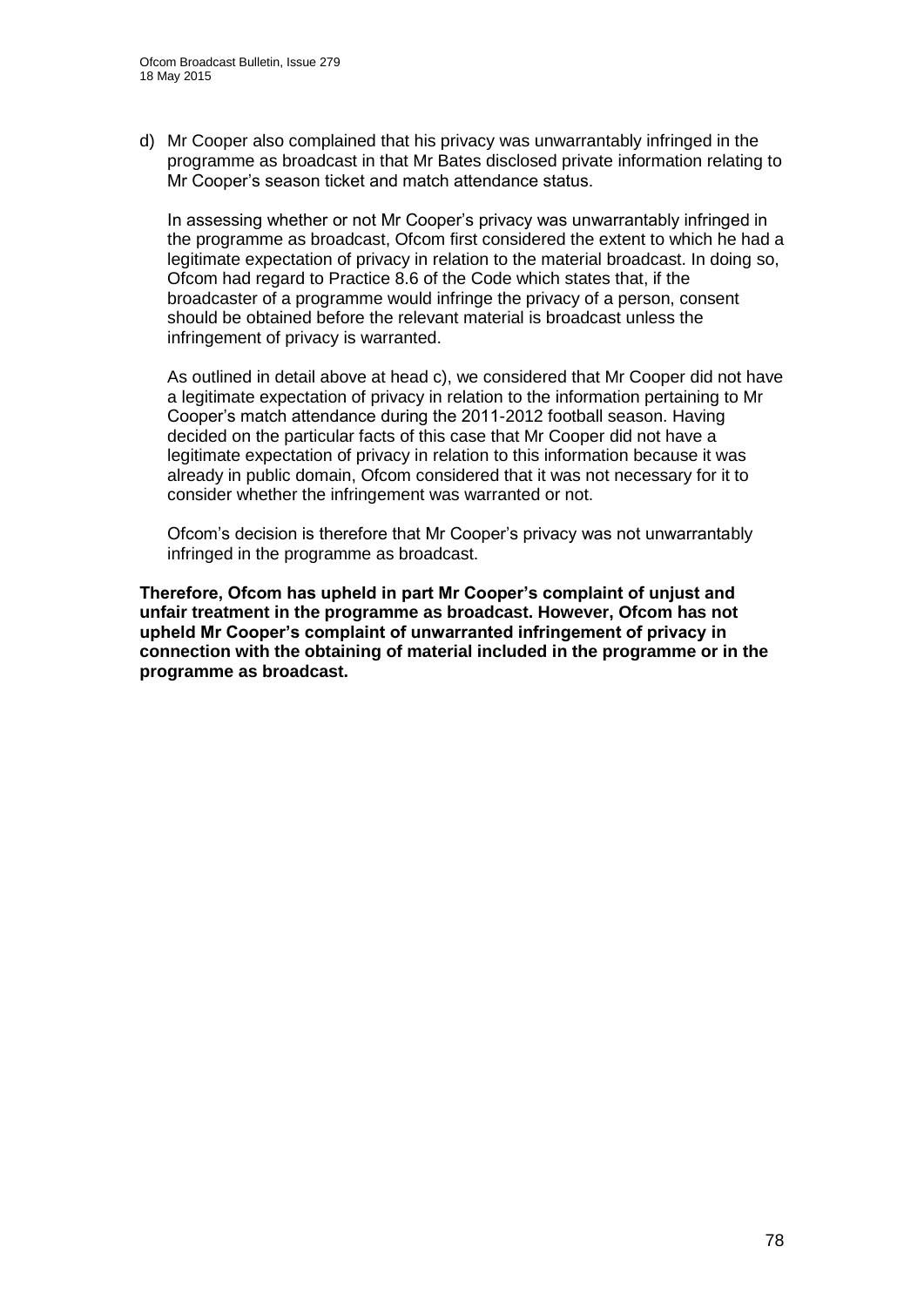d) Mr Cooper also complained that his privacy was unwarrantably infringed in the programme as broadcast in that Mr Bates disclosed private information relating to Mr Cooper's season ticket and match attendance status.

   In assessing whether or not Mr Cooper's privacy was unwarrantably infringed in the programme as broadcast, Ofcom first considered the extent to which he had a legitimate expectation of privacy in relation to the material broadcast. In doing so, Ofcom had regard to Practice 8.6 of the Code which states that, if the broadcaster of a programme would infringe the privacy of a person, consent should be obtained before the relevant material is broadcast unless the infringement of privacy is warranted.

   As outlined in detail above at head c), we considered that Mr Cooper did not have a legitimate expectation of privacy in relation to the information pertaining to Mr Cooper's match attendance during the 2011-2012 football season. Having decided on the particular facts of this case that Mr Cooper did not have a legitimate expectation of privacy in relation to this information because it was already in public domain, Ofcom considered that it was not necessary for it to consider whether the infringement was warranted or not.

   Ofcom's decision is therefore that Mr Cooper's privacy was not unwarrantably infringed in the programme as broadcast.

**Therefore, Ofcom has upheld in part Mr Cooper's complaint of unjust and unfair treatment in the programme as broadcast. However, Ofcom has not upheld Mr Cooper's complaint of unwarranted infringement of privacy in connection with the obtaining of material included in the programme or in the programme as broadcast.**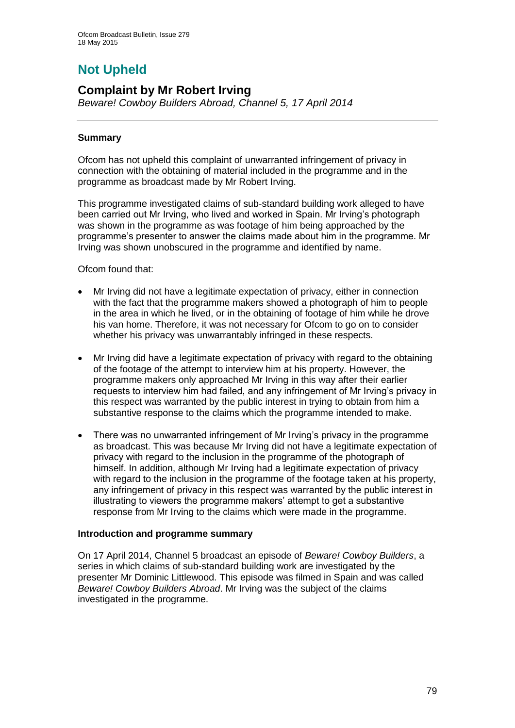# Not Upheld

## Complaint by Mr Robert Irving

*Beware! Cowboy Builders Abroad, Channel 5, 17 April 2014*

### Summary

Ofcom has not upheld this complaint of unwarranted infringement of privacy in connection with the obtaining of material included in the programme and in the programme as broadcast made by Mr Robert Irving.

This programme investigated claims of sub-standard building work alleged to have been carried out Mr Irving, who lived and worked in Spain. Mr Irving's photograph was shown in the programme as was footage of him being approached by the programme's presenter to answer the claims made about him in the programme. Mr Irving was shown unobscured in the programme and identified by name.

Ofcom found that:

- Mr Irving did not have a legitimate expectation of privacy, either in connection with the fact that the programme makers showed a photograph of him to people in the area in which he lived, or in the obtaining of footage of him while he drove his van home. Therefore, it was not necessary for Ofcom to go on to consider whether his privacy was unwarrantably infringed in these respects.
- Mr Irving did have a legitimate expectation of privacy with regard to the obtaining of the footage of the attempt to interview him at his property. However, the programme makers only approached Mr Irving in this way after their earlier requests to interview him had failed, and any infringement of Mr Irving's privacy in this respect was warranted by the public interest in trying to obtain from him a substantive response to the claims which the programme intended to make.
- There was no unwarranted infringement of Mr Irving's privacy in the programme as broadcast. This was because Mr Irving did not have a legitimate expectation of privacy with regard to the inclusion in the programme of the photograph of himself. In addition, although Mr Irving had a legitimate expectation of privacy with regard to the inclusion in the programme of the footage taken at his property, any infringement of privacy in this respect was warranted by the public interest in illustrating to viewers the programme makers' attempt to get a substantive response from Mr Irving to the claims which were made in the programme.

### Introduction and programme summary

On 17 April 2014, Channel 5 broadcast an episode of *Beware! Cowboy Builders*, a series in which claims of sub-standard building work are investigated by the presenter Mr Dominic Littlewood. This episode was filmed in Spain and was called *Beware! Cowboy Builders Abroad*. Mr Irving was the subject of the claims investigated in the programme.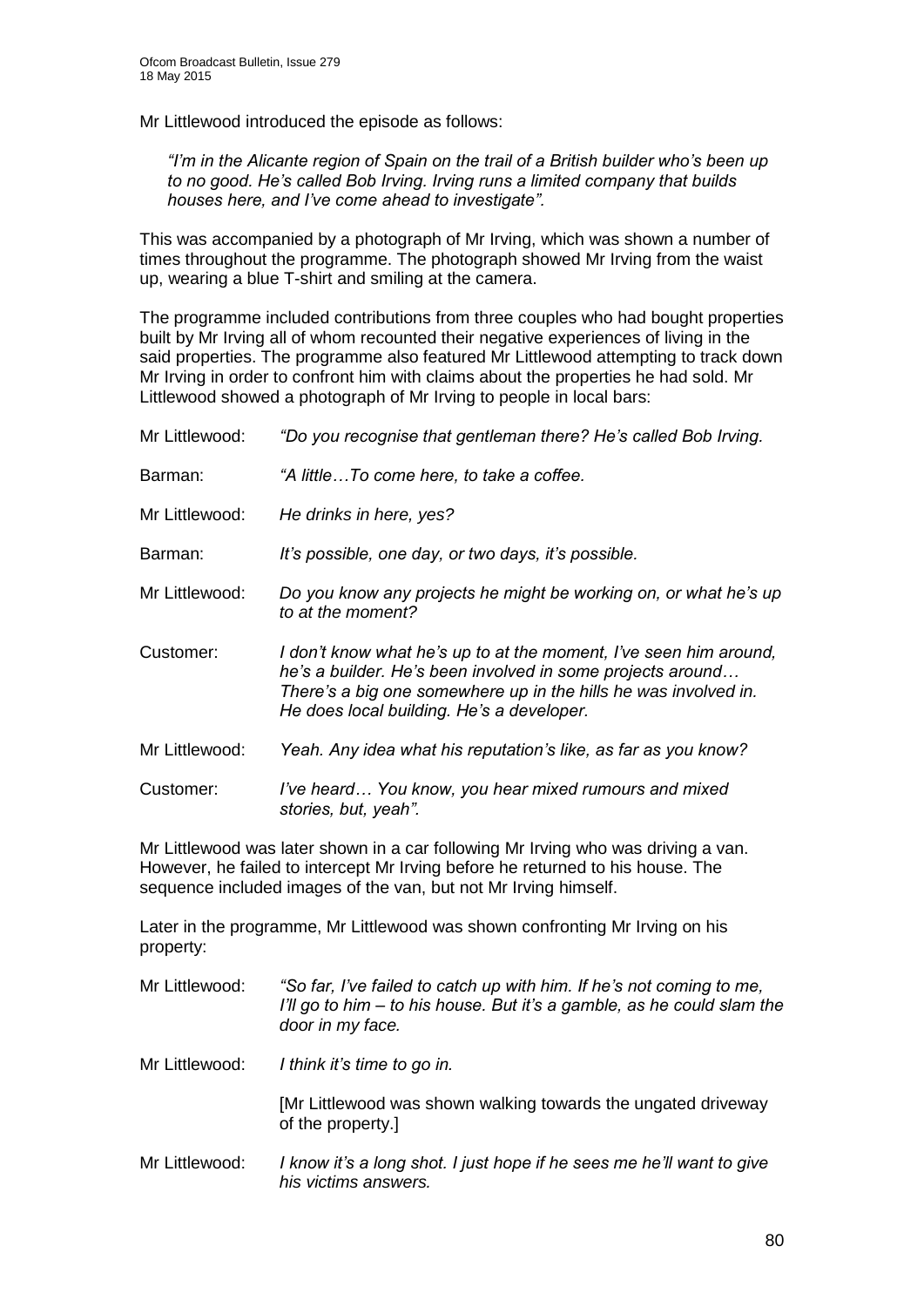Mr Littlewood introduced the episode as follows:

> *"I'm in the Alicante region of Spain on the trail of a British builder who's been up to no good. He's called Bob Irving. Irving runs a limited company that builds houses here, and I've come ahead to investigate".*

This was accompanied by a photograph of Mr Irving, which was shown a number of times throughout the programme. The photograph showed Mr Irving from the waist up, wearing a blue T-shirt and smiling at the camera.

The programme included contributions from three couples who had bought properties built by Mr Irving all of whom recounted their negative experiences of living in the said properties. The programme also featured Mr Littlewood attempting to track down Mr Irving in order to confront him with claims about the properties he had sold. Mr Littlewood showed a photograph of Mr Irving to people in local bars:

Mr Littlewood: *"Do you recognise that gentleman there? He's called Bob Irving.*

Barman: *"A little…To come here, to take a coffee.*

Mr Littlewood: *He drinks in here, yes?*

Barman: *It's possible, one day, or two days, it's possible.*

Mr Littlewood: *Do you know any projects he might be working on, or what he's up to at the moment?*

Customer: *I don't know what he's up to at the moment, I've seen him around, he's a builder. He's been involved in some projects around… There's a big one somewhere up in the hills he was involved in. He does local building. He's a developer.*

Mr Littlewood: *Yeah. Any idea what his reputation's like, as far as you know?*

Customer: *I've heard… You know, you hear mixed rumours and mixed stories, but, yeah".*

Mr Littlewood was later shown in a car following Mr Irving who was driving a van. However, he failed to intercept Mr Irving before he returned to his house. The sequence included images of the van, but not Mr Irving himself.

Later in the programme, Mr Littlewood was shown confronting Mr Irving on his property:

Mr Littlewood: *"So far, I've failed to catch up with him. If he's not coming to me, I'll go to him – to his house. But it's a gamble, as he could slam the door in my face.*

Mr Littlewood: *I think it's time to go in.*

[Mr Littlewood was shown walking towards the ungated driveway of the property.]

Mr Littlewood: *I know it's a long shot. I just hope if he sees me he'll want to give his victims answers.*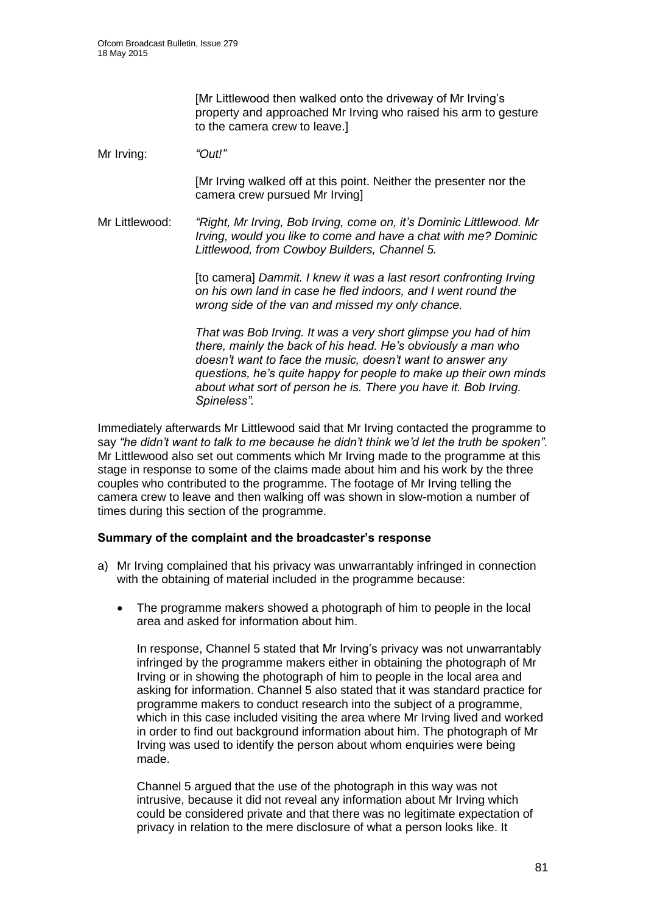[Mr Littlewood then walked onto the driveway of Mr Irving's property and approached Mr Irving who raised his arm to gesture to the camera crew to leave.]

Mr Irving: *"Out!"*

[Mr Irving walked off at this point. Neither the presenter nor the camera crew pursued Mr Irving]

Mr Littlewood: *"Right, Mr Irving, Bob Irving, come on, it's Dominic Littlewood. Mr Irving, would you like to come and have a chat with me? Dominic Littlewood, from Cowboy Builders, Channel 5.*

[to camera] *Dammit. I knew it was a last resort confronting Irving on his own land in case he fled indoors, and I went round the wrong side of the van and missed my only chance.*

*That was Bob Irving. It was a very short glimpse you had of him there, mainly the back of his head. He's obviously a man who doesn't want to face the music, doesn't want to answer any questions, he's quite happy for people to make up their own minds about what sort of person he is. There you have it. Bob Irving. Spineless".*

Immediately afterwards Mr Littlewood said that Mr Irving contacted the programme to say *"he didn't want to talk to me because he didn't think we'd let the truth be spoken"*. Mr Littlewood also set out comments which Mr Irving made to the programme at this stage in response to some of the claims made about him and his work by the three couples who contributed to the programme. The footage of Mr Irving telling the camera crew to leave and then walking off was shown in slow-motion a number of times during this section of the programme.

**Summary of the complaint and the broadcaster's response**

a) Mr Irving complained that his privacy was unwarrantably infringed in connection with the obtaining of material included in the programme because:

- The programme makers showed a photograph of him to people in the local area and asked for information about him.

  In response, Channel 5 stated that Mr Irving's privacy was not unwarrantably infringed by the programme makers either in obtaining the photograph of Mr Irving or in showing the photograph of him to people in the local area and asking for information. Channel 5 also stated that it was standard practice for programme makers to conduct research into the subject of a programme, which in this case included visiting the area where Mr Irving lived and worked in order to find out background information about him. The photograph of Mr Irving was used to identify the person about whom enquiries were being made.

  Channel 5 argued that the use of the photograph in this way was not intrusive, because it did not reveal any information about Mr Irving which could be considered private and that there was no legitimate expectation of privacy in relation to the mere disclosure of what a person looks like. It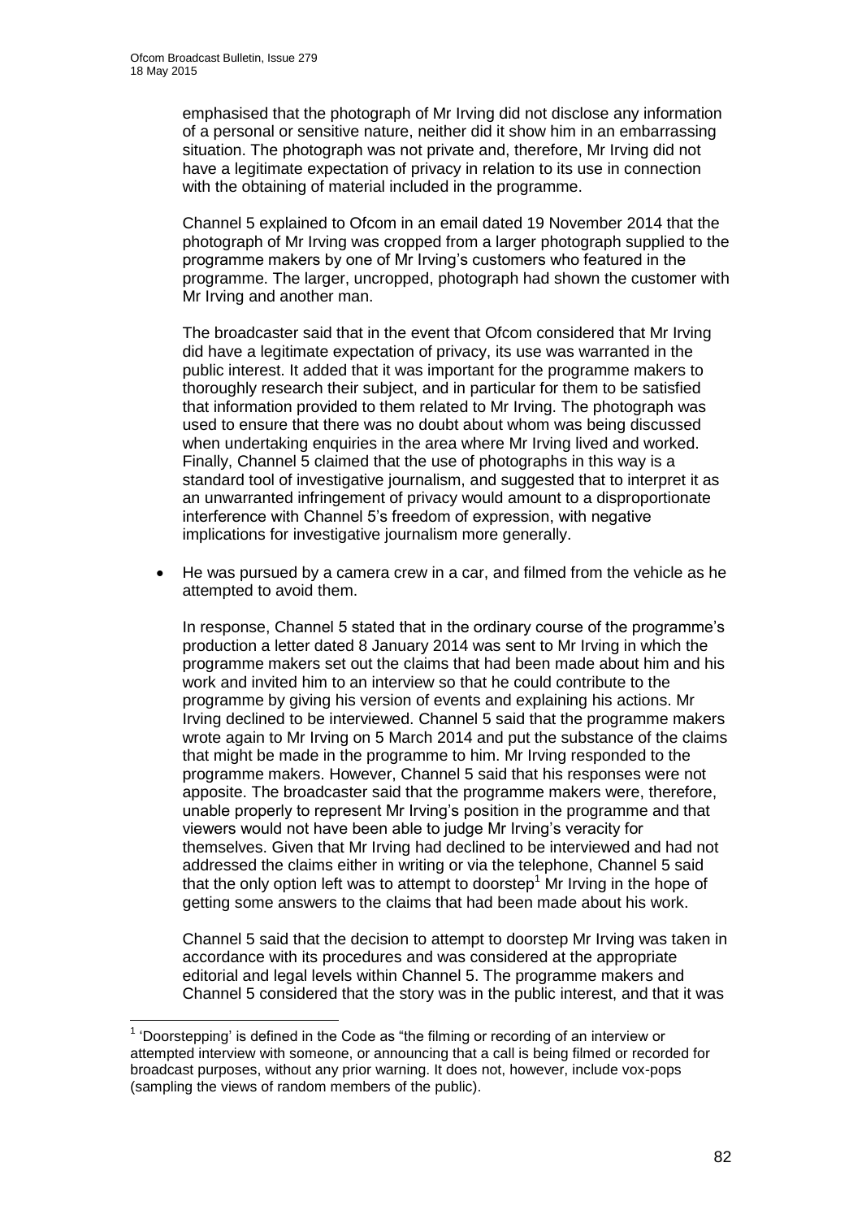emphasised that the photograph of Mr Irving did not disclose any information of a personal or sensitive nature, neither did it show him in an embarrassing situation. The photograph was not private and, therefore, Mr Irving did not have a legitimate expectation of privacy in relation to its use in connection with the obtaining of material included in the programme.

Channel 5 explained to Ofcom in an email dated 19 November 2014 that the photograph of Mr Irving was cropped from a larger photograph supplied to the programme makers by one of Mr Irving's customers who featured in the programme. The larger, uncropped, photograph had shown the customer with Mr Irving and another man.

The broadcaster said that in the event that Ofcom considered that Mr Irving did have a legitimate expectation of privacy, its use was warranted in the public interest. It added that it was important for the programme makers to thoroughly research their subject, and in particular for them to be satisfied that information provided to them related to Mr Irving. The photograph was used to ensure that there was no doubt about whom was being discussed when undertaking enquiries in the area where Mr Irving lived and worked. Finally, Channel 5 claimed that the use of photographs in this way is a standard tool of investigative journalism, and suggested that to interpret it as an unwarranted infringement of privacy would amount to a disproportionate interference with Channel 5's freedom of expression, with negative implications for investigative journalism more generally.

- He was pursued by a camera crew in a car, and filmed from the vehicle as he attempted to avoid them.

  In response, Channel 5 stated that in the ordinary course of the programme's production a letter dated 8 January 2014 was sent to Mr Irving in which the programme makers set out the claims that had been made about him and his work and invited him to an interview so that he could contribute to the programme by giving his version of events and explaining his actions. Mr Irving declined to be interviewed. Channel 5 said that the programme makers wrote again to Mr Irving on 5 March 2014 and put the substance of the claims that might be made in the programme to him. Mr Irving responded to the programme makers. However, Channel 5 said that his responses were not apposite. The broadcaster said that the programme makers were, therefore, unable properly to represent Mr Irving's position in the programme and that viewers would not have been able to judge Mr Irving's veracity for themselves. Given that Mr Irving had declined to be interviewed and had not addressed the claims either in writing or via the telephone, Channel 5 said that the only option left was to attempt to doorstep[1] Mr Irving in the hope of getting some answers to the claims that had been made about his work.

  Channel 5 said that the decision to attempt to doorstep Mr Irving was taken in accordance with its procedures and was considered at the appropriate editorial and legal levels within Channel 5. The programme makers and Channel 5 considered that the story was in the public interest, and that it was

[1] 'Doorstepping' is defined in the Code as "the filming or recording of an interview or attempted interview with someone, or announcing that a call is being filmed or recorded for broadcast purposes, without any prior warning. It does not, however, include vox-pops (sampling the views of random members of the public).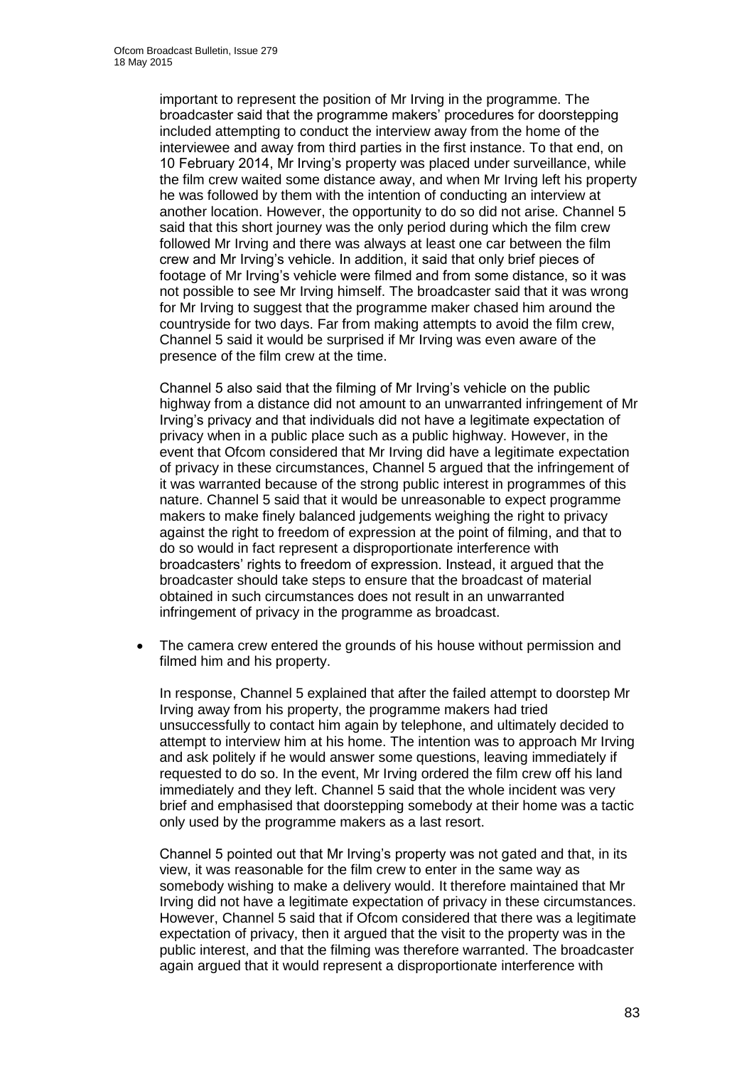important to represent the position of Mr Irving in the programme. The broadcaster said that the programme makers' procedures for doorstepping included attempting to conduct the interview away from the home of the interviewee and away from third parties in the first instance. To that end, on 10 February 2014, Mr Irving's property was placed under surveillance, while the film crew waited some distance away, and when Mr Irving left his property he was followed by them with the intention of conducting an interview at another location. However, the opportunity to do so did not arise. Channel 5 said that this short journey was the only period during which the film crew followed Mr Irving and there was always at least one car between the film crew and Mr Irving's vehicle. In addition, it said that only brief pieces of footage of Mr Irving's vehicle were filmed and from some distance, so it was not possible to see Mr Irving himself. The broadcaster said that it was wrong for Mr Irving to suggest that the programme maker chased him around the countryside for two days. Far from making attempts to avoid the film crew, Channel 5 said it would be surprised if Mr Irving was even aware of the presence of the film crew at the time.

Channel 5 also said that the filming of Mr Irving's vehicle on the public highway from a distance did not amount to an unwarranted infringement of Mr Irving's privacy and that individuals did not have a legitimate expectation of privacy when in a public place such as a public highway. However, in the event that Ofcom considered that Mr Irving did have a legitimate expectation of privacy in these circumstances, Channel 5 argued that the infringement of it was warranted because of the strong public interest in programmes of this nature. Channel 5 said that it would be unreasonable to expect programme makers to make finely balanced judgements weighing the right to privacy against the right to freedom of expression at the point of filming, and that to do so would in fact represent a disproportionate interference with broadcasters' rights to freedom of expression. Instead, it argued that the broadcaster should take steps to ensure that the broadcast of material obtained in such circumstances does not result in an unwarranted infringement of privacy in the programme as broadcast.

- The camera crew entered the grounds of his house without permission and filmed him and his property.

  In response, Channel 5 explained that after the failed attempt to doorstep Mr Irving away from his property, the programme makers had tried unsuccessfully to contact him again by telephone, and ultimately decided to attempt to interview him at his home. The intention was to approach Mr Irving and ask politely if he would answer some questions, leaving immediately if requested to do so. In the event, Mr Irving ordered the film crew off his land immediately and they left. Channel 5 said that the whole incident was very brief and emphasised that doorstepping somebody at their home was a tactic only used by the programme makers as a last resort.

  Channel 5 pointed out that Mr Irving's property was not gated and that, in its view, it was reasonable for the film crew to enter in the same way as somebody wishing to make a delivery would. It therefore maintained that Mr Irving did not have a legitimate expectation of privacy in these circumstances. However, Channel 5 said that if Ofcom considered that there was a legitimate expectation of privacy, then it argued that the visit to the property was in the public interest, and that the filming was therefore warranted. The broadcaster again argued that it would represent a disproportionate interference with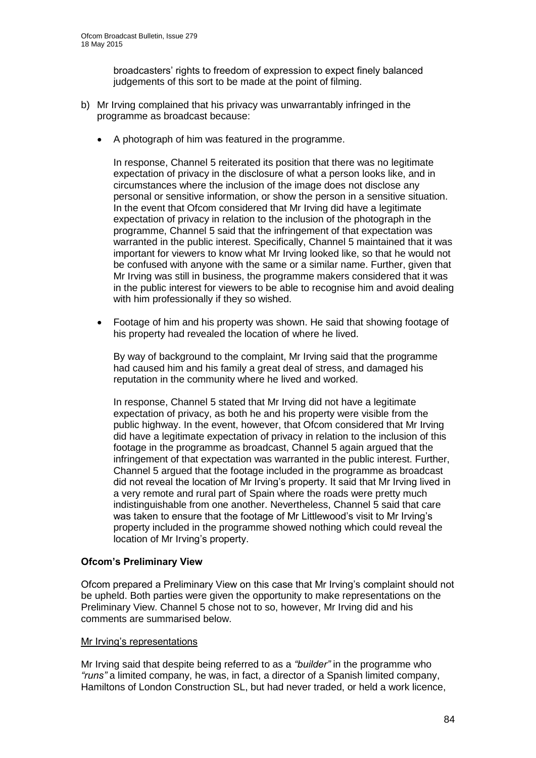broadcasters' rights to freedom of expression to expect finely balanced judgements of this sort to be made at the point of filming.

b) Mr Irving complained that his privacy was unwarrantably infringed in the programme as broadcast because:

   - A photograph of him was featured in the programme.

     In response, Channel 5 reiterated its position that there was no legitimate expectation of privacy in the disclosure of what a person looks like, and in circumstances where the inclusion of the image does not disclose any personal or sensitive information, or show the person in a sensitive situation. In the event that Ofcom considered that Mr Irving did have a legitimate expectation of privacy in relation to the inclusion of the photograph in the programme, Channel 5 said that the infringement of that expectation was warranted in the public interest. Specifically, Channel 5 maintained that it was important for viewers to know what Mr Irving looked like, so that he would not be confused with anyone with the same or a similar name. Further, given that Mr Irving was still in business, the programme makers considered that it was in the public interest for viewers to be able to recognise him and avoid dealing with him professionally if they so wished.

   - Footage of him and his property was shown. He said that showing footage of his property had revealed the location of where he lived.

     By way of background to the complaint, Mr Irving said that the programme had caused him and his family a great deal of stress, and damaged his reputation in the community where he lived and worked.

     In response, Channel 5 stated that Mr Irving did not have a legitimate expectation of privacy, as both he and his property were visible from the public highway. In the event, however, that Ofcom considered that Mr Irving did have a legitimate expectation of privacy in relation to the inclusion of this footage in the programme as broadcast, Channel 5 again argued that the infringement of that expectation was warranted in the public interest. Further, Channel 5 argued that the footage included in the programme as broadcast did not reveal the location of Mr Irving's property. It said that Mr Irving lived in a very remote and rural part of Spain where the roads were pretty much indistinguishable from one another. Nevertheless, Channel 5 said that care was taken to ensure that the footage of Mr Littlewood's visit to Mr Irving's property included in the programme showed nothing which could reveal the location of Mr Irving's property.

**Ofcom's Preliminary View**

Ofcom prepared a Preliminary View on this case that Mr Irving's complaint should not be upheld. Both parties were given the opportunity to make representations on the Preliminary View. Channel 5 chose not to so, however, Mr Irving did and his comments are summarised below.

Mr Irving's representations

Mr Irving said that despite being referred to as a *"builder"* in the programme who *"runs"* a limited company, he was, in fact, a director of a Spanish limited company, Hamiltons of London Construction SL, but had never traded, or held a work licence,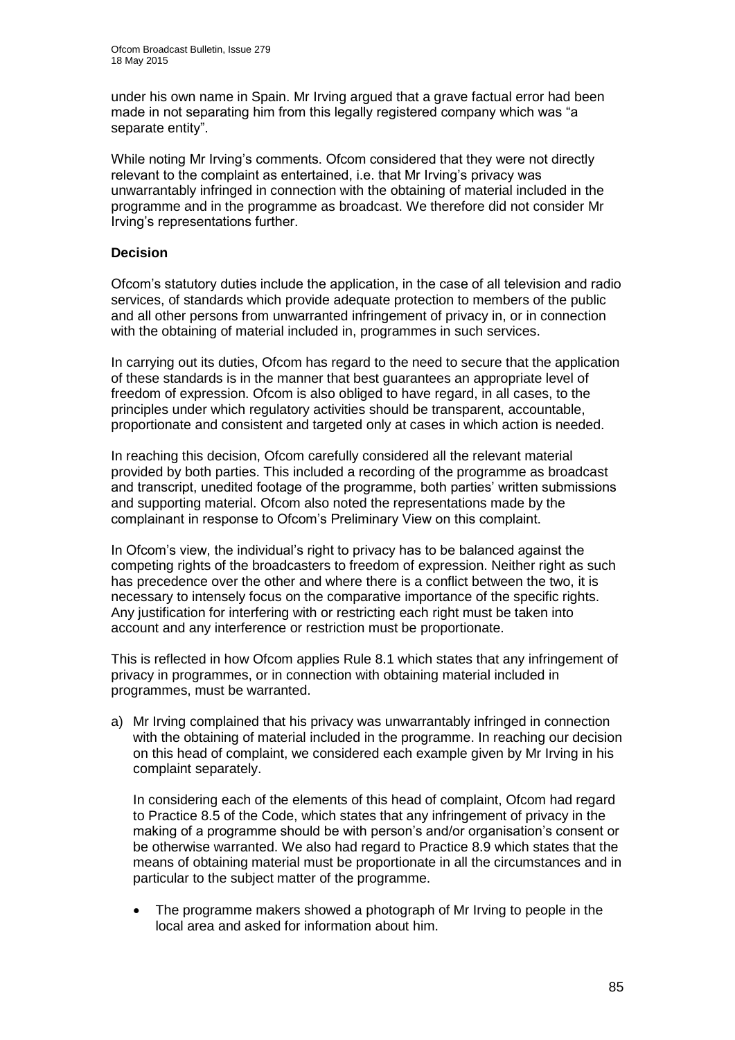under his own name in Spain. Mr Irving argued that a grave factual error had been made in not separating him from this legally registered company which was “a separate entity”.

While noting Mr Irving’s comments. Ofcom considered that they were not directly relevant to the complaint as entertained, i.e. that Mr Irving’s privacy was unwarrantably infringed in connection with the obtaining of material included in the programme and in the programme as broadcast. We therefore did not consider Mr Irving’s representations further.

**Decision**

Ofcom’s statutory duties include the application, in the case of all television and radio services, of standards which provide adequate protection to members of the public and all other persons from unwarranted infringement of privacy in, or in connection with the obtaining of material included in, programmes in such services.

In carrying out its duties, Ofcom has regard to the need to secure that the application of these standards is in the manner that best guarantees an appropriate level of freedom of expression. Ofcom is also obliged to have regard, in all cases, to the principles under which regulatory activities should be transparent, accountable, proportionate and consistent and targeted only at cases in which action is needed.

In reaching this decision, Ofcom carefully considered all the relevant material provided by both parties. This included a recording of the programme as broadcast and transcript, unedited footage of the programme, both parties’ written submissions and supporting material. Ofcom also noted the representations made by the complainant in response to Ofcom’s Preliminary View on this complaint.

In Ofcom’s view, the individual’s right to privacy has to be balanced against the competing rights of the broadcasters to freedom of expression. Neither right as such has precedence over the other and where there is a conflict between the two, it is necessary to intensely focus on the comparative importance of the specific rights. Any justification for interfering with or restricting each right must be taken into account and any interference or restriction must be proportionate.

This is reflected in how Ofcom applies Rule 8.1 which states that any infringement of privacy in programmes, or in connection with obtaining material included in programmes, must be warranted.

a) Mr Irving complained that his privacy was unwarrantably infringed in connection with the obtaining of material included in the programme. In reaching our decision on this head of complaint, we considered each example given by Mr Irving in his complaint separately.

   In considering each of the elements of this head of complaint, Ofcom had regard to Practice 8.5 of the Code, which states that any infringement of privacy in the making of a programme should be with person’s and/or organisation’s consent or be otherwise warranted. We also had regard to Practice 8.9 which states that the means of obtaining material must be proportionate in all the circumstances and in particular to the subject matter of the programme.

   - The programme makers showed a photograph of Mr Irving to people in the local area and asked for information about him.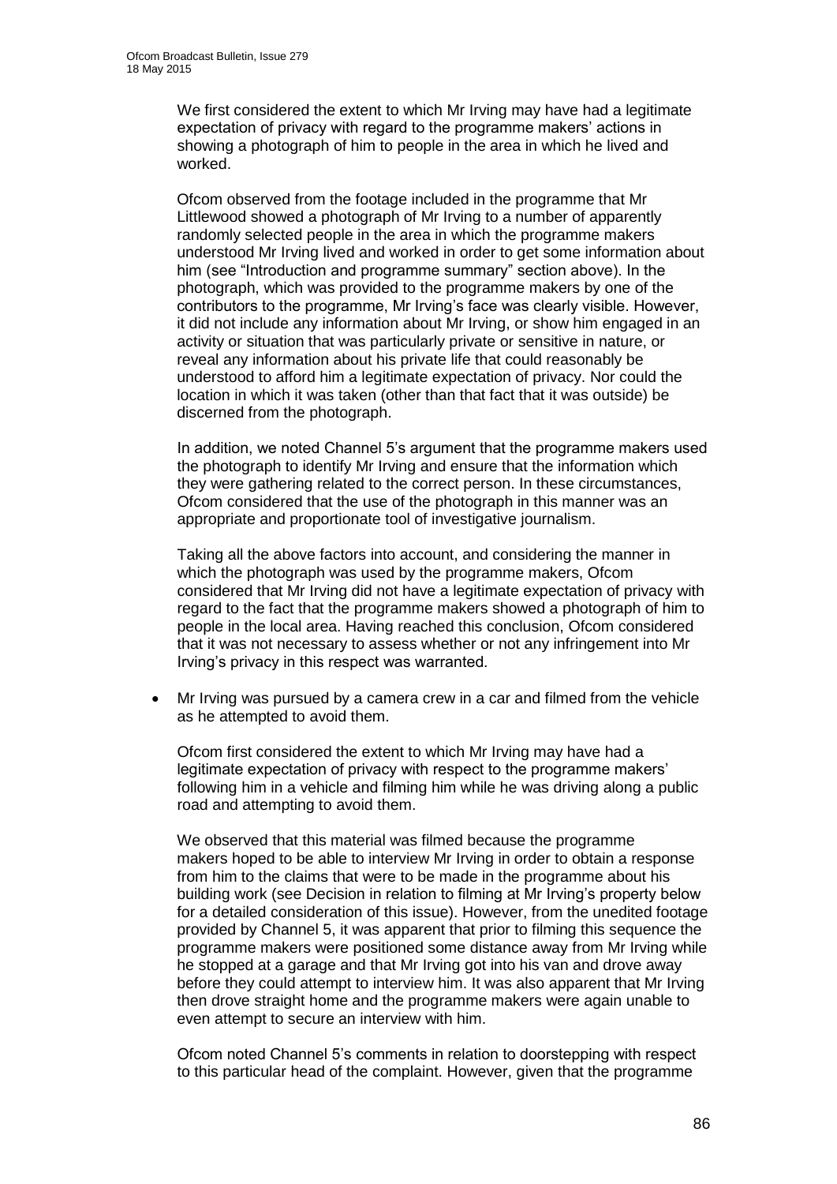We first considered the extent to which Mr Irving may have had a legitimate expectation of privacy with regard to the programme makers' actions in showing a photograph of him to people in the area in which he lived and worked.

Ofcom observed from the footage included in the programme that Mr Littlewood showed a photograph of Mr Irving to a number of apparently randomly selected people in the area in which the programme makers understood Mr Irving lived and worked in order to get some information about him (see "Introduction and programme summary" section above). In the photograph, which was provided to the programme makers by one of the contributors to the programme, Mr Irving's face was clearly visible. However, it did not include any information about Mr Irving, or show him engaged in an activity or situation that was particularly private or sensitive in nature, or reveal any information about his private life that could reasonably be understood to afford him a legitimate expectation of privacy. Nor could the location in which it was taken (other than that fact that it was outside) be discerned from the photograph.

In addition, we noted Channel 5's argument that the programme makers used the photograph to identify Mr Irving and ensure that the information which they were gathering related to the correct person. In these circumstances, Ofcom considered that the use of the photograph in this manner was an appropriate and proportionate tool of investigative journalism.

Taking all the above factors into account, and considering the manner in which the photograph was used by the programme makers, Ofcom considered that Mr Irving did not have a legitimate expectation of privacy with regard to the fact that the programme makers showed a photograph of him to people in the local area. Having reached this conclusion, Ofcom considered that it was not necessary to assess whether or not any infringement into Mr Irving's privacy in this respect was warranted.

- Mr Irving was pursued by a camera crew in a car and filmed from the vehicle as he attempted to avoid them.

  Ofcom first considered the extent to which Mr Irving may have had a legitimate expectation of privacy with respect to the programme makers' following him in a vehicle and filming him while he was driving along a public road and attempting to avoid them.

  We observed that this material was filmed because the programme makers hoped to be able to interview Mr Irving in order to obtain a response from him to the claims that were to be made in the programme about his building work (see Decision in relation to filming at Mr Irving's property below for a detailed consideration of this issue). However, from the unedited footage provided by Channel 5, it was apparent that prior to filming this sequence the programme makers were positioned some distance away from Mr Irving while he stopped at a garage and that Mr Irving got into his van and drove away before they could attempt to interview him. It was also apparent that Mr Irving then drove straight home and the programme makers were again unable to even attempt to secure an interview with him.

  Ofcom noted Channel 5's comments in relation to doorstepping with respect to this particular head of the complaint. However, given that the programme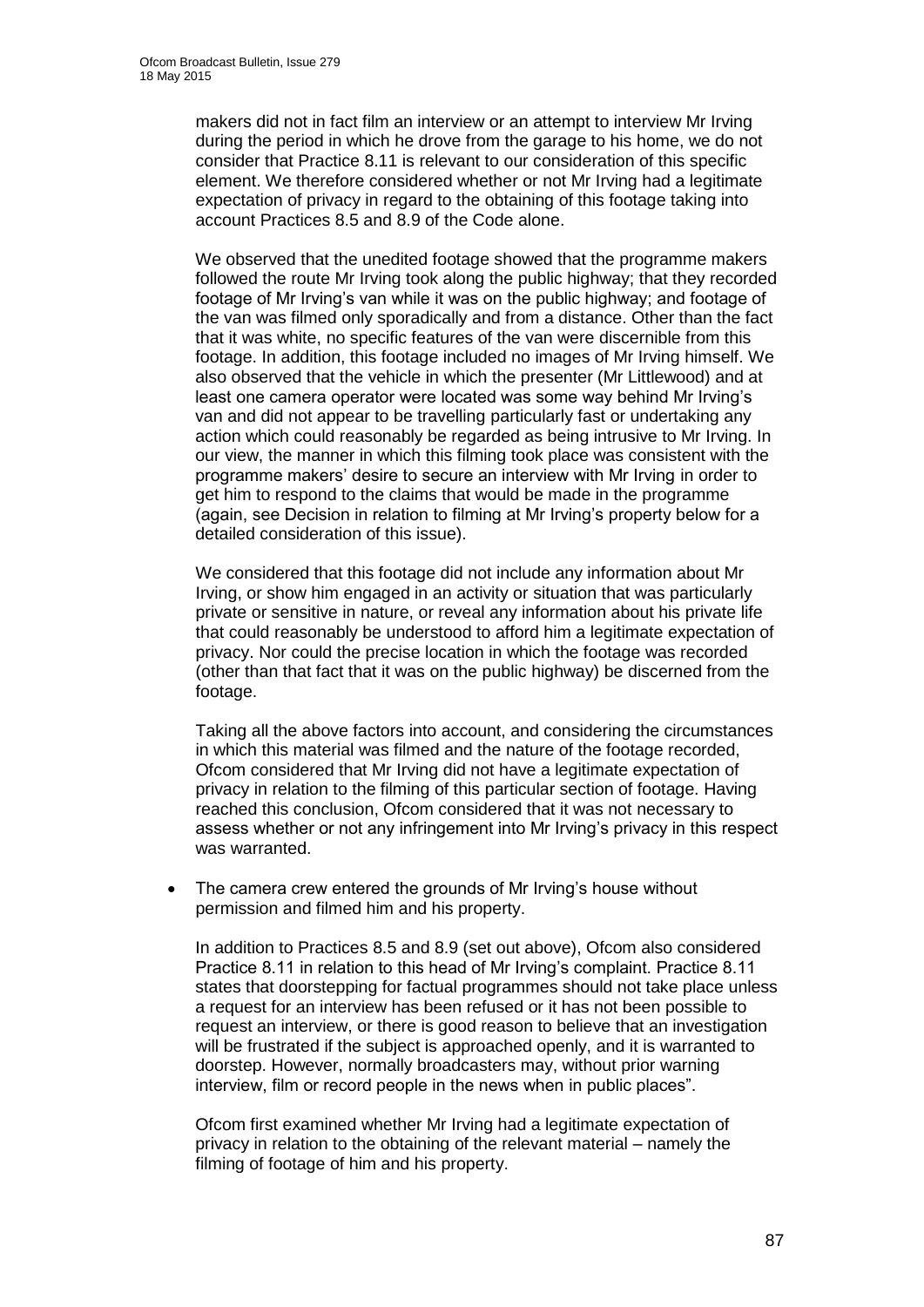makers did not in fact film an interview or an attempt to interview Mr Irving during the period in which he drove from the garage to his home, we do not consider that Practice 8.11 is relevant to our consideration of this specific element. We therefore considered whether or not Mr Irving had a legitimate expectation of privacy in regard to the obtaining of this footage taking into account Practices 8.5 and 8.9 of the Code alone.

We observed that the unedited footage showed that the programme makers followed the route Mr Irving took along the public highway; that they recorded footage of Mr Irving's van while it was on the public highway; and footage of the van was filmed only sporadically and from a distance. Other than the fact that it was white, no specific features of the van were discernible from this footage. In addition, this footage included no images of Mr Irving himself. We also observed that the vehicle in which the presenter (Mr Littlewood) and at least one camera operator were located was some way behind Mr Irving's van and did not appear to be travelling particularly fast or undertaking any action which could reasonably be regarded as being intrusive to Mr Irving. In our view, the manner in which this filming took place was consistent with the programme makers' desire to secure an interview with Mr Irving in order to get him to respond to the claims that would be made in the programme (again, see Decision in relation to filming at Mr Irving's property below for a detailed consideration of this issue).

We considered that this footage did not include any information about Mr Irving, or show him engaged in an activity or situation that was particularly private or sensitive in nature, or reveal any information about his private life that could reasonably be understood to afford him a legitimate expectation of privacy. Nor could the precise location in which the footage was recorded (other than that fact that it was on the public highway) be discerned from the footage.

Taking all the above factors into account, and considering the circumstances in which this material was filmed and the nature of the footage recorded, Ofcom considered that Mr Irving did not have a legitimate expectation of privacy in relation to the filming of this particular section of footage. Having reached this conclusion, Ofcom considered that it was not necessary to assess whether or not any infringement into Mr Irving's privacy in this respect was warranted.

- The camera crew entered the grounds of Mr Irving's house without permission and filmed him and his property.

  In addition to Practices 8.5 and 8.9 (set out above), Ofcom also considered Practice 8.11 in relation to this head of Mr Irving's complaint. Practice 8.11 states that doorstepping for factual programmes should not take place unless a request for an interview has been refused or it has not been possible to request an interview, or there is good reason to believe that an investigation will be frustrated if the subject is approached openly, and it is warranted to doorstep. However, normally broadcasters may, without prior warning interview, film or record people in the news when in public places".

  Ofcom first examined whether Mr Irving had a legitimate expectation of privacy in relation to the obtaining of the relevant material – namely the filming of footage of him and his property.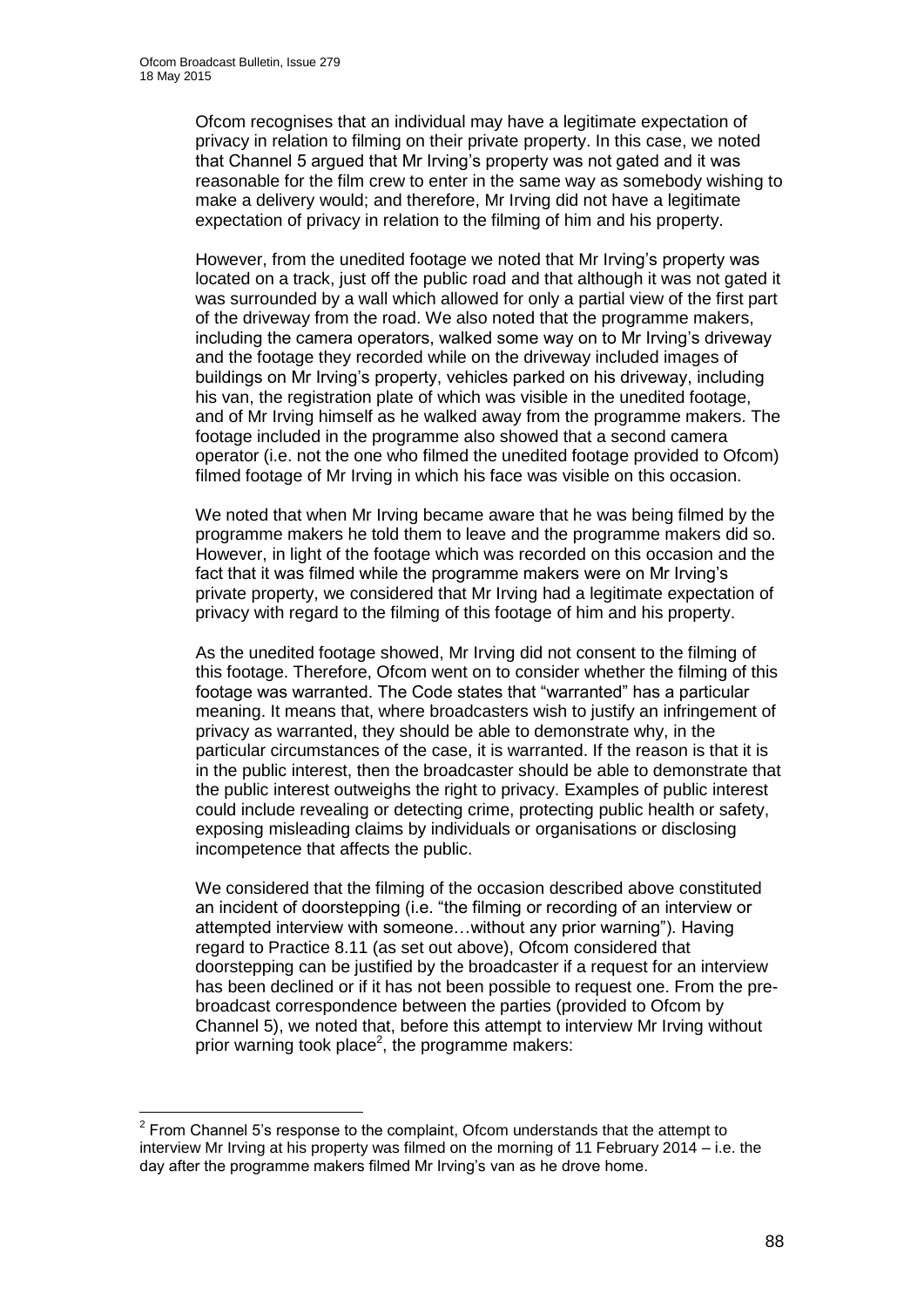Ofcom recognises that an individual may have a legitimate expectation of privacy in relation to filming on their private property. In this case, we noted that Channel 5 argued that Mr Irving's property was not gated and it was reasonable for the film crew to enter in the same way as somebody wishing to make a delivery would; and therefore, Mr Irving did not have a legitimate expectation of privacy in relation to the filming of him and his property.

However, from the unedited footage we noted that Mr Irving's property was located on a track, just off the public road and that although it was not gated it was surrounded by a wall which allowed for only a partial view of the first part of the driveway from the road. We also noted that the programme makers, including the camera operators, walked some way on to Mr Irving's driveway and the footage they recorded while on the driveway included images of buildings on Mr Irving's property, vehicles parked on his driveway, including his van, the registration plate of which was visible in the unedited footage, and of Mr Irving himself as he walked away from the programme makers. The footage included in the programme also showed that a second camera operator (i.e. not the one who filmed the unedited footage provided to Ofcom) filmed footage of Mr Irving in which his face was visible on this occasion.

We noted that when Mr Irving became aware that he was being filmed by the programme makers he told them to leave and the programme makers did so. However, in light of the footage which was recorded on this occasion and the fact that it was filmed while the programme makers were on Mr Irving's private property, we considered that Mr Irving had a legitimate expectation of privacy with regard to the filming of this footage of him and his property.

As the unedited footage showed, Mr Irving did not consent to the filming of this footage. Therefore, Ofcom went on to consider whether the filming of this footage was warranted. The Code states that "warranted" has a particular meaning. It means that, where broadcasters wish to justify an infringement of privacy as warranted, they should be able to demonstrate why, in the particular circumstances of the case, it is warranted. If the reason is that it is in the public interest, then the broadcaster should be able to demonstrate that the public interest outweighs the right to privacy. Examples of public interest could include revealing or detecting crime, protecting public health or safety, exposing misleading claims by individuals or organisations or disclosing incompetence that affects the public.

We considered that the filming of the occasion described above constituted an incident of doorstepping (i.e. "the filming or recording of an interview or attempted interview with someone…without any prior warning"). Having regard to Practice 8.11 (as set out above), Ofcom considered that doorstepping can be justified by the broadcaster if a request for an interview has been declined or if it has not been possible to request one. From the pre-broadcast correspondence between the parties (provided to Ofcom by Channel 5), we noted that, before this attempt to interview Mr Irving without prior warning took place[2], the programme makers:

[2] From Channel 5's response to the complaint, Ofcom understands that the attempt to interview Mr Irving at his property was filmed on the morning of 11 February 2014 – i.e. the day after the programme makers filmed Mr Irving's van as he drove home.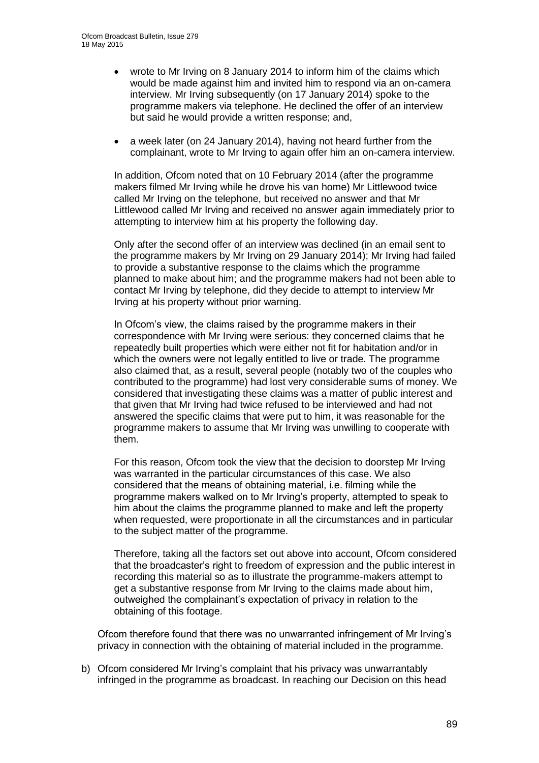- wrote to Mr Irving on 8 January 2014 to inform him of the claims which would be made against him and invited him to respond via an on-camera interview. Mr Irving subsequently (on 17 January 2014) spoke to the programme makers via telephone. He declined the offer of an interview but said he would provide a written response; and,
- a week later (on 24 January 2014), having not heard further from the complainant, wrote to Mr Irving to again offer him an on-camera interview.

In addition, Ofcom noted that on 10 February 2014 (after the programme makers filmed Mr Irving while he drove his van home) Mr Littlewood twice called Mr Irving on the telephone, but received no answer and that Mr Littlewood called Mr Irving and received no answer again immediately prior to attempting to interview him at his property the following day.

Only after the second offer of an interview was declined (in an email sent to the programme makers by Mr Irving on 29 January 2014); Mr Irving had failed to provide a substantive response to the claims which the programme planned to make about him; and the programme makers had not been able to contact Mr Irving by telephone, did they decide to attempt to interview Mr Irving at his property without prior warning.

In Ofcom's view, the claims raised by the programme makers in their correspondence with Mr Irving were serious: they concerned claims that he repeatedly built properties which were either not fit for habitation and/or in which the owners were not legally entitled to live or trade. The programme also claimed that, as a result, several people (notably two of the couples who contributed to the programme) had lost very considerable sums of money. We considered that investigating these claims was a matter of public interest and that given that Mr Irving had twice refused to be interviewed and had not answered the specific claims that were put to him, it was reasonable for the programme makers to assume that Mr Irving was unwilling to cooperate with them.

For this reason, Ofcom took the view that the decision to doorstep Mr Irving was warranted in the particular circumstances of this case. We also considered that the means of obtaining material, i.e. filming while the programme makers walked on to Mr Irving's property, attempted to speak to him about the claims the programme planned to make and left the property when requested, were proportionate in all the circumstances and in particular to the subject matter of the programme.

Therefore, taking all the factors set out above into account, Ofcom considered that the broadcaster's right to freedom of expression and the public interest in recording this material so as to illustrate the programme-makers attempt to get a substantive response from Mr Irving to the claims made about him, outweighed the complainant's expectation of privacy in relation to the obtaining of this footage.

Ofcom therefore found that there was no unwarranted infringement of Mr Irving's privacy in connection with the obtaining of material included in the programme.

b) Ofcom considered Mr Irving's complaint that his privacy was unwarrantably infringed in the programme as broadcast. In reaching our Decision on this head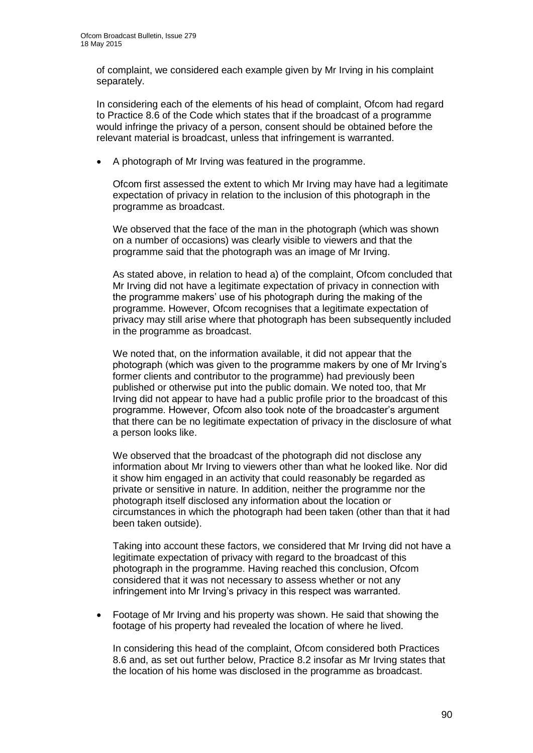of complaint, we considered each example given by Mr Irving in his complaint separately.

In considering each of the elements of his head of complaint, Ofcom had regard to Practice 8.6 of the Code which states that if the broadcast of a programme would infringe the privacy of a person, consent should be obtained before the relevant material is broadcast, unless that infringement is warranted.

- A photograph of Mr Irving was featured in the programme.

  Ofcom first assessed the extent to which Mr Irving may have had a legitimate expectation of privacy in relation to the inclusion of this photograph in the programme as broadcast.

  We observed that the face of the man in the photograph (which was shown on a number of occasions) was clearly visible to viewers and that the programme said that the photograph was an image of Mr Irving.

  As stated above, in relation to head a) of the complaint, Ofcom concluded that Mr Irving did not have a legitimate expectation of privacy in connection with the programme makers' use of his photograph during the making of the programme. However, Ofcom recognises that a legitimate expectation of privacy may still arise where that photograph has been subsequently included in the programme as broadcast.

  We noted that, on the information available, it did not appear that the photograph (which was given to the programme makers by one of Mr Irving's former clients and contributor to the programme) had previously been published or otherwise put into the public domain. We noted too, that Mr Irving did not appear to have had a public profile prior to the broadcast of this programme. However, Ofcom also took note of the broadcaster's argument that there can be no legitimate expectation of privacy in the disclosure of what a person looks like.

  We observed that the broadcast of the photograph did not disclose any information about Mr Irving to viewers other than what he looked like. Nor did it show him engaged in an activity that could reasonably be regarded as private or sensitive in nature. In addition, neither the programme nor the photograph itself disclosed any information about the location or circumstances in which the photograph had been taken (other than that it had been taken outside).

  Taking into account these factors, we considered that Mr Irving did not have a legitimate expectation of privacy with regard to the broadcast of this photograph in the programme. Having reached this conclusion, Ofcom considered that it was not necessary to assess whether or not any infringement into Mr Irving's privacy in this respect was warranted.

- Footage of Mr Irving and his property was shown. He said that showing the footage of his property had revealed the location of where he lived.

  In considering this head of the complaint, Ofcom considered both Practices 8.6 and, as set out further below, Practice 8.2 insofar as Mr Irving states that the location of his home was disclosed in the programme as broadcast.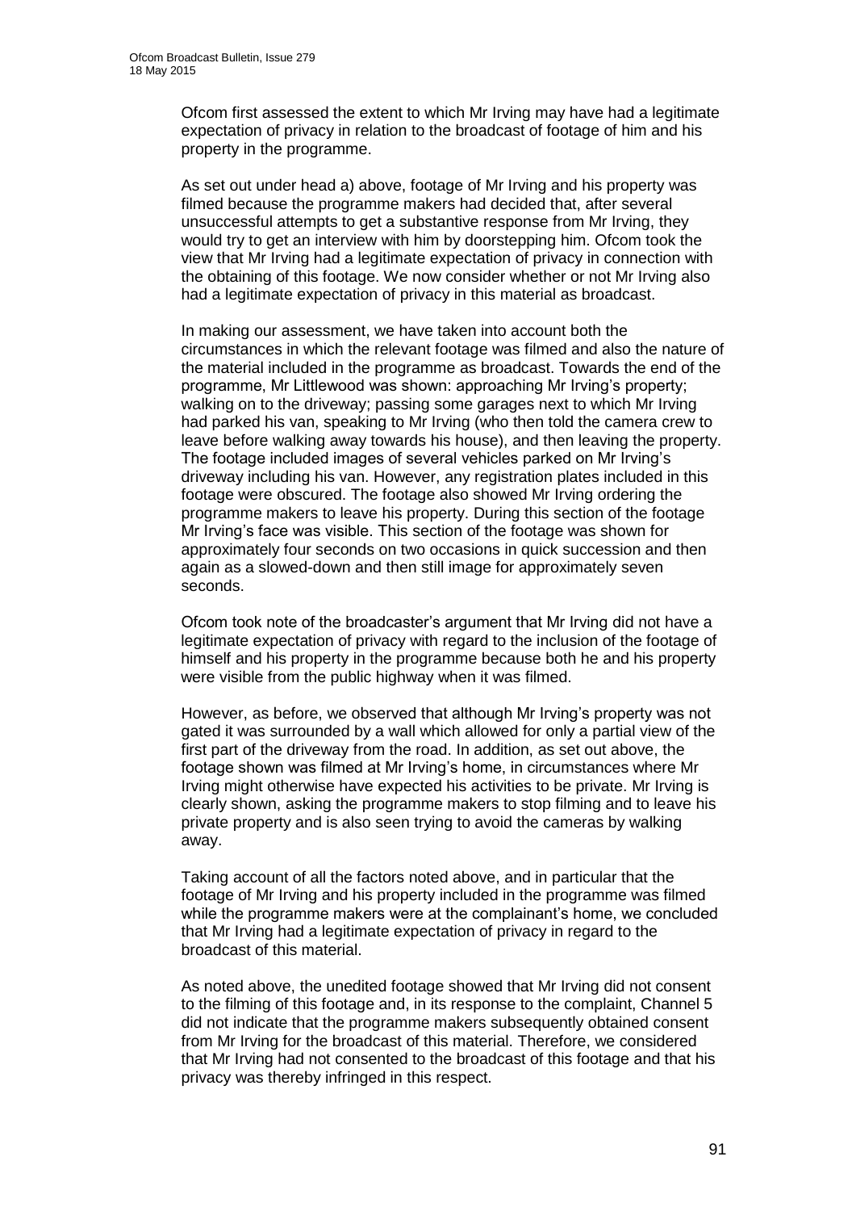Ofcom first assessed the extent to which Mr Irving may have had a legitimate expectation of privacy in relation to the broadcast of footage of him and his property in the programme.

As set out under head a) above, footage of Mr Irving and his property was filmed because the programme makers had decided that, after several unsuccessful attempts to get a substantive response from Mr Irving, they would try to get an interview with him by doorstepping him. Ofcom took the view that Mr Irving had a legitimate expectation of privacy in connection with the obtaining of this footage. We now consider whether or not Mr Irving also had a legitimate expectation of privacy in this material as broadcast.

In making our assessment, we have taken into account both the circumstances in which the relevant footage was filmed and also the nature of the material included in the programme as broadcast. Towards the end of the programme, Mr Littlewood was shown: approaching Mr Irving's property; walking on to the driveway; passing some garages next to which Mr Irving had parked his van, speaking to Mr Irving (who then told the camera crew to leave before walking away towards his house), and then leaving the property. The footage included images of several vehicles parked on Mr Irving's driveway including his van. However, any registration plates included in this footage were obscured. The footage also showed Mr Irving ordering the programme makers to leave his property. During this section of the footage Mr Irving's face was visible. This section of the footage was shown for approximately four seconds on two occasions in quick succession and then again as a slowed-down and then still image for approximately seven seconds.

Ofcom took note of the broadcaster's argument that Mr Irving did not have a legitimate expectation of privacy with regard to the inclusion of the footage of himself and his property in the programme because both he and his property were visible from the public highway when it was filmed.

However, as before, we observed that although Mr Irving's property was not gated it was surrounded by a wall which allowed for only a partial view of the first part of the driveway from the road. In addition, as set out above, the footage shown was filmed at Mr Irving's home, in circumstances where Mr Irving might otherwise have expected his activities to be private. Mr Irving is clearly shown, asking the programme makers to stop filming and to leave his private property and is also seen trying to avoid the cameras by walking away.

Taking account of all the factors noted above, and in particular that the footage of Mr Irving and his property included in the programme was filmed while the programme makers were at the complainant's home, we concluded that Mr Irving had a legitimate expectation of privacy in regard to the broadcast of this material.

As noted above, the unedited footage showed that Mr Irving did not consent to the filming of this footage and, in its response to the complaint, Channel 5 did not indicate that the programme makers subsequently obtained consent from Mr Irving for the broadcast of this material. Therefore, we considered that Mr Irving had not consented to the broadcast of this footage and that his privacy was thereby infringed in this respect.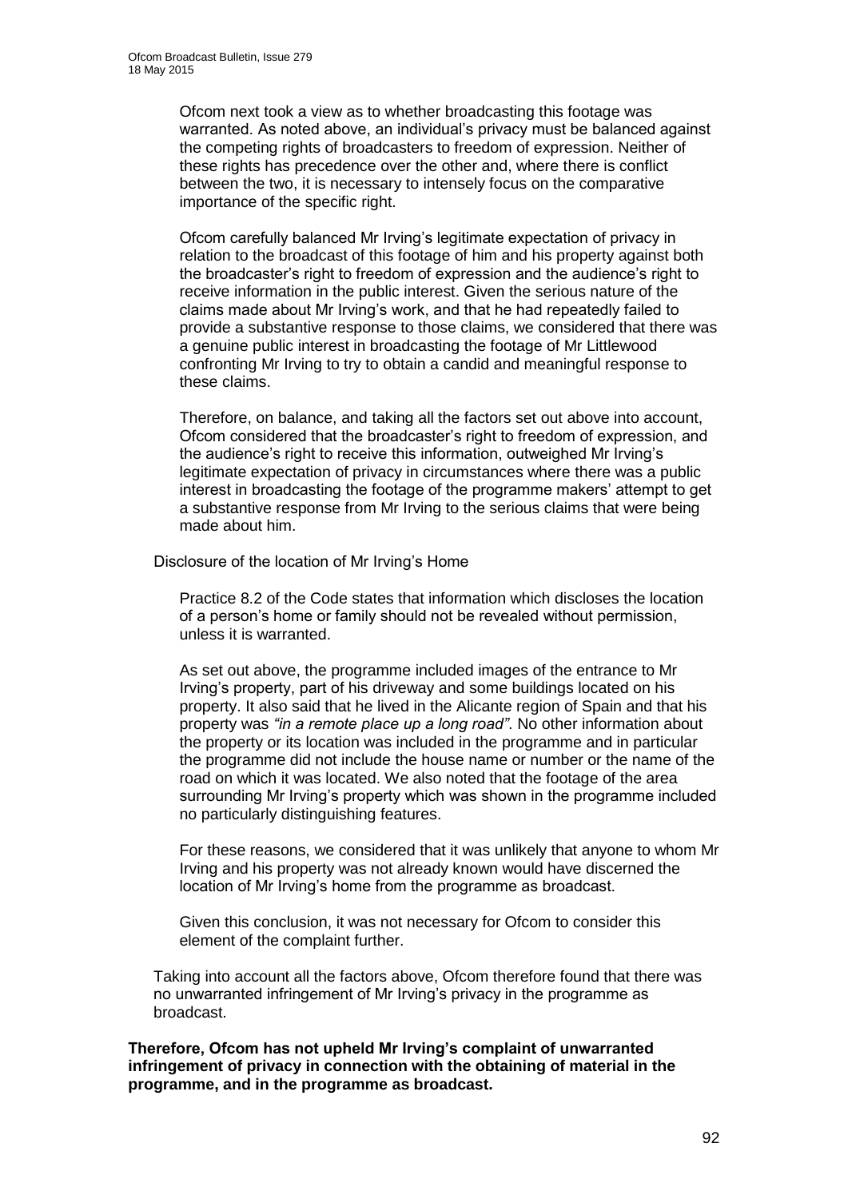Ofcom next took a view as to whether broadcasting this footage was warranted. As noted above, an individual's privacy must be balanced against the competing rights of broadcasters to freedom of expression. Neither of these rights has precedence over the other and, where there is conflict between the two, it is necessary to intensely focus on the comparative importance of the specific right.

Ofcom carefully balanced Mr Irving's legitimate expectation of privacy in relation to the broadcast of this footage of him and his property against both the broadcaster's right to freedom of expression and the audience's right to receive information in the public interest. Given the serious nature of the claims made about Mr Irving's work, and that he had repeatedly failed to provide a substantive response to those claims, we considered that there was a genuine public interest in broadcasting the footage of Mr Littlewood confronting Mr Irving to try to obtain a candid and meaningful response to these claims.

Therefore, on balance, and taking all the factors set out above into account, Ofcom considered that the broadcaster's right to freedom of expression, and the audience's right to receive this information, outweighed Mr Irving's legitimate expectation of privacy in circumstances where there was a public interest in broadcasting the footage of the programme makers' attempt to get a substantive response from Mr Irving to the serious claims that were being made about him.

Disclosure of the location of Mr Irving's Home

Practice 8.2 of the Code states that information which discloses the location of a person's home or family should not be revealed without permission, unless it is warranted.

As set out above, the programme included images of the entrance to Mr Irving's property, part of his driveway and some buildings located on his property. It also said that he lived in the Alicante region of Spain and that his property was *"in a remote place up a long road"*. No other information about the property or its location was included in the programme and in particular the programme did not include the house name or number or the name of the road on which it was located. We also noted that the footage of the area surrounding Mr Irving's property which was shown in the programme included no particularly distinguishing features.

For these reasons, we considered that it was unlikely that anyone to whom Mr Irving and his property was not already known would have discerned the location of Mr Irving's home from the programme as broadcast.

Given this conclusion, it was not necessary for Ofcom to consider this element of the complaint further.

Taking into account all the factors above, Ofcom therefore found that there was no unwarranted infringement of Mr Irving's privacy in the programme as broadcast.

**Therefore, Ofcom has not upheld Mr Irving's complaint of unwarranted infringement of privacy in connection with the obtaining of material in the programme, and in the programme as broadcast.**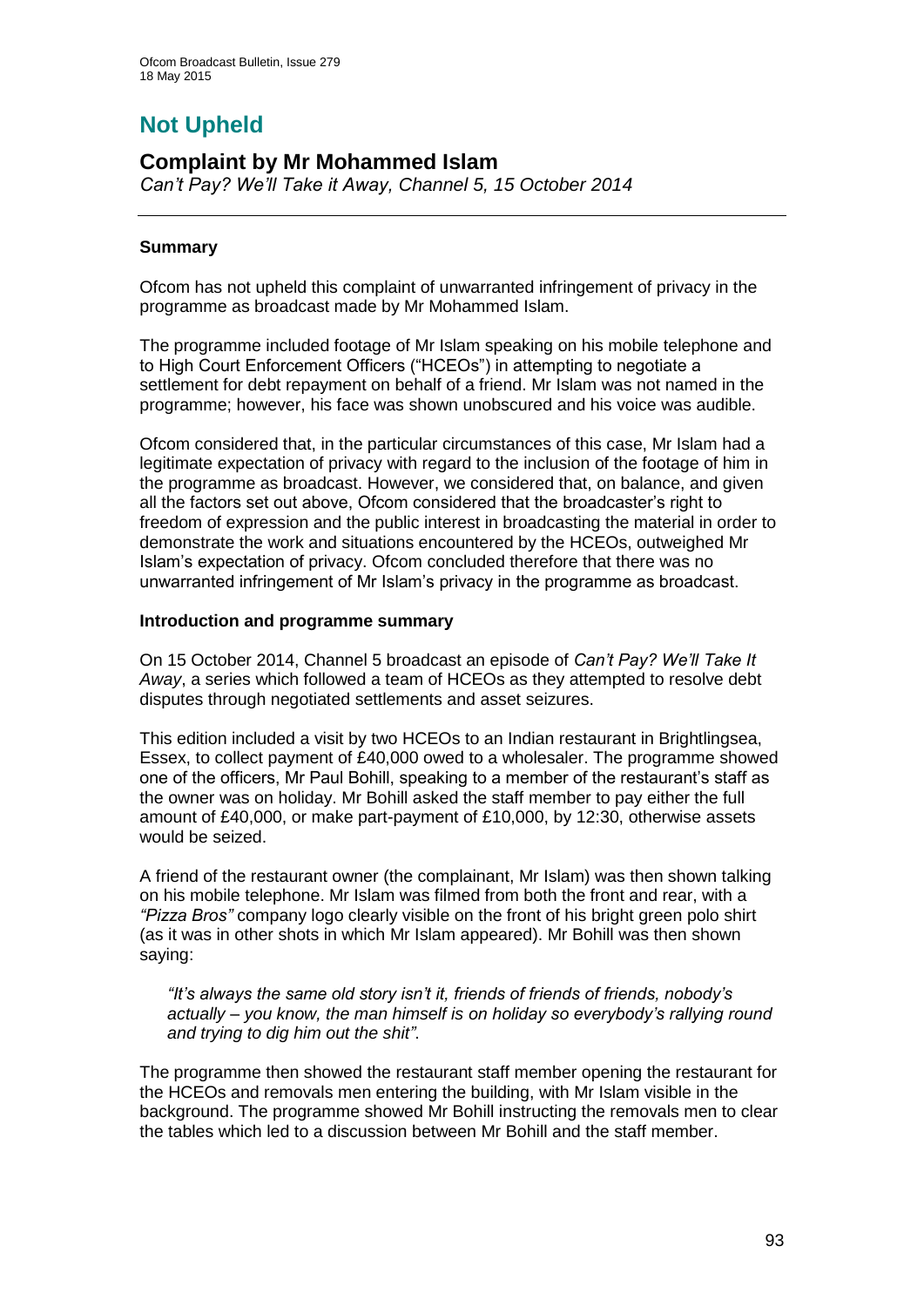# Not Upheld

## Complaint by Mr Mohammed Islam

*Can't Pay? We'll Take it Away, Channel 5, 15 October 2014*

---

### Summary

Ofcom has not upheld this complaint of unwarranted infringement of privacy in the programme as broadcast made by Mr Mohammed Islam.

The programme included footage of Mr Islam speaking on his mobile telephone and to High Court Enforcement Officers ("HCEOs") in attempting to negotiate a settlement for debt repayment on behalf of a friend. Mr Islam was not named in the programme; however, his face was shown unobscured and his voice was audible.

Ofcom considered that, in the particular circumstances of this case, Mr Islam had a legitimate expectation of privacy with regard to the inclusion of the footage of him in the programme as broadcast. However, we considered that, on balance, and given all the factors set out above, Ofcom considered that the broadcaster's right to freedom of expression and the public interest in broadcasting the material in order to demonstrate the work and situations encountered by the HCEOs, outweighed Mr Islam's expectation of privacy. Ofcom concluded therefore that there was no unwarranted infringement of Mr Islam's privacy in the programme as broadcast.

### Introduction and programme summary

On 15 October 2014, Channel 5 broadcast an episode of *Can't Pay? We'll Take It Away*, a series which followed a team of HCEOs as they attempted to resolve debt disputes through negotiated settlements and asset seizures.

This edition included a visit by two HCEOs to an Indian restaurant in Brightlingsea, Essex, to collect payment of £40,000 owed to a wholesaler. The programme showed one of the officers, Mr Paul Bohill, speaking to a member of the restaurant's staff as the owner was on holiday. Mr Bohill asked the staff member to pay either the full amount of £40,000, or make part-payment of £10,000, by 12:30, otherwise assets would be seized.

A friend of the restaurant owner (the complainant, Mr Islam) was then shown talking on his mobile telephone. Mr Islam was filmed from both the front and rear, with a *"Pizza Bros"* company logo clearly visible on the front of his bright green polo shirt (as it was in other shots in which Mr Islam appeared). Mr Bohill was then shown saying:

> *"It's always the same old story isn't it, friends of friends of friends, nobody's actually – you know, the man himself is on holiday so everybody's rallying round and trying to dig him out the shit".*

The programme then showed the restaurant staff member opening the restaurant for the HCEOs and removals men entering the building, with Mr Islam visible in the background. The programme showed Mr Bohill instructing the removals men to clear the tables which led to a discussion between Mr Bohill and the staff member.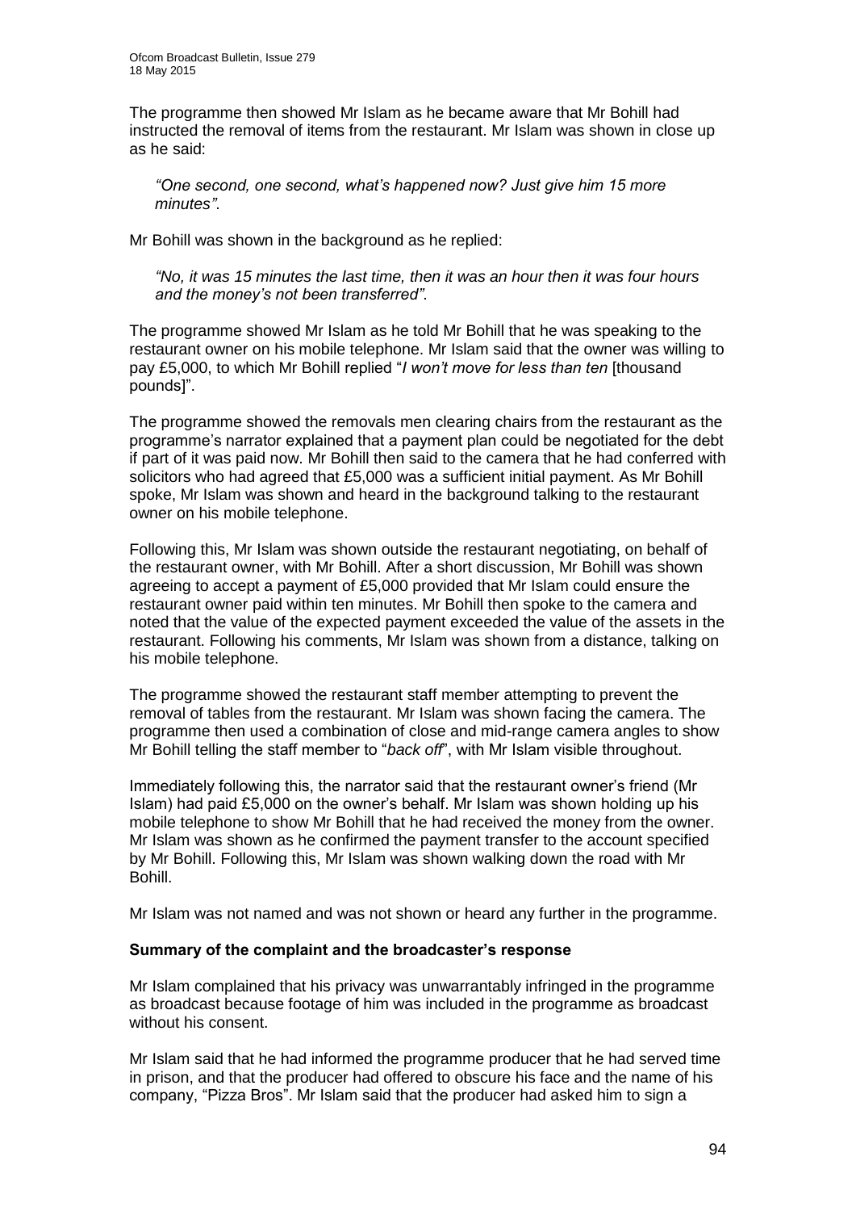The programme then showed Mr Islam as he became aware that Mr Bohill had instructed the removal of items from the restaurant. Mr Islam was shown in close up as he said:

> *"One second, one second, what's happened now? Just give him 15 more minutes"*.

Mr Bohill was shown in the background as he replied:

> *"No, it was 15 minutes the last time, then it was an hour then it was four hours and the money's not been transferred"*.

The programme showed Mr Islam as he told Mr Bohill that he was speaking to the restaurant owner on his mobile telephone. Mr Islam said that the owner was willing to pay £5,000, to which Mr Bohill replied "*I won't move for less than ten* [thousand pounds]".

The programme showed the removals men clearing chairs from the restaurant as the programme's narrator explained that a payment plan could be negotiated for the debt if part of it was paid now. Mr Bohill then said to the camera that he had conferred with solicitors who had agreed that £5,000 was a sufficient initial payment. As Mr Bohill spoke, Mr Islam was shown and heard in the background talking to the restaurant owner on his mobile telephone.

Following this, Mr Islam was shown outside the restaurant negotiating, on behalf of the restaurant owner, with Mr Bohill. After a short discussion, Mr Bohill was shown agreeing to accept a payment of £5,000 provided that Mr Islam could ensure the restaurant owner paid within ten minutes. Mr Bohill then spoke to the camera and noted that the value of the expected payment exceeded the value of the assets in the restaurant. Following his comments, Mr Islam was shown from a distance, talking on his mobile telephone.

The programme showed the restaurant staff member attempting to prevent the removal of tables from the restaurant. Mr Islam was shown facing the camera. The programme then used a combination of close and mid-range camera angles to show Mr Bohill telling the staff member to "*back off*", with Mr Islam visible throughout.

Immediately following this, the narrator said that the restaurant owner's friend (Mr Islam) had paid £5,000 on the owner's behalf. Mr Islam was shown holding up his mobile telephone to show Mr Bohill that he had received the money from the owner. Mr Islam was shown as he confirmed the payment transfer to the account specified by Mr Bohill. Following this, Mr Islam was shown walking down the road with Mr Bohill.

Mr Islam was not named and was not shown or heard any further in the programme.

**Summary of the complaint and the broadcaster's response**

Mr Islam complained that his privacy was unwarrantably infringed in the programme as broadcast because footage of him was included in the programme as broadcast without his consent.

Mr Islam said that he had informed the programme producer that he had served time in prison, and that the producer had offered to obscure his face and the name of his company, "Pizza Bros". Mr Islam said that the producer had asked him to sign a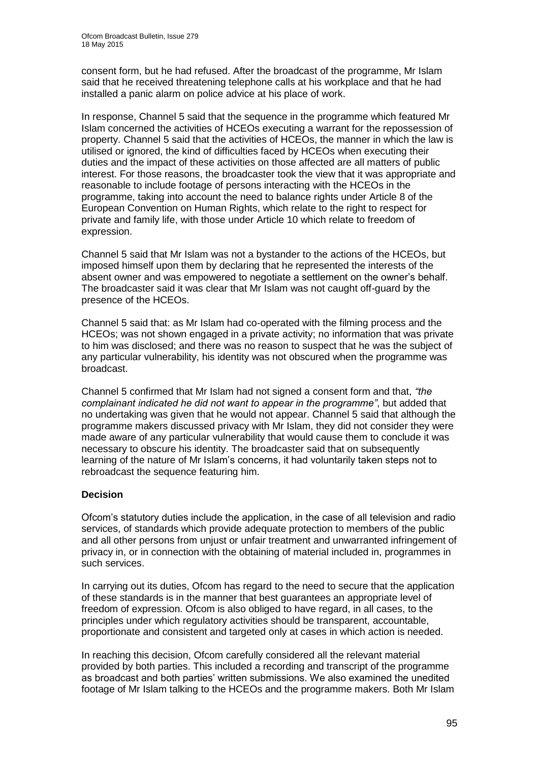consent form, but he had refused. After the broadcast of the programme, Mr Islam said that he received threatening telephone calls at his workplace and that he had installed a panic alarm on police advice at his place of work.

In response, Channel 5 said that the sequence in the programme which featured Mr Islam concerned the activities of HCEOs executing a warrant for the repossession of property. Channel 5 said that the activities of HCEOs, the manner in which the law is utilised or ignored, the kind of difficulties faced by HCEOs when executing their duties and the impact of these activities on those affected are all matters of public interest. For those reasons, the broadcaster took the view that it was appropriate and reasonable to include footage of persons interacting with the HCEOs in the programme, taking into account the need to balance rights under Article 8 of the European Convention on Human Rights, which relate to the right to respect for private and family life, with those under Article 10 which relate to freedom of expression.

Channel 5 said that Mr Islam was not a bystander to the actions of the HCEOs, but imposed himself upon them by declaring that he represented the interests of the absent owner and was empowered to negotiate a settlement on the owner's behalf. The broadcaster said it was clear that Mr Islam was not caught off-guard by the presence of the HCEOs.

Channel 5 said that: as Mr Islam had co-operated with the filming process and the HCEOs; was not shown engaged in a private activity; no information that was private to him was disclosed; and there was no reason to suspect that he was the subject of any particular vulnerability, his identity was not obscured when the programme was broadcast.

Channel 5 confirmed that Mr Islam had not signed a consent form and that, *"the complainant indicated he did not want to appear in the programme"*, but added that no undertaking was given that he would not appear. Channel 5 said that although the programme makers discussed privacy with Mr Islam, they did not consider they were made aware of any particular vulnerability that would cause them to conclude it was necessary to obscure his identity. The broadcaster said that on subsequently learning of the nature of Mr Islam's concerns, it had voluntarily taken steps not to rebroadcast the sequence featuring him.

## Decision

Ofcom's statutory duties include the application, in the case of all television and radio services, of standards which provide adequate protection to members of the public and all other persons from unjust or unfair treatment and unwarranted infringement of privacy in, or in connection with the obtaining of material included in, programmes in such services.

In carrying out its duties, Ofcom has regard to the need to secure that the application of these standards is in the manner that best guarantees an appropriate level of freedom of expression. Ofcom is also obliged to have regard, in all cases, to the principles under which regulatory activities should be transparent, accountable, proportionate and consistent and targeted only at cases in which action is needed.

In reaching this decision, Ofcom carefully considered all the relevant material provided by both parties. This included a recording and transcript of the programme as broadcast and both parties' written submissions. We also examined the unedited footage of Mr Islam talking to the HCEOs and the programme makers. Both Mr Islam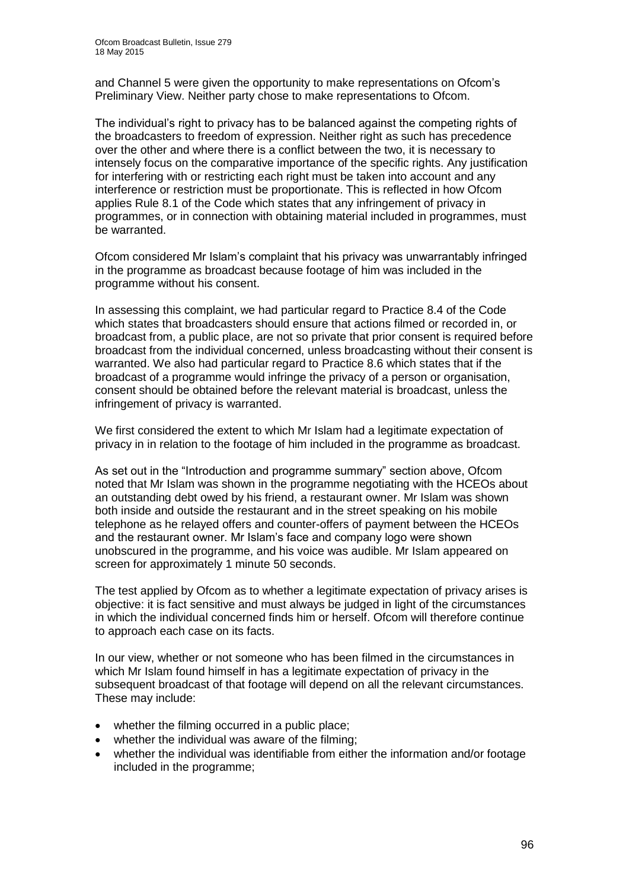and Channel 5 were given the opportunity to make representations on Ofcom's Preliminary View. Neither party chose to make representations to Ofcom.

The individual's right to privacy has to be balanced against the competing rights of the broadcasters to freedom of expression. Neither right as such has precedence over the other and where there is a conflict between the two, it is necessary to intensely focus on the comparative importance of the specific rights. Any justification for interfering with or restricting each right must be taken into account and any interference or restriction must be proportionate. This is reflected in how Ofcom applies Rule 8.1 of the Code which states that any infringement of privacy in programmes, or in connection with obtaining material included in programmes, must be warranted.

Ofcom considered Mr Islam's complaint that his privacy was unwarrantably infringed in the programme as broadcast because footage of him was included in the programme without his consent.

In assessing this complaint, we had particular regard to Practice 8.4 of the Code which states that broadcasters should ensure that actions filmed or recorded in, or broadcast from, a public place, are not so private that prior consent is required before broadcast from the individual concerned, unless broadcasting without their consent is warranted. We also had particular regard to Practice 8.6 which states that if the broadcast of a programme would infringe the privacy of a person or organisation, consent should be obtained before the relevant material is broadcast, unless the infringement of privacy is warranted.

We first considered the extent to which Mr Islam had a legitimate expectation of privacy in in relation to the footage of him included in the programme as broadcast.

As set out in the "Introduction and programme summary" section above, Ofcom noted that Mr Islam was shown in the programme negotiating with the HCEOs about an outstanding debt owed by his friend, a restaurant owner. Mr Islam was shown both inside and outside the restaurant and in the street speaking on his mobile telephone as he relayed offers and counter-offers of payment between the HCEOs and the restaurant owner. Mr Islam's face and company logo were shown unobscured in the programme, and his voice was audible. Mr Islam appeared on screen for approximately 1 minute 50 seconds.

The test applied by Ofcom as to whether a legitimate expectation of privacy arises is objective: it is fact sensitive and must always be judged in light of the circumstances in which the individual concerned finds him or herself. Ofcom will therefore continue to approach each case on its facts.

In our view, whether or not someone who has been filmed in the circumstances in which Mr Islam found himself in has a legitimate expectation of privacy in the subsequent broadcast of that footage will depend on all the relevant circumstances. These may include:

- whether the filming occurred in a public place;
- whether the individual was aware of the filming;
- whether the individual was identifiable from either the information and/or footage included in the programme;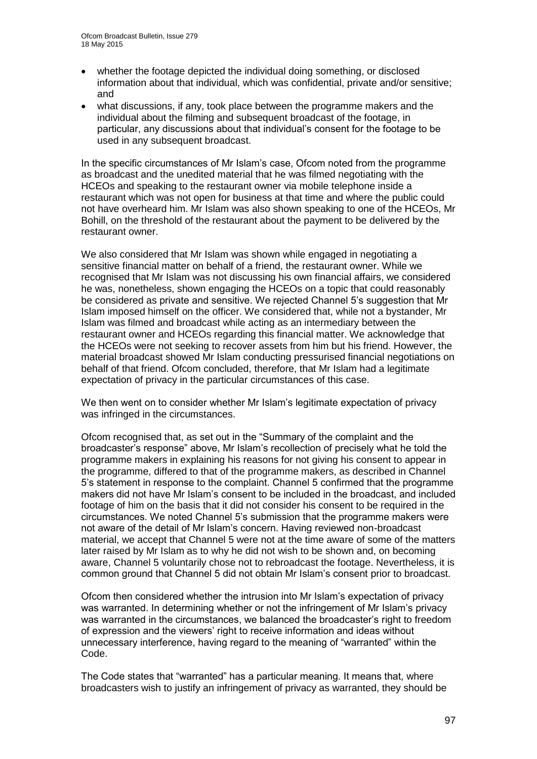- whether the footage depicted the individual doing something, or disclosed information about that individual, which was confidential, private and/or sensitive; and
- what discussions, if any, took place between the programme makers and the individual about the filming and subsequent broadcast of the footage, in particular, any discussions about that individual's consent for the footage to be used in any subsequent broadcast.

In the specific circumstances of Mr Islam's case, Ofcom noted from the programme as broadcast and the unedited material that he was filmed negotiating with the HCEOs and speaking to the restaurant owner via mobile telephone inside a restaurant which was not open for business at that time and where the public could not have overheard him. Mr Islam was also shown speaking to one of the HCEOs, Mr Bohill, on the threshold of the restaurant about the payment to be delivered by the restaurant owner.

We also considered that Mr Islam was shown while engaged in negotiating a sensitive financial matter on behalf of a friend, the restaurant owner. While we recognised that Mr Islam was not discussing his own financial affairs, we considered he was, nonetheless, shown engaging the HCEOs on a topic that could reasonably be considered as private and sensitive. We rejected Channel 5's suggestion that Mr Islam imposed himself on the officer. We considered that, while not a bystander, Mr Islam was filmed and broadcast while acting as an intermediary between the restaurant owner and HCEOs regarding this financial matter. We acknowledge that the HCEOs were not seeking to recover assets from him but his friend. However, the material broadcast showed Mr Islam conducting pressurised financial negotiations on behalf of that friend. Ofcom concluded, therefore, that Mr Islam had a legitimate expectation of privacy in the particular circumstances of this case.

We then went on to consider whether Mr Islam's legitimate expectation of privacy was infringed in the circumstances.

Ofcom recognised that, as set out in the "Summary of the complaint and the broadcaster's response" above, Mr Islam's recollection of precisely what he told the programme makers in explaining his reasons for not giving his consent to appear in the programme, differed to that of the programme makers, as described in Channel 5's statement in response to the complaint. Channel 5 confirmed that the programme makers did not have Mr Islam's consent to be included in the broadcast, and included footage of him on the basis that it did not consider his consent to be required in the circumstances. We noted Channel 5's submission that the programme makers were not aware of the detail of Mr Islam's concern. Having reviewed non-broadcast material, we accept that Channel 5 were not at the time aware of some of the matters later raised by Mr Islam as to why he did not wish to be shown and, on becoming aware, Channel 5 voluntarily chose not to rebroadcast the footage. Nevertheless, it is common ground that Channel 5 did not obtain Mr Islam's consent prior to broadcast.

Ofcom then considered whether the intrusion into Mr Islam's expectation of privacy was warranted. In determining whether or not the infringement of Mr Islam's privacy was warranted in the circumstances, we balanced the broadcaster's right to freedom of expression and the viewers' right to receive information and ideas without unnecessary interference, having regard to the meaning of "warranted" within the Code.

The Code states that "warranted" has a particular meaning. It means that, where broadcasters wish to justify an infringement of privacy as warranted, they should be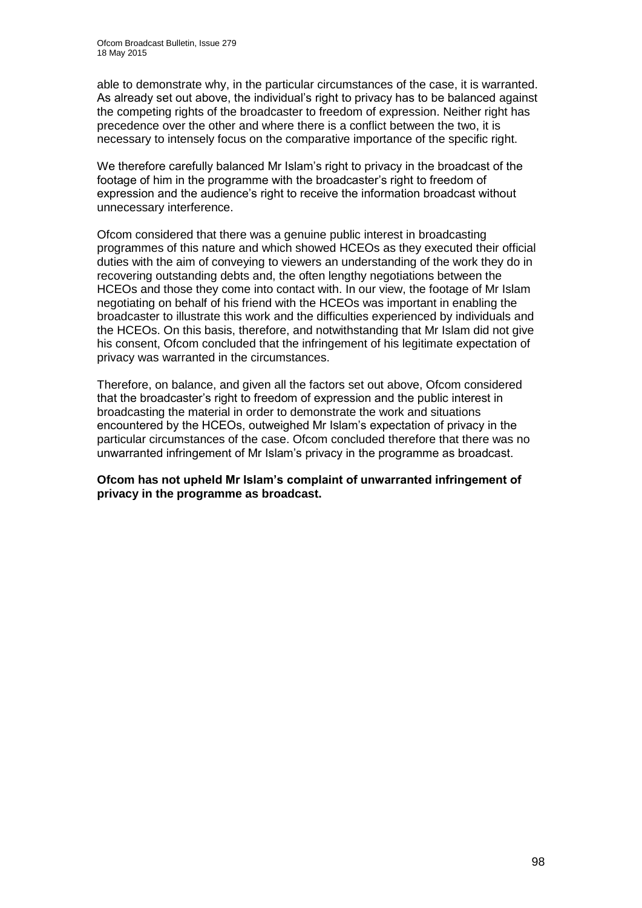able to demonstrate why, in the particular circumstances of the case, it is warranted. As already set out above, the individual's right to privacy has to be balanced against the competing rights of the broadcaster to freedom of expression. Neither right has precedence over the other and where there is a conflict between the two, it is necessary to intensely focus on the comparative importance of the specific right.

We therefore carefully balanced Mr Islam's right to privacy in the broadcast of the footage of him in the programme with the broadcaster's right to freedom of expression and the audience's right to receive the information broadcast without unnecessary interference.

Ofcom considered that there was a genuine public interest in broadcasting programmes of this nature and which showed HCEOs as they executed their official duties with the aim of conveying to viewers an understanding of the work they do in recovering outstanding debts and, the often lengthy negotiations between the HCEOs and those they come into contact with. In our view, the footage of Mr Islam negotiating on behalf of his friend with the HCEOs was important in enabling the broadcaster to illustrate this work and the difficulties experienced by individuals and the HCEOs. On this basis, therefore, and notwithstanding that Mr Islam did not give his consent, Ofcom concluded that the infringement of his legitimate expectation of privacy was warranted in the circumstances.

Therefore, on balance, and given all the factors set out above, Ofcom considered that the broadcaster's right to freedom of expression and the public interest in broadcasting the material in order to demonstrate the work and situations encountered by the HCEOs, outweighed Mr Islam's expectation of privacy in the particular circumstances of the case. Ofcom concluded therefore that there was no unwarranted infringement of Mr Islam's privacy in the programme as broadcast.

**Ofcom has not upheld Mr Islam's complaint of unwarranted infringement of privacy in the programme as broadcast.**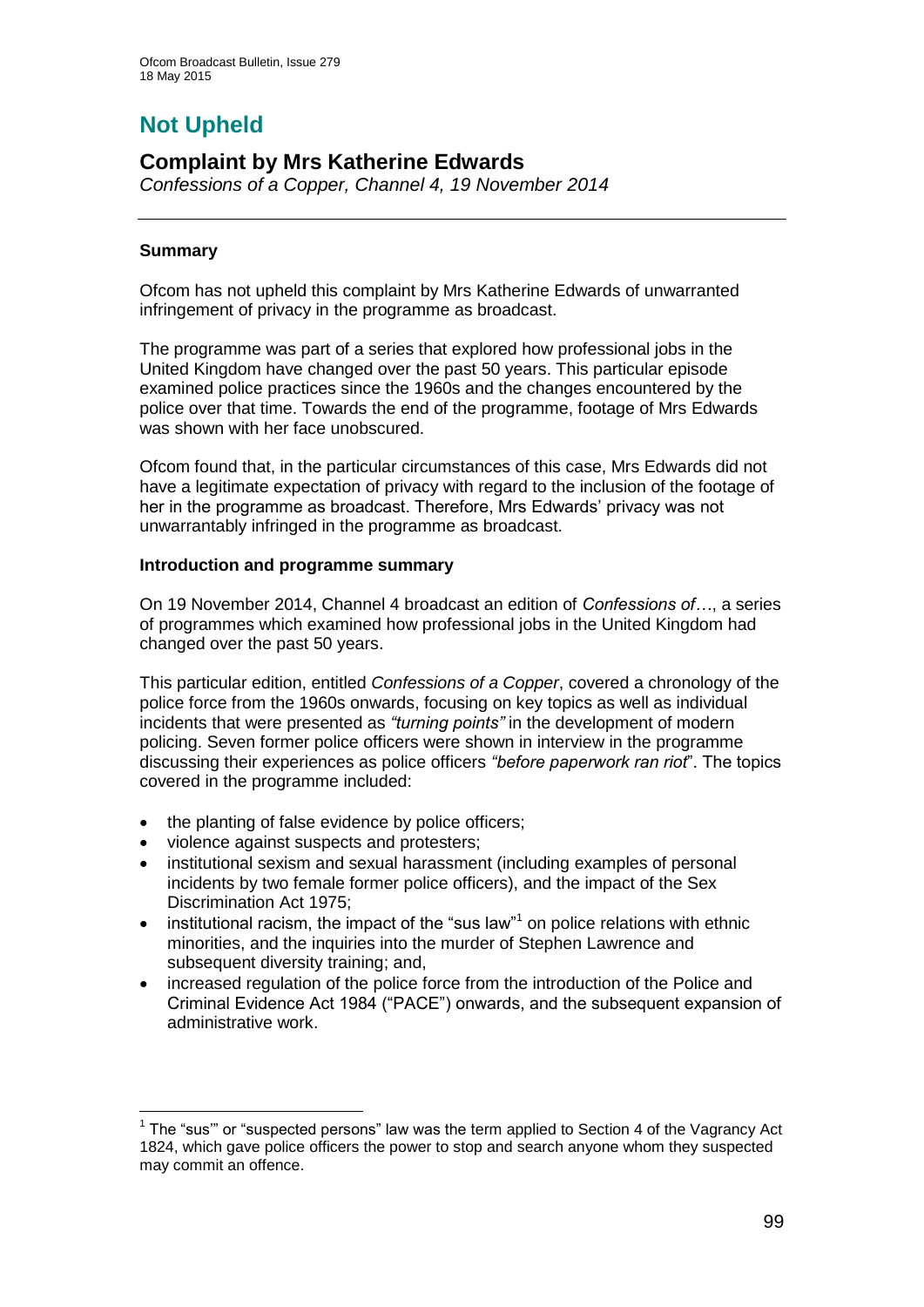# Not Upheld

## Complaint by Mrs Katherine Edwards

*Confessions of a Copper, Channel 4, 19 November 2014*

---

### Summary

Ofcom has not upheld this complaint by Mrs Katherine Edwards of unwarranted infringement of privacy in the programme as broadcast.

The programme was part of a series that explored how professional jobs in the United Kingdom have changed over the past 50 years. This particular episode examined police practices since the 1960s and the changes encountered by the police over that time. Towards the end of the programme, footage of Mrs Edwards was shown with her face unobscured.

Ofcom found that, in the particular circumstances of this case, Mrs Edwards did not have a legitimate expectation of privacy with regard to the inclusion of the footage of her in the programme as broadcast. Therefore, Mrs Edwards' privacy was not unwarrantably infringed in the programme as broadcast.

### Introduction and programme summary

On 19 November 2014, Channel 4 broadcast an edition of *Confessions of…*, a series of programmes which examined how professional jobs in the United Kingdom had changed over the past 50 years.

This particular edition, entitled *Confessions of a Copper*, covered a chronology of the police force from the 1960s onwards, focusing on key topics as well as individual incidents that were presented as *"turning points"* in the development of modern policing. Seven former police officers were shown in interview in the programme discussing their experiences as police officers *"before paperwork ran riot*". The topics covered in the programme included:

- the planting of false evidence by police officers;
- violence against suspects and protesters;
- institutional sexism and sexual harassment (including examples of personal incidents by two female former police officers), and the impact of the Sex Discrimination Act 1975;
- institutional racism, the impact of the "sus law"[1] on police relations with ethnic minorities, and the inquiries into the murder of Stephen Lawrence and subsequent diversity training; and,
- increased regulation of the police force from the introduction of the Police and Criminal Evidence Act 1984 ("PACE") onwards, and the subsequent expansion of administrative work.

---

[1] The "sus'" or "suspected persons" law was the term applied to Section 4 of the Vagrancy Act 1824, which gave police officers the power to stop and search anyone whom they suspected may commit an offence.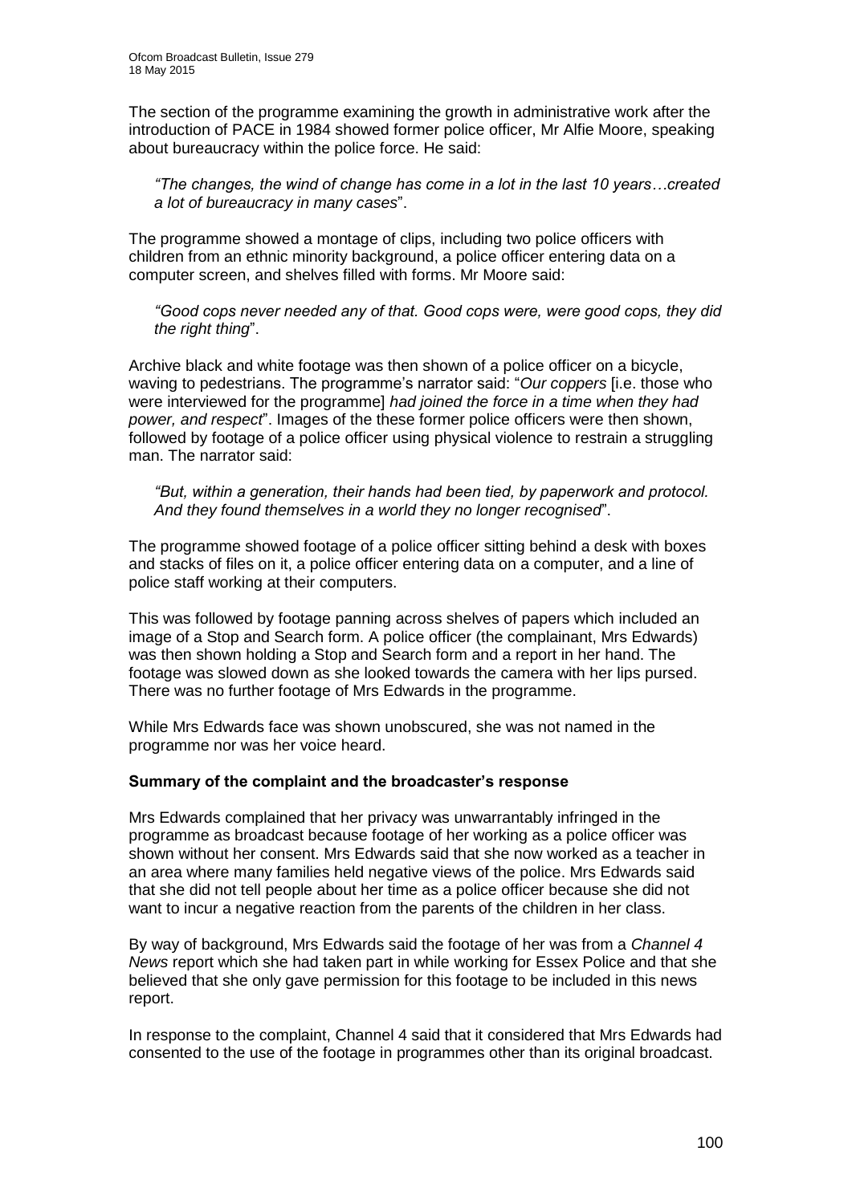The section of the programme examining the growth in administrative work after the introduction of PACE in 1984 showed former police officer, Mr Alfie Moore, speaking about bureaucracy within the police force. He said:

> *"The changes, the wind of change has come in a lot in the last 10 years…created a lot of bureaucracy in many cases*".

The programme showed a montage of clips, including two police officers with children from an ethnic minority background, a police officer entering data on a computer screen, and shelves filled with forms. Mr Moore said:

> *"Good cops never needed any of that. Good cops were, were good cops, they did the right thing*".

Archive black and white footage was then shown of a police officer on a bicycle, waving to pedestrians. The programme's narrator said: "*Our coppers* [i.e. those who were interviewed for the programme] *had joined the force in a time when they had power, and respect*". Images of the these former police officers were then shown, followed by footage of a police officer using physical violence to restrain a struggling man. The narrator said:

> *"But, within a generation, their hands had been tied, by paperwork and protocol. And they found themselves in a world they no longer recognised*".

The programme showed footage of a police officer sitting behind a desk with boxes and stacks of files on it, a police officer entering data on a computer, and a line of police staff working at their computers.

This was followed by footage panning across shelves of papers which included an image of a Stop and Search form. A police officer (the complainant, Mrs Edwards) was then shown holding a Stop and Search form and a report in her hand. The footage was slowed down as she looked towards the camera with her lips pursed. There was no further footage of Mrs Edwards in the programme.

While Mrs Edwards face was shown unobscured, she was not named in the programme nor was her voice heard.

### Summary of the complaint and the broadcaster's response

Mrs Edwards complained that her privacy was unwarrantably infringed in the programme as broadcast because footage of her working as a police officer was shown without her consent. Mrs Edwards said that she now worked as a teacher in an area where many families held negative views of the police. Mrs Edwards said that she did not tell people about her time as a police officer because she did not want to incur a negative reaction from the parents of the children in her class.

By way of background, Mrs Edwards said the footage of her was from a *Channel 4 News* report which she had taken part in while working for Essex Police and that she believed that she only gave permission for this footage to be included in this news report.

In response to the complaint, Channel 4 said that it considered that Mrs Edwards had consented to the use of the footage in programmes other than its original broadcast.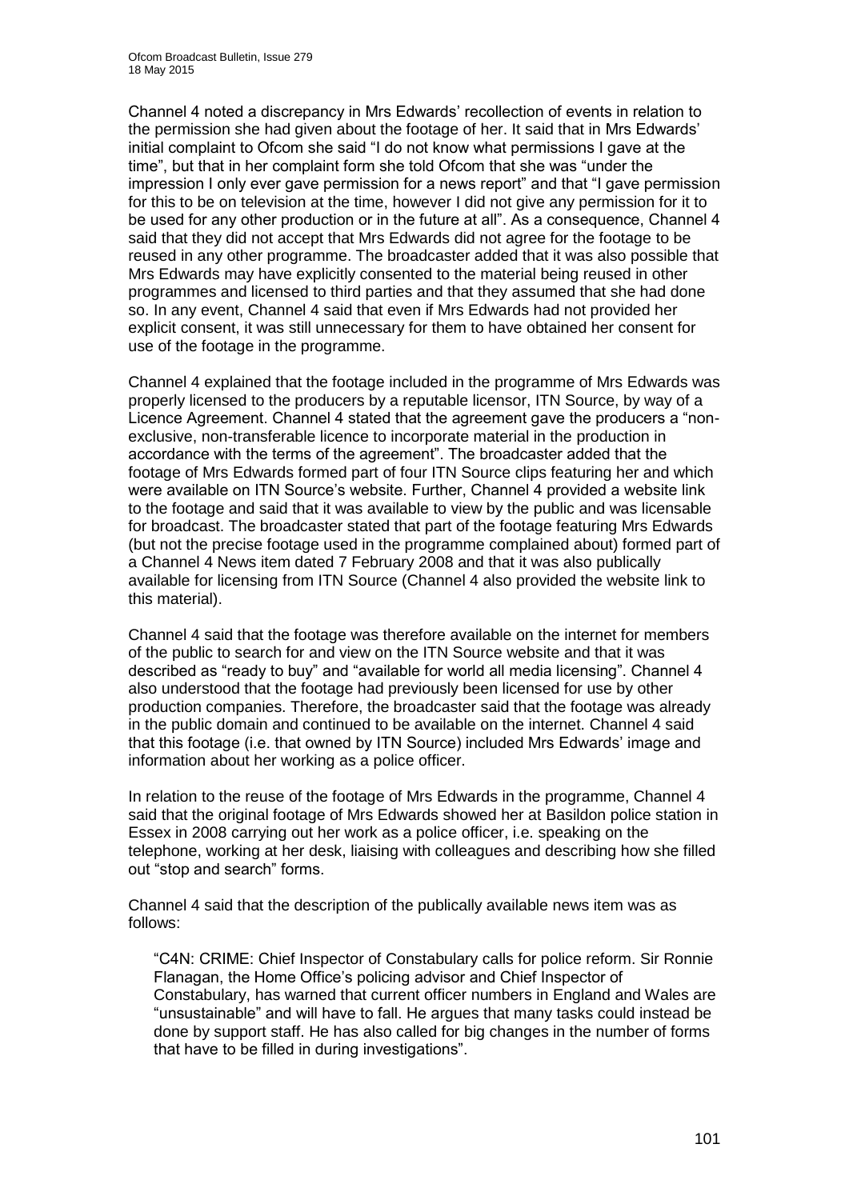Channel 4 noted a discrepancy in Mrs Edwards' recollection of events in relation to the permission she had given about the footage of her. It said that in Mrs Edwards' initial complaint to Ofcom she said "I do not know what permissions I gave at the time", but that in her complaint form she told Ofcom that she was "under the impression I only ever gave permission for a news report" and that "I gave permission for this to be on television at the time, however I did not give any permission for it to be used for any other production or in the future at all". As a consequence, Channel 4 said that they did not accept that Mrs Edwards did not agree for the footage to be reused in any other programme. The broadcaster added that it was also possible that Mrs Edwards may have explicitly consented to the material being reused in other programmes and licensed to third parties and that they assumed that she had done so. In any event, Channel 4 said that even if Mrs Edwards had not provided her explicit consent, it was still unnecessary for them to have obtained her consent for use of the footage in the programme.

Channel 4 explained that the footage included in the programme of Mrs Edwards was properly licensed to the producers by a reputable licensor, ITN Source, by way of a Licence Agreement. Channel 4 stated that the agreement gave the producers a "non-exclusive, non-transferable licence to incorporate material in the production in accordance with the terms of the agreement". The broadcaster added that the footage of Mrs Edwards formed part of four ITN Source clips featuring her and which were available on ITN Source's website. Further, Channel 4 provided a website link to the footage and said that it was available to view by the public and was licensable for broadcast. The broadcaster stated that part of the footage featuring Mrs Edwards (but not the precise footage used in the programme complained about) formed part of a Channel 4 News item dated 7 February 2008 and that it was also publically available for licensing from ITN Source (Channel 4 also provided the website link to this material).

Channel 4 said that the footage was therefore available on the internet for members of the public to search for and view on the ITN Source website and that it was described as "ready to buy" and "available for world all media licensing". Channel 4 also understood that the footage had previously been licensed for use by other production companies. Therefore, the broadcaster said that the footage was already in the public domain and continued to be available on the internet. Channel 4 said that this footage (i.e. that owned by ITN Source) included Mrs Edwards' image and information about her working as a police officer.

In relation to the reuse of the footage of Mrs Edwards in the programme, Channel 4 said that the original footage of Mrs Edwards showed her at Basildon police station in Essex in 2008 carrying out her work as a police officer, i.e. speaking on the telephone, working at her desk, liaising with colleagues and describing how she filled out "stop and search" forms.

Channel 4 said that the description of the publically available news item was as follows:

> "C4N: CRIME: Chief Inspector of Constabulary calls for police reform. Sir Ronnie Flanagan, the Home Office's policing advisor and Chief Inspector of Constabulary, has warned that current officer numbers in England and Wales are "unsustainable" and will have to fall. He argues that many tasks could instead be done by support staff. He has also called for big changes in the number of forms that have to be filled in during investigations".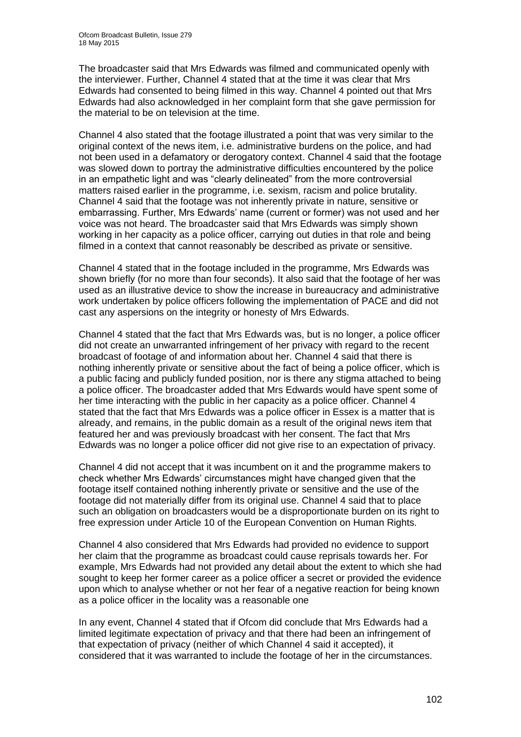The broadcaster said that Mrs Edwards was filmed and communicated openly with the interviewer. Further, Channel 4 stated that at the time it was clear that Mrs Edwards had consented to being filmed in this way. Channel 4 pointed out that Mrs Edwards had also acknowledged in her complaint form that she gave permission for the material to be on television at the time.

Channel 4 also stated that the footage illustrated a point that was very similar to the original context of the news item, i.e. administrative burdens on the police, and had not been used in a defamatory or derogatory context. Channel 4 said that the footage was slowed down to portray the administrative difficulties encountered by the police in an empathetic light and was "clearly delineated" from the more controversial matters raised earlier in the programme, i.e. sexism, racism and police brutality. Channel 4 said that the footage was not inherently private in nature, sensitive or embarrassing. Further, Mrs Edwards' name (current or former) was not used and her voice was not heard. The broadcaster said that Mrs Edwards was simply shown working in her capacity as a police officer, carrying out duties in that role and being filmed in a context that cannot reasonably be described as private or sensitive.

Channel 4 stated that in the footage included in the programme, Mrs Edwards was shown briefly (for no more than four seconds). It also said that the footage of her was used as an illustrative device to show the increase in bureaucracy and administrative work undertaken by police officers following the implementation of PACE and did not cast any aspersions on the integrity or honesty of Mrs Edwards.

Channel 4 stated that the fact that Mrs Edwards was, but is no longer, a police officer did not create an unwarranted infringement of her privacy with regard to the recent broadcast of footage of and information about her. Channel 4 said that there is nothing inherently private or sensitive about the fact of being a police officer, which is a public facing and publicly funded position, nor is there any stigma attached to being a police officer. The broadcaster added that Mrs Edwards would have spent some of her time interacting with the public in her capacity as a police officer. Channel 4 stated that the fact that Mrs Edwards was a police officer in Essex is a matter that is already, and remains, in the public domain as a result of the original news item that featured her and was previously broadcast with her consent. The fact that Mrs Edwards was no longer a police officer did not give rise to an expectation of privacy.

Channel 4 did not accept that it was incumbent on it and the programme makers to check whether Mrs Edwards' circumstances might have changed given that the footage itself contained nothing inherently private or sensitive and the use of the footage did not materially differ from its original use. Channel 4 said that to place such an obligation on broadcasters would be a disproportionate burden on its right to free expression under Article 10 of the European Convention on Human Rights.

Channel 4 also considered that Mrs Edwards had provided no evidence to support her claim that the programme as broadcast could cause reprisals towards her. For example, Mrs Edwards had not provided any detail about the extent to which she had sought to keep her former career as a police officer a secret or provided the evidence upon which to analyse whether or not her fear of a negative reaction for being known as a police officer in the locality was a reasonable one

In any event, Channel 4 stated that if Ofcom did conclude that Mrs Edwards had a limited legitimate expectation of privacy and that there had been an infringement of that expectation of privacy (neither of which Channel 4 said it accepted), it considered that it was warranted to include the footage of her in the circumstances.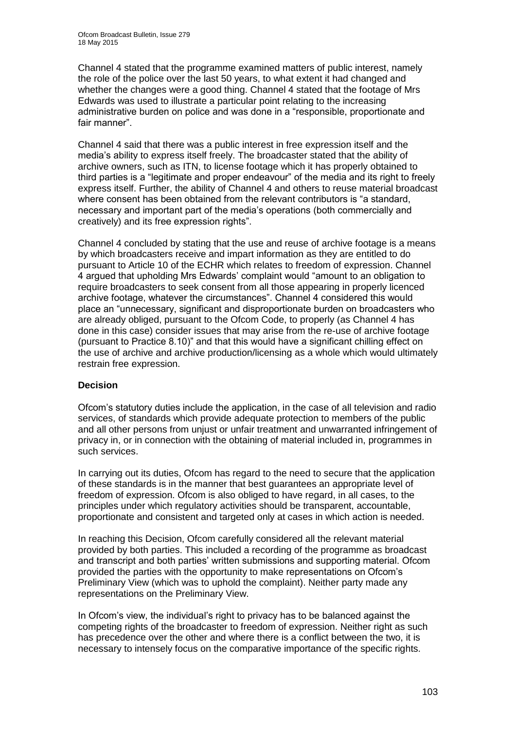Channel 4 stated that the programme examined matters of public interest, namely the role of the police over the last 50 years, to what extent it had changed and whether the changes were a good thing. Channel 4 stated that the footage of Mrs Edwards was used to illustrate a particular point relating to the increasing administrative burden on police and was done in a "responsible, proportionate and fair manner".

Channel 4 said that there was a public interest in free expression itself and the media's ability to express itself freely. The broadcaster stated that the ability of archive owners, such as ITN, to license footage which it has properly obtained to third parties is a "legitimate and proper endeavour" of the media and its right to freely express itself. Further, the ability of Channel 4 and others to reuse material broadcast where consent has been obtained from the relevant contributors is "a standard, necessary and important part of the media's operations (both commercially and creatively) and its free expression rights".

Channel 4 concluded by stating that the use and reuse of archive footage is a means by which broadcasters receive and impart information as they are entitled to do pursuant to Article 10 of the ECHR which relates to freedom of expression. Channel 4 argued that upholding Mrs Edwards' complaint would "amount to an obligation to require broadcasters to seek consent from all those appearing in properly licenced archive footage, whatever the circumstances". Channel 4 considered this would place an "unnecessary, significant and disproportionate burden on broadcasters who are already obliged, pursuant to the Ofcom Code, to properly (as Channel 4 has done in this case) consider issues that may arise from the re-use of archive footage (pursuant to Practice 8.10)" and that this would have a significant chilling effect on the use of archive and archive production/licensing as a whole which would ultimately restrain free expression.

**Decision**

Ofcom's statutory duties include the application, in the case of all television and radio services, of standards which provide adequate protection to members of the public and all other persons from unjust or unfair treatment and unwarranted infringement of privacy in, or in connection with the obtaining of material included in, programmes in such services.

In carrying out its duties, Ofcom has regard to the need to secure that the application of these standards is in the manner that best guarantees an appropriate level of freedom of expression. Ofcom is also obliged to have regard, in all cases, to the principles under which regulatory activities should be transparent, accountable, proportionate and consistent and targeted only at cases in which action is needed.

In reaching this Decision, Ofcom carefully considered all the relevant material provided by both parties. This included a recording of the programme as broadcast and transcript and both parties' written submissions and supporting material. Ofcom provided the parties with the opportunity to make representations on Ofcom's Preliminary View (which was to uphold the complaint). Neither party made any representations on the Preliminary View.

In Ofcom's view, the individual's right to privacy has to be balanced against the competing rights of the broadcaster to freedom of expression. Neither right as such has precedence over the other and where there is a conflict between the two, it is necessary to intensely focus on the comparative importance of the specific rights.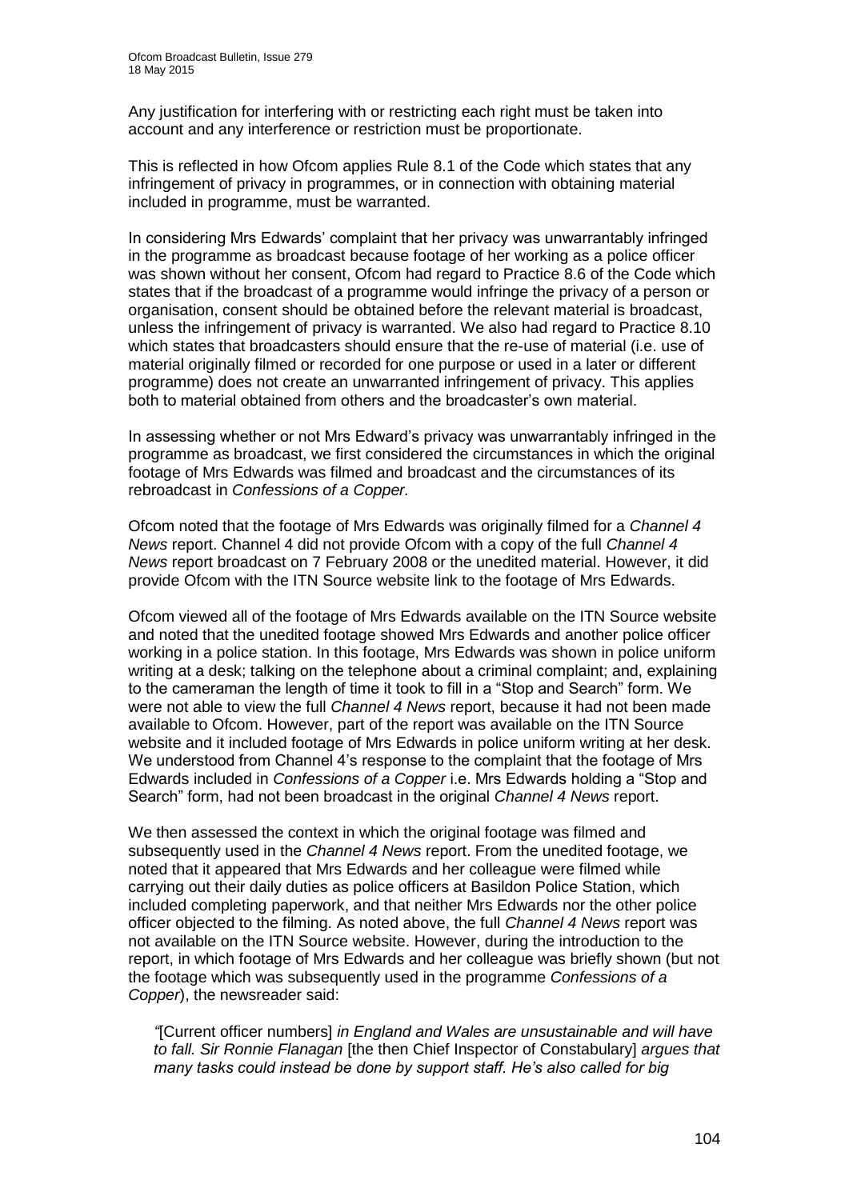Any justification for interfering with or restricting each right must be taken into account and any interference or restriction must be proportionate.

This is reflected in how Ofcom applies Rule 8.1 of the Code which states that any infringement of privacy in programmes, or in connection with obtaining material included in programme, must be warranted.

In considering Mrs Edwards' complaint that her privacy was unwarrantably infringed in the programme as broadcast because footage of her working as a police officer was shown without her consent, Ofcom had regard to Practice 8.6 of the Code which states that if the broadcast of a programme would infringe the privacy of a person or organisation, consent should be obtained before the relevant material is broadcast, unless the infringement of privacy is warranted. We also had regard to Practice 8.10 which states that broadcasters should ensure that the re-use of material (i.e. use of material originally filmed or recorded for one purpose or used in a later or different programme) does not create an unwarranted infringement of privacy. This applies both to material obtained from others and the broadcaster's own material.

In assessing whether or not Mrs Edward's privacy was unwarrantably infringed in the programme as broadcast, we first considered the circumstances in which the original footage of Mrs Edwards was filmed and broadcast and the circumstances of its rebroadcast in *Confessions of a Copper.*

Ofcom noted that the footage of Mrs Edwards was originally filmed for a *Channel 4 News* report. Channel 4 did not provide Ofcom with a copy of the full *Channel 4 News* report broadcast on 7 February 2008 or the unedited material. However, it did provide Ofcom with the ITN Source website link to the footage of Mrs Edwards.

Ofcom viewed all of the footage of Mrs Edwards available on the ITN Source website and noted that the unedited footage showed Mrs Edwards and another police officer working in a police station. In this footage, Mrs Edwards was shown in police uniform writing at a desk; talking on the telephone about a criminal complaint; and, explaining to the cameraman the length of time it took to fill in a "Stop and Search" form. We were not able to view the full *Channel 4 News* report, because it had not been made available to Ofcom. However, part of the report was available on the ITN Source website and it included footage of Mrs Edwards in police uniform writing at her desk. We understood from Channel 4's response to the complaint that the footage of Mrs Edwards included in *Confessions of a Copper* i.e. Mrs Edwards holding a "Stop and Search" form, had not been broadcast in the original *Channel 4 News* report.

We then assessed the context in which the original footage was filmed and subsequently used in the *Channel 4 News* report. From the unedited footage, we noted that it appeared that Mrs Edwards and her colleague were filmed while carrying out their daily duties as police officers at Basildon Police Station, which included completing paperwork, and that neither Mrs Edwards nor the other police officer objected to the filming. As noted above, the full *Channel 4 News* report was not available on the ITN Source website. However, during the introduction to the report, in which footage of Mrs Edwards and her colleague was briefly shown (but not the footage which was subsequently used in the programme *Confessions of a Copper*), the newsreader said:

> *"*[Current officer numbers] *in England and Wales are unsustainable and will have to fall. Sir Ronnie Flanagan* [the then Chief Inspector of Constabulary] *argues that many tasks could instead be done by support staff. He's also called for big*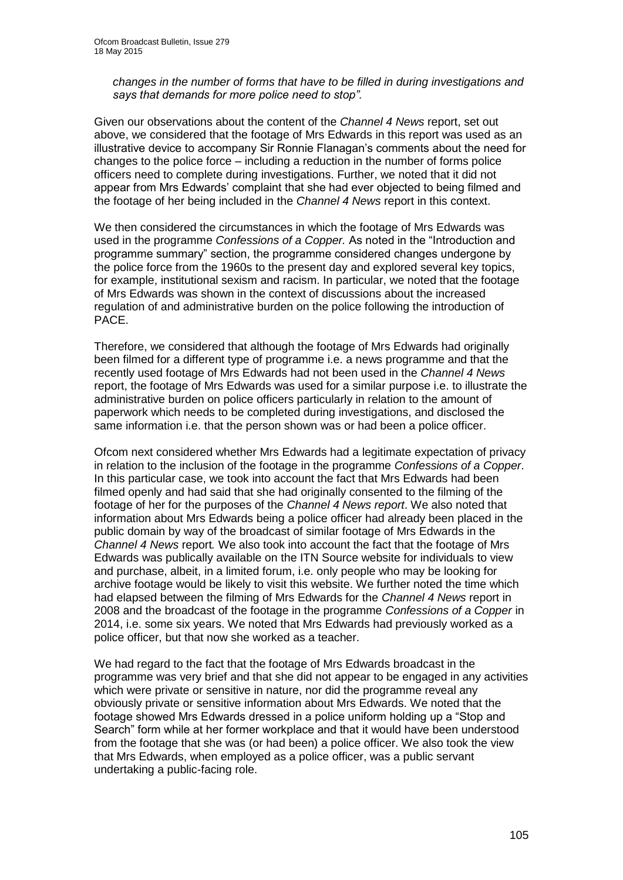*changes in the number of forms that have to be filled in during investigations and says that demands for more police need to stop".*

Given our observations about the content of the *Channel 4 News* report, set out above, we considered that the footage of Mrs Edwards in this report was used as an illustrative device to accompany Sir Ronnie Flanagan's comments about the need for changes to the police force – including a reduction in the number of forms police officers need to complete during investigations. Further, we noted that it did not appear from Mrs Edwards' complaint that she had ever objected to being filmed and the footage of her being included in the *Channel 4 News* report in this context.

We then considered the circumstances in which the footage of Mrs Edwards was used in the programme *Confessions of a Copper.* As noted in the "Introduction and programme summary" section, the programme considered changes undergone by the police force from the 1960s to the present day and explored several key topics, for example, institutional sexism and racism. In particular, we noted that the footage of Mrs Edwards was shown in the context of discussions about the increased regulation of and administrative burden on the police following the introduction of PACE.

Therefore, we considered that although the footage of Mrs Edwards had originally been filmed for a different type of programme i.e. a news programme and that the recently used footage of Mrs Edwards had not been used in the *Channel 4 News* report, the footage of Mrs Edwards was used for a similar purpose i.e. to illustrate the administrative burden on police officers particularly in relation to the amount of paperwork which needs to be completed during investigations, and disclosed the same information i.e. that the person shown was or had been a police officer.

Ofcom next considered whether Mrs Edwards had a legitimate expectation of privacy in relation to the inclusion of the footage in the programme *Confessions of a Copper*. In this particular case, we took into account the fact that Mrs Edwards had been filmed openly and had said that she had originally consented to the filming of the footage of her for the purposes of the *Channel 4 News report*. We also noted that information about Mrs Edwards being a police officer had already been placed in the public domain by way of the broadcast of similar footage of Mrs Edwards in the *Channel 4 News* report*.* We also took into account the fact that the footage of Mrs Edwards was publically available on the ITN Source website for individuals to view and purchase, albeit, in a limited forum, i.e. only people who may be looking for archive footage would be likely to visit this website. We further noted the time which had elapsed between the filming of Mrs Edwards for the *Channel 4 News* report in 2008 and the broadcast of the footage in the programme *Confessions of a Copper* in 2014, i.e. some six years. We noted that Mrs Edwards had previously worked as a police officer, but that now she worked as a teacher.

We had regard to the fact that the footage of Mrs Edwards broadcast in the programme was very brief and that she did not appear to be engaged in any activities which were private or sensitive in nature, nor did the programme reveal any obviously private or sensitive information about Mrs Edwards. We noted that the footage showed Mrs Edwards dressed in a police uniform holding up a "Stop and Search" form while at her former workplace and that it would have been understood from the footage that she was (or had been) a police officer. We also took the view that Mrs Edwards, when employed as a police officer, was a public servant undertaking a public-facing role.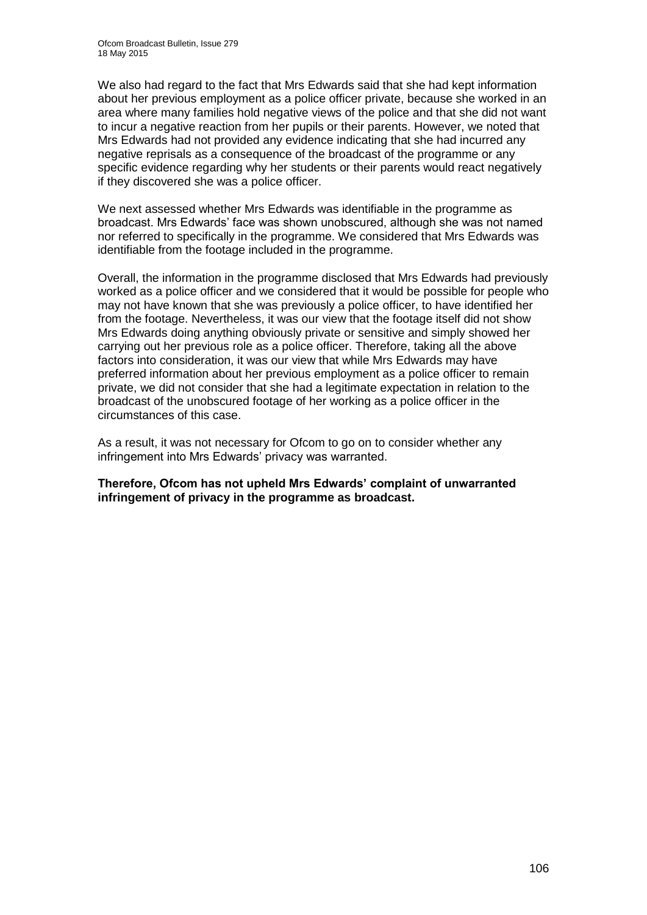We also had regard to the fact that Mrs Edwards said that she had kept information about her previous employment as a police officer private, because she worked in an area where many families hold negative views of the police and that she did not want to incur a negative reaction from her pupils or their parents. However, we noted that Mrs Edwards had not provided any evidence indicating that she had incurred any negative reprisals as a consequence of the broadcast of the programme or any specific evidence regarding why her students or their parents would react negatively if they discovered she was a police officer.

We next assessed whether Mrs Edwards was identifiable in the programme as broadcast. Mrs Edwards' face was shown unobscured, although she was not named nor referred to specifically in the programme. We considered that Mrs Edwards was identifiable from the footage included in the programme.

Overall, the information in the programme disclosed that Mrs Edwards had previously worked as a police officer and we considered that it would be possible for people who may not have known that she was previously a police officer, to have identified her from the footage. Nevertheless, it was our view that the footage itself did not show Mrs Edwards doing anything obviously private or sensitive and simply showed her carrying out her previous role as a police officer. Therefore, taking all the above factors into consideration, it was our view that while Mrs Edwards may have preferred information about her previous employment as a police officer to remain private, we did not consider that she had a legitimate expectation in relation to the broadcast of the unobscured footage of her working as a police officer in the circumstances of this case.

As a result, it was not necessary for Ofcom to go on to consider whether any infringement into Mrs Edwards' privacy was warranted.

**Therefore, Ofcom has not upheld Mrs Edwards' complaint of unwarranted infringement of privacy in the programme as broadcast.**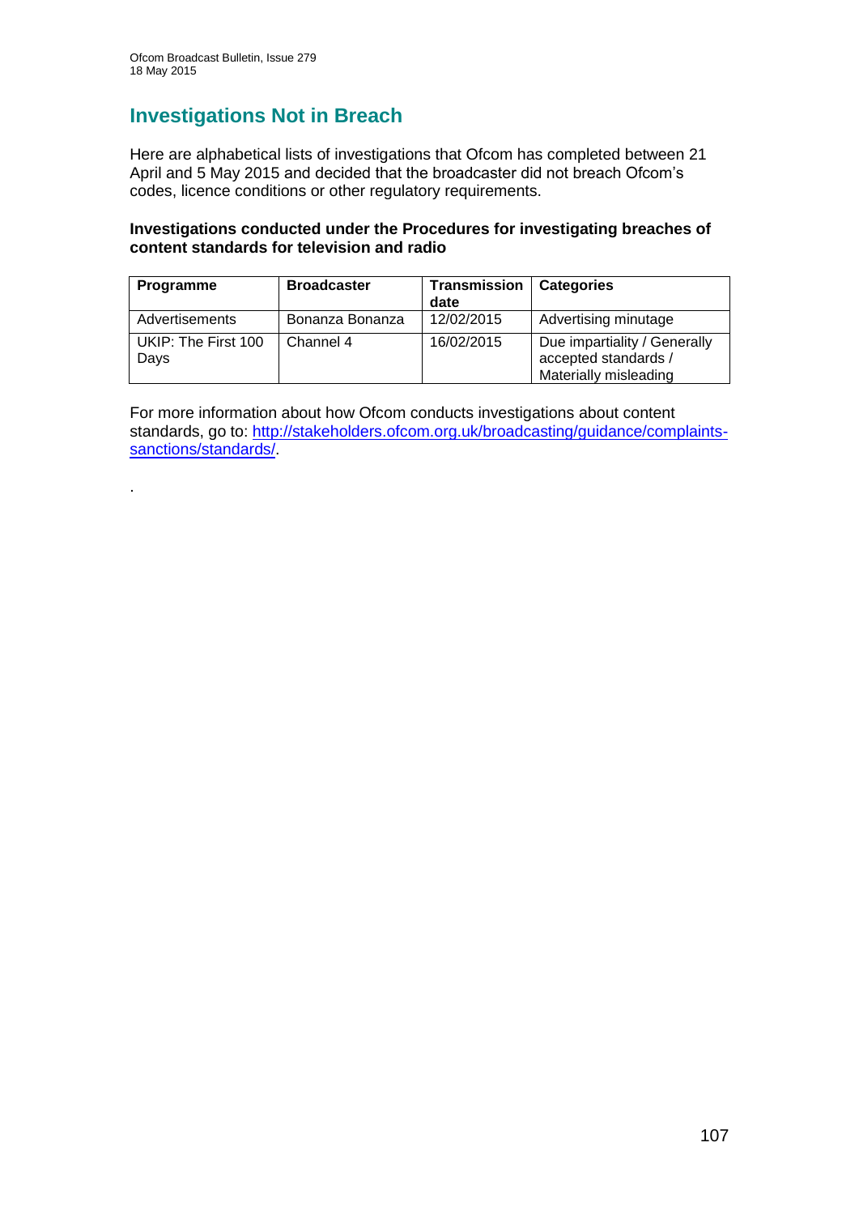## Investigations Not in Breach

Here are alphabetical lists of investigations that Ofcom has completed between 21 April and 5 May 2015 and decided that the broadcaster did not breach Ofcom's codes, licence conditions or other regulatory requirements.

**Investigations conducted under the Procedures for investigating breaches of content standards for television and radio**

| Programme | Broadcaster | Transmission date | Categories |
|---|---|---|---|
| Advertisements | Bonanza Bonanza | 12/02/2015 | Advertising minutage |
| UKIP: The First 100 Days | Channel 4 | 16/02/2015 | Due impartiality / Generally accepted standards / Materially misleading |

For more information about how Ofcom conducts investigations about content standards, go to: [http://stakeholders.ofcom.org.uk/broadcasting/guidance/complaints-sanctions/standards/](http://stakeholders.ofcom.org.uk/broadcasting/guidance/complaints-sanctions/standards/).

.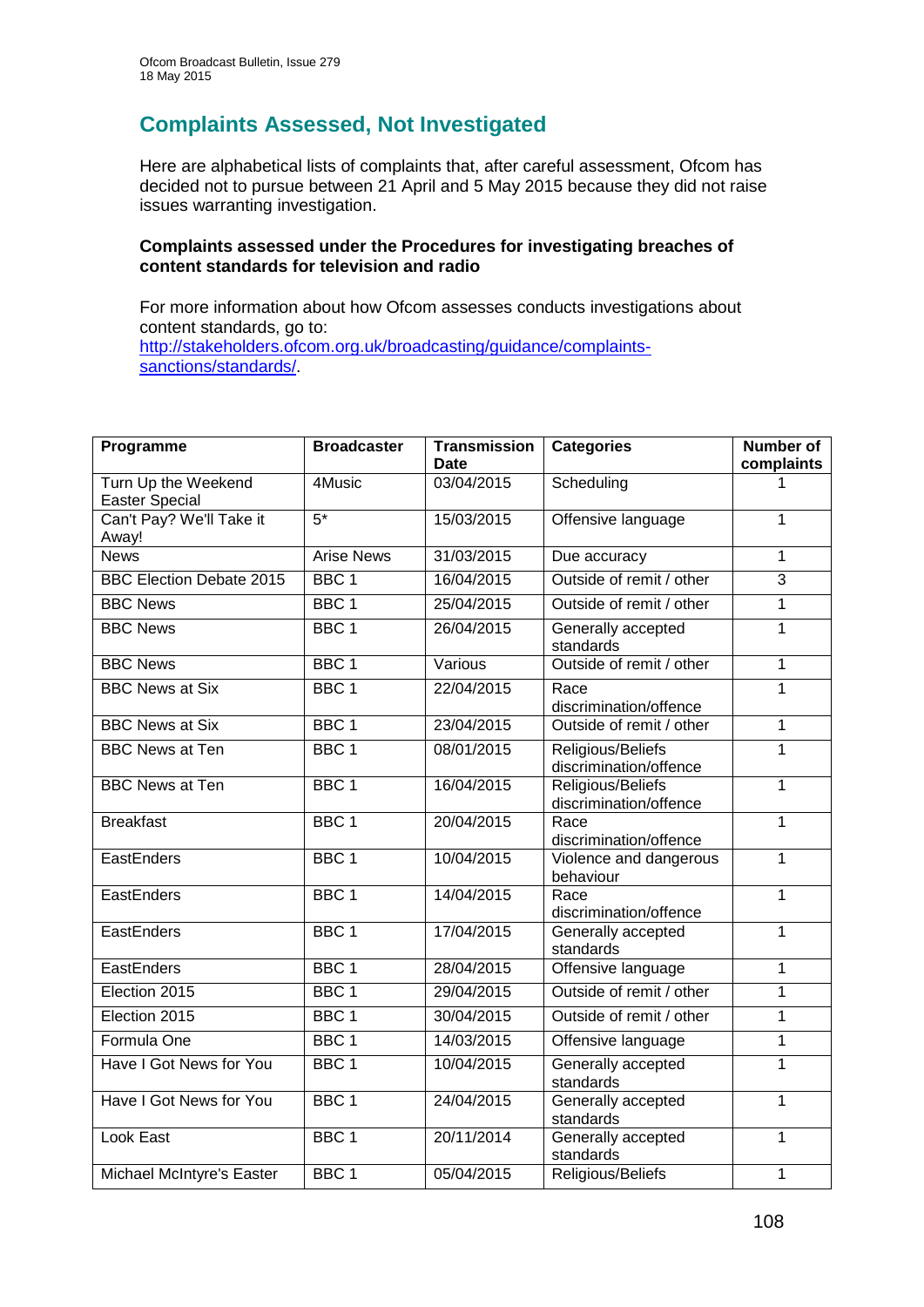## Complaints Assessed, Not Investigated

Here are alphabetical lists of complaints that, after careful assessment, Ofcom has decided not to pursue between 21 April and 5 May 2015 because they did not raise issues warranting investigation.

**Complaints assessed under the Procedures for investigating breaches of content standards for television and radio**

For more information about how Ofcom assesses conducts investigations about content standards, go to: [http://stakeholders.ofcom.org.uk/broadcasting/guidance/complaints-sanctions/standards/](http://stakeholders.ofcom.org.uk/broadcasting/guidance/complaints-sanctions/standards/).

| Programme | Broadcaster | Transmission Date | Categories | Number of complaints |
|---|---|---|---|---|
| Turn Up the Weekend Easter Special | 4Music | 03/04/2015 | Scheduling | 1 |
| Can't Pay? We'll Take it Away! | 5* | 15/03/2015 | Offensive language | 1 |
| News | Arise News | 31/03/2015 | Due accuracy | 1 |
| BBC Election Debate 2015 | BBC 1 | 16/04/2015 | Outside of remit / other | 3 |
| BBC News | BBC 1 | 25/04/2015 | Outside of remit / other | 1 |
| BBC News | BBC 1 | 26/04/2015 | Generally accepted standards | 1 |
| BBC News | BBC 1 | Various | Outside of remit / other | 1 |
| BBC News at Six | BBC 1 | 22/04/2015 | Race discrimination/offence | 1 |
| BBC News at Six | BBC 1 | 23/04/2015 | Outside of remit / other | 1 |
| BBC News at Ten | BBC 1 | 08/01/2015 | Religious/Beliefs discrimination/offence | 1 |
| BBC News at Ten | BBC 1 | 16/04/2015 | Religious/Beliefs discrimination/offence | 1 |
| Breakfast | BBC 1 | 20/04/2015 | Race discrimination/offence | 1 |
| EastEnders | BBC 1 | 10/04/2015 | Violence and dangerous behaviour | 1 |
| EastEnders | BBC 1 | 14/04/2015 | Race discrimination/offence | 1 |
| EastEnders | BBC 1 | 17/04/2015 | Generally accepted standards | 1 |
| EastEnders | BBC 1 | 28/04/2015 | Offensive language | 1 |
| Election 2015 | BBC 1 | 29/04/2015 | Outside of remit / other | 1 |
| Election 2015 | BBC 1 | 30/04/2015 | Outside of remit / other | 1 |
| Formula One | BBC 1 | 14/03/2015 | Offensive language | 1 |
| Have I Got News for You | BBC 1 | 10/04/2015 | Generally accepted standards | 1 |
| Have I Got News for You | BBC 1 | 24/04/2015 | Generally accepted standards | 1 |
| Look East | BBC 1 | 20/11/2014 | Generally accepted standards | 1 |
| Michael McIntyre's Easter | BBC 1 | 05/04/2015 | Religious/Beliefs | 1 |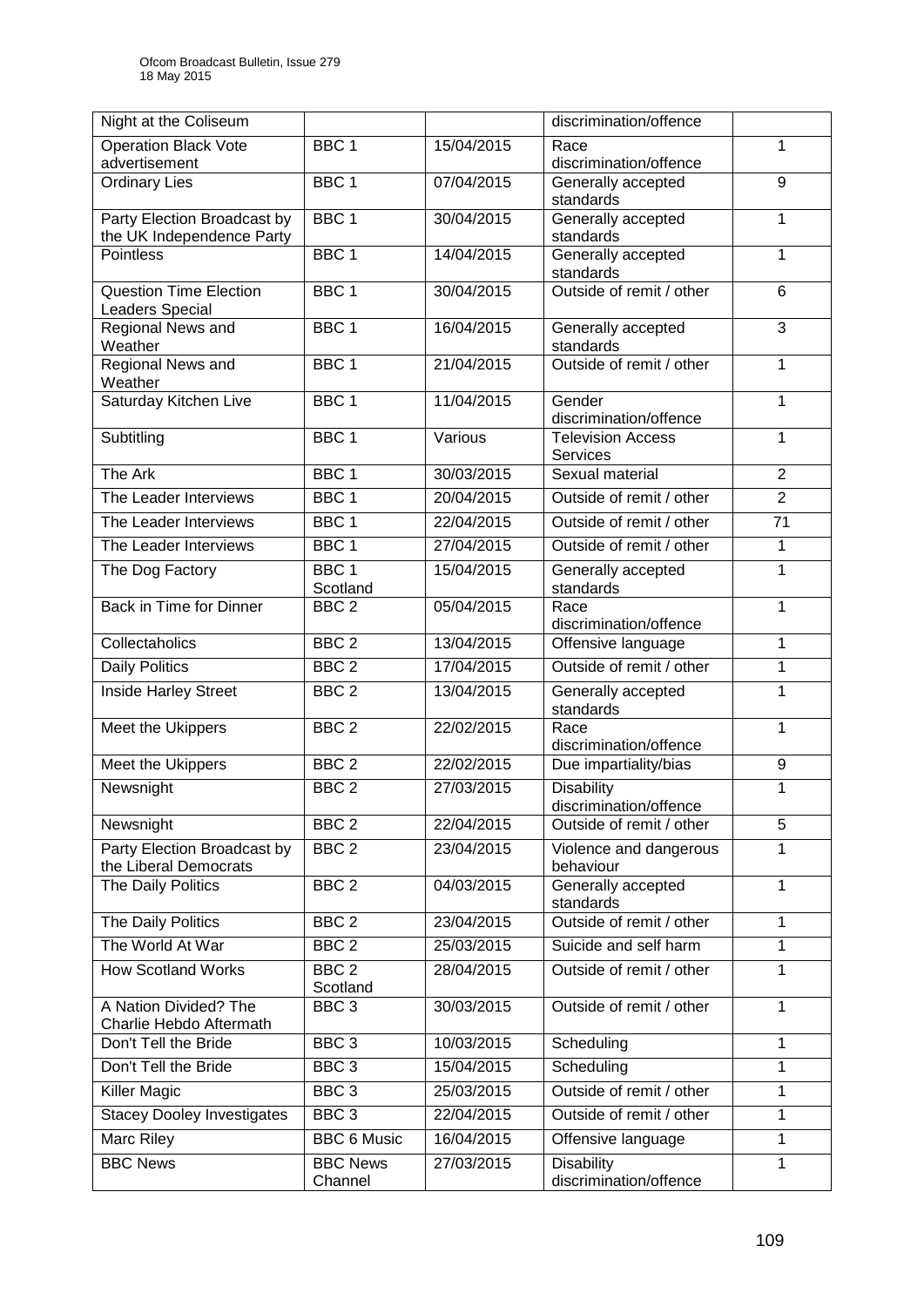| Night at the Coliseum | | | discrimination/offence | |
|---|---|---|---|---|
| Operation Black Vote advertisement | BBC 1 | 15/04/2015 | Race discrimination/offence | 1 |
| Ordinary Lies | BBC 1 | 07/04/2015 | Generally accepted standards | 9 |
| Party Election Broadcast by the UK Independence Party | BBC 1 | 30/04/2015 | Generally accepted standards | 1 |
| Pointless | BBC 1 | 14/04/2015 | Generally accepted standards | 1 |
| Question Time Election Leaders Special | BBC 1 | 30/04/2015 | Outside of remit / other | 6 |
| Regional News and Weather | BBC 1 | 16/04/2015 | Generally accepted standards | 3 |
| Regional News and Weather | BBC 1 | 21/04/2015 | Outside of remit / other | 1 |
| Saturday Kitchen Live | BBC 1 | 11/04/2015 | Gender discrimination/offence | 1 |
| Subtitling | BBC 1 | Various | Television Access Services | 1 |
| The Ark | BBC 1 | 30/03/2015 | Sexual material | 2 |
| The Leader Interviews | BBC 1 | 20/04/2015 | Outside of remit / other | 2 |
| The Leader Interviews | BBC 1 | 22/04/2015 | Outside of remit / other | 71 |
| The Leader Interviews | BBC 1 | 27/04/2015 | Outside of remit / other | 1 |
| The Dog Factory | BBC 1 Scotland | 15/04/2015 | Generally accepted standards | 1 |
| Back in Time for Dinner | BBC 2 | 05/04/2015 | Race discrimination/offence | 1 |
| Collectaholics | BBC 2 | 13/04/2015 | Offensive language | 1 |
| Daily Politics | BBC 2 | 17/04/2015 | Outside of remit / other | 1 |
| Inside Harley Street | BBC 2 | 13/04/2015 | Generally accepted standards | 1 |
| Meet the Ukippers | BBC 2 | 22/02/2015 | Race discrimination/offence | 1 |
| Meet the Ukippers | BBC 2 | 22/02/2015 | Due impartiality/bias | 9 |
| Newsnight | BBC 2 | 27/03/2015 | Disability discrimination/offence | 1 |
| Newsnight | BBC 2 | 22/04/2015 | Outside of remit / other | 5 |
| Party Election Broadcast by the Liberal Democrats | BBC 2 | 23/04/2015 | Violence and dangerous behaviour | 1 |
| The Daily Politics | BBC 2 | 04/03/2015 | Generally accepted standards | 1 |
| The Daily Politics | BBC 2 | 23/04/2015 | Outside of remit / other | 1 |
| The World At War | BBC 2 | 25/03/2015 | Suicide and self harm | 1 |
| How Scotland Works | BBC 2 Scotland | 28/04/2015 | Outside of remit / other | 1 |
| A Nation Divided? The Charlie Hebdo Aftermath | BBC 3 | 30/03/2015 | Outside of remit / other | 1 |
| Don't Tell the Bride | BBC 3 | 10/03/2015 | Scheduling | 1 |
| Don't Tell the Bride | BBC 3 | 15/04/2015 | Scheduling | 1 |
| Killer Magic | BBC 3 | 25/03/2015 | Outside of remit / other | 1 |
| Stacey Dooley Investigates | BBC 3 | 22/04/2015 | Outside of remit / other | 1 |
| Marc Riley | BBC 6 Music | 16/04/2015 | Offensive language | 1 |
| BBC News | BBC News Channel | 27/03/2015 | Disability discrimination/offence | 1 |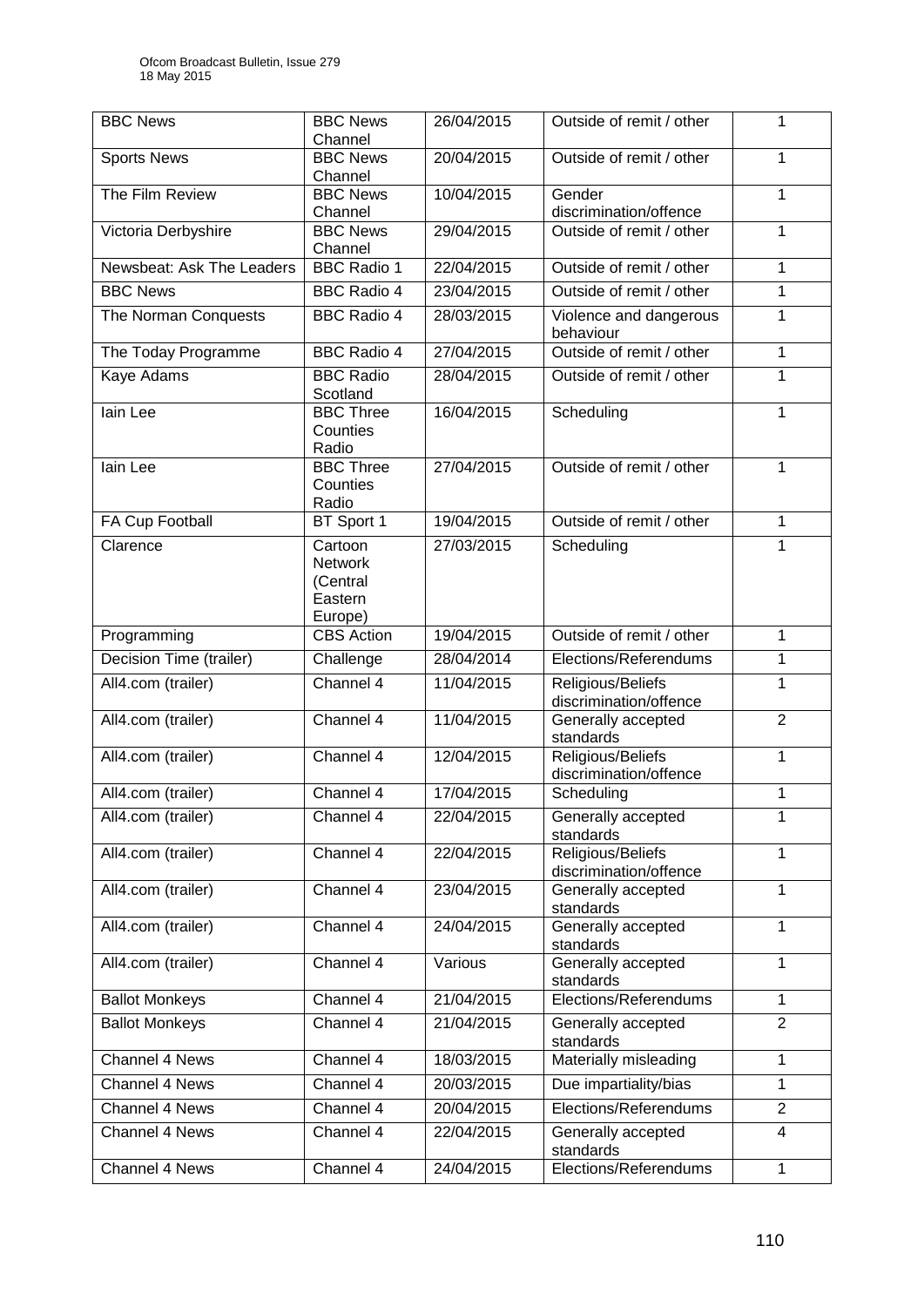| BBC News | BBC News Channel | 26/04/2015 | Outside of remit / other | 1 |
|---|---|---|---|---|
| Sports News | BBC News Channel | 20/04/2015 | Outside of remit / other | 1 |
| The Film Review | BBC News Channel | 10/04/2015 | Gender discrimination/offence | 1 |
| Victoria Derbyshire | BBC News Channel | 29/04/2015 | Outside of remit / other | 1 |
| Newsbeat: Ask The Leaders | BBC Radio 1 | 22/04/2015 | Outside of remit / other | 1 |
| BBC News | BBC Radio 4 | 23/04/2015 | Outside of remit / other | 1 |
| The Norman Conquests | BBC Radio 4 | 28/03/2015 | Violence and dangerous behaviour | 1 |
| The Today Programme | BBC Radio 4 | 27/04/2015 | Outside of remit / other | 1 |
| Kaye Adams | BBC Radio Scotland | 28/04/2015 | Outside of remit / other | 1 |
| Iain Lee | BBC Three Counties Radio | 16/04/2015 | Scheduling | 1 |
| Iain Lee | BBC Three Counties Radio | 27/04/2015 | Outside of remit / other | 1 |
| FA Cup Football | BT Sport 1 | 19/04/2015 | Outside of remit / other | 1 |
| Clarence | Cartoon Network (Central Eastern Europe) | 27/03/2015 | Scheduling | 1 |
| Programming | CBS Action | 19/04/2015 | Outside of remit / other | 1 |
| Decision Time (trailer) | Challenge | 28/04/2014 | Elections/Referendums | 1 |
| All4.com (trailer) | Channel 4 | 11/04/2015 | Religious/Beliefs discrimination/offence | 1 |
| All4.com (trailer) | Channel 4 | 11/04/2015 | Generally accepted standards | 2 |
| All4.com (trailer) | Channel 4 | 12/04/2015 | Religious/Beliefs discrimination/offence | 1 |
| All4.com (trailer) | Channel 4 | 17/04/2015 | Scheduling | 1 |
| All4.com (trailer) | Channel 4 | 22/04/2015 | Generally accepted standards | 1 |
| All4.com (trailer) | Channel 4 | 22/04/2015 | Religious/Beliefs discrimination/offence | 1 |
| All4.com (trailer) | Channel 4 | 23/04/2015 | Generally accepted standards | 1 |
| All4.com (trailer) | Channel 4 | 24/04/2015 | Generally accepted standards | 1 |
| All4.com (trailer) | Channel 4 | Various | Generally accepted standards | 1 |
| Ballot Monkeys | Channel 4 | 21/04/2015 | Elections/Referendums | 1 |
| Ballot Monkeys | Channel 4 | 21/04/2015 | Generally accepted standards | 2 |
| Channel 4 News | Channel 4 | 18/03/2015 | Materially misleading | 1 |
| Channel 4 News | Channel 4 | 20/03/2015 | Due impartiality/bias | 1 |
| Channel 4 News | Channel 4 | 20/04/2015 | Elections/Referendums | 2 |
| Channel 4 News | Channel 4 | 22/04/2015 | Generally accepted standards | 4 |
| Channel 4 News | Channel 4 | 24/04/2015 | Elections/Referendums | 1 |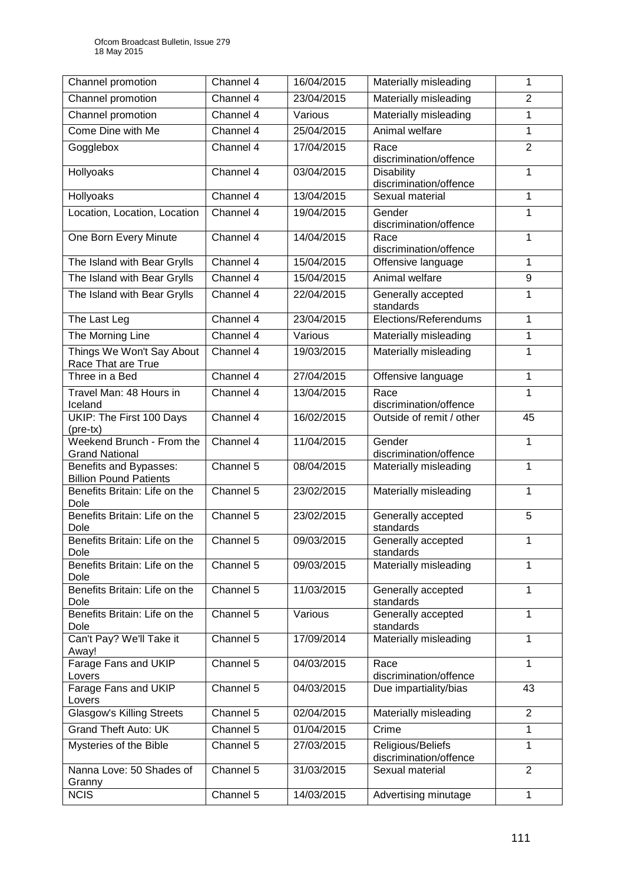| Channel promotion | Channel 4 | 16/04/2015 | Materially misleading | 1 |
|---|---|---|---|---|
| Channel promotion | Channel 4 | 23/04/2015 | Materially misleading | 2 |
| Channel promotion | Channel 4 | Various | Materially misleading | 1 |
| Come Dine with Me | Channel 4 | 25/04/2015 | Animal welfare | 1 |
| Gogglebox | Channel 4 | 17/04/2015 | Race discrimination/offence | 2 |
| Hollyoaks | Channel 4 | 03/04/2015 | Disability discrimination/offence | 1 |
| Hollyoaks | Channel 4 | 13/04/2015 | Sexual material | 1 |
| Location, Location, Location | Channel 4 | 19/04/2015 | Gender discrimination/offence | 1 |
| One Born Every Minute | Channel 4 | 14/04/2015 | Race discrimination/offence | 1 |
| The Island with Bear Grylls | Channel 4 | 15/04/2015 | Offensive language | 1 |
| The Island with Bear Grylls | Channel 4 | 15/04/2015 | Animal welfare | 9 |
| The Island with Bear Grylls | Channel 4 | 22/04/2015 | Generally accepted standards | 1 |
| The Last Leg | Channel 4 | 23/04/2015 | Elections/Referendums | 1 |
| The Morning Line | Channel 4 | Various | Materially misleading | 1 |
| Things We Won't Say About Race That are True | Channel 4 | 19/03/2015 | Materially misleading | 1 |
| Three in a Bed | Channel 4 | 27/04/2015 | Offensive language | 1 |
| Travel Man: 48 Hours in Iceland | Channel 4 | 13/04/2015 | Race discrimination/offence | 1 |
| UKIP: The First 100 Days (pre-tx) | Channel 4 | 16/02/2015 | Outside of remit / other | 45 |
| Weekend Brunch - From the Grand National | Channel 4 | 11/04/2015 | Gender discrimination/offence | 1 |
| Benefits and Bypasses: Billion Pound Patients | Channel 5 | 08/04/2015 | Materially misleading | 1 |
| Benefits Britain: Life on the Dole | Channel 5 | 23/02/2015 | Materially misleading | 1 |
| Benefits Britain: Life on the Dole | Channel 5 | 23/02/2015 | Generally accepted standards | 5 |
| Benefits Britain: Life on the Dole | Channel 5 | 09/03/2015 | Generally accepted standards | 1 |
| Benefits Britain: Life on the Dole | Channel 5 | 09/03/2015 | Materially misleading | 1 |
| Benefits Britain: Life on the Dole | Channel 5 | 11/03/2015 | Generally accepted standards | 1 |
| Benefits Britain: Life on the Dole | Channel 5 | Various | Generally accepted standards | 1 |
| Can't Pay? We'll Take it Away! | Channel 5 | 17/09/2014 | Materially misleading | 1 |
| Farage Fans and UKIP Lovers | Channel 5 | 04/03/2015 | Race discrimination/offence | 1 |
| Farage Fans and UKIP Lovers | Channel 5 | 04/03/2015 | Due impartiality/bias | 43 |
| Glasgow's Killing Streets | Channel 5 | 02/04/2015 | Materially misleading | 2 |
| Grand Theft Auto: UK | Channel 5 | 01/04/2015 | Crime | 1 |
| Mysteries of the Bible | Channel 5 | 27/03/2015 | Religious/Beliefs discrimination/offence | 1 |
| Nanna Love: 50 Shades of Granny | Channel 5 | 31/03/2015 | Sexual material | 2 |
| NCIS | Channel 5 | 14/03/2015 | Advertising minutage | 1 |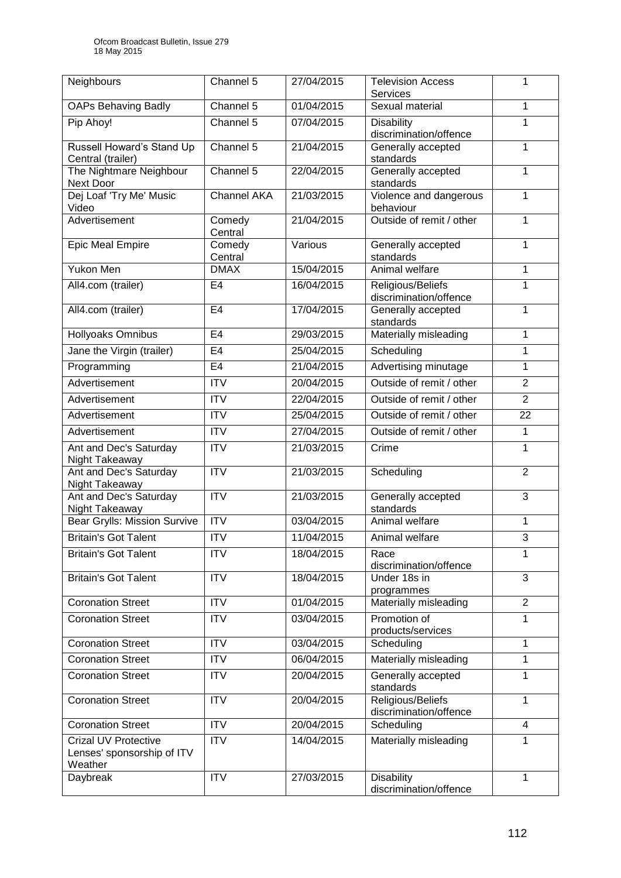| Neighbours | Channel 5 | 27/04/2015 | Television Access Services | 1 |
|---|---|---|---|---|
| OAPs Behaving Badly | Channel 5 | 01/04/2015 | Sexual material | 1 |
| Pip Ahoy! | Channel 5 | 07/04/2015 | Disability discrimination/offence | 1 |
| Russell Howard's Stand Up Central (trailer) | Channel 5 | 21/04/2015 | Generally accepted standards | 1 |
| The Nightmare Neighbour Next Door | Channel 5 | 22/04/2015 | Generally accepted standards | 1 |
| Dej Loaf 'Try Me' Music Video | Channel AKA | 21/03/2015 | Violence and dangerous behaviour | 1 |
| Advertisement | Comedy Central | 21/04/2015 | Outside of remit / other | 1 |
| Epic Meal Empire | Comedy Central | Various | Generally accepted standards | 1 |
| Yukon Men | DMAX | 15/04/2015 | Animal welfare | 1 |
| All4.com (trailer) | E4 | 16/04/2015 | Religious/Beliefs discrimination/offence | 1 |
| All4.com (trailer) | E4 | 17/04/2015 | Generally accepted standards | 1 |
| Hollyoaks Omnibus | E4 | 29/03/2015 | Materially misleading | 1 |
| Jane the Virgin (trailer) | E4 | 25/04/2015 | Scheduling | 1 |
| Programming | E4 | 21/04/2015 | Advertising minutage | 1 |
| Advertisement | ITV | 20/04/2015 | Outside of remit / other | 2 |
| Advertisement | ITV | 22/04/2015 | Outside of remit / other | 2 |
| Advertisement | ITV | 25/04/2015 | Outside of remit / other | 22 |
| Advertisement | ITV | 27/04/2015 | Outside of remit / other | 1 |
| Ant and Dec's Saturday Night Takeaway | ITV | 21/03/2015 | Crime | 1 |
| Ant and Dec's Saturday Night Takeaway | ITV | 21/03/2015 | Scheduling | 2 |
| Ant and Dec's Saturday Night Takeaway | ITV | 21/03/2015 | Generally accepted standards | 3 |
| Bear Grylls: Mission Survive | ITV | 03/04/2015 | Animal welfare | 1 |
| Britain's Got Talent | ITV | 11/04/2015 | Animal welfare | 3 |
| Britain's Got Talent | ITV | 18/04/2015 | Race discrimination/offence | 1 |
| Britain's Got Talent | ITV | 18/04/2015 | Under 18s in programmes | 3 |
| Coronation Street | ITV | 01/04/2015 | Materially misleading | 2 |
| Coronation Street | ITV | 03/04/2015 | Promotion of products/services | 1 |
| Coronation Street | ITV | 03/04/2015 | Scheduling | 1 |
| Coronation Street | ITV | 06/04/2015 | Materially misleading | 1 |
| Coronation Street | ITV | 20/04/2015 | Generally accepted standards | 1 |
| Coronation Street | ITV | 20/04/2015 | Religious/Beliefs discrimination/offence | 1 |
| Coronation Street | ITV | 20/04/2015 | Scheduling | 4 |
| Crizal UV Protective Lenses' sponsorship of ITV Weather | ITV | 14/04/2015 | Materially misleading | 1 |
| Daybreak | ITV | 27/03/2015 | Disability discrimination/offence | 1 |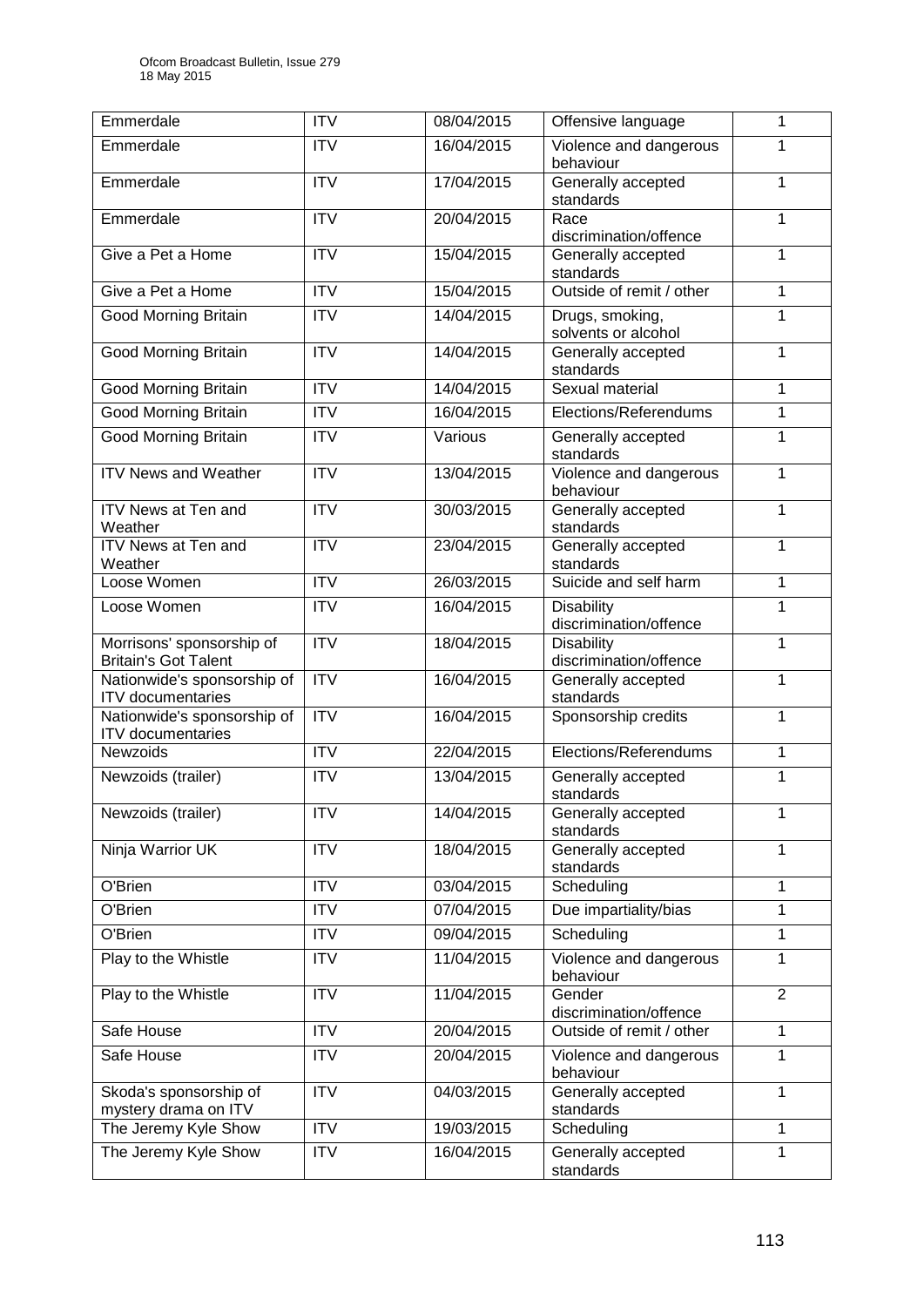| Emmerdale | ITV | 08/04/2015 | Offensive language | 1 |
|---|---|---|---|---|
| Emmerdale | ITV | 16/04/2015 | Violence and dangerous behaviour | 1 |
| Emmerdale | ITV | 17/04/2015 | Generally accepted standards | 1 |
| Emmerdale | ITV | 20/04/2015 | Race discrimination/offence | 1 |
| Give a Pet a Home | ITV | 15/04/2015 | Generally accepted standards | 1 |
| Give a Pet a Home | ITV | 15/04/2015 | Outside of remit / other | 1 |
| Good Morning Britain | ITV | 14/04/2015 | Drugs, smoking, solvents or alcohol | 1 |
| Good Morning Britain | ITV | 14/04/2015 | Generally accepted standards | 1 |
| Good Morning Britain | ITV | 14/04/2015 | Sexual material | 1 |
| Good Morning Britain | ITV | 16/04/2015 | Elections/Referendums | 1 |
| Good Morning Britain | ITV | Various | Generally accepted standards | 1 |
| ITV News and Weather | ITV | 13/04/2015 | Violence and dangerous behaviour | 1 |
| ITV News at Ten and Weather | ITV | 30/03/2015 | Generally accepted standards | 1 |
| ITV News at Ten and Weather | ITV | 23/04/2015 | Generally accepted standards | 1 |
| Loose Women | ITV | 26/03/2015 | Suicide and self harm | 1 |
| Loose Women | ITV | 16/04/2015 | Disability discrimination/offence | 1 |
| Morrisons' sponsorship of Britain's Got Talent | ITV | 18/04/2015 | Disability discrimination/offence | 1 |
| Nationwide's sponsorship of ITV documentaries | ITV | 16/04/2015 | Generally accepted standards | 1 |
| Nationwide's sponsorship of ITV documentaries | ITV | 16/04/2015 | Sponsorship credits | 1 |
| Newzoids | ITV | 22/04/2015 | Elections/Referendums | 1 |
| Newzoids (trailer) | ITV | 13/04/2015 | Generally accepted standards | 1 |
| Newzoids (trailer) | ITV | 14/04/2015 | Generally accepted standards | 1 |
| Ninja Warrior UK | ITV | 18/04/2015 | Generally accepted standards | 1 |
| O'Brien | ITV | 03/04/2015 | Scheduling | 1 |
| O'Brien | ITV | 07/04/2015 | Due impartiality/bias | 1 |
| O'Brien | ITV | 09/04/2015 | Scheduling | 1 |
| Play to the Whistle | ITV | 11/04/2015 | Violence and dangerous behaviour | 1 |
| Play to the Whistle | ITV | 11/04/2015 | Gender discrimination/offence | 2 |
| Safe House | ITV | 20/04/2015 | Outside of remit / other | 1 |
| Safe House | ITV | 20/04/2015 | Violence and dangerous behaviour | 1 |
| Skoda's sponsorship of mystery drama on ITV | ITV | 04/03/2015 | Generally accepted standards | 1 |
| The Jeremy Kyle Show | ITV | 19/03/2015 | Scheduling | 1 |
| The Jeremy Kyle Show | ITV | 16/04/2015 | Generally accepted standards | 1 |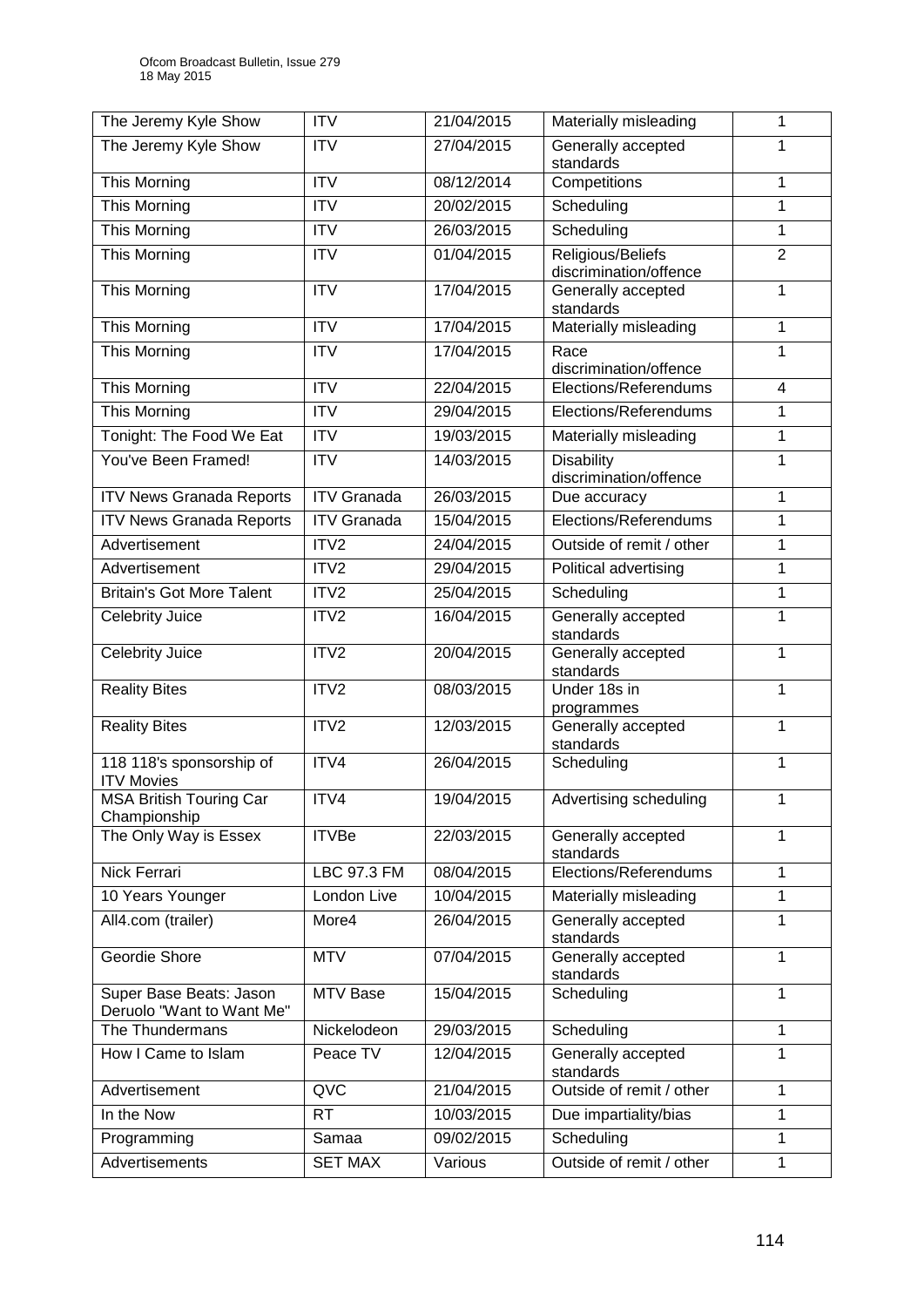| The Jeremy Kyle Show | ITV | 21/04/2015 | Materially misleading | 1 |
|---|---|---|---|---|
| The Jeremy Kyle Show | ITV | 27/04/2015 | Generally accepted standards | 1 |
| This Morning | ITV | 08/12/2014 | Competitions | 1 |
| This Morning | ITV | 20/02/2015 | Scheduling | 1 |
| This Morning | ITV | 26/03/2015 | Scheduling | 1 |
| This Morning | ITV | 01/04/2015 | Religious/Beliefs discrimination/offence | 2 |
| This Morning | ITV | 17/04/2015 | Generally accepted standards | 1 |
| This Morning | ITV | 17/04/2015 | Materially misleading | 1 |
| This Morning | ITV | 17/04/2015 | Race discrimination/offence | 1 |
| This Morning | ITV | 22/04/2015 | Elections/Referendums | 4 |
| This Morning | ITV | 29/04/2015 | Elections/Referendums | 1 |
| Tonight: The Food We Eat | ITV | 19/03/2015 | Materially misleading | 1 |
| You've Been Framed! | ITV | 14/03/2015 | Disability discrimination/offence | 1 |
| ITV News Granada Reports | ITV Granada | 26/03/2015 | Due accuracy | 1 |
| ITV News Granada Reports | ITV Granada | 15/04/2015 | Elections/Referendums | 1 |
| Advertisement | ITV2 | 24/04/2015 | Outside of remit / other | 1 |
| Advertisement | ITV2 | 29/04/2015 | Political advertising | 1 |
| Britain's Got More Talent | ITV2 | 25/04/2015 | Scheduling | 1 |
| Celebrity Juice | ITV2 | 16/04/2015 | Generally accepted standards | 1 |
| Celebrity Juice | ITV2 | 20/04/2015 | Generally accepted standards | 1 |
| Reality Bites | ITV2 | 08/03/2015 | Under 18s in programmes | 1 |
| Reality Bites | ITV2 | 12/03/2015 | Generally accepted standards | 1 |
| 118 118's sponsorship of ITV Movies | ITV4 | 26/04/2015 | Scheduling | 1 |
| MSA British Touring Car Championship | ITV4 | 19/04/2015 | Advertising scheduling | 1 |
| The Only Way is Essex | ITVBe | 22/03/2015 | Generally accepted standards | 1 |
| Nick Ferrari | LBC 97.3 FM | 08/04/2015 | Elections/Referendums | 1 |
| 10 Years Younger | London Live | 10/04/2015 | Materially misleading | 1 |
| All4.com (trailer) | More4 | 26/04/2015 | Generally accepted standards | 1 |
| Geordie Shore | MTV | 07/04/2015 | Generally accepted standards | 1 |
| Super Base Beats: Jason Deruolo "Want to Want Me" | MTV Base | 15/04/2015 | Scheduling | 1 |
| The Thundermans | Nickelodeon | 29/03/2015 | Scheduling | 1 |
| How I Came to Islam | Peace TV | 12/04/2015 | Generally accepted standards | 1 |
| Advertisement | QVC | 21/04/2015 | Outside of remit / other | 1 |
| In the Now | RT | 10/03/2015 | Due impartiality/bias | 1 |
| Programming | Samaa | 09/02/2015 | Scheduling | 1 |
| Advertisements | SET MAX | Various | Outside of remit / other | 1 |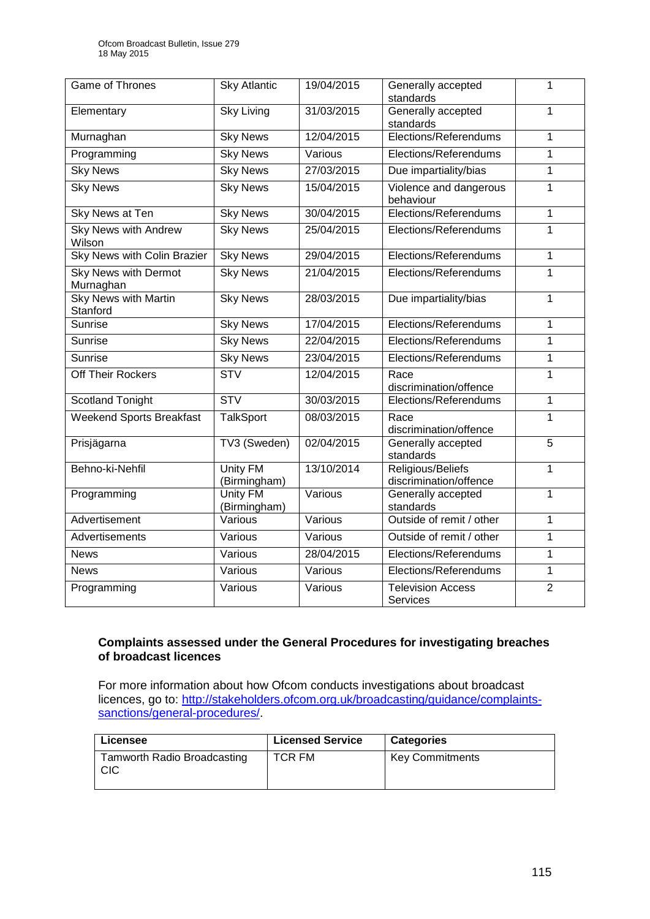| Game of Thrones | Sky Atlantic | 19/04/2015 | Generally accepted standards | 1 |
|---|---|---|---|---|
| Elementary | Sky Living | 31/03/2015 | Generally accepted standards | 1 |
| Murnaghan | Sky News | 12/04/2015 | Elections/Referendums | 1 |
| Programming | Sky News | Various | Elections/Referendums | 1 |
| Sky News | Sky News | 27/03/2015 | Due impartiality/bias | 1 |
| Sky News | Sky News | 15/04/2015 | Violence and dangerous behaviour | 1 |
| Sky News at Ten | Sky News | 30/04/2015 | Elections/Referendums | 1 |
| Sky News with Andrew Wilson | Sky News | 25/04/2015 | Elections/Referendums | 1 |
| Sky News with Colin Brazier | Sky News | 29/04/2015 | Elections/Referendums | 1 |
| Sky News with Dermot Murnaghan | Sky News | 21/04/2015 | Elections/Referendums | 1 |
| Sky News with Martin Stanford | Sky News | 28/03/2015 | Due impartiality/bias | 1 |
| Sunrise | Sky News | 17/04/2015 | Elections/Referendums | 1 |
| Sunrise | Sky News | 22/04/2015 | Elections/Referendums | 1 |
| Sunrise | Sky News | 23/04/2015 | Elections/Referendums | 1 |
| Off Their Rockers | STV | 12/04/2015 | Race discrimination/offence | 1 |
| Scotland Tonight | STV | 30/03/2015 | Elections/Referendums | 1 |
| Weekend Sports Breakfast | TalkSport | 08/03/2015 | Race discrimination/offence | 1 |
| Prisjägarna | TV3 (Sweden) | 02/04/2015 | Generally accepted standards | 5 |
| Behno-ki-Nehfil | Unity FM (Birmingham) | 13/10/2014 | Religious/Beliefs discrimination/offence | 1 |
| Programming | Unity FM (Birmingham) | Various | Generally accepted standards | 1 |
| Advertisement | Various | Various | Outside of remit / other | 1 |
| Advertisements | Various | Various | Outside of remit / other | 1 |
| News | Various | 28/04/2015 | Elections/Referendums | 1 |
| News | Various | Various | Elections/Referendums | 1 |
| Programming | Various | Various | Television Access Services | 2 |

**Complaints assessed under the General Procedures for investigating breaches of broadcast licences**

For more information about how Ofcom conducts investigations about broadcast licences, go to: http://stakeholders.ofcom.org.uk/broadcasting/guidance/complaints-sanctions/general-procedures/.

| Licensee | Licensed Service | Categories |
|---|---|---|
| Tamworth Radio Broadcasting CIC | TCR FM | Key Commitments |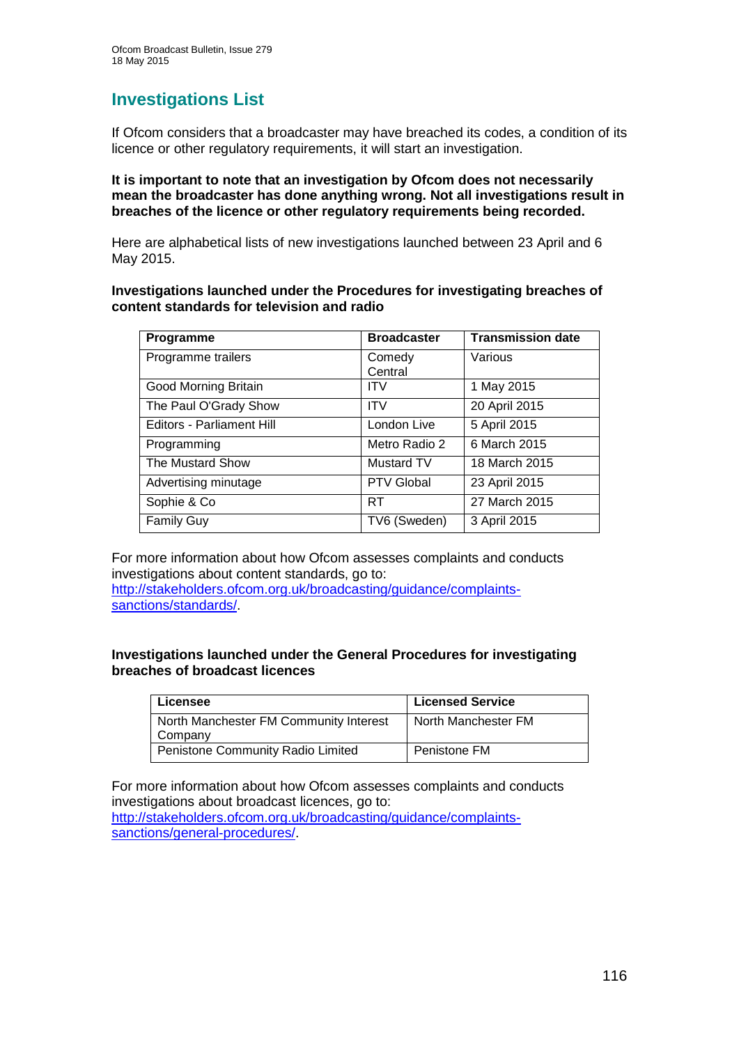# Investigations List

If Ofcom considers that a broadcaster may have breached its codes, a condition of its licence or other regulatory requirements, it will start an investigation.

**It is important to note that an investigation by Ofcom does not necessarily mean the broadcaster has done anything wrong. Not all investigations result in breaches of the licence or other regulatory requirements being recorded.**

Here are alphabetical lists of new investigations launched between 23 April and 6 May 2015.

**Investigations launched under the Procedures for investigating breaches of content standards for television and radio**

| Programme | Broadcaster | Transmission date |
|---|---|---|
| Programme trailers | Comedy Central | Various |
| Good Morning Britain | ITV | 1 May 2015 |
| The Paul O'Grady Show | ITV | 20 April 2015 |
| Editors - Parliament Hill | London Live | 5 April 2015 |
| Programming | Metro Radio 2 | 6 March 2015 |
| The Mustard Show | Mustard TV | 18 March 2015 |
| Advertising minutage | PTV Global | 23 April 2015 |
| Sophie & Co | RT | 27 March 2015 |
| Family Guy | TV6 (Sweden) | 3 April 2015 |

For more information about how Ofcom assesses complaints and conducts investigations about content standards, go to: [http://stakeholders.ofcom.org.uk/broadcasting/guidance/complaints-sanctions/standards/](http://stakeholders.ofcom.org.uk/broadcasting/guidance/complaints-sanctions/standards/).

**Investigations launched under the General Procedures for investigating breaches of broadcast licences**

| Licensee | Licensed Service |
|---|---|
| North Manchester FM Community Interest Company | North Manchester FM |
| Penistone Community Radio Limited | Penistone FM |

For more information about how Ofcom assesses complaints and conducts investigations about broadcast licences, go to: [http://stakeholders.ofcom.org.uk/broadcasting/guidance/complaints-sanctions/general-procedures/](http://stakeholders.ofcom.org.uk/broadcasting/guidance/complaints-sanctions/general-procedures/).